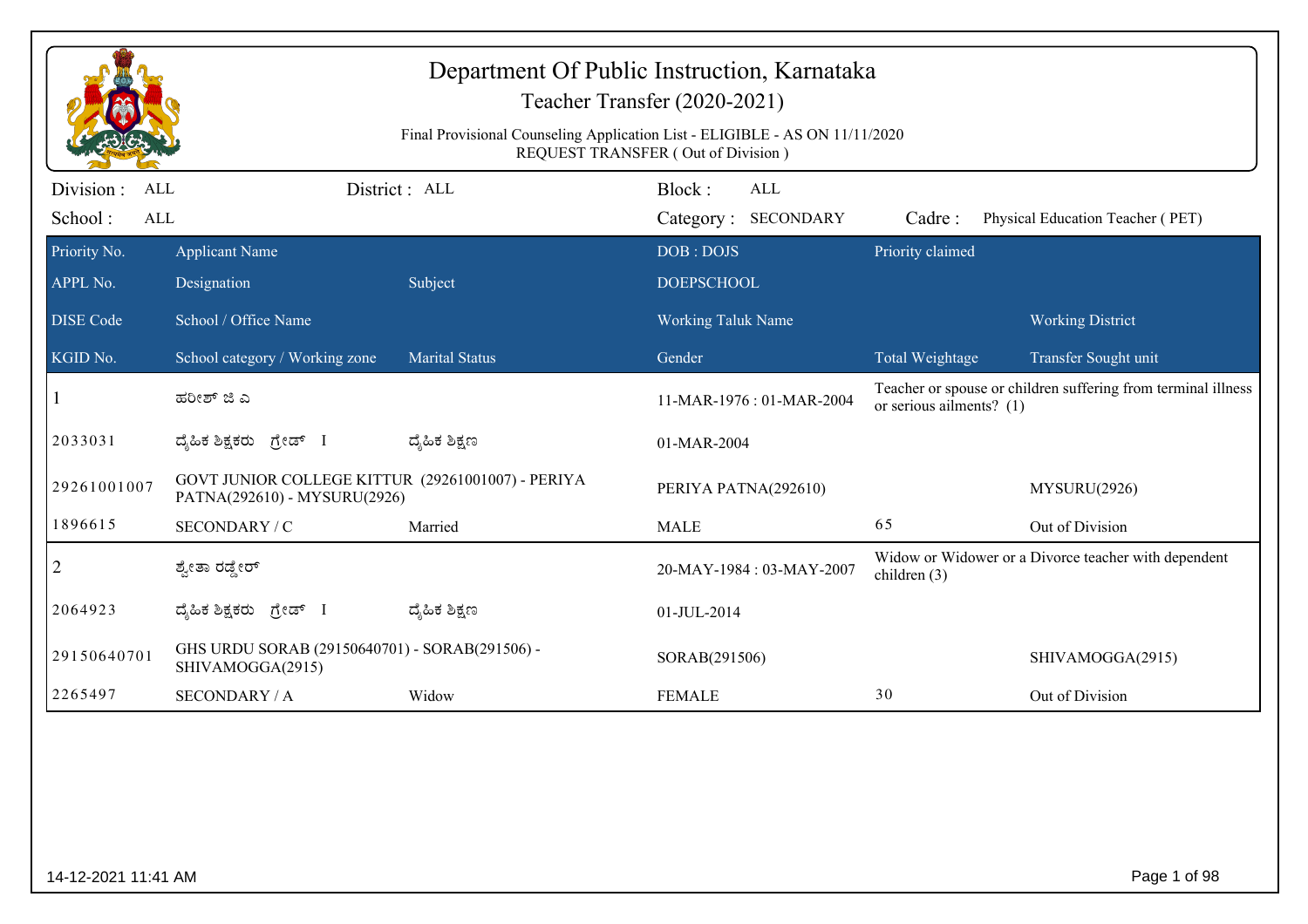# Department Of Public Instruction, Karnataka

Teacher Transfer (2020-2021)

Final Provisional Counseling Application List - ELIGIBLE - AS ON 11/11/2020

REQUEST TRANSFER ( Out of Division )

Division : ALL | District : ALL | Block : ALL

School : ALL | Category : SECONDARY | Cadre : Physical Education Teacher ( PET)

| Priority No. / APPL No. / DISE Code / KGID No. | Applicant Name / Designation / School / Office Name / School category / Working zone | Subject / Marital Status | DOB : DOJS / DOEPSCHOOL / Working Taluk Name / Gender | Priority claimed / Total Weightage | Working District / Transfer Sought unit |
|---|---|---|---|---|---|
| 1 | ಹರೀಶ್ ಜಿ ಎ | | 11-MAR-1976 : 01-MAR-2004 | Teacher or spouse or children suffering from terminal illness or serious ailments? (1) | |
| 2033031 | ದೈಹಿಕ ಶಿಕ್ಷಕರು ಗ್ರೇಡ್ I | ದೈಹಿಕ ಶಿಕ್ಷಣ | 01-MAR-2004 | | |
| 29261001007 | GOVT JUNIOR COLLEGE KITTUR (29261001007) - PERIYA PATNA(292610) - MYSURU(2926) | | PERIYA PATNA(292610) | | MYSURU(2926) |
| 1896615 | SECONDARY / C | Married | MALE | 65 | Out of Division |
| 2 | ಶ್ವೇತಾ ರಡ್ಡೇರ್ | | 20-MAY-1984 : 03-MAY-2007 | Widow or Widower or a Divorce teacher with dependent children (3) | |
| 2064923 | ದೈಹಿಕ ಶಿಕ್ಷಕರು ಗ್ರೇಡ್ I | ದೈಹಿಕ ಶಿಕ್ಷಣ | 01-JUL-2014 | | |
| 29150640701 | GHS URDU SORAB (29150640701) - SORAB(291506) - SHIVAMOGGA(2915) | | SORAB(291506) | | SHIVAMOGGA(2915) |
| 2265497 | SECONDARY / A | Widow | FEMALE | 30 | Out of Division |

14-12-2021 11:41 AM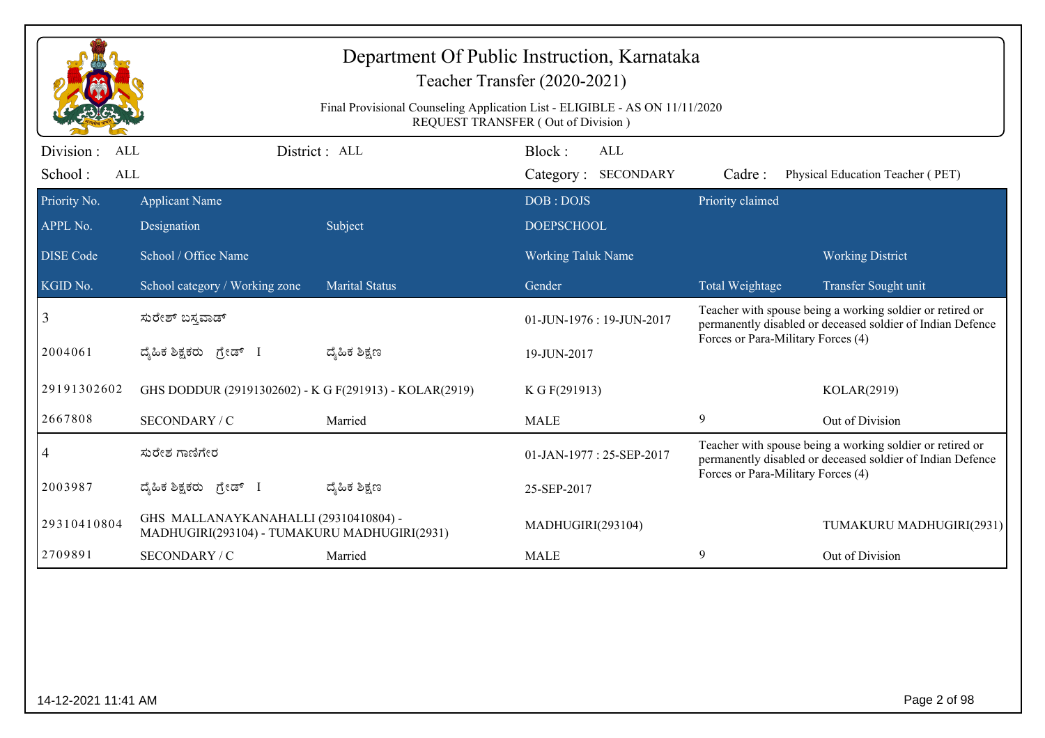# Department Of Public Instruction, Karnataka

## Teacher Transfer (2020-2021)

Final Provisional Counseling Application List - ELIGIBLE - AS ON 11/11/2020
REQUEST TRANSFER ( Out of Division )

Division : ALL | District : ALL | Block : ALL
School : ALL | Category : SECONDARY | Cadre : Physical Education Teacher ( PET)

| Priority No. / APPL No. / DISE Code / KGID No. | Applicant Name / Designation / School / Office Name / School category / Working zone | Subject / Marital Status | DOB : DOJS / DOEPSCHOOL / Working Taluk Name / Gender | Priority claimed / Total Weightage | Working District / Transfer Sought unit |
|---|---|---|---|---|---|
| 3 | ಸುರೇಶ್ ಬಸ್ತವಾಡ್ | | 01-JUN-1976 : 19-JUN-2017 | Teacher with spouse being a working soldier or retired or permanently disabled or deceased soldier of Indian Defence Forces or Para-Military Forces (4) | |
| 2004061 | ದೈಹಿಕ ಶಿಕ್ಷಕರು ಗ್ರೇಡ್ I | ದೈಹಿಕ ಶಿಕ್ಷಣ | 19-JUN-2017 | | |
| 29191302602 | GHS DODDUR (29191302602) - K G F(291913) - KOLAR(2919) | | K G F(291913) | | KOLAR(2919) |
| 2667808 | SECONDARY / C | Married | MALE | 9 | Out of Division |
| 4 | ಸುರೇಶ ಗಾಣಿಗೇರ | | 01-JAN-1977 : 25-SEP-2017 | Teacher with spouse being a working soldier or retired or permanently disabled or deceased soldier of Indian Defence Forces or Para-Military Forces (4) | |
| 2003987 | ದೈಹಿಕ ಶಿಕ್ಷಕರು ಗ್ರೇಡ್ I | ದೈಹಿಕ ಶಿಕ್ಷಣ | 25-SEP-2017 | | |
| 29310410804 | GHS MALLANAYKANAHALLI (29310410804) - MADHUGIRI(293104) - TUMAKURU MADHUGIRI(2931) | | MADHUGIRI(293104) | | TUMAKURU MADHUGIRI(2931) |
| 2709891 | SECONDARY / C | Married | MALE | 9 | Out of Division |

14-12-2021 11:41 AM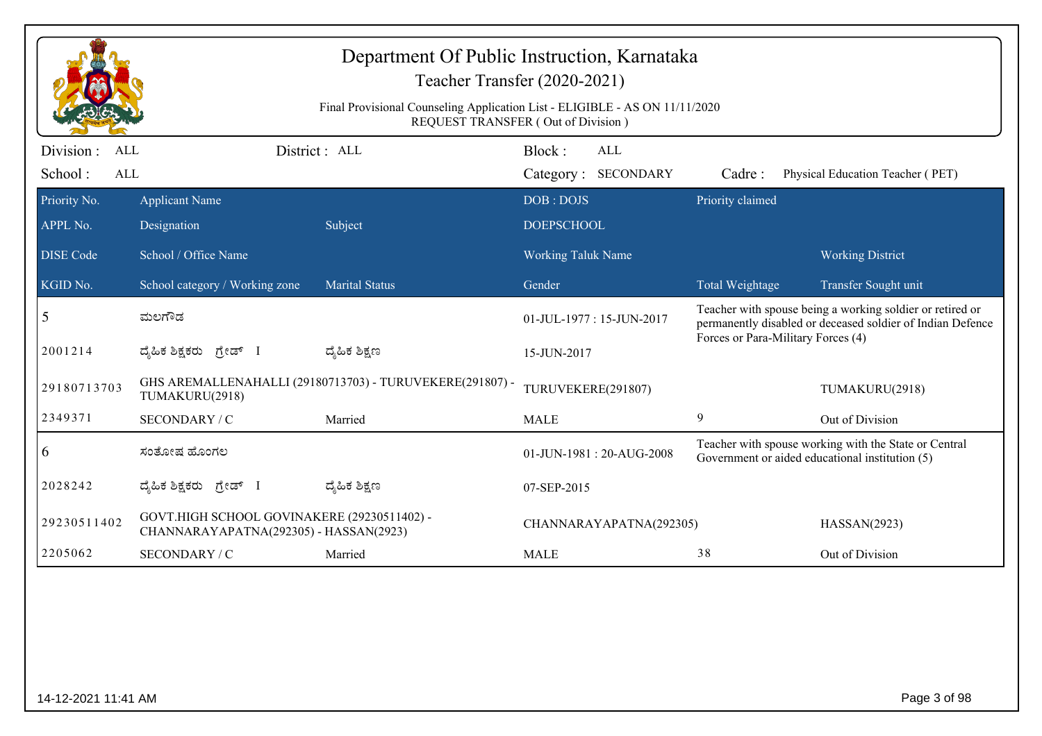# Department Of Public Instruction, Karnataka

## Teacher Transfer (2020-2021)

Final Provisional Counseling Application List - ELIGIBLE - AS ON 11/11/2020
REQUEST TRANSFER ( Out of Division )

Division : ALL　　District : ALL　　Block : ALL
School : ALL　　Category : SECONDARY　　Cadre : Physical Education Teacher ( PET)

| Priority No. / APPL No. / DISE Code / KGID No. | Applicant Name / Designation / School / Office Name / School category / Working zone | Subject / Marital Status | DOB : DOJS / DOEPSCHOOL / Working Taluk Name / Gender | Priority claimed / Total Weightage | Working District / Transfer Sought unit |
|---|---|---|---|---|---|
| 5 | ಮಲಗೌಡ | | 01-JUL-1977 : 15-JUN-2017 | Teacher with spouse being a working soldier or retired or permanently disabled or deceased soldier of Indian Defence Forces or Para-Military Forces (4) | |
| 2001214 | ದೈಹಿಕ ಶಿಕ್ಷಕರು ಗ್ರೇಡ್ I | ದೈಹಿಕ ಶಿಕ್ಷಣ | 15-JUN-2017 | | |
| 29180713703 | GHS AREMALLENAHALLI (29180713703) - TURUVEKERE(291807) - TUMAKURU(2918) | | TURUVEKERE(291807) | | TUMAKURU(2918) |
| 2349371 | SECONDARY / C | Married | MALE | 9 | Out of Division |
| 6 | ಸಂತೋಷ ಹೊಂಗಲ | | 01-JUN-1981 : 20-AUG-2008 | Teacher with spouse working with the State or Central Government or aided educational institution (5) | |
| 2028242 | ದೈಹಿಕ ಶಿಕ್ಷಕರು ಗ್ರೇಡ್ I | ದೈಹಿಕ ಶಿಕ್ಷಣ | 07-SEP-2015 | | |
| 29230511402 | GOVT.HIGH SCHOOL GOVINAKERE (29230511402) - CHANNARAYAPATNA(292305) - HASSAN(2923) | | CHANNARAYAPATNA(292305) | | HASSAN(2923) |
| 2205062 | SECONDARY / C | Married | MALE | 38 | Out of Division |

14-12-2021 11:41 AM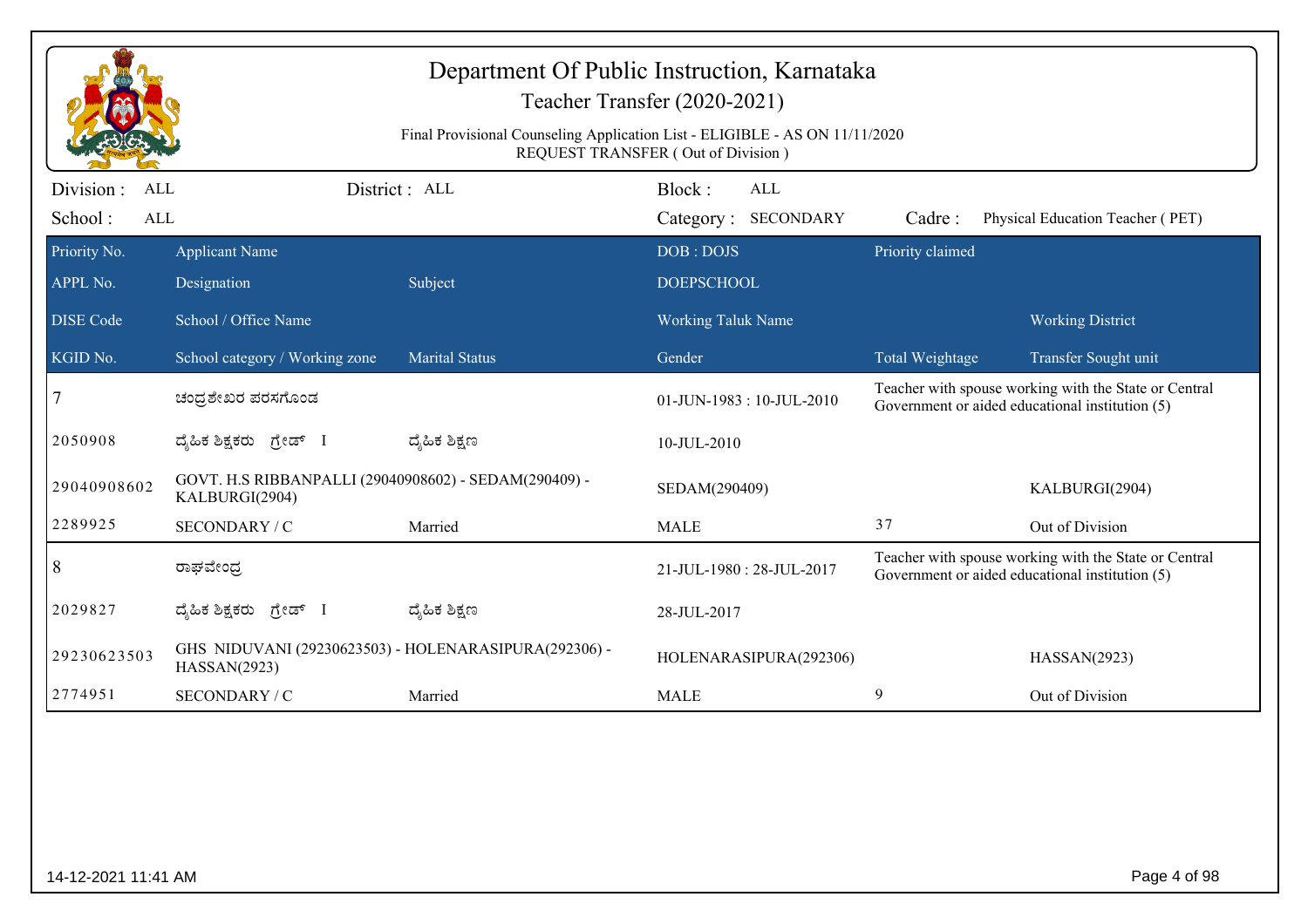# Department Of Public Instruction, Karnataka

## Teacher Transfer (2020-2021)

Final Provisional Counseling Application List - ELIGIBLE - AS ON 11/11/2020
REQUEST TRANSFER ( Out of Division )

Division : ALL | District : ALL | Block : ALL
School : ALL | Category : SECONDARY | Cadre : Physical Education Teacher ( PET)

| Priority No. / APPL No. / DISE Code / KGID No. | Applicant Name / Designation / School / Office Name / School category / Working zone | Subject / Marital Status | DOB : DOJS / DOEPSCHOOL / Working Taluk Name / Gender | Priority claimed / Total Weightage | Working District / Transfer Sought unit |
|---|---|---|---|---|---|
| 7 | ಚಂದ್ರಶೇಖರ ಪರಸಗೊಂಡ | | 01-JUN-1983 : 10-JUL-2010 | Teacher with spouse working with the State or Central Government or aided educational institution (5) | |
| 2050908 | ದೈಹಿಕ ಶಿಕ್ಷಕರು ಗ್ರೇಡ್ I | ದೈಹಿಕ ಶಿಕ್ಷಣ | 10-JUL-2010 | | |
| 29040908602 | GOVT. H.S RIBBANPALLI (29040908602) - SEDAM(290409) - KALBURGI(2904) | | SEDAM(290409) | | KALBURGI(2904) |
| 2289925 | SECONDARY / C | Married | MALE | 37 | Out of Division |
| 8 | ರಾಘವೇಂದ್ರ | | 21-JUL-1980 : 28-JUL-2017 | Teacher with spouse working with the State or Central Government or aided educational institution (5) | |
| 2029827 | ದೈಹಿಕ ಶಿಕ್ಷಕರು ಗ್ರೇಡ್ I | ದೈಹಿಕ ಶಿಕ್ಷಣ | 28-JUL-2017 | | |
| 29230623503 | GHS NIDUVANI (29230623503) - HOLENARASIPURA(292306) - HASSAN(2923) | | HOLENARASIPURA(292306) | | HASSAN(2923) |
| 2774951 | SECONDARY / C | Married | MALE | 9 | Out of Division |

14-12-2021 11:41 AM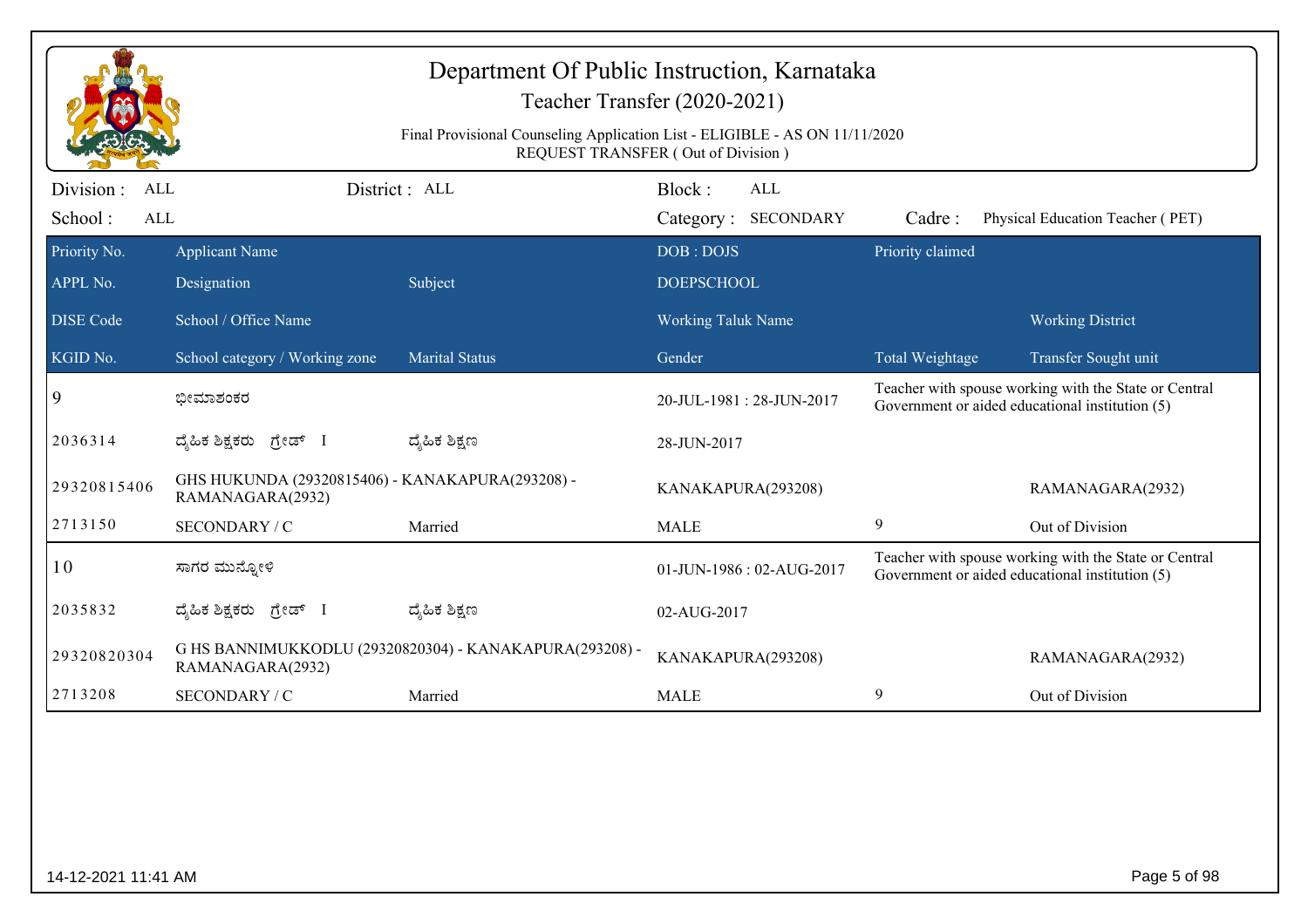# Department Of Public Instruction, Karnataka

## Teacher Transfer (2020-2021)

Final Provisional Counseling Application List - ELIGIBLE - AS ON 11/11/2020
REQUEST TRANSFER ( Out of Division )

Division : ALL | District : ALL | Block : ALL
School : ALL | Category : SECONDARY | Cadre : Physical Education Teacher ( PET)

| Priority No. / APPL No. / DISE Code / KGID No. | Applicant Name / Designation / School / Office Name / School category / Working zone | Subject / Marital Status | DOB : DOJS / DOEPSCHOOL / Working Taluk Name / Gender | Priority claimed / Total Weightage | Working District / Transfer Sought unit |
|---|---|---|---|---|---|
| 9 | ಭೀಮಾಶಂಕರ | | 20-JUL-1981 : 28-JUN-2017 | Teacher with spouse working with the State or Central Government or aided educational institution (5) | |
| 2036314 | ದೈಹಿಕ ಶಿಕ್ಷಕರು ಗ್ರೇಡ್ I | ದೈಹಿಕ ಶಿಕ್ಷಣ | 28-JUN-2017 | | |
| 29320815406 | GHS HUKUNDA (29320815406) - KANAKAPURA(293208) - RAMANAGARA(2932) | | KANAKAPURA(293208) | | RAMANAGARA(2932) |
| 2713150 | SECONDARY / C | Married | MALE | 9 | Out of Division |
| 10 | ಸಾಗರ ಮುನ್ನೋಳಿ | | 01-JUN-1986 : 02-AUG-2017 | Teacher with spouse working with the State or Central Government or aided educational institution (5) | |
| 2035832 | ದೈಹಿಕ ಶಿಕ್ಷಕರು ಗ್ರೇಡ್ I | ದೈಹಿಕ ಶಿಕ್ಷಣ | 02-AUG-2017 | | |
| 29320820304 | G HS BANNIMUKKODLU (29320820304) - KANAKAPURA(293208) - RAMANAGARA(2932) | | KANAKAPURA(293208) | | RAMANAGARA(2932) |
| 2713208 | SECONDARY / C | Married | MALE | 9 | Out of Division |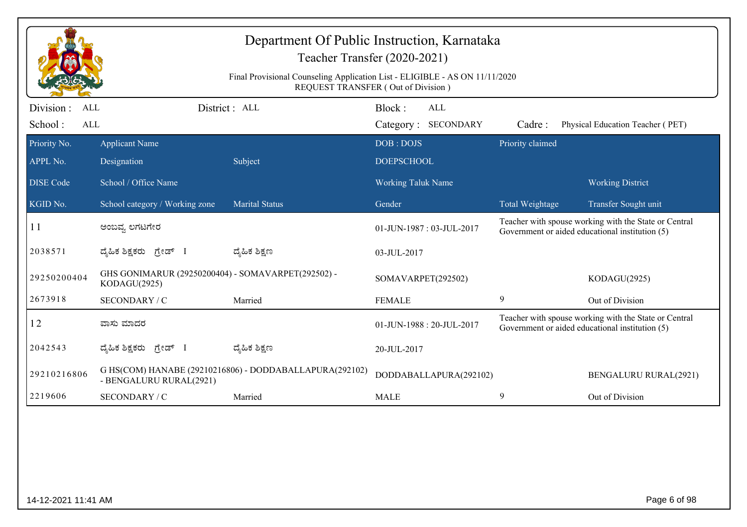# Department Of Public Instruction, Karnataka

## Teacher Transfer (2020-2021)

Final Provisional Counseling Application List - ELIGIBLE - AS ON 11/11/2020
REQUEST TRANSFER ( Out of Division )

Division : ALL | District : ALL | Block : ALL
School : ALL | Category : SECONDARY | Cadre : Physical Education Teacher ( PET)

| Priority No. / APPL No. / DISE Code / KGID No. | Applicant Name / Designation / School / Office Name / School category / Working zone | Subject / Marital Status | DOB : DOJS / DOEPSCHOOL / Working Taluk Name / Gender | Priority claimed / Total Weightage | Working District / Transfer Sought unit |
|---|---|---|---|---|---|
| 11 | ಅಂಬವ್ವ ಲಗಟಗೇರ | | 01-JUN-1987 : 03-JUL-2017 | Teacher with spouse working with the State or Central Government or aided educational institution (5) | |
| 2038571 | ದೈಹಿಕ ಶಿಕ್ಷಕರು ಗ್ರೇಡ್ I | ದೈಹಿಕ ಶಿಕ್ಷಣ | 03-JUL-2017 | | |
| 29250200404 | GHS GONIMARUR (29250200404) - SOMAVARPET(292502) - KODAGU(2925) | | SOMAVARPET(292502) | | KODAGU(2925) |
| 2673918 | SECONDARY / C | Married | FEMALE | 9 | Out of Division |
| 12 | ವಾಸು ಮಾದರ | | 01-JUN-1988 : 20-JUL-2017 | Teacher with spouse working with the State or Central Government or aided educational institution (5) | |
| 2042543 | ದೈಹಿಕ ಶಿಕ್ಷಕರು ಗ್ರೇಡ್ I | ದೈಹಿಕ ಶಿಕ್ಷಣ | 20-JUL-2017 | | |
| 29210216806 | G HS(COM) HANABE (29210216806) - DODDABALLAPURA(292102) - BENGALURU RURAL(2921) | | DODDABALLAPURA(292102) | | BENGALURU RURAL(2921) |
| 2219606 | SECONDARY / C | Married | MALE | 9 | Out of Division |

14-12-2021 11:41 AM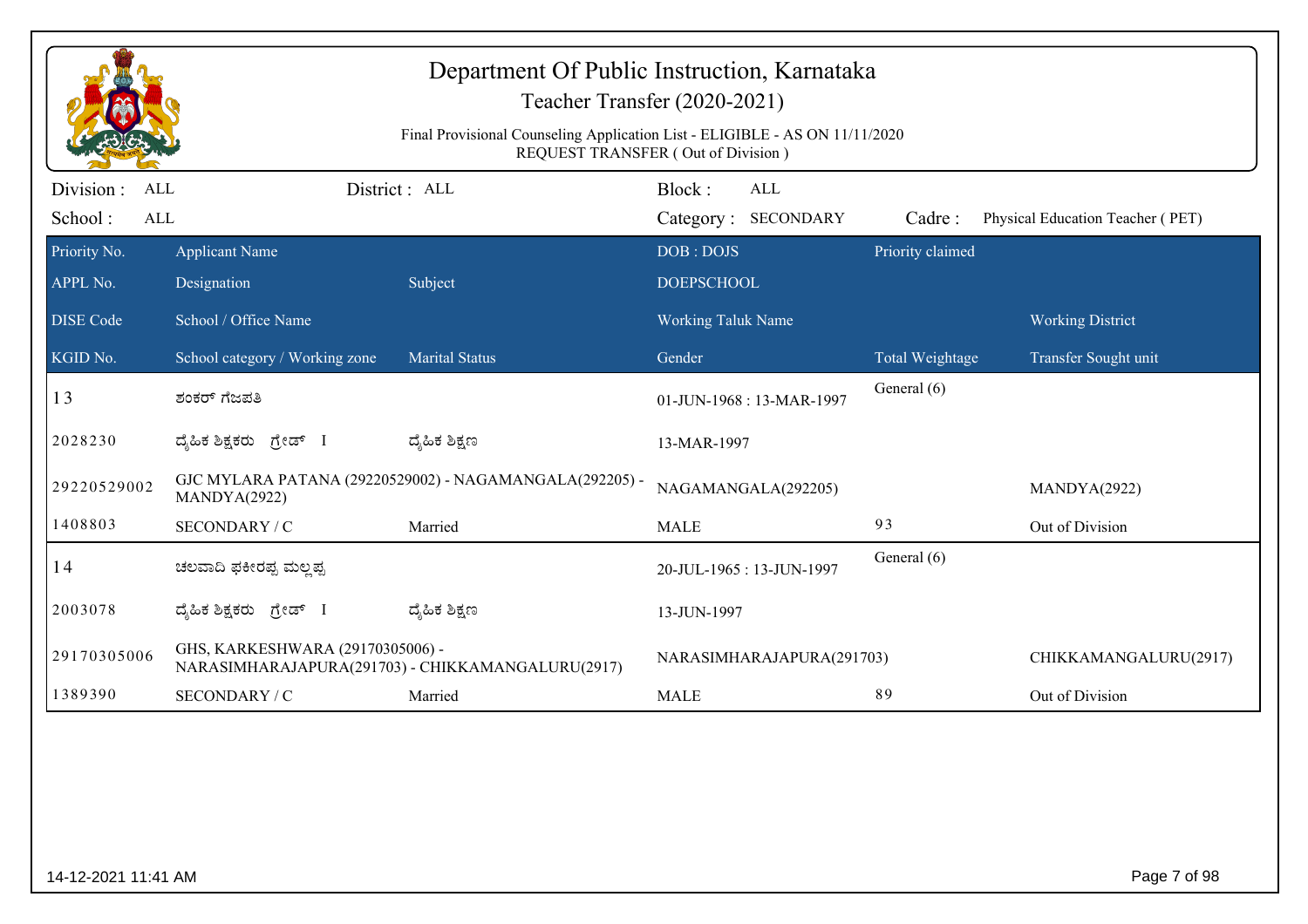# Department Of Public Instruction, Karnataka

## Teacher Transfer (2020-2021)

Final Provisional Counseling Application List - ELIGIBLE - AS ON 11/11/2020
REQUEST TRANSFER ( Out of Division )

Division : ALL | District : ALL | Block : ALL
School : ALL | Category : SECONDARY | Cadre : Physical Education Teacher ( PET)

| Priority No. / APPL No. / DISE Code / KGID No. | Applicant Name / Designation / School / Office Name / School category / Working zone | Subject / Marital Status | DOB : DOJS / DOEPSCHOOL / Working Taluk Name / Gender | Priority claimed / Total Weightage | Working District / Transfer Sought unit |
|---|---|---|---|---|---|
| 13 | ಶಂಕರ್ ಗೆಜಪತಿ | | 01-JUN-1968 : 13-MAR-1997 | General (6) | |
| 2028230 | ದೈಹಿಕ ಶಿಕ್ಷಕರು ಗ್ರೇಡ್ I | ದೈಹಿಕ ಶಿಕ್ಷಣ | 13-MAR-1997 | | |
| 29220529002 | GJC MYLARA PATANA (29220529002) - NAGAMANGALA(292205) - MANDYA(2922) | | NAGAMANGALA(292205) | | MANDYA(2922) |
| 1408803 | SECONDARY / C | Married | MALE | 93 | Out of Division |
| 14 | ಚಲವಾದಿ ಫಕೀರಪ್ಪ ಮಲ್ಲಪ್ಪ | | 20-JUL-1965 : 13-JUN-1997 | General (6) | |
| 2003078 | ದೈಹಿಕ ಶಿಕ್ಷಕರು ಗ್ರೇಡ್ I | ದೈಹಿಕ ಶಿಕ್ಷಣ | 13-JUN-1997 | | |
| 29170305006 | GHS, KARKESHWARA (29170305006) - NARASIMHARAJAPURA(291703) - CHIKKAMANGALURU(2917) | | NARASIMHARAJAPURA(291703) | | CHIKKAMANGALURU(2917) |
| 1389390 | SECONDARY / C | Married | MALE | 89 | Out of Division |

14-12-2021 11:41 AM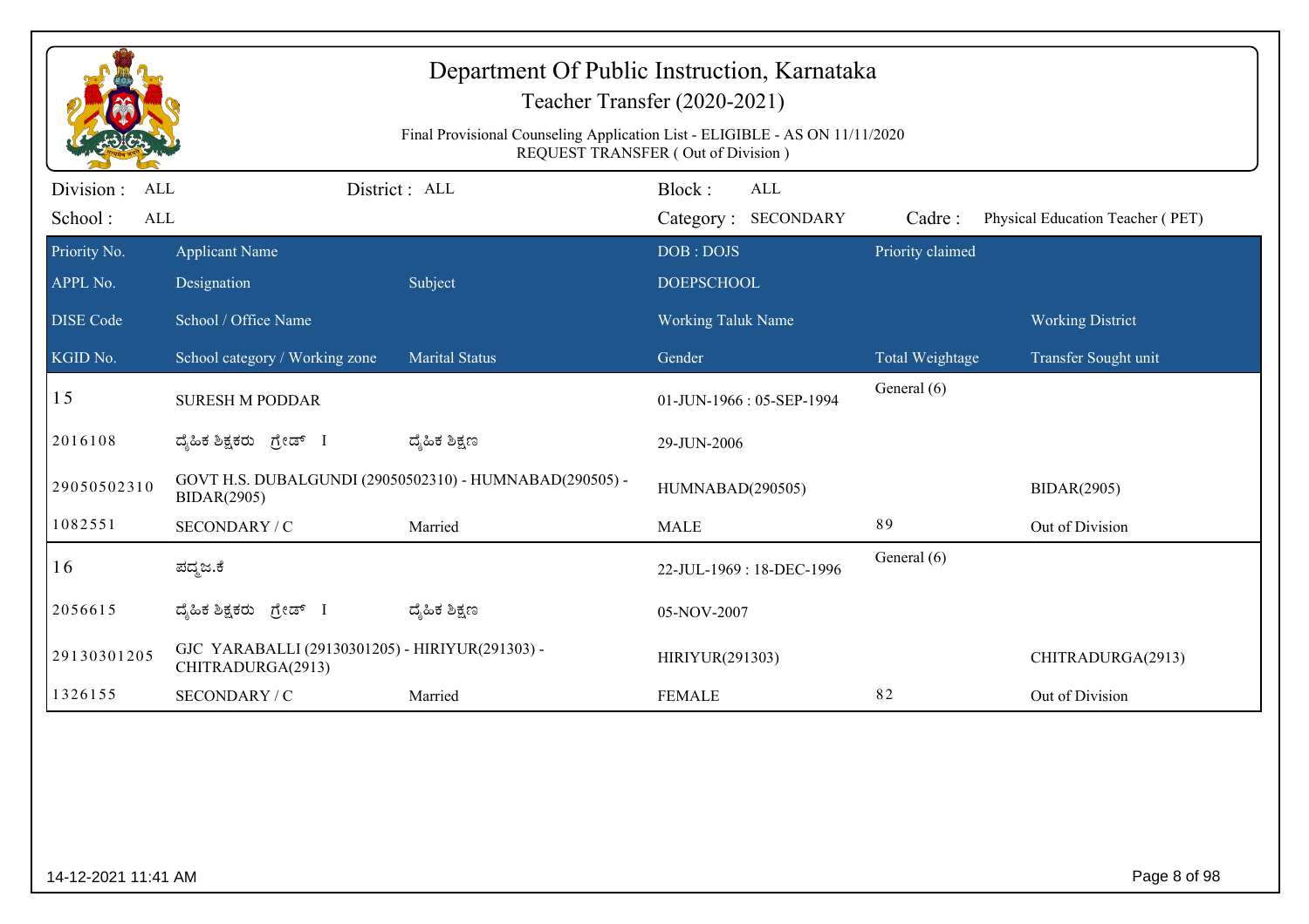# Department Of Public Instruction, Karnataka

## Teacher Transfer (2020-2021)

Final Provisional Counseling Application List - ELIGIBLE - AS ON 11/11/2020
REQUEST TRANSFER ( Out of Division )

Division : ALL &nbsp;&nbsp;&nbsp; District : ALL &nbsp;&nbsp;&nbsp; Block : ALL

School : ALL &nbsp;&nbsp;&nbsp; Category : SECONDARY &nbsp;&nbsp;&nbsp; Cadre : Physical Education Teacher ( PET)

| Priority No. / APPL No. / DISE Code / KGID No. | Applicant Name / Designation / School / Office Name / School category / Working zone | Subject / Marital Status | DOB : DOJS / DOEPSCHOOL / Working Taluk Name / Gender | Priority claimed / Total Weightage | Working District / Transfer Sought unit |
|---|---|---|---|---|---|
| 15 | SURESH M PODDAR | | 01-JUN-1966 : 05-SEP-1994 | General (6) | |
| 2016108 | ದೈಹಿಕ ಶಿಕ್ಷಕರು ಗ್ರೇಡ್ I | ದೈಹಿಕ ಶಿಕ್ಷಣ | 29-JUN-2006 | | |
| 29050502310 | GOVT H.S. DUBALGUNDI (29050502310) - HUMNABAD(290505) - BIDAR(2905) | | HUMNABAD(290505) | | BIDAR(2905) |
| 1082551 | SECONDARY / C | Married | MALE | 89 | Out of Division |
| 16 | ಪದ್ಮಜ.ಕೆ | | 22-JUL-1969 : 18-DEC-1996 | General (6) | |
| 2056615 | ದೈಹಿಕ ಶಿಕ್ಷಕರು ಗ್ರೇಡ್ I | ದೈಹಿಕ ಶಿಕ್ಷಣ | 05-NOV-2007 | | |
| 29130301205 | GJC YARABALLI (29130301205) - HIRIYUR(291303) - CHITRADURGA(2913) | | HIRIYUR(291303) | | CHITRADURGA(2913) |
| 1326155 | SECONDARY / C | Married | FEMALE | 82 | Out of Division |

14-12-2021 11:41 AM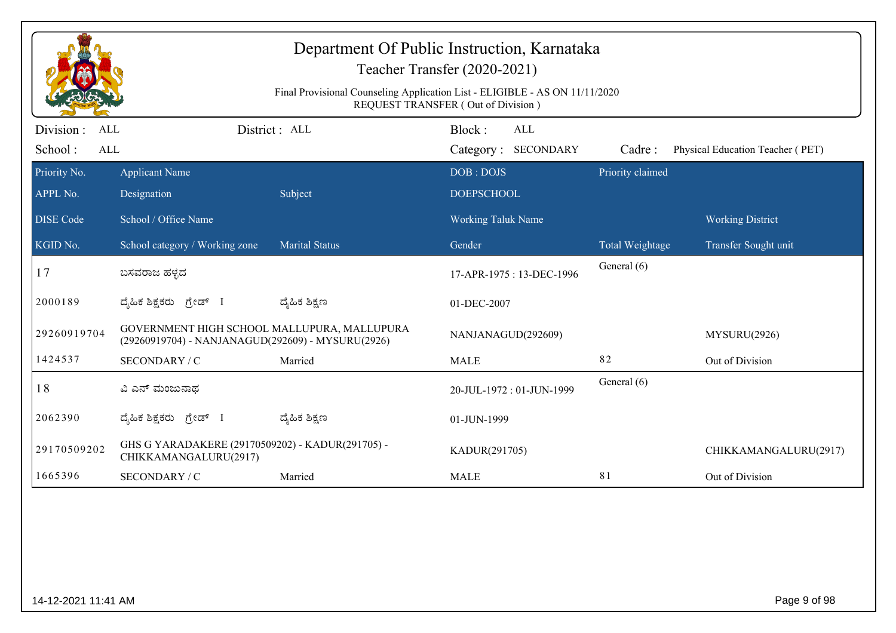# Department Of Public Instruction, Karnataka

## Teacher Transfer (2020-2021)

Final Provisional Counseling Application List - ELIGIBLE - AS ON 11/11/2020
REQUEST TRANSFER ( Out of Division )

Division : ALL | District : ALL | Block : ALL
School : ALL | Category : SECONDARY | Cadre : Physical Education Teacher ( PET)

| Priority No. / APPL No. / DISE Code / KGID No. | Applicant Name / Designation / School / Office Name / School category / Working zone | Subject / Marital Status | DOB : DOJS / DOEPSCHOOL / Working Taluk Name / Gender | Priority claimed / Total Weightage | Working District / Transfer Sought unit |
|---|---|---|---|---|---|
| 17 | ಬಸವರಾಜ ಹಳ್ಳದ | | 17-APR-1975 : 13-DEC-1996 | General (6) | |
| 2000189 | ದೈಹಿಕ ಶಿಕ್ಷಕರು ಗ್ರೇಡ್ I | ದೈಹಿಕ ಶಿಕ್ಷಣ | 01-DEC-2007 | | |
| 29260919704 | GOVERNMENT HIGH SCHOOL MALLUPURA, MALLUPURA (29260919704) - NANJANAGUD(292609) - MYSURU(2926) | | NANJANAGUD(292609) | | MYSURU(2926) |
| 1424537 | SECONDARY / C | Married | MALE | 82 | Out of Division |
| 18 | ವಿ ಎನ್ ಮಂಜುನಾಥ | | 20-JUL-1972 : 01-JUN-1999 | General (6) | |
| 2062390 | ದೈಹಿಕ ಶಿಕ್ಷಕರು ಗ್ರೇಡ್ I | ದೈಹಿಕ ಶಿಕ್ಷಣ | 01-JUN-1999 | | |
| 29170509202 | GHS G YARADAKERE (29170509202) - KADUR(291705) - CHIKKAMANGALURU(2917) | | KADUR(291705) | | CHIKKAMANGALURU(2917) |
| 1665396 | SECONDARY / C | Married | MALE | 81 | Out of Division |

14-12-2021 11:41 AM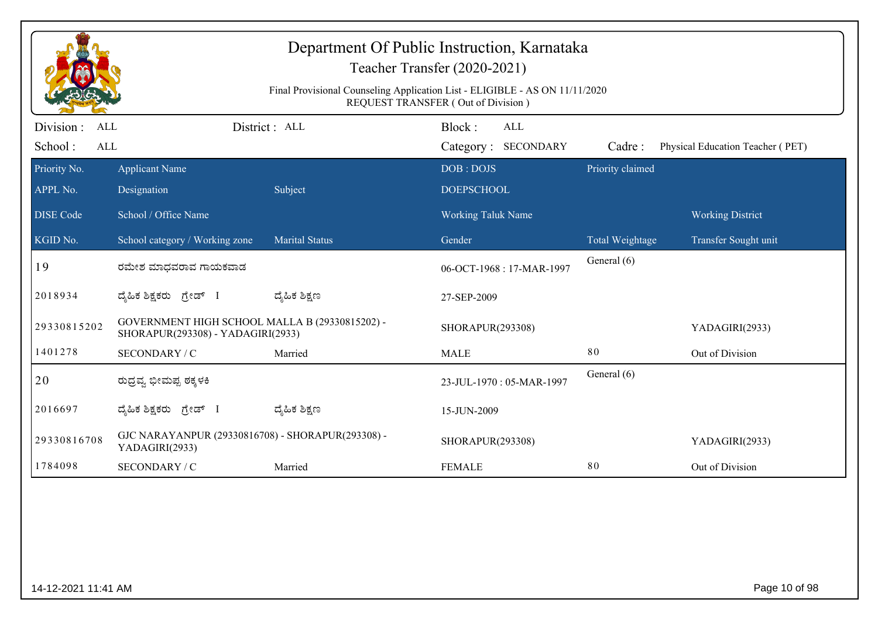# Department Of Public Instruction, Karnataka

## Teacher Transfer (2020-2021)

Final Provisional Counseling Application List - ELIGIBLE - AS ON 11/11/2020

REQUEST TRANSFER ( Out of Division )

Division : ALL | District : ALL | Block : ALL

School : ALL | Category : SECONDARY | Cadre : Physical Education Teacher ( PET)

| Priority No. / APPL No. / DISE Code / KGID No. | Applicant Name / Designation / School / Office Name / School category / Working zone | Subject / Marital Status | DOB : DOJS / DOEPSCHOOL / Working Taluk Name / Gender | Priority claimed / Total Weightage | Working District / Transfer Sought unit |
|---|---|---|---|---|---|
| 19 | ರಮೇಶ ಮಾಧವರಾವ ಗಾಯಕವಾಡ | | 06-OCT-1968 : 17-MAR-1997 | General (6) | |
| 2018934 | ದೈಹಿಕ ಶಿಕ್ಷಕರು ಗ್ರೇಡ್ I | ದೈಹಿಕ ಶಿಕ್ಷಣ | 27-SEP-2009 | | |
| 29330815202 | GOVERNMENT HIGH SCHOOL MALLA B (29330815202) - SHORAPUR(293308) - YADAGIRI(2933) | | SHORAPUR(293308) | | YADAGIRI(2933) |
| 1401278 | SECONDARY / C | Married | MALE | 80 | Out of Division |
| 20 | ರುದ್ರವ್ವ ಭೀಮಪ್ಪ ಠಕ್ಕಳಕಿ | | 23-JUL-1970 : 05-MAR-1997 | General (6) | |
| 2016697 | ದೈಹಿಕ ಶಿಕ್ಷಕರು ಗ್ರೇಡ್ I | ದೈಹಿಕ ಶಿಕ್ಷಣ | 15-JUN-2009 | | |
| 29330816708 | GJC NARAYANPUR (29330816708) - SHORAPUR(293308) - YADAGIRI(2933) | | SHORAPUR(293308) | | YADAGIRI(2933) |
| 1784098 | SECONDARY / C | Married | FEMALE | 80 | Out of Division |

14-12-2021 11:41 AM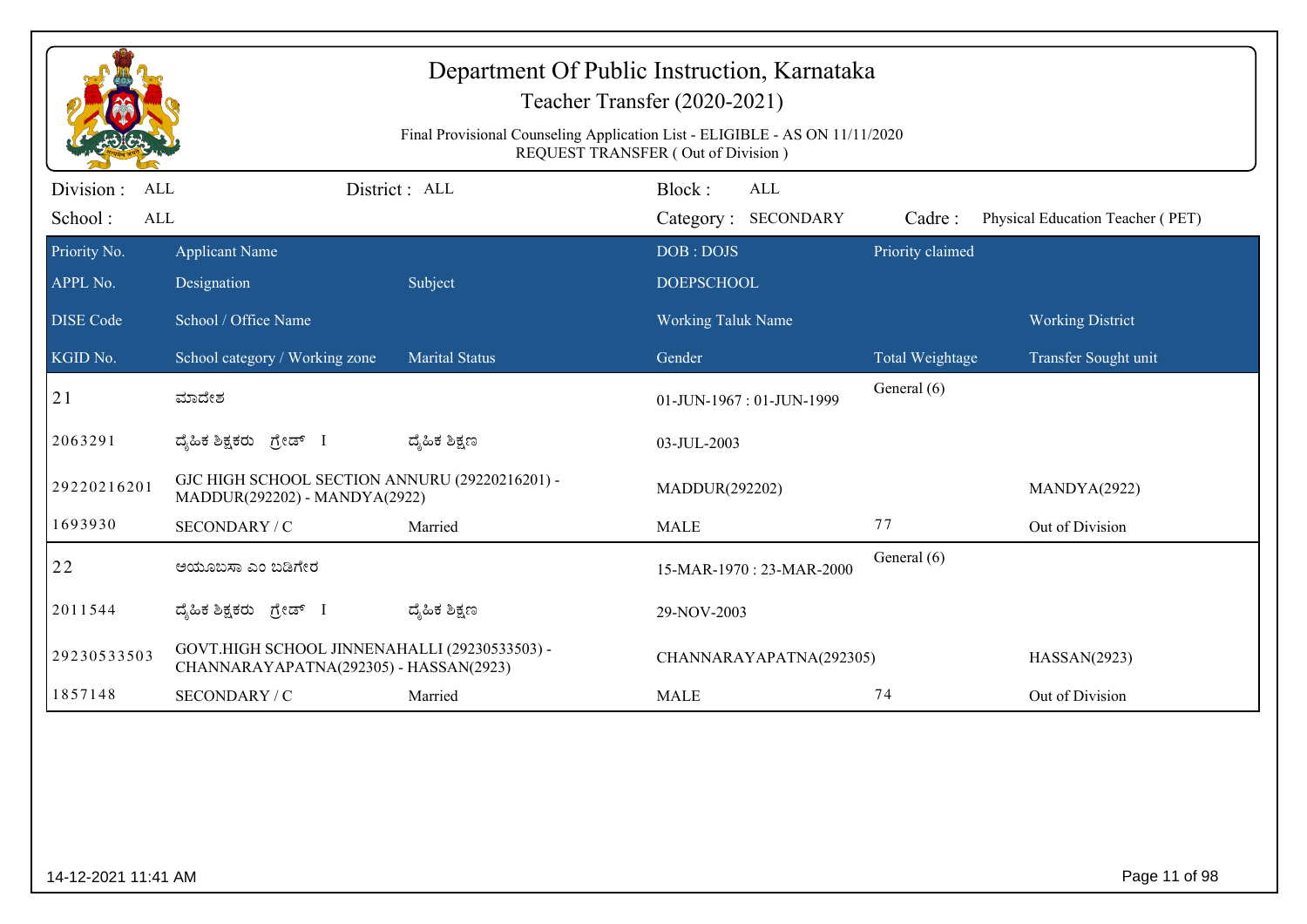# Department Of Public Instruction, Karnataka

## Teacher Transfer (2020-2021)

Final Provisional Counseling Application List - ELIGIBLE - AS ON 11/11/2020
REQUEST TRANSFER ( Out of Division )

Division : ALL | District : ALL | Block : ALL
School : ALL | Category : SECONDARY | Cadre : Physical Education Teacher ( PET)

| Priority No. / APPL No. / DISE Code / KGID No. | Applicant Name / Designation / School / Office Name / School category / Working zone | Subject / Marital Status | DOB : DOJS / DOEPSCHOOL / Working Taluk Name / Gender | Priority claimed / Total Weightage | Working District / Transfer Sought unit |
|---|---|---|---|---|---|
| 21 | ಮಾದೇಶ | | 01-JUN-1967 : 01-JUN-1999 | General (6) | |
| 2063291 | ದೈಹಿಕ ಶಿಕ್ಷಕರು ಗ್ರೇಡ್ I | ದೈಹಿಕ ಶಿಕ್ಷಣ | 03-JUL-2003 | | |
| 29220216201 | GJC HIGH SCHOOL SECTION ANNURU (29220216201) - MADDUR(292202) - MANDYA(2922) | | MADDUR(292202) | | MANDYA(2922) |
| 1693930 | SECONDARY / C | Married | MALE | 77 | Out of Division |
| 22 | ಅಯೂಬಸಾ ಎಂ ಬಡಿಗೇರ | | 15-MAR-1970 : 23-MAR-2000 | General (6) | |
| 2011544 | ದೈಹಿಕ ಶಿಕ್ಷಕರು ಗ್ರೇಡ್ I | ದೈಹಿಕ ಶಿಕ್ಷಣ | 29-NOV-2003 | | |
| 29230533503 | GOVT.HIGH SCHOOL JINNENAHALLI (29230533503) - CHANNARAYAPATNA(292305) - HASSAN(2923) | | CHANNARAYAPATNA(292305) | | HASSAN(2923) |
| 1857148 | SECONDARY / C | Married | MALE | 74 | Out of Division |

14-12-2021 11:41 AM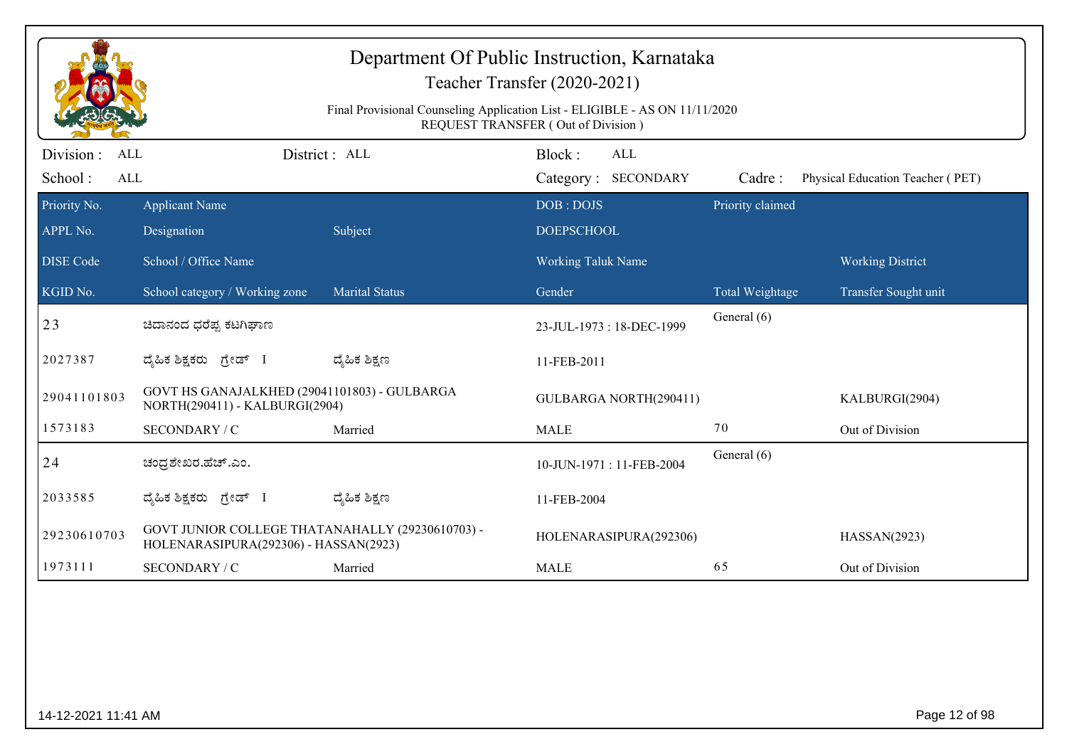# Department Of Public Instruction, Karnataka

## Teacher Transfer (2020-2021)

Final Provisional Counseling Application List - ELIGIBLE - AS ON 11/11/2020
REQUEST TRANSFER ( Out of Division )

Division : ALL  District : ALL  Block : ALL
School : ALL  Category : SECONDARY  Cadre : Physical Education Teacher ( PET)

| Priority No. | Applicant Name | | DOB : DOJS | Priority claimed | |
|---|---|---|---|---|---|
| APPL No. | Designation | Subject | DOEPSCHOOL | | |
| DISE Code | School / Office Name | | Working Taluk Name | | Working District |
| KGID No. | School category / Working zone | Marital Status | Gender | Total Weightage | Transfer Sought unit |
| 23 | ಚಿದಾನಂದ ಧರೆಪ್ಪ ಕಟಗಿಘಾಣ | | 23-JUL-1973 : 18-DEC-1999 | General (6) | |
| 2027387 | ದೈಹಿಕ ಶಿಕ್ಷಕರು ಗ್ರೇಡ್ I | ದೈಹಿಕ ಶಿಕ್ಷಣ | 11-FEB-2011 | | |
| 29041101803 | GOVT HS GANAJALKHED (29041101803) - GULBARGA NORTH(290411) - KALBURGI(2904) | | GULBARGA NORTH(290411) | | KALBURGI(2904) |
| 1573183 | SECONDARY / C | Married | MALE | 70 | Out of Division |
| 24 | ಚಂದ್ರಶೇಖರ.ಹೆಚ್.ಎಂ. | | 10-JUN-1971 : 11-FEB-2004 | General (6) | |
| 2033585 | ದೈಹಿಕ ಶಿಕ್ಷಕರು ಗ್ರೇಡ್ I | ದೈಹಿಕ ಶಿಕ್ಷಣ | 11-FEB-2004 | | |
| 29230610703 | GOVT JUNIOR COLLEGE THATANAHALLY (29230610703) - HOLENARASIPURA(292306) - HASSAN(2923) | | HOLENARASIPURA(292306) | | HASSAN(2923) |
| 1973111 | SECONDARY / C | Married | MALE | 65 | Out of Division |

14-12-2021 11:41 AM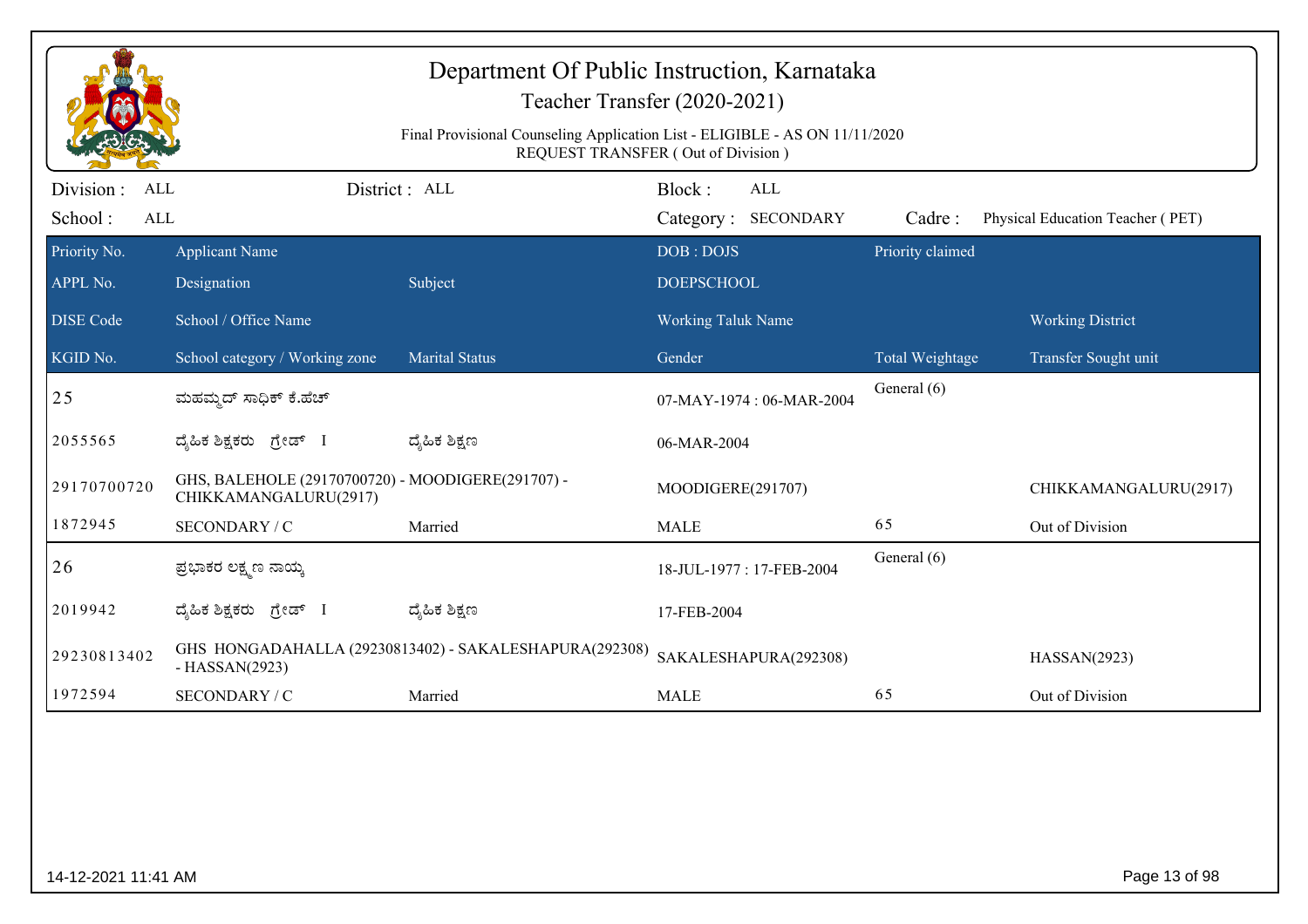# Department Of Public Instruction, Karnataka

## Teacher Transfer (2020-2021)

Final Provisional Counseling Application List - ELIGIBLE - AS ON 11/11/2020
REQUEST TRANSFER ( Out of Division )

Division : ALL | District : ALL | Block : ALL
School : ALL | Category : SECONDARY | Cadre : Physical Education Teacher ( PET)

| Priority No. / APPL No. / DISE Code / KGID No. | Applicant Name / Designation / School / Office Name / School category / Working zone | Subject / Marital Status | DOB : DOJS / DOEPSCHOOL / Working Taluk Name / Gender | Priority claimed / Total Weightage | Working District / Transfer Sought unit |
|---|---|---|---|---|---|
| 25 | ಮಹಮ್ಮದ್ ಸಾಧಿಕ್ ಕೆ.ಹೆಚ್ | | 07-MAY-1974 : 06-MAR-2004 | General (6) | |
| 2055565 | ದೈಹಿಕ ಶಿಕ್ಷಕರು ಗ್ರೇಡ್ I | ದೈಹಿಕ ಶಿಕ್ಷಣ | 06-MAR-2004 | | |
| 29170700720 | GHS, BALEHOLE (29170700720) - MOODIGERE(291707) - CHIKKAMANGALURU(2917) | | MOODIGERE(291707) | | CHIKKAMANGALURU(2917) |
| 1872945 | SECONDARY / C | Married | MALE | 65 | Out of Division |
| 26 | ಪ್ರಭಾಕರ ಲಕ್ಷ್ಮಣ ನಾಯ್ಕ | | 18-JUL-1977 : 17-FEB-2004 | General (6) | |
| 2019942 | ದೈಹಿಕ ಶಿಕ್ಷಕರು ಗ್ರೇಡ್ I | ದೈಹಿಕ ಶಿಕ್ಷಣ | 17-FEB-2004 | | |
| 29230813402 | GHS HONGADAHALLA (29230813402) - SAKALESHAPURA(292308) - HASSAN(2923) | | SAKALESHAPURA(292308) | | HASSAN(2923) |
| 1972594 | SECONDARY / C | Married | MALE | 65 | Out of Division |

14-12-2021 11:41 AM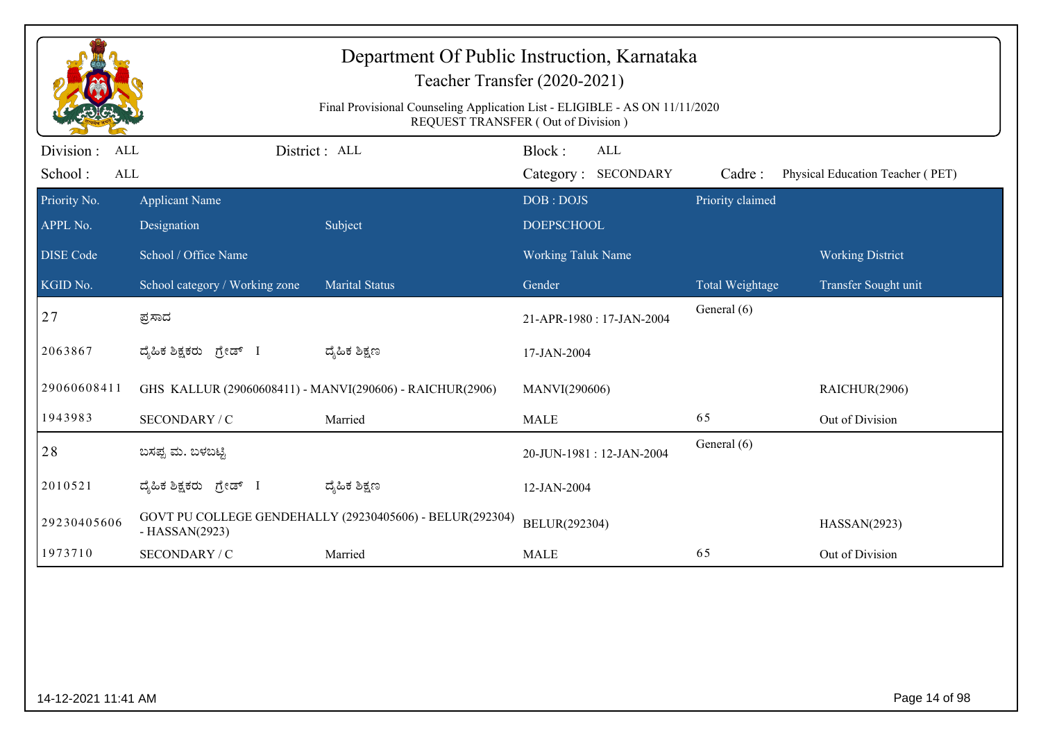# Department Of Public Instruction, Karnataka

## Teacher Transfer (2020-2021)

Final Provisional Counseling Application List - ELIGIBLE - AS ON 11/11/2020
REQUEST TRANSFER ( Out of Division )

Division : ALL | District : ALL | Block : ALL
School : ALL | Category : SECONDARY | Cadre : Physical Education Teacher ( PET)

| Priority No. / APPL No. / DISE Code / KGID No. | Applicant Name / Designation / School / Office Name / School category / Working zone | Subject / Marital Status | DOB : DOJS / DOEPSCHOOL / Working Taluk Name / Gender | Priority claimed / Total Weightage | Working District / Transfer Sought unit |
|---|---|---|---|---|---|
| 27 | ಪ್ರಸಾದ | | 21-APR-1980 : 17-JAN-2004 | General (6) | |
| 2063867 | ದೈಹಿಕ ಶಿಕ್ಷಕರು ಗ್ರೇಡ್ I | ದೈಹಿಕ ಶಿಕ್ಷಣ | 17-JAN-2004 | | |
| 29060608411 | GHS KALLUR (29060608411) - MANVI(290606) - RAICHUR(2906) | | MANVI(290606) | | RAICHUR(2906) |
| 1943983 | SECONDARY / C | Married | MALE | 65 | Out of Division |
| 28 | ಬಸಪ್ಪ ಮ. ಬಳಬಟ್ಟಿ | | 20-JUN-1981 : 12-JAN-2004 | General (6) | |
| 2010521 | ದೈಹಿಕ ಶಿಕ್ಷಕರು ಗ್ರೇಡ್ I | ದೈಹಿಕ ಶಿಕ್ಷಣ | 12-JAN-2004 | | |
| 29230405606 | GOVT PU COLLEGE GENDEHALLY (29230405606) - BELUR(292304) - HASSAN(2923) | | BELUR(292304) | | HASSAN(2923) |
| 1973710 | SECONDARY / C | Married | MALE | 65 | Out of Division |

14-12-2021 11:41 AM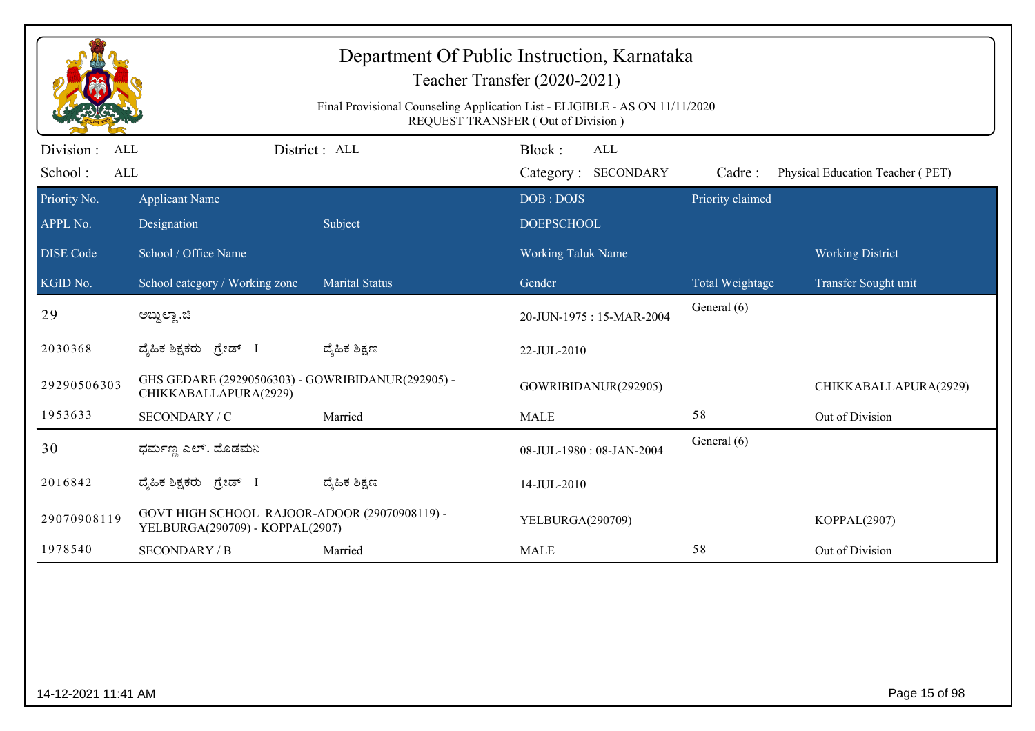# Department Of Public Instruction, Karnataka

## Teacher Transfer (2020-2021)

Final Provisional Counseling Application List - ELIGIBLE - AS ON 11/11/2020
REQUEST TRANSFER ( Out of Division )

Division : ALL District : ALL Block : ALL
School : ALL Category : SECONDARY Cadre : Physical Education Teacher ( PET)

| Priority No. / APPL No. / DISE Code / KGID No. | Applicant Name / Designation / School / Office Name / School category / Working zone | Subject / Marital Status | DOB : DOJS / DOEPSCHOOL / Working Taluk Name / Gender | Priority claimed / Total Weightage | Working District / Transfer Sought unit |
|---|---|---|---|---|---|
| 29 | ಅಬ್ದುಲ್ಲಾ.ಜಿ | | 20-JUN-1975 : 15-MAR-2004 | General (6) | |
| 2030368 | ದೈಹಿಕ ಶಿಕ್ಷಕರು ಗ್ರೇಡ್ I | ದೈಹಿಕ ಶಿಕ್ಷಣ | 22-JUL-2010 | | |
| 29290506303 | GHS GEDARE (29290506303) - GOWRIBIDANUR(292905) - CHIKKABALLAPURA(2929) | | GOWRIBIDANUR(292905) | | CHIKKABALLAPURA(2929) |
| 1953633 | SECONDARY / C | Married | MALE | 58 | Out of Division |
| 30 | ಧರ್ಮಣ್ಣ ಎಲ್. ದೊಡಮನಿ | | 08-JUL-1980 : 08-JAN-2004 | General (6) | |
| 2016842 | ದೈಹಿಕ ಶಿಕ್ಷಕರು ಗ್ರೇಡ್ I | ದೈಹಿಕ ಶಿಕ್ಷಣ | 14-JUL-2010 | | |
| 29070908119 | GOVT HIGH SCHOOL RAJOOR-ADOOR (29070908119) - YELBURGA(290709) - KOPPAL(2907) | | YELBURGA(290709) | | KOPPAL(2907) |
| 1978540 | SECONDARY / B | Married | MALE | 58 | Out of Division |

14-12-2021 11:41 AM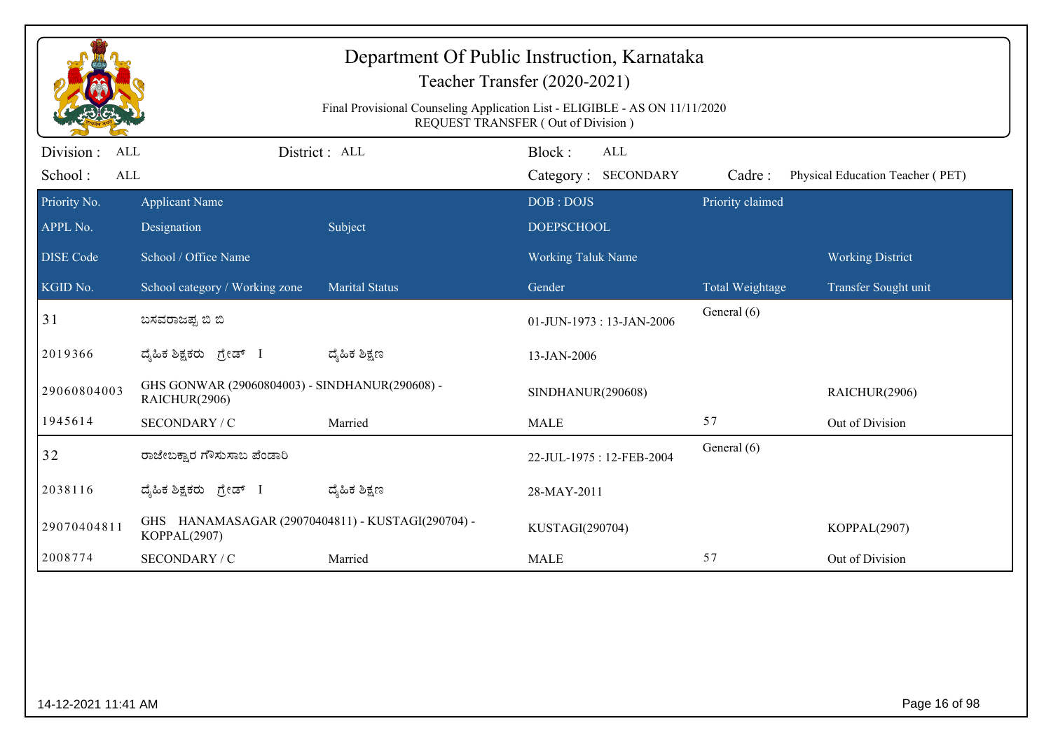# Department Of Public Instruction, Karnataka

## Teacher Transfer (2020-2021)

Final Provisional Counseling Application List - ELIGIBLE - AS ON 11/11/2020
REQUEST TRANSFER ( Out of Division )

Division : ALL | District : ALL | Block : ALL
School : ALL | Category : SECONDARY | Cadre : Physical Education Teacher ( PET)

| Priority No. | Applicant Name | | DOB : DOJS | Priority claimed | |
|---|---|---|---|---|---|
| APPL No. | Designation | Subject | DOEPSCHOOL | | |
| DISE Code | School / Office Name | | Working Taluk Name | | Working District |
| KGID No. | School category / Working zone | Marital Status | Gender | Total Weightage | Transfer Sought unit |
| 31 | ಬಸವರಾಜಪ್ಪ ಬಿ ಬಿ | | 01-JUN-1973 : 13-JAN-2006 | General (6) | |
| 2019366 | ದೈಹಿಕ ಶಿಕ್ಷಕರು ಗ್ರೇಡ್ I | ದೈಹಿಕ ಶಿಕ್ಷಣ | 13-JAN-2006 | | |
| 29060804003 | GHS GONWAR (29060804003) - SINDHANUR(290608) - RAICHUR(2906) | | SINDHANUR(290608) | | RAICHUR(2906) |
| 1945614 | SECONDARY / C | Married | MALE | 57 | Out of Division |
| 32 | ರಾಜೇಬಕ್ಷಾರ ಗೌಸುಸಾಬ ಪೆಂಡಾರಿ | | 22-JUL-1975 : 12-FEB-2004 | General (6) | |
| 2038116 | ದೈಹಿಕ ಶಿಕ್ಷಕರು ಗ್ರೇಡ್ I | ದೈಹಿಕ ಶಿಕ್ಷಣ | 28-MAY-2011 | | |
| 29070404811 | GHS HANAMASAGAR (29070404811) - KUSTAGI(290704) - KOPPAL(2907) | | KUSTAGI(290704) | | KOPPAL(2907) |
| 2008774 | SECONDARY / C | Married | MALE | 57 | Out of Division |

14-12-2021 11:41 AM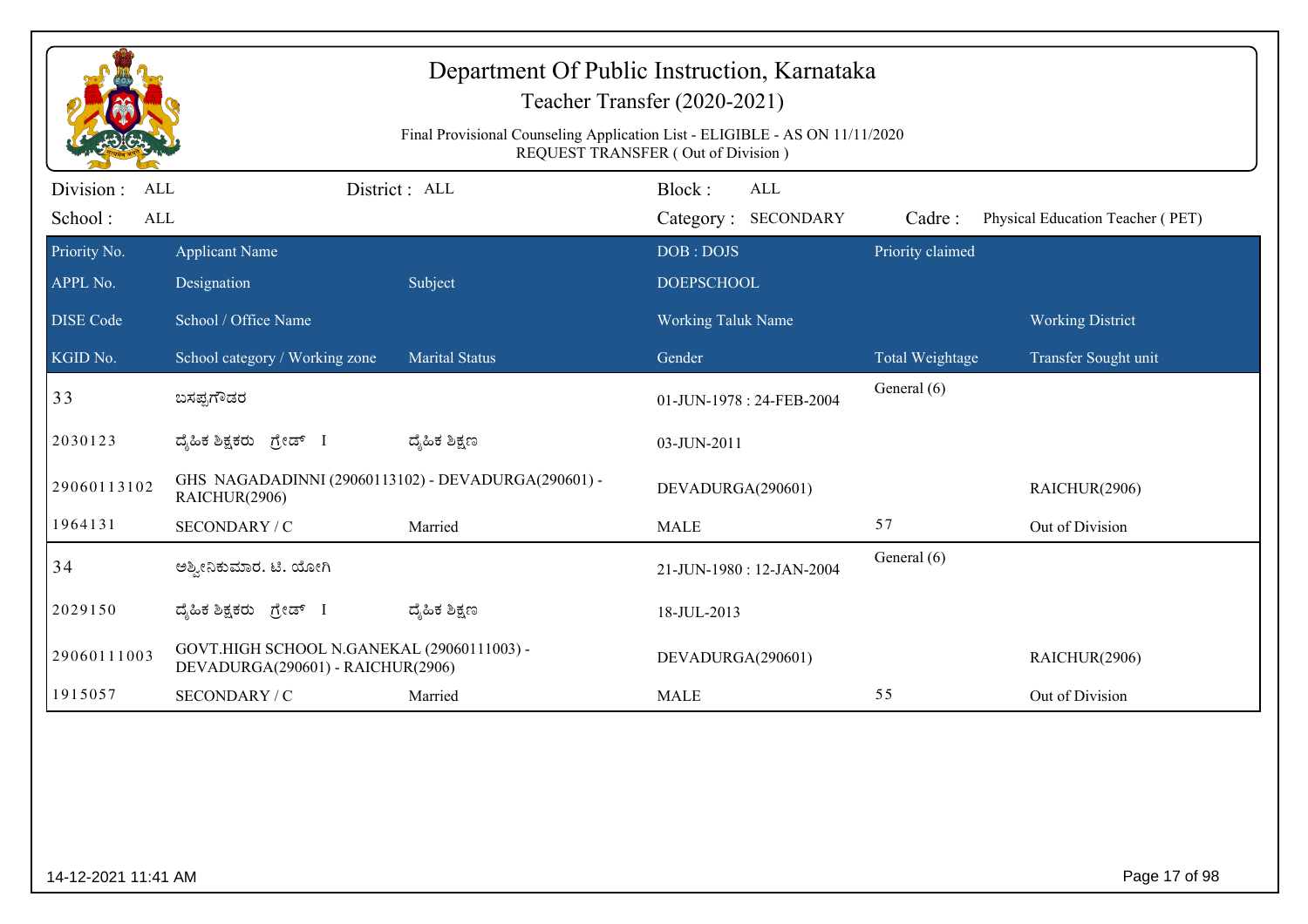# Department Of Public Instruction, Karnataka

## Teacher Transfer (2020-2021)

Final Provisional Counseling Application List - ELIGIBLE - AS ON 11/11/2020
REQUEST TRANSFER ( Out of Division )

Division : ALL District : ALL Block : ALL
School : ALL Category : SECONDARY Cadre : Physical Education Teacher ( PET)

| Priority No. | Applicant Name | | DOB : DOJS | Priority claimed | |
|---|---|---|---|---|---|
| APPL No. | Designation | Subject | DOEPSCHOOL | | |
| DISE Code | School / Office Name | | Working Taluk Name | | Working District |
| KGID No. | School category / Working zone | Marital Status | Gender | Total Weightage | Transfer Sought unit |
| 33 | ಬಸಪ್ಪಗೌಡರ | | 01-JUN-1978 : 24-FEB-2004 | General (6) | |
| 2030123 | ದೈಹಿಕ ಶಿಕ್ಷಕರು ಗ್ರೇಡ್ I | ದೈಹಿಕ ಶಿಕ್ಷಣ | 03-JUN-2011 | | |
| 29060113102 | GHS NAGADADINNI (29060113102) - DEVADURGA(290601) - RAICHUR(2906) | | DEVADURGA(290601) | | RAICHUR(2906) |
| 1964131 | SECONDARY / C | Married | MALE | 57 | Out of Division |
| 34 | ಅಶ್ವೀನಿಕುಮಾರ. ಟಿ. ಯೋಗಿ | | 21-JUN-1980 : 12-JAN-2004 | General (6) | |
| 2029150 | ದೈಹಿಕ ಶಿಕ್ಷಕರು ಗ್ರೇಡ್ I | ದೈಹಿಕ ಶಿಕ್ಷಣ | 18-JUL-2013 | | |
| 29060111003 | GOVT.HIGH SCHOOL N.GANEKAL (29060111003) - DEVADURGA(290601) - RAICHUR(2906) | | DEVADURGA(290601) | | RAICHUR(2906) |
| 1915057 | SECONDARY / C | Married | MALE | 55 | Out of Division |

14-12-2021 11:41 AM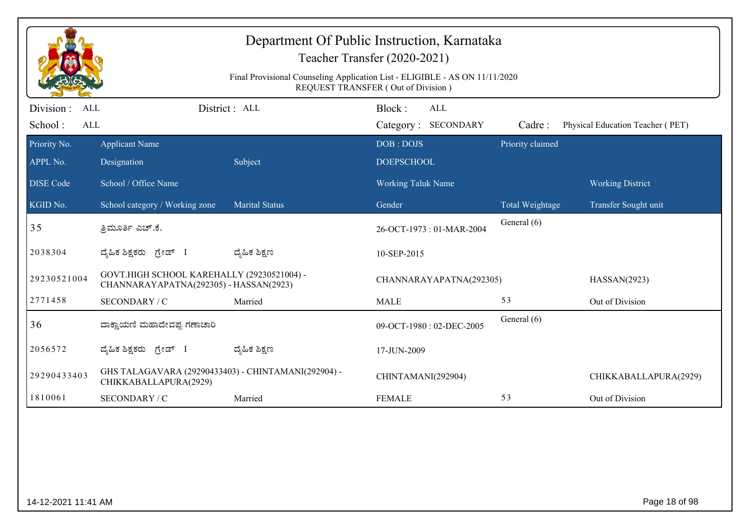# Department Of Public Instruction, Karnataka

## Teacher Transfer (2020-2021)

Final Provisional Counseling Application List - ELIGIBLE - AS ON 11/11/2020
REQUEST TRANSFER ( Out of Division )

Division : ALL | District : ALL | Block : ALL
School : ALL | Category : SECONDARY | Cadre : Physical Education Teacher ( PET)

| Priority No. / APPL No. / DISE Code / KGID No. | Applicant Name / Designation / School / Office Name / School category / Working zone | Subject / Marital Status | DOB : DOJS / DOEPSCHOOL / Working Taluk Name / Gender | Priority claimed / Total Weightage | Working District / Transfer Sought unit |
|---|---|---|---|---|---|
| 35 | ತ್ರಿಮೂರ್ತಿ ಎಚ್.ಕೆ. | | 26-OCT-1973 : 01-MAR-2004 | General (6) | |
| 2038304 | ದೈಹಿಕ ಶಿಕ್ಷಕರು ಗ್ರೇಡ್ I | ದೈಹಿಕ ಶಿಕ್ಷಣ | 10-SEP-2015 | | |
| 29230521004 | GOVT.HIGH SCHOOL KAREHALLY (29230521004) - CHANNARAYAPATNA(292305) - HASSAN(2923) | | CHANNARAYAPATNA(292305) | | HASSAN(2923) |
| 2771458 | SECONDARY / C | Married | MALE | 53 | Out of Division |
| 36 | ದಾಕ್ಷಾಯಣಿ ಮಹಾದೇವಪ್ಪ ಗಣಾಚಾರಿ | | 09-OCT-1980 : 02-DEC-2005 | General (6) | |
| 2056572 | ದೈಹಿಕ ಶಿಕ್ಷಕರು ಗ್ರೇಡ್ I | ದೈಹಿಕ ಶಿಕ್ಷಣ | 17-JUN-2009 | | |
| 29290433403 | GHS TALAGAVARA (29290433403) - CHINTAMANI(292904) - CHIKKABALLAPURA(2929) | | CHINTAMANI(292904) | | CHIKKABALLAPURA(2929) |
| 1810061 | SECONDARY / C | Married | FEMALE | 53 | Out of Division |

14-12-2021 11:41 AM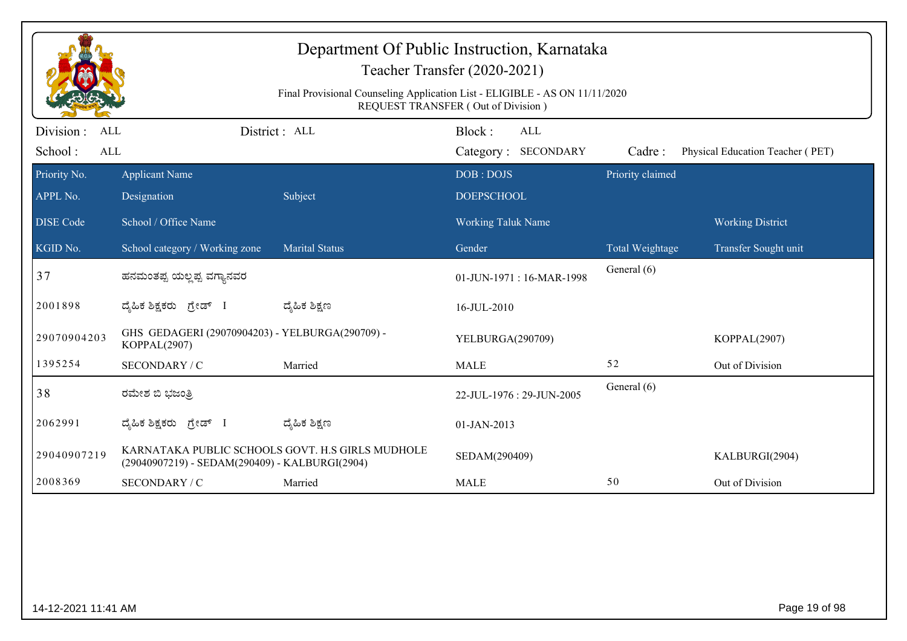# Department Of Public Instruction, Karnataka

## Teacher Transfer (2020-2021)

Final Provisional Counseling Application List - ELIGIBLE - AS ON 11/11/2020
REQUEST TRANSFER ( Out of Division )

Division : ALL | District : ALL | Block : ALL
School : ALL | Category : SECONDARY | Cadre : Physical Education Teacher ( PET)

| Priority No. | Applicant Name | | DOB : DOJS | Priority claimed | |
|---|---|---|---|---|---|
| APPL No. | Designation | Subject | DOEPSCHOOL | | |
| DISE Code | School / Office Name | | Working Taluk Name | | Working District |
| KGID No. | School category / Working zone | Marital Status | Gender | Total Weightage | Transfer Sought unit |
| 37 | ಹನಮಂತಪ್ಪ ಯಲ್ಲಪ್ಪ ವಗ್ಯಾನವರ | | 01-JUN-1971 : 16-MAR-1998 | General (6) | |
| 2001898 | ದೈಹಿಕ ಶಿಕ್ಷಕರು ಗ್ರೇಡ್ I | ದೈಹಿಕ ಶಿಕ್ಷಣ | 16-JUL-2010 | | |
| 29070904203 | GHS GEDAGERI (29070904203) - YELBURGA(290709) - KOPPAL(2907) | | YELBURGA(290709) | | KOPPAL(2907) |
| 1395254 | SECONDARY / C | Married | MALE | 52 | Out of Division |
| 38 | ರಮೇಶ ಬಿ ಭಜಂತ್ರಿ | | 22-JUL-1976 : 29-JUN-2005 | General (6) | |
| 2062991 | ದೈಹಿಕ ಶಿಕ್ಷಕರು ಗ್ರೇಡ್ I | ದೈಹಿಕ ಶಿಕ್ಷಣ | 01-JAN-2013 | | |
| 29040907219 | KARNATAKA PUBLIC SCHOOLS GOVT. H.S GIRLS MUDHOLE (29040907219) - SEDAM(290409) - KALBURGI(2904) | | SEDAM(290409) | | KALBURGI(2904) |
| 2008369 | SECONDARY / C | Married | MALE | 50 | Out of Division |

14-12-2021 11:41 AM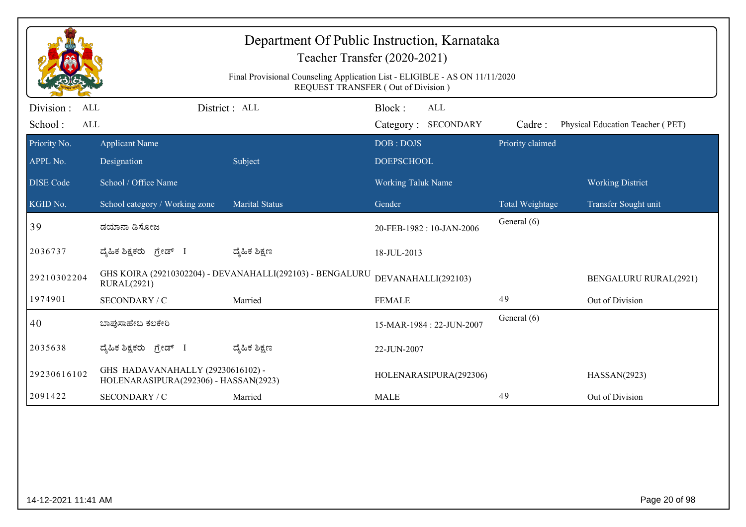# Department Of Public Instruction, Karnataka

Teacher Transfer (2020-2021)

Final Provisional Counseling Application List - ELIGIBLE - AS ON 11/11/2020

REQUEST TRANSFER ( Out of Division )

Division : ALL | District : ALL | Block : ALL

School : ALL | Category : SECONDARY | Cadre : Physical Education Teacher ( PET)

| Priority No. / APPL No. / DISE Code / KGID No. | Applicant Name / Designation / School / Office Name / School category / Working zone | Subject / Marital Status | DOB : DOJS / DOEPSCHOOL / Working Taluk Name / Gender | Priority claimed / Total Weightage | Working District / Transfer Sought unit |
|---|---|---|---|---|---|
| 39 | ಡಯಾನಾ ಡಿಸೋಜ | | 20-FEB-1982 : 10-JAN-2006 | General (6) | |
| 2036737 | ದೈಹಿಕ ಶಿಕ್ಷಕರು ಗ್ರೇಡ್ I | ದೈಹಿಕ ಶಿಕ್ಷಣ | 18-JUL-2013 | | |
| 29210302204 | GHS KOIRA (29210302204) - DEVANAHALLI(292103) - BENGALURU RURAL(2921) | | DEVANAHALLI(292103) | | BENGALURU RURAL(2921) |
| 1974901 | SECONDARY / C | Married | FEMALE | 49 | Out of Division |
| 40 | ಬಾಪುಸಾಹೇಬ ಕಲಕೇರಿ | | 15-MAR-1984 : 22-JUN-2007 | General (6) | |
| 2035638 | ದೈಹಿಕ ಶಿಕ್ಷಕರು ಗ್ರೇಡ್ I | ದೈಹಿಕ ಶಿಕ್ಷಣ | 22-JUN-2007 | | |
| 29230616102 | GHS HADAVANAHALLY (29230616102) - HOLENARASIPURA(292306) - HASSAN(2923) | | HOLENARASIPURA(292306) | | HASSAN(2923) |
| 2091422 | SECONDARY / C | Married | MALE | 49 | Out of Division |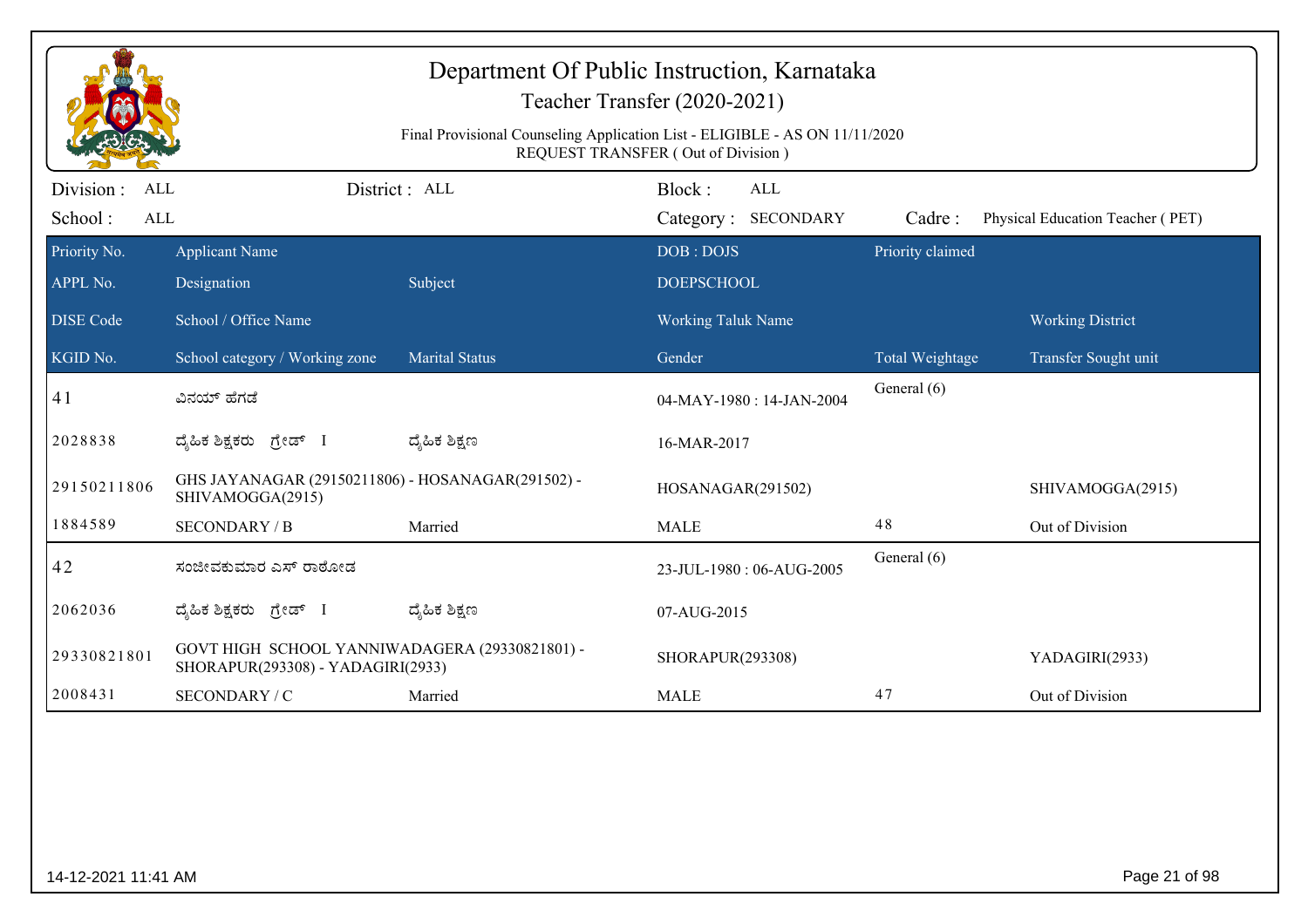# Department Of Public Instruction, Karnataka

## Teacher Transfer (2020-2021)

Final Provisional Counseling Application List - ELIGIBLE - AS ON 11/11/2020
REQUEST TRANSFER ( Out of Division )

Division : ALL | District : ALL | Block : ALL
School : ALL | Category : SECONDARY | Cadre : Physical Education Teacher ( PET)

| Priority No. / APPL No. / DISE Code / KGID No. | Applicant Name / Designation / School / Office Name / School category / Working zone | Subject / Marital Status | DOB : DOJS / DOEPSCHOOL / Working Taluk Name / Gender | Priority claimed / Total Weightage | Working District / Transfer Sought unit |
|---|---|---|---|---|---|
| 41 | ವಿನಯ್ ಹೆಗಡೆ | | 04-MAY-1980 : 14-JAN-2004 | General (6) | |
| 2028838 | ದೈಹಿಕ ಶಿಕ್ಷಕರು ಗ್ರೇಡ್ I | ದೈಹಿಕ ಶಿಕ್ಷಣ | 16-MAR-2017 | | |
| 29150211806 | GHS JAYANAGAR (29150211806) - HOSANAGAR(291502) - SHIVAMOGGA(2915) | | HOSANAGAR(291502) | | SHIVAMOGGA(2915) |
| 1884589 | SECONDARY / B | Married | MALE | 48 | Out of Division |
| 42 | ಸಂಜೀವಕುಮಾರ ಎಸ್ ರಾಠೋಡ | | 23-JUL-1980 : 06-AUG-2005 | General (6) | |
| 2062036 | ದೈಹಿಕ ಶಿಕ್ಷಕರು ಗ್ರೇಡ್ I | ದೈಹಿಕ ಶಿಕ್ಷಣ | 07-AUG-2015 | | |
| 29330821801 | GOVT HIGH SCHOOL YANNIWADAGERA (29330821801) - SHORAPUR(293308) - YADAGIRI(2933) | | SHORAPUR(293308) | | YADAGIRI(2933) |
| 2008431 | SECONDARY / C | Married | MALE | 47 | Out of Division |

14-12-2021 11:41 AM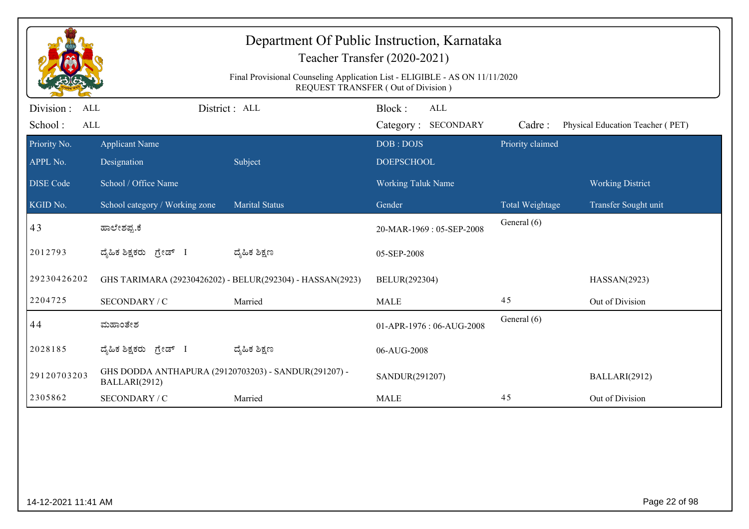# Department Of Public Instruction, Karnataka

## Teacher Transfer (2020-2021)

Final Provisional Counseling Application List - ELIGIBLE - AS ON 11/11/2020
REQUEST TRANSFER ( Out of Division )

Division : ALL &nbsp;&nbsp; District : ALL &nbsp;&nbsp; Block : ALL

School : ALL &nbsp;&nbsp; Category : SECONDARY &nbsp;&nbsp; Cadre : Physical Education Teacher ( PET)

| Priority No. / APPL No. / DISE Code / KGID No. | Applicant Name / Designation / School / Office Name / School category / Working zone | Subject / Marital Status | DOB : DOJS / DOEPSCHOOL / Working Taluk Name / Gender | Priority claimed / Total Weightage | Working District / Transfer Sought unit |
|---|---|---|---|---|---|
| 43 | ಹಾಲೇಶಪ್ಪ.ಕೆ | | 20-MAR-1969 : 05-SEP-2008 | General (6) | |
| 2012793 | ದೈಹಿಕ ಶಿಕ್ಷಕರು ಗ್ರೇಡ್ I | ದೈಹಿಕ ಶಿಕ್ಷಣ | 05-SEP-2008 | | |
| 29230426202 | GHS TARIMARA (29230426202) - BELUR(292304) - HASSAN(2923) | | BELUR(292304) | | HASSAN(2923) |
| 2204725 | SECONDARY / C | Married | MALE | 45 | Out of Division |
| 44 | ಮಹಾಂತೇಶ | | 01-APR-1976 : 06-AUG-2008 | General (6) | |
| 2028185 | ದೈಹಿಕ ಶಿಕ್ಷಕರು ಗ್ರೇಡ್ I | ದೈಹಿಕ ಶಿಕ್ಷಣ | 06-AUG-2008 | | |
| 29120703203 | GHS DODDA ANTHAPURA (29120703203) - SANDUR(291207) - BALLARI(2912) | | SANDUR(291207) | | BALLARI(2912) |
| 2305862 | SECONDARY / C | Married | MALE | 45 | Out of Division |

14-12-2021 11:41 AM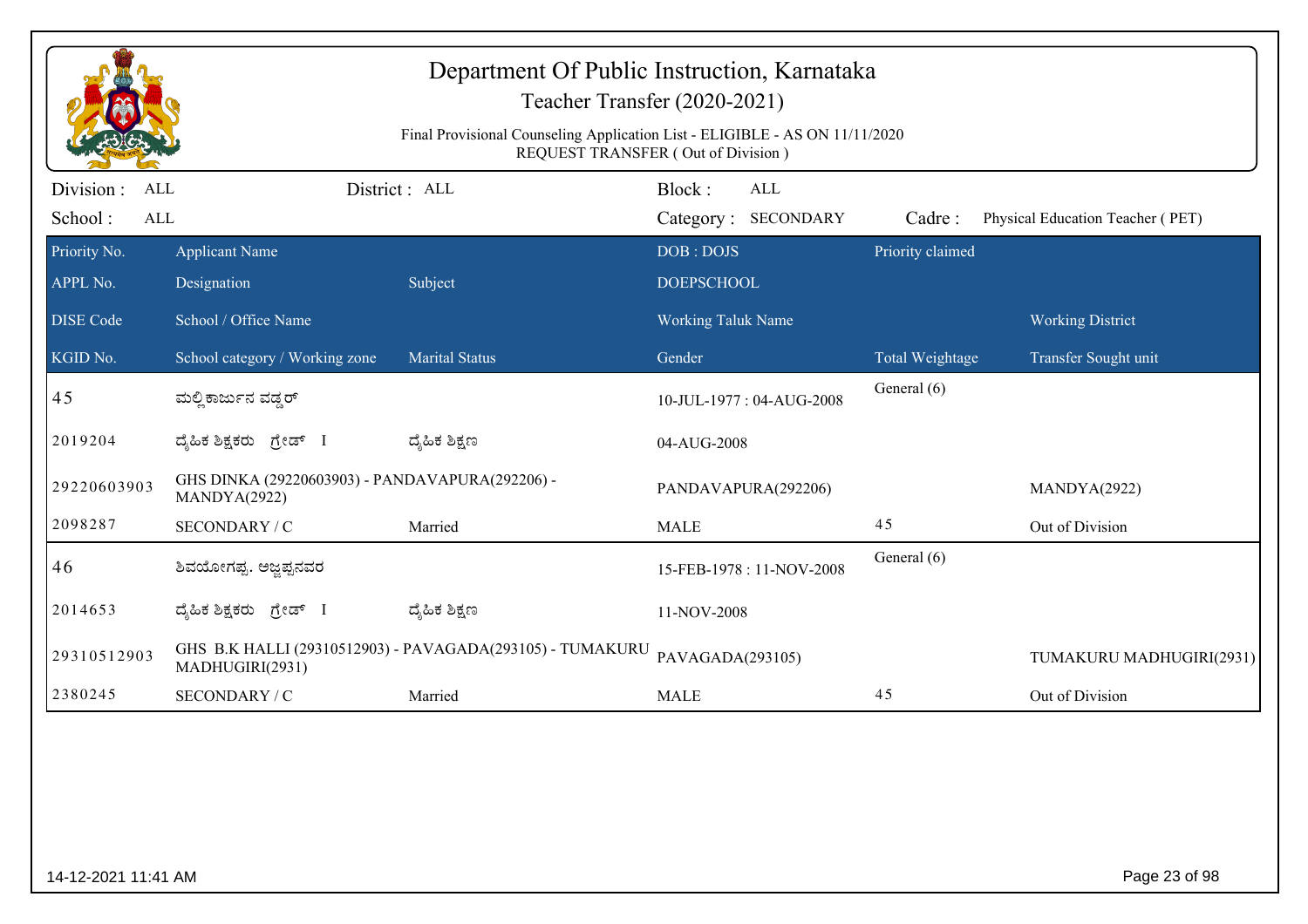# Department Of Public Instruction, Karnataka

## Teacher Transfer (2020-2021)

Final Provisional Counseling Application List - ELIGIBLE - AS ON 11/11/2020

REQUEST TRANSFER ( Out of Division )

Division : ALL | District : ALL | Block : ALL

School : ALL | Category : SECONDARY | Cadre : Physical Education Teacher ( PET)

| Priority No. / APPL No. / DISE Code / KGID No. | Applicant Name / Designation / School / Office Name / School category / Working zone | Subject / Marital Status | DOB : DOJS / DOEPSCHOOL / Working Taluk Name / Gender | Priority claimed / Total Weightage | Working District / Transfer Sought unit |
|---|---|---|---|---|---|
| 45 | ಮಲ್ಲಿಕಾರ್ಜುನ ವಡ್ಡರ್ | | 10-JUL-1977 : 04-AUG-2008 | General (6) | |
| 2019204 | ದೈಹಿಕ ಶಿಕ್ಷಕರು ಗ್ರೇಡ್ I | ದೈಹಿಕ ಶಿಕ್ಷಣ | 04-AUG-2008 | | |
| 29220603903 | GHS DINKA (29220603903) - PANDAVAPURA(292206) - MANDYA(2922) | | PANDAVAPURA(292206) | | MANDYA(2922) |
| 2098287 | SECONDARY / C | Married | MALE | 45 | Out of Division |
| 46 | ಶಿವಯೋಗಪ್ಪ. ಅಜ್ಜಪ್ಪನವರ | | 15-FEB-1978 : 11-NOV-2008 | General (6) | |
| 2014653 | ದೈಹಿಕ ಶಿಕ್ಷಕರು ಗ್ರೇಡ್ I | ದೈಹಿಕ ಶಿಕ್ಷಣ | 11-NOV-2008 | | |
| 29310512903 | GHS B.K HALLI (29310512903) - PAVAGADA(293105) - TUMAKURU MADHUGIRI(2931) | | PAVAGADA(293105) | | TUMAKURU MADHUGIRI(2931) |
| 2380245 | SECONDARY / C | Married | MALE | 45 | Out of Division |

14-12-2021 11:41 AM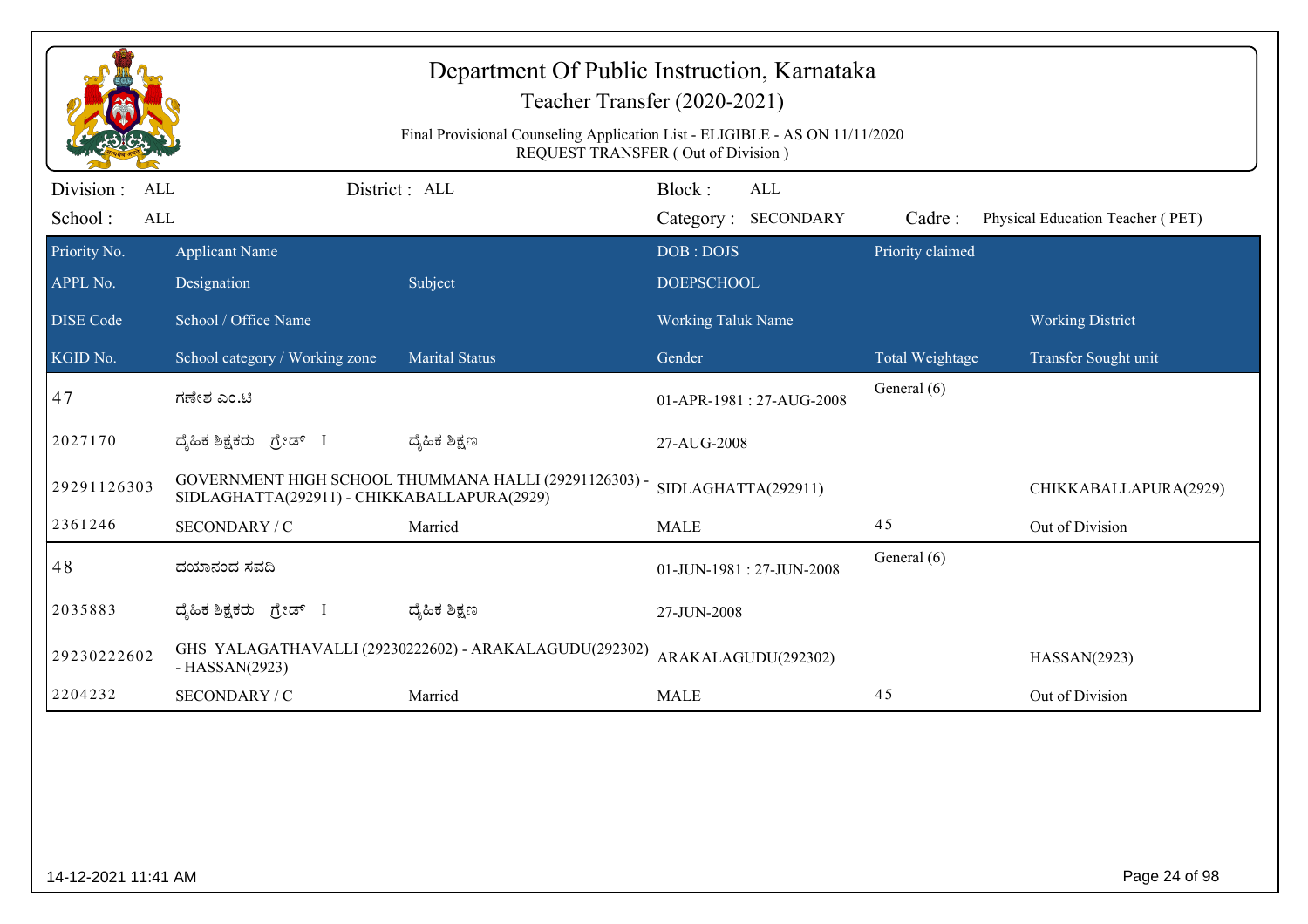# Department Of Public Instruction, Karnataka

## Teacher Transfer (2020-2021)

Final Provisional Counseling Application List - ELIGIBLE - AS ON 11/11/2020

REQUEST TRANSFER ( Out of Division )

Division : ALL &nbsp;&nbsp;&nbsp; District : ALL &nbsp;&nbsp;&nbsp; Block : ALL

School : ALL &nbsp;&nbsp;&nbsp; Category : SECONDARY &nbsp;&nbsp;&nbsp; Cadre : Physical Education Teacher ( PET)

| Priority No. / APPL No. / DISE Code / KGID No. | Applicant Name / Designation / School / Office Name / School category / Working zone | Subject / Marital Status | DOB : DOJS / DOEPSCHOOL / Working Taluk Name / Gender | Priority claimed / Total Weightage | Working District / Transfer Sought unit |
|---|---|---|---|---|---|
| 47 | ಗಣೇಶ ಎಂ.ಟಿ | | 01-APR-1981 : 27-AUG-2008 | General (6) | |
| 2027170 | ದೈಹಿಕ ಶಿಕ್ಷಕರು ಗ್ರೇಡ್ I | ದೈಹಿಕ ಶಿಕ್ಷಣ | 27-AUG-2008 | | |
| 29291126303 | GOVERNMENT HIGH SCHOOL THUMMANA HALLI (29291126303) - SIDLAGHATTA(292911) - CHIKKABALLAPURA(2929) | | SIDLAGHATTA(292911) | | CHIKKABALLAPURA(2929) |
| 2361246 | SECONDARY / C | Married | MALE | 45 | Out of Division |
| 48 | ದಯಾನಂದ ಸವದಿ | | 01-JUN-1981 : 27-JUN-2008 | General (6) | |
| 2035883 | ದೈಹಿಕ ಶಿಕ್ಷಕರು ಗ್ರೇಡ್ I | ದೈಹಿಕ ಶಿಕ್ಷಣ | 27-JUN-2008 | | |
| 29230222602 | GHS YALAGATHAVALLI (29230222602) - ARAKALAGUDU(292302) - HASSAN(2923) | | ARAKALAGUDU(292302) | | HASSAN(2923) |
| 2204232 | SECONDARY / C | Married | MALE | 45 | Out of Division |

14-12-2021 11:41 AM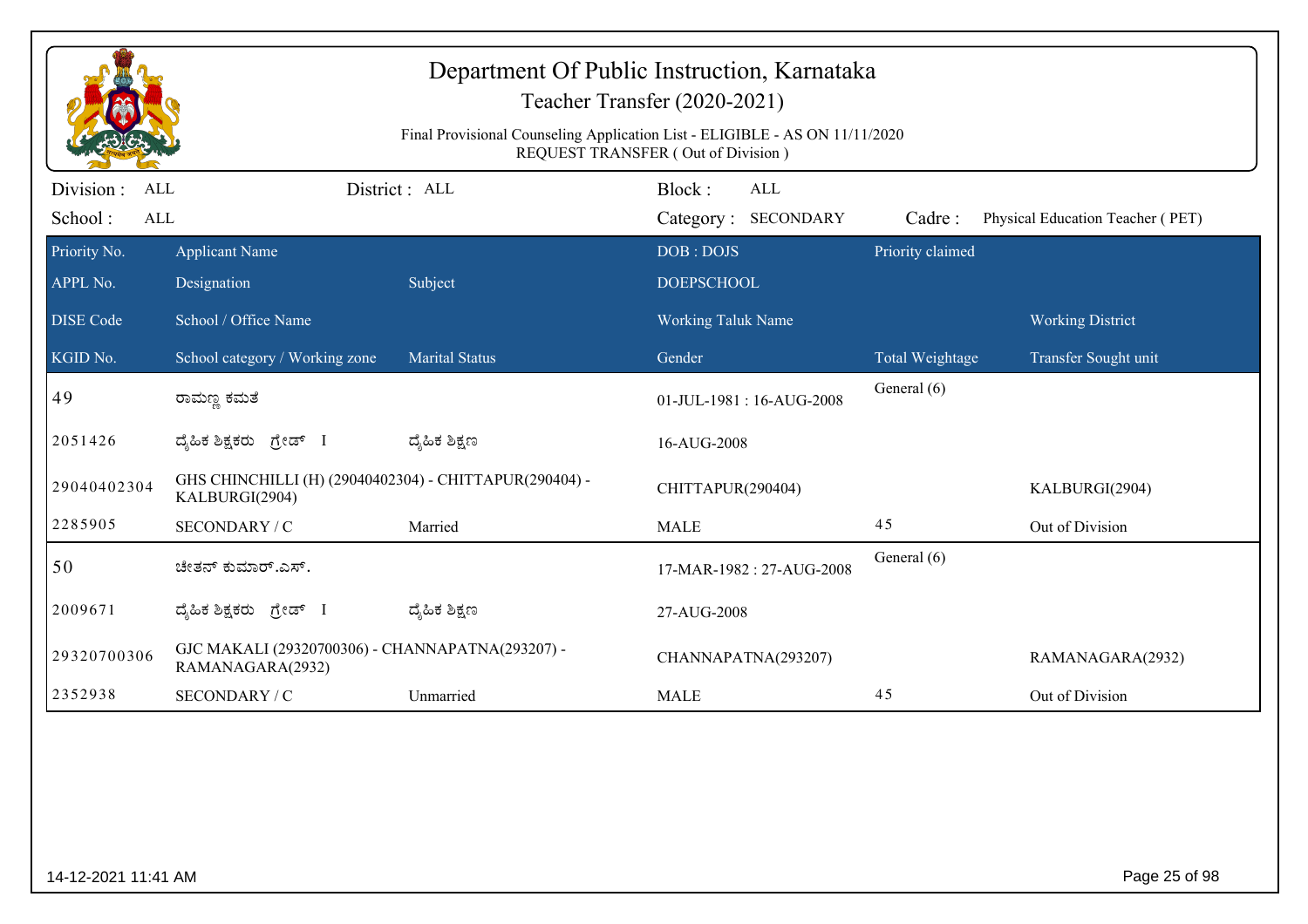# Department Of Public Instruction, Karnataka

## Teacher Transfer (2020-2021)

Final Provisional Counseling Application List - ELIGIBLE - AS ON 11/11/2020
REQUEST TRANSFER ( Out of Division )

Division : ALL | District : ALL | Block : ALL
School : ALL | Category : SECONDARY | Cadre : Physical Education Teacher ( PET)

| Priority No. / APPL No. / DISE Code / KGID No. | Applicant Name / Designation / School / Office Name / School category / Working zone | Subject / Marital Status | DOB : DOJS / DOEPSCHOOL / Working Taluk Name / Gender | Priority claimed / Total Weightage | Working District / Transfer Sought unit |
|---|---|---|---|---|---|
| 49 | ರಾಮಣ್ಣ ಕಮತೆ | | 01-JUL-1981 : 16-AUG-2008 | General (6) | |
| 2051426 | ದೈಹಿಕ ಶಿಕ್ಷಕರು ಗ್ರೇಡ್ I | ದೈಹಿಕ ಶಿಕ್ಷಣ | 16-AUG-2008 | | |
| 29040402304 | GHS CHINCHILLI (H) (29040402304) - CHITTAPUR(290404) - KALBURGI(2904) | | CHITTAPUR(290404) | | KALBURGI(2904) |
| 2285905 | SECONDARY / C | Married | MALE | 45 | Out of Division |
| 50 | ಚೇತನ್ ಕುಮಾರ್.ಎಸ್. | | 17-MAR-1982 : 27-AUG-2008 | General (6) | |
| 2009671 | ದೈಹಿಕ ಶಿಕ್ಷಕರು ಗ್ರೇಡ್ I | ದೈಹಿಕ ಶಿಕ್ಷಣ | 27-AUG-2008 | | |
| 29320700306 | GJC MAKALI (29320700306) - CHANNAPATNA(293207) - RAMANAGARA(2932) | | CHANNAPATNA(293207) | | RAMANAGARA(2932) |
| 2352938 | SECONDARY / C | Unmarried | MALE | 45 | Out of Division |

14-12-2021 11:41 AM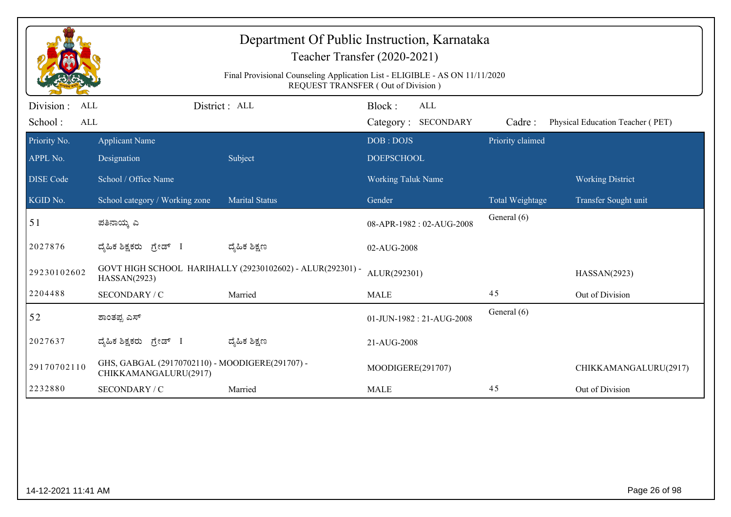# Department Of Public Instruction, Karnataka

Teacher Transfer (2020-2021)

Final Provisional Counseling Application List - ELIGIBLE - AS ON 11/11/2020

REQUEST TRANSFER ( Out of Division )

Division : ALL    District : ALL    Block : ALL

School : ALL    Category : SECONDARY    Cadre : Physical Education Teacher ( PET)

| Priority No. / APPL No. / DISE Code / KGID No. | Applicant Name / Designation / School / Office Name / School category / Working zone | Subject / Marital Status | DOB : DOJS / DOEPSCHOOL / Working Taluk Name / Gender | Priority claimed / Total Weightage | Working District / Transfer Sought unit |
|---|---|---|---|---|---|
| 51 | ಪತಿನಾಯ್ಕ ಎ | | 08-APR-1982 : 02-AUG-2008 | General (6) | |
| 2027876 | ದೈಹಿಕ ಶಿಕ್ಷಕರು ಗ್ರೇಡ್ I | ದೈಹಿಕ ಶಿಕ್ಷಣ | 02-AUG-2008 | | |
| 29230102602 | GOVT HIGH SCHOOL HARIHALLY (29230102602) - ALUR(292301) - HASSAN(2923) | | ALUR(292301) | | HASSAN(2923) |
| 2204488 | SECONDARY / C | Married | MALE | 45 | Out of Division |
| 52 | ಶಾಂತಪ್ಪ ಎಸ್ | | 01-JUN-1982 : 21-AUG-2008 | General (6) | |
| 2027637 | ದೈಹಿಕ ಶಿಕ್ಷಕರು ಗ್ರೇಡ್ I | ದೈಹಿಕ ಶಿಕ್ಷಣ | 21-AUG-2008 | | |
| 29170702110 | GHS, GABGAL (29170702110) - MOODIGERE(291707) - CHIKKAMANGALURU(2917) | | MOODIGERE(291707) | | CHIKKAMANGALURU(2917) |
| 2232880 | SECONDARY / C | Married | MALE | 45 | Out of Division |

14-12-2021 11:41 AM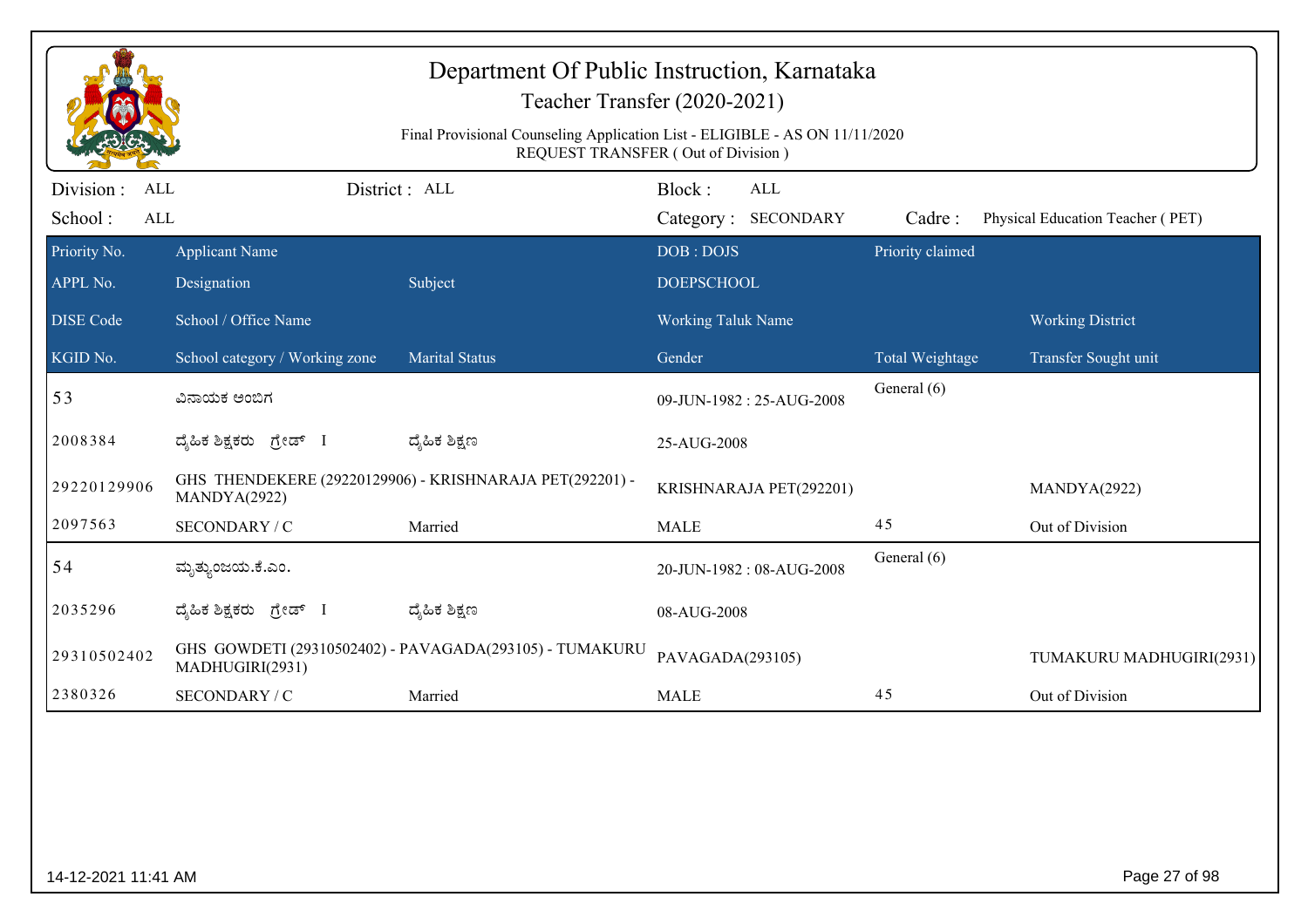# Department Of Public Instruction, Karnataka

## Teacher Transfer (2020-2021)

Final Provisional Counseling Application List - ELIGIBLE - AS ON 11/11/2020
REQUEST TRANSFER ( Out of Division )

Division : ALL | District : ALL | Block : ALL
School : ALL | Category : SECONDARY | Cadre : Physical Education Teacher ( PET)

| Priority No. / APPL No. / DISE Code / KGID No. | Applicant Name / Designation / School / Office Name / School category / Working zone | Subject / Marital Status | DOB : DOJS / DOEPSCHOOL / Working Taluk Name / Gender | Priority claimed / Total Weightage | Working District / Transfer Sought unit |
|---|---|---|---|---|---|
| 53 | ವಿನಾಯಕ ಅಂಬಿಗ | | 09-JUN-1982 : 25-AUG-2008 | General (6) | |
| 2008384 | ದೈಹಿಕ ಶಿಕ್ಷಕರು ಗ್ರೇಡ್ I | ದೈಹಿಕ ಶಿಕ್ಷಣ | 25-AUG-2008 | | |
| 29220129906 | GHS THENDEKERE (29220129906) - KRISHNARAJA PET(292201) - MANDYA(2922) | | KRISHNARAJA PET(292201) | | MANDYA(2922) |
| 2097563 | SECONDARY / C | Married | MALE | 45 | Out of Division |
| 54 | ಮೃತ್ಯುಂಜಯ.ಕೆ.ಎಂ. | | 20-JUN-1982 : 08-AUG-2008 | General (6) | |
| 2035296 | ದೈಹಿಕ ಶಿಕ್ಷಕರು ಗ್ರೇಡ್ I | ದೈಹಿಕ ಶಿಕ್ಷಣ | 08-AUG-2008 | | |
| 29310502402 | GHS GOWDETI (29310502402) - PAVAGADA(293105) - TUMAKURU MADHUGIRI(2931) | | PAVAGADA(293105) | | TUMAKURU MADHUGIRI(2931) |
| 2380326 | SECONDARY / C | Married | MALE | 45 | Out of Division |

14-12-2021 11:41 AM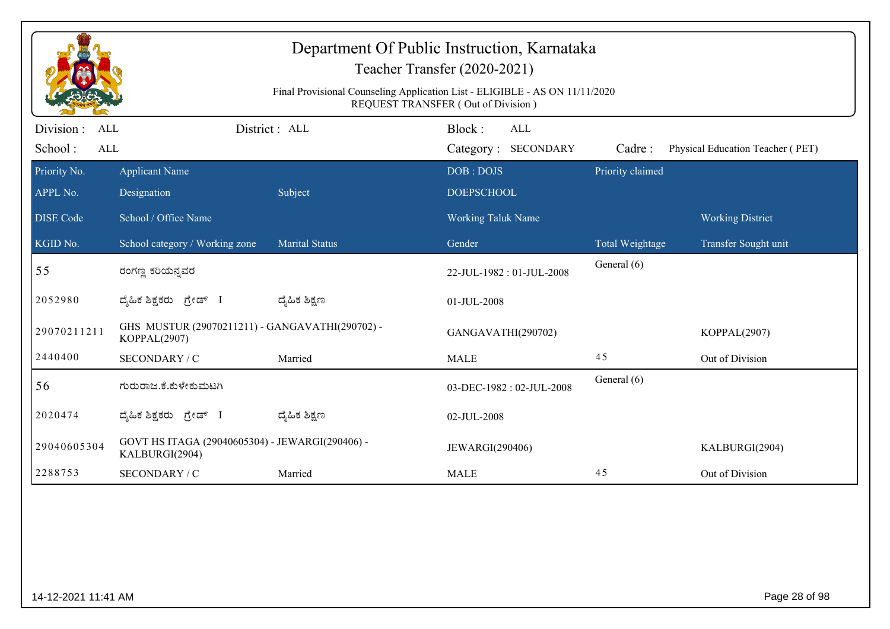# Department Of Public Instruction, Karnataka

## Teacher Transfer (2020-2021)

Final Provisional Counseling Application List - ELIGIBLE - AS ON 11/11/2020
REQUEST TRANSFER ( Out of Division )

Division : ALL    District : ALL    Block : ALL
School : ALL    Category : SECONDARY    Cadre : Physical Education Teacher ( PET)

| Priority No. / APPL No. / DISE Code / KGID No. | Applicant Name / Designation / School / Office Name / School category / Working zone | Subject / Marital Status | DOB : DOJS / DOEPSCHOOL / Working Taluk Name / Gender | Priority claimed / Total Weightage | Working District / Transfer Sought unit |
|---|---|---|---|---|---|
| 55 | ರಂಗಣ್ಣ ಕರಿಯನ್ನವರ | | 22-JUL-1982 : 01-JUL-2008 | General (6) | |
| 2052980 | ದೈಹಿಕ ಶಿಕ್ಷಕರು ಗ್ರೇಡ್ I | ದೈಹಿಕ ಶಿಕ್ಷಣ | 01-JUL-2008 | | |
| 29070211211 | GHS MUSTUR (29070211211) - GANGAVATHI(290702) - KOPPAL(2907) | | GANGAVATHI(290702) | | KOPPAL(2907) |
| 2440400 | SECONDARY / C | Married | MALE | 45 | Out of Division |
| 56 | ಗುರುರಾಜ.ಕೆ.ಕುಳೇಕುಮಟಗಿ | | 03-DEC-1982 : 02-JUL-2008 | General (6) | |
| 2020474 | ದೈಹಿಕ ಶಿಕ್ಷಕರು ಗ್ರೇಡ್ I | ದೈಹಿಕ ಶಿಕ್ಷಣ | 02-JUL-2008 | | |
| 29040605304 | GOVT HS ITAGA (29040605304) - JEWARGI(290406) - KALBURGI(2904) | | JEWARGI(290406) | | KALBURGI(2904) |
| 2288753 | SECONDARY / C | Married | MALE | 45 | Out of Division |

14-12-2021 11:41 AM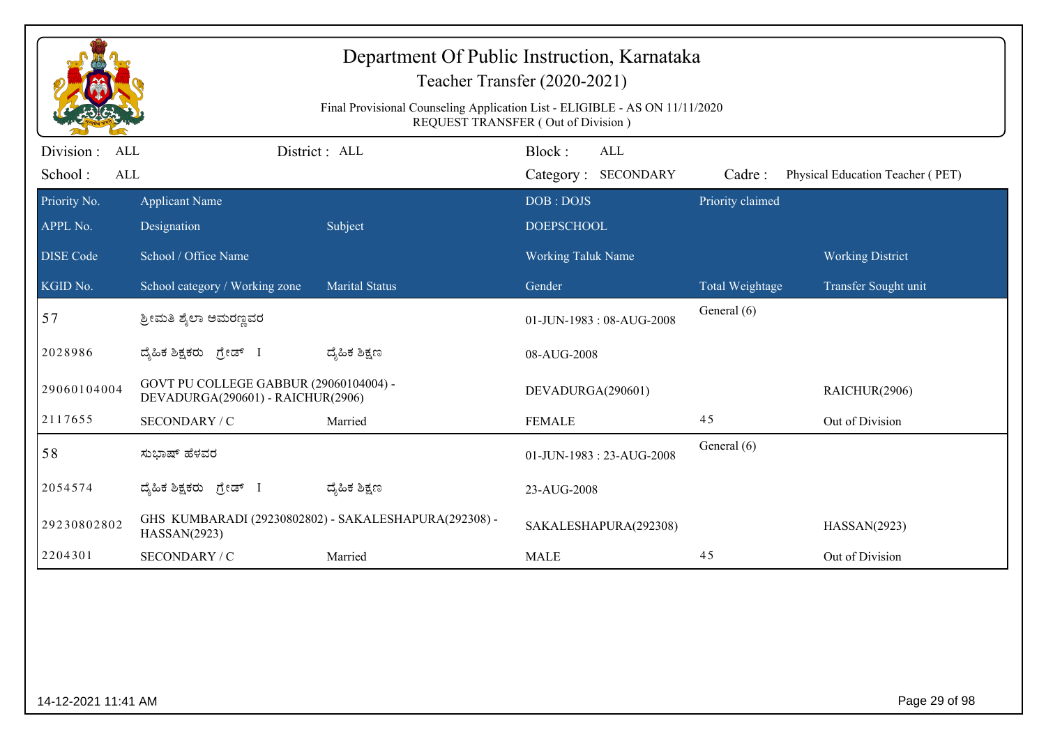# Department Of Public Instruction, Karnataka

## Teacher Transfer (2020-2021)

Final Provisional Counseling Application List - ELIGIBLE - AS ON 11/11/2020
REQUEST TRANSFER ( Out of Division )

Division : ALL | District : ALL | Block : ALL
School : ALL | Category : SECONDARY | Cadre : Physical Education Teacher ( PET)

| Priority No. / APPL No. / DISE Code / KGID No. | Applicant Name / Designation / School / Office Name / School category / Working zone | Subject / Marital Status | DOB : DOJS / DOEPSCHOOL / Working Taluk Name / Gender | Priority claimed / Total Weightage | Working District / Transfer Sought unit |
|---|---|---|---|---|---|
| 57 | ಶ್ರೀಮತಿ ಶೈಲಾ ಅಮರಣ್ಣವರ | | 01-JUN-1983 : 08-AUG-2008 | General (6) | |
| 2028986 | ದೈಹಿಕ ಶಿಕ್ಷಕರು ಗ್ರೇಡ್ I | ದೈಹಿಕ ಶಿಕ್ಷಣ | 08-AUG-2008 | | |
| 29060104004 | GOVT PU COLLEGE GABBUR (29060104004) - DEVADURGA(290601) - RAICHUR(2906) | | DEVADURGA(290601) | | RAICHUR(2906) |
| 2117655 | SECONDARY / C | Married | FEMALE | 45 | Out of Division |
| 58 | ಸುಭಾಷ್ ಹೆಳವರ | | 01-JUN-1983 : 23-AUG-2008 | General (6) | |
| 2054574 | ದೈಹಿಕ ಶಿಕ್ಷಕರು ಗ್ರೇಡ್ I | ದೈಹಿಕ ಶಿಕ್ಷಣ | 23-AUG-2008 | | |
| 29230802802 | GHS KUMBARADI (29230802802) - SAKALESHAPURA(292308) - HASSAN(2923) | | SAKALESHAPURA(292308) | | HASSAN(2923) |
| 2204301 | SECONDARY / C | Married | MALE | 45 | Out of Division |

14-12-2021 11:41 AM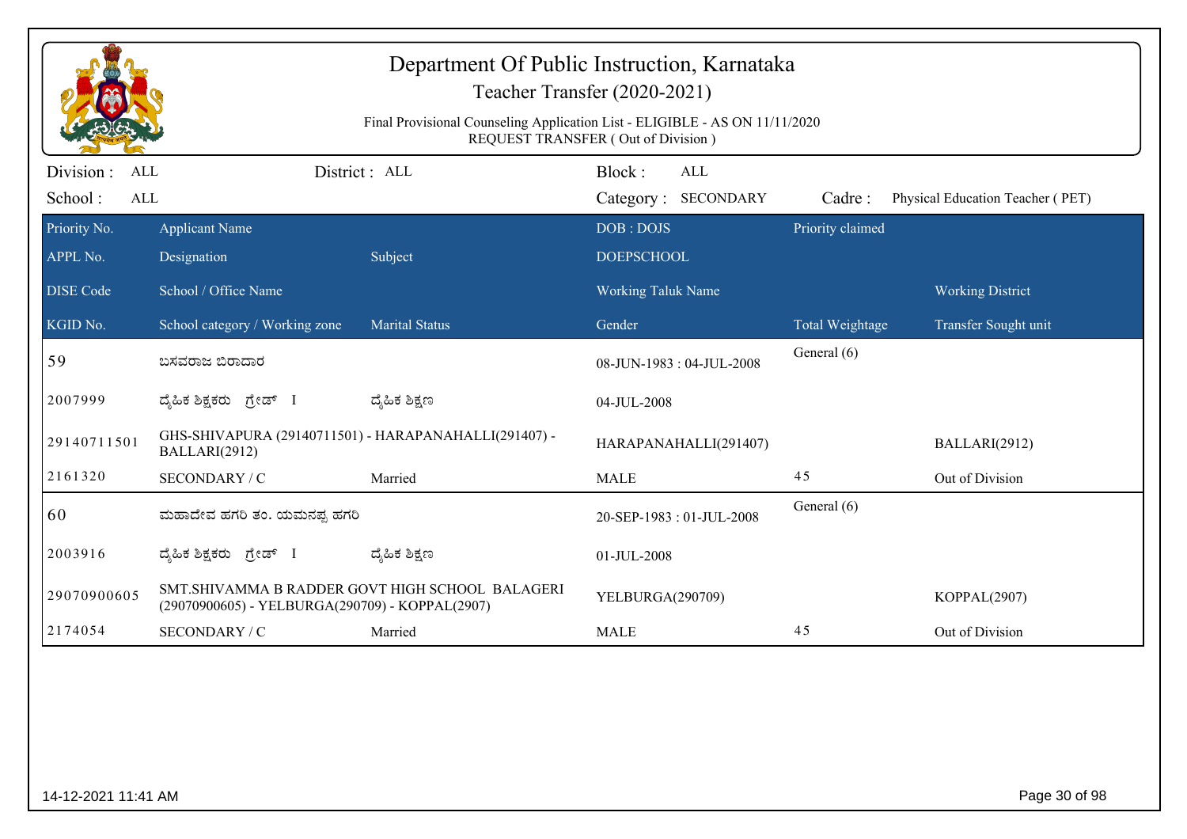# Department Of Public Instruction, Karnataka

## Teacher Transfer (2020-2021)

Final Provisional Counseling Application List - ELIGIBLE - AS ON 11/11/2020
REQUEST TRANSFER ( Out of Division )

Division : ALL | District : ALL | Block : ALL
School : ALL | Category : SECONDARY | Cadre : Physical Education Teacher ( PET)

| Priority No. / APPL No. / DISE Code / KGID No. | Applicant Name / Designation / School / Office Name / School category / Working zone | Subject / Marital Status | DOB : DOJS / DOEPSCHOOL / Working Taluk Name / Gender | Priority claimed / Total Weightage | Working District / Transfer Sought unit |
|---|---|---|---|---|---|
| 59 | ಬಸವರಾಜ ಬಿರಾದಾರ | | 08-JUN-1983 : 04-JUL-2008 | General (6) | |
| 2007999 | ದೈಹಿಕ ಶಿಕ್ಷಕರು ಗ್ರೇಡ್ I | ದೈಹಿಕ ಶಿಕ್ಷಣ | 04-JUL-2008 | | |
| 29140711501 | GHS-SHIVAPURA (29140711501) - HARAPANAHALLI(291407) - BALLARI(2912) | | HARAPANAHALLI(291407) | | BALLARI(2912) |
| 2161320 | SECONDARY / C | Married | MALE | 45 | Out of Division |
| 60 | ಮಹಾದೇವ ಹಗರಿ ತಂ. ಯಮನಪ್ಪ ಹಗರಿ | | 20-SEP-1983 : 01-JUL-2008 | General (6) | |
| 2003916 | ದೈಹಿಕ ಶಿಕ್ಷಕರು ಗ್ರೇಡ್ I | ದೈಹಿಕ ಶಿಕ್ಷಣ | 01-JUL-2008 | | |
| 29070900605 | SMT.SHIVAMMA B RADDER GOVT HIGH SCHOOL BALAGERI (29070900605) - YELBURGA(290709) - KOPPAL(2907) | | YELBURGA(290709) | | KOPPAL(2907) |
| 2174054 | SECONDARY / C | Married | MALE | 45 | Out of Division |

14-12-2021 11:41 AM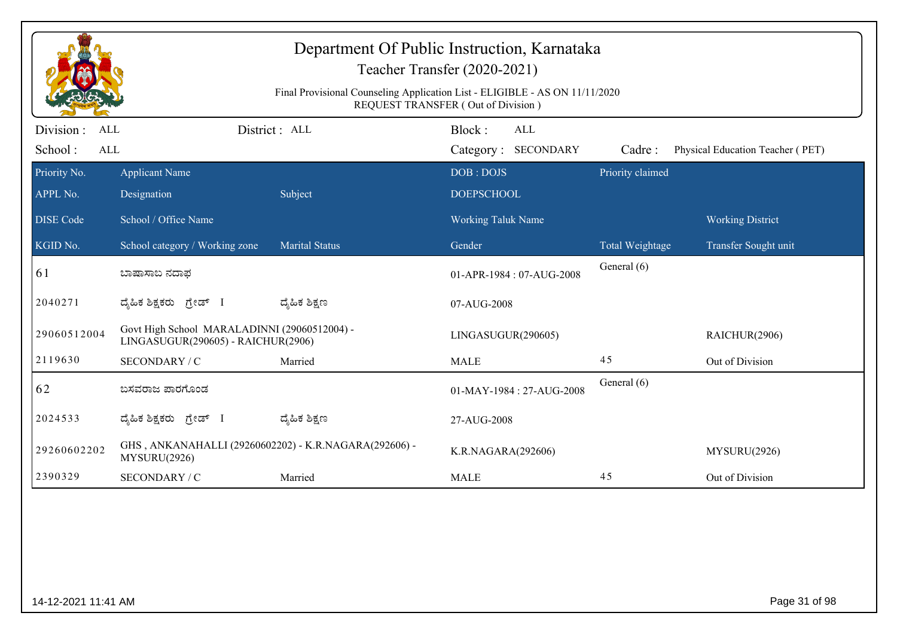# Department Of Public Instruction, Karnataka

## Teacher Transfer (2020-2021)

Final Provisional Counseling Application List - ELIGIBLE - AS ON 11/11/2020
REQUEST TRANSFER ( Out of Division )

Division : ALL | District : ALL | Block : ALL
School : ALL | Category : SECONDARY | Cadre : Physical Education Teacher ( PET)

| Priority No. / APPL No. / DISE Code / KGID No. | Applicant Name / Designation / School / Office Name / School category / Working zone | Subject / Marital Status | DOB : DOJS / DOEPSCHOOL / Working Taluk Name / Gender | Priority claimed / Total Weightage | Working District / Transfer Sought unit |
|---|---|---|---|---|---|
| 61 | ಬಾಷಾಸಾಬ ನದಾಫ | | 01-APR-1984 : 07-AUG-2008 | General (6) | |
| 2040271 | ದೈಹಿಕ ಶಿಕ್ಷಕರು ಗ್ರೇಡ್ I | ದೈಹಿಕ ಶಿಕ್ಷಣ | 07-AUG-2008 | | |
| 29060512004 | Govt High School MARALADINNI (29060512004) - LINGASUGUR(290605) - RAICHUR(2906) | | LINGASUGUR(290605) | | RAICHUR(2906) |
| 2119630 | SECONDARY / C | Married | MALE | 45 | Out of Division |
| 62 | ಬಸವರಾಜ ಪಾರಗೊಂಡ | | 01-MAY-1984 : 27-AUG-2008 | General (6) | |
| 2024533 | ದೈಹಿಕ ಶಿಕ್ಷಕರು ಗ್ರೇಡ್ I | ದೈಹಿಕ ಶಿಕ್ಷಣ | 27-AUG-2008 | | |
| 29260602202 | GHS , ANKANAHALLI (29260602202) - K.R.NAGARA(292606) - MYSURU(2926) | | K.R.NAGARA(292606) | | MYSURU(2926) |
| 2390329 | SECONDARY / C | Married | MALE | 45 | Out of Division |

14-12-2021 11:41 AM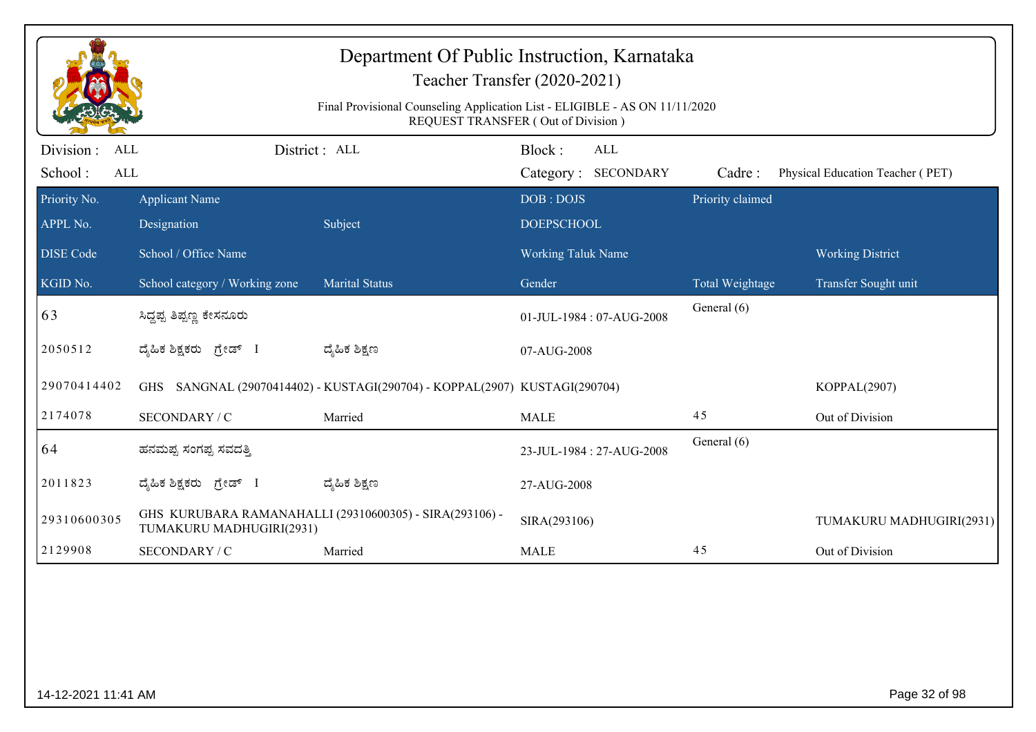# Department Of Public Instruction, Karnataka

## Teacher Transfer (2020-2021)

Final Provisional Counseling Application List - ELIGIBLE - AS ON 11/11/2020

REQUEST TRANSFER ( Out of Division )

Division : ALL | District : ALL | Block : ALL

School : ALL | Category : SECONDARY | Cadre : Physical Education Teacher ( PET)

| Priority No. / APPL No. / DISE Code / KGID No. | Applicant Name / Designation / School / Office Name / School category / Working zone | Subject / Marital Status | DOB : DOJS / DOEPSCHOOL / Working Taluk Name / Gender | Priority claimed / Total Weightage | Working District / Transfer Sought unit |
|---|---|---|---|---|---|
| 63 | ಸಿದ್ದಪ್ಪ ತಿಪ್ಪಣ್ಣ ಕೇಸನೂರು | | 01-JUL-1984 : 07-AUG-2008 | General (6) | |
| 2050512 | ದೈಹಿಕ ಶಿಕ್ಷಕರು ಗ್ರೇಡ್ I | ದೈಹಿಕ ಶಿಕ್ಷಣ | 07-AUG-2008 | | |
| 29070414402 | GHS SANGNAL (29070414402) - KUSTAGI(290704) - KOPPAL(2907) | | KUSTAGI(290704) | | KOPPAL(2907) |
| 2174078 | SECONDARY / C | Married | MALE | 45 | Out of Division |
| 64 | ಹನಮಪ್ಪ ಸಂಗಪ್ಪ ಸವದತ್ತಿ | | 23-JUL-1984 : 27-AUG-2008 | General (6) | |
| 2011823 | ದೈಹಿಕ ಶಿಕ್ಷಕರು ಗ್ರೇಡ್ I | ದೈಹಿಕ ಶಿಕ್ಷಣ | 27-AUG-2008 | | |
| 29310600305 | GHS KURUBARA RAMANAHALLI (29310600305) - SIRA(293106) - TUMAKURU MADHUGIRI(2931) | | SIRA(293106) | | TUMAKURU MADHUGIRI(2931) |
| 2129908 | SECONDARY / C | Married | MALE | 45 | Out of Division |

14-12-2021 11:41 AM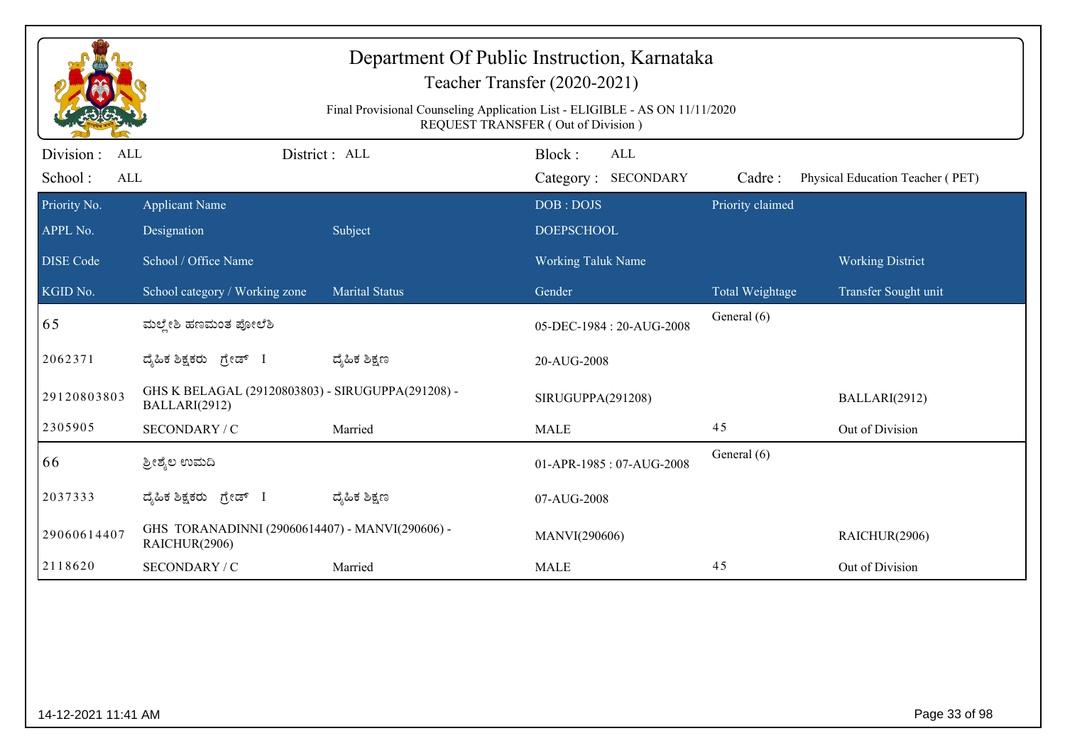# Department Of Public Instruction, Karnataka

## Teacher Transfer (2020-2021)

Final Provisional Counseling Application List - ELIGIBLE - AS ON 11/11/2020
REQUEST TRANSFER ( Out of Division )

Division : ALL　　District : ALL　　Block : ALL

School : ALL　　Category : SECONDARY　　Cadre : Physical Education Teacher ( PET)

| Priority No. / APPL No. / DISE Code / KGID No. | Applicant Name / Designation / School / Office Name / School category / Working zone | Subject / Marital Status | DOB : DOJS / DOEPSCHOOL / Working Taluk Name / Gender | Priority claimed / Total Weightage | Working District / Transfer Sought unit |
|---|---|---|---|---|---|
| 65 | ಮಲ್ಲೇಶಿ ಹಣಮಂತ ಪೋಲೆಶಿ | | 05-DEC-1984 : 20-AUG-2008 | General (6) | |
| 2062371 | ದೈಹಿಕ ಶಿಕ್ಷಕರು ಗ್ರೇಡ್ I | ದೈಹಿಕ ಶಿಕ್ಷಣ | 20-AUG-2008 | | |
| 29120803803 | GHS K BELAGAL (29120803803) - SIRUGUPPA(291208) - BALLARI(2912) | | SIRUGUPPA(291208) | | BALLARI(2912) |
| 2305905 | SECONDARY / C | Married | MALE | 45 | Out of Division |
| 66 | ಶ್ರೀಶೈಲ ಉಮದಿ | | 01-APR-1985 : 07-AUG-2008 | General (6) | |
| 2037333 | ದೈಹಿಕ ಶಿಕ್ಷಕರು ಗ್ರೇಡ್ I | ದೈಹಿಕ ಶಿಕ್ಷಣ | 07-AUG-2008 | | |
| 29060614407 | GHS TORANADINNI (29060614407) - MANVI(290606) - RAICHUR(2906) | | MANVI(290606) | | RAICHUR(2906) |
| 2118620 | SECONDARY / C | Married | MALE | 45 | Out of Division |

14-12-2021 11:41 AM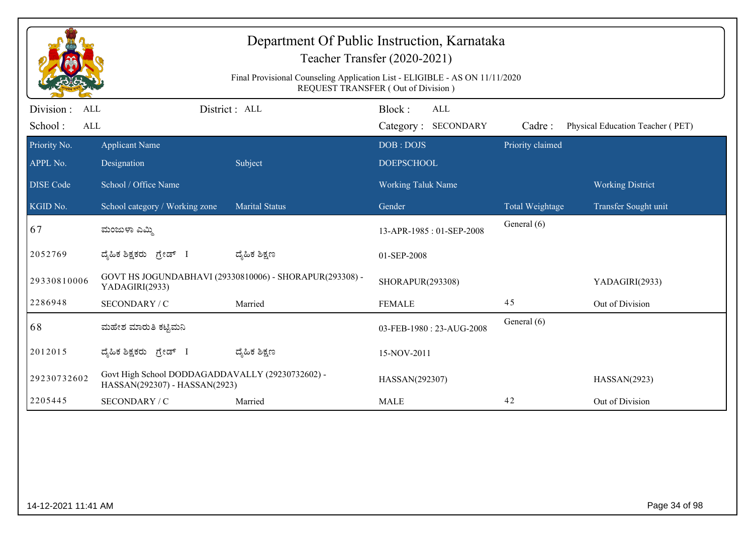# Department Of Public Instruction, Karnataka

## Teacher Transfer (2020-2021)

Final Provisional Counseling Application List - ELIGIBLE - AS ON 11/11/2020

REQUEST TRANSFER ( Out of Division )

Division : ALL    District : ALL    Block : ALL

School : ALL    Category : SECONDARY    Cadre : Physical Education Teacher ( PET)

| Priority No. | Applicant Name | | DOB : DOJS | Priority claimed | |
|---|---|---|---|---|---|
| APPL No. | Designation | Subject | DOEPSCHOOL | | |
| DISE Code | School / Office Name | | Working Taluk Name | | Working District |
| KGID No. | School category / Working zone | Marital Status | Gender | Total Weightage | Transfer Sought unit |
| 67 | ಮಂಜುಳಾ ಎಮ್ಮಿ | | 13-APR-1985 : 01-SEP-2008 | General (6) | |
| 2052769 | ದೈಹಿಕ ಶಿಕ್ಷಕರು ಗ್ರೇಡ್ I | ದೈಹಿಕ ಶಿಕ್ಷಣ | 01-SEP-2008 | | |
| 29330810006 | GOVT HS JOGUNDABHAVI (29330810006) - SHORAPUR(293308) - YADAGIRI(2933) | | SHORAPUR(293308) | | YADAGIRI(2933) |
| 2286948 | SECONDARY / C | Married | FEMALE | 45 | Out of Division |
| 68 | ಮಹೇಶ ಮಾರುತಿ ಕಟ್ಟಿಮನಿ | | 03-FEB-1980 : 23-AUG-2008 | General (6) | |
| 2012015 | ದೈಹಿಕ ಶಿಕ್ಷಕರು ಗ್ರೇಡ್ I | ದೈಹಿಕ ಶಿಕ್ಷಣ | 15-NOV-2011 | | |
| 29230732602 | Govt High School DODDAGADDAVALLY (29230732602) - HASSAN(292307) - HASSAN(2923) | | HASSAN(292307) | | HASSAN(2923) |
| 2205445 | SECONDARY / C | Married | MALE | 42 | Out of Division |

14-12-2021 11:41 AM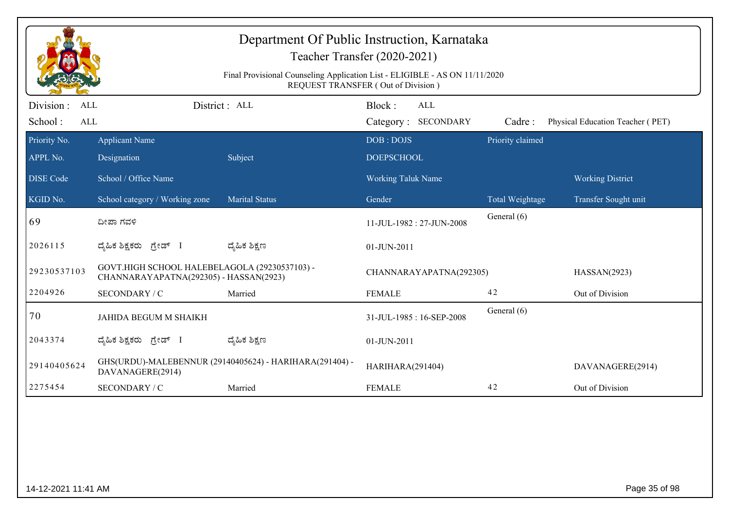# Department Of Public Instruction, Karnataka

## Teacher Transfer (2020-2021)

Final Provisional Counseling Application List - ELIGIBLE - AS ON 11/11/2020
REQUEST TRANSFER ( Out of Division )

Division : ALL | District : ALL | Block : ALL
School : ALL | Category : SECONDARY | Cadre : Physical Education Teacher ( PET)

| Priority No. | Applicant Name | | DOB : DOJS | Priority claimed | |
|---|---|---|---|---|---|
| APPL No. | Designation | Subject | DOEPSCHOOL | | |
| DISE Code | School / Office Name | | Working Taluk Name | | Working District |
| KGID No. | School category / Working zone | Marital Status | Gender | Total Weightage | Transfer Sought unit |
| 69 | ದೀಪಾ ಗವಳಿ | | 11-JUL-1982 : 27-JUN-2008 | General (6) | |
| 2026115 | ದೈಹಿಕ ಶಿಕ್ಷಕರು ಗ್ರೇಡ್ I | ದೈಹಿಕ ಶಿಕ್ಷಣ | 01-JUN-2011 | | |
| 29230537103 | GOVT.HIGH SCHOOL HALEBELAGOLA (29230537103) - CHANNARAYAPATNA(292305) - HASSAN(2923) | | CHANNARAYAPATNA(292305) | | HASSAN(2923) |
| 2204926 | SECONDARY / C | Married | FEMALE | 42 | Out of Division |
| 70 | JAHIDA BEGUM M SHAIKH | | 31-JUL-1985 : 16-SEP-2008 | General (6) | |
| 2043374 | ದೈಹಿಕ ಶಿಕ್ಷಕರು ಗ್ರೇಡ್ I | ದೈಹಿಕ ಶಿಕ್ಷಣ | 01-JUN-2011 | | |
| 29140405624 | GHS(URDU)-MALEBENNUR (29140405624) - HARIHARA(291404) - DAVANAGERE(2914) | | HARIHARA(291404) | | DAVANAGERE(2914) |
| 2275454 | SECONDARY / C | Married | FEMALE | 42 | Out of Division |

14-12-2021 11:41 AM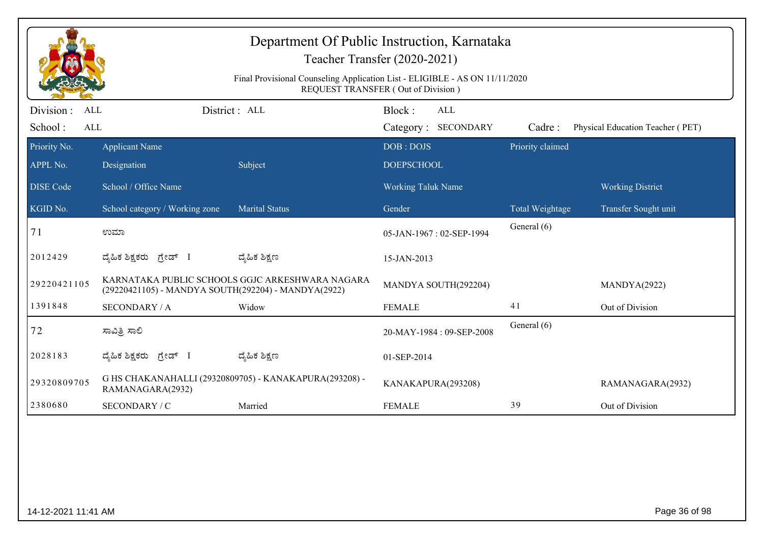# Department Of Public Instruction, Karnataka

## Teacher Transfer (2020-2021)

Final Provisional Counseling Application List - ELIGIBLE - AS ON 11/11/2020
REQUEST TRANSFER ( Out of Division )

Division : ALL District : ALL Block : ALL
School : ALL Category : SECONDARY Cadre : Physical Education Teacher ( PET)

| Priority No. / APPL No. / DISE Code / KGID No. | Applicant Name / Designation / School / Office Name / School category / Working zone | Subject / Marital Status | DOB : DOJS / DOEPSCHOOL / Working Taluk Name / Gender | Priority claimed / Total Weightage | Working District / Transfer Sought unit |
|---|---|---|---|---|---|
| 71 | ಉಮಾ | | 05-JAN-1967 : 02-SEP-1994 | General (6) | |
| 2012429 | ದೈಹಿಕ ಶಿಕ್ಷಕರು ಗ್ರೇಡ್ I | ದೈಹಿಕ ಶಿಕ್ಷಣ | 15-JAN-2013 | | |
| 29220421105 | KARNATAKA PUBLIC SCHOOLS GGJC ARKESHWARA NAGARA (29220421105) - MANDYA SOUTH(292204) - MANDYA(2922) | | MANDYA SOUTH(292204) | | MANDYA(2922) |
| 1391848 | SECONDARY / A | Widow | FEMALE | 41 | Out of Division |
| 72 | ಸಾವಿತ್ರಿ ಸಾಲಿ | | 20-MAY-1984 : 09-SEP-2008 | General (6) | |
| 2028183 | ದೈಹಿಕ ಶಿಕ್ಷಕರು ಗ್ರೇಡ್ I | ದೈಹಿಕ ಶಿಕ್ಷಣ | 01-SEP-2014 | | |
| 29320809705 | G HS CHAKANAHALLI (29320809705) - KANAKAPURA(293208) - RAMANAGARA(2932) | | KANAKAPURA(293208) | | RAMANAGARA(2932) |
| 2380680 | SECONDARY / C | Married | FEMALE | 39 | Out of Division |

14-12-2021 11:41 AM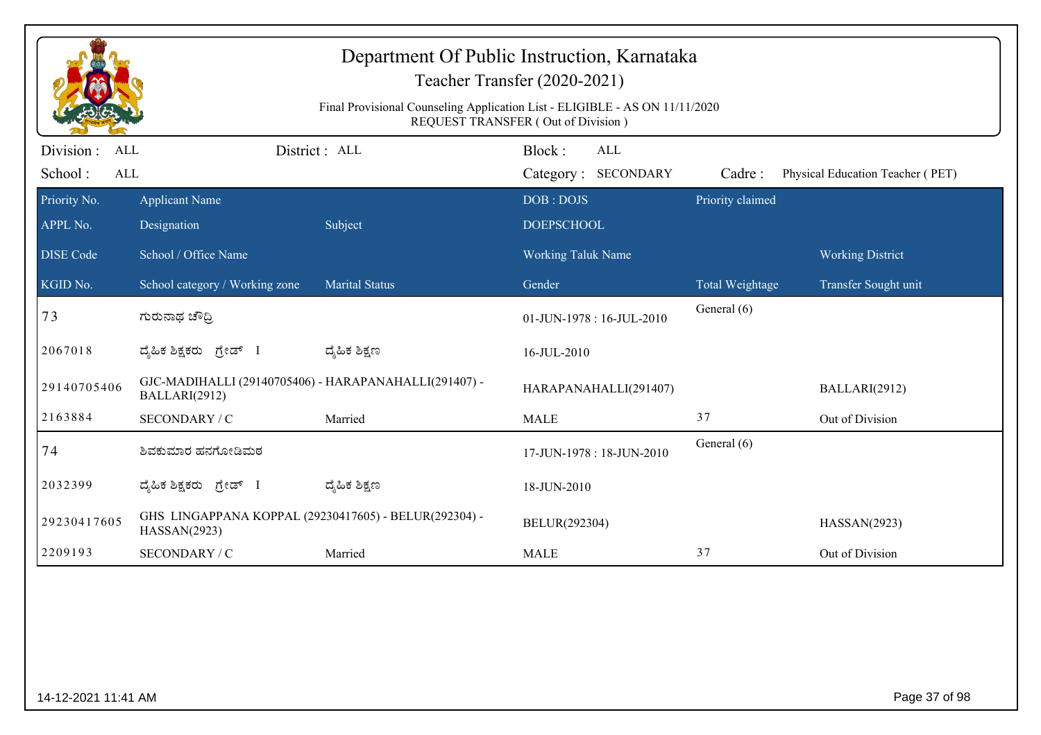# Department Of Public Instruction, Karnataka

## Teacher Transfer (2020-2021)

Final Provisional Counseling Application List - ELIGIBLE - AS ON 11/11/2020

REQUEST TRANSFER ( Out of Division )

Division : ALL | District : ALL | Block : ALL

School : ALL | Category : SECONDARY | Cadre : Physical Education Teacher ( PET)

| Priority No. / APPL No. / DISE Code / KGID No. | Applicant Name / Designation / School / Office Name / School category / Working zone | Subject / Marital Status | DOB : DOJS / DOEPSCHOOL / Working Taluk Name / Gender | Priority claimed / Total Weightage | Working District / Transfer Sought unit |
|---|---|---|---|---|---|
| 73 | ಗುರುನಾಥ ಚೌದ್ರಿ | | 01-JUN-1978 : 16-JUL-2010 | General (6) | |
| 2067018 | ದೈಹಿಕ ಶಿಕ್ಷಕರು ಗ್ರೇಡ್ I | ದೈಹಿಕ ಶಿಕ್ಷಣ | 16-JUL-2010 | | |
| 29140705406 | GJC-MADIHALLI (29140705406) - HARAPANAHALLI(291407) - BALLARI(2912) | | HARAPANAHALLI(291407) | | BALLARI(2912) |
| 2163884 | SECONDARY / C | Married | MALE | 37 | Out of Division |
| 74 | ಶಿವಕುಮಾರ ಹನಗೋಡಿಮಠ | | 17-JUN-1978 : 18-JUN-2010 | General (6) | |
| 2032399 | ದೈಹಿಕ ಶಿಕ್ಷಕರು ಗ್ರೇಡ್ I | ದೈಹಿಕ ಶಿಕ್ಷಣ | 18-JUN-2010 | | |
| 29230417605 | GHS LINGAPPANA KOPPAL (29230417605) - BELUR(292304) - HASSAN(2923) | | BELUR(292304) | | HASSAN(2923) |
| 2209193 | SECONDARY / C | Married | MALE | 37 | Out of Division |

14-12-2021 11:41 AM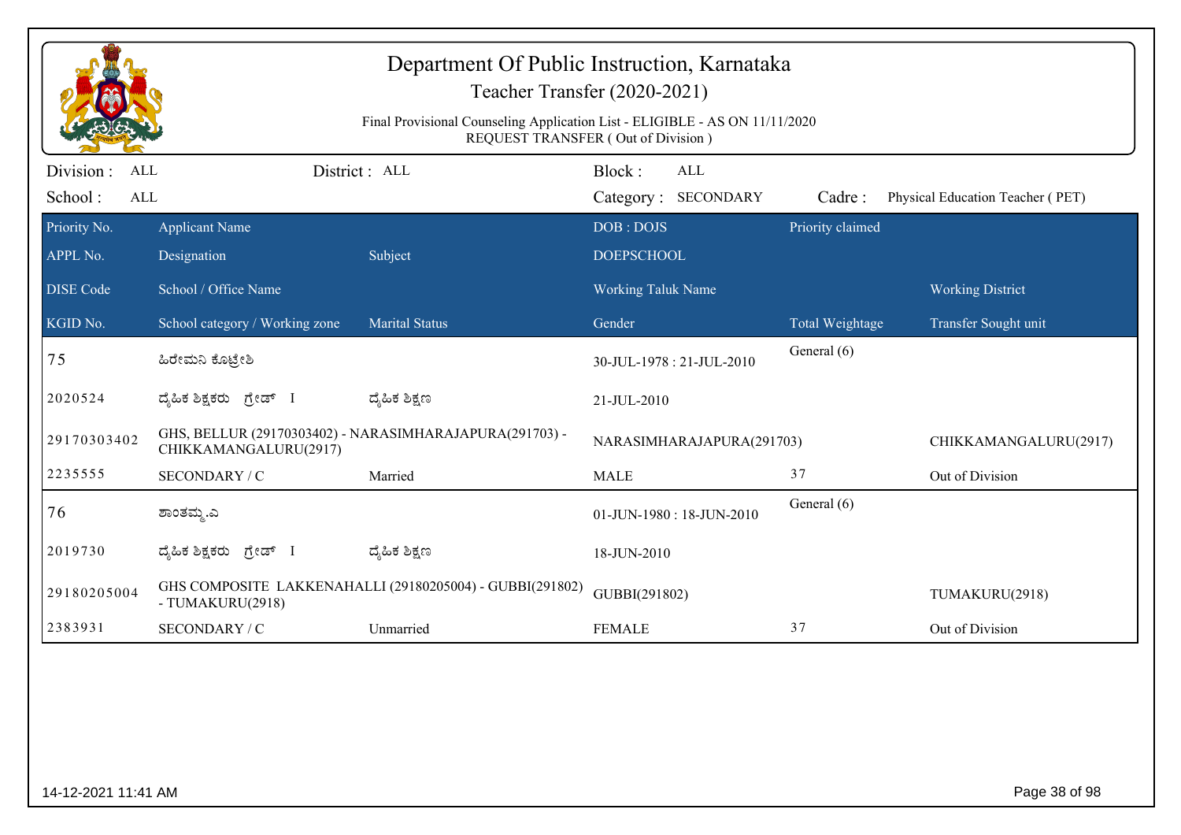# Department Of Public Instruction, Karnataka

## Teacher Transfer (2020-2021)

Final Provisional Counseling Application List - ELIGIBLE - AS ON 11/11/2020
REQUEST TRANSFER ( Out of Division )

Division : ALL | District : ALL | Block : ALL
School : ALL | Category : SECONDARY | Cadre : Physical Education Teacher ( PET)

| Priority No. / APPL No. / DISE Code / KGID No. | Applicant Name / Designation / School / Office Name / School category / Working zone | Subject / Marital Status | DOB : DOJS / DOEPSCHOOL / Working Taluk Name / Gender | Priority claimed / Total Weightage | Working District / Transfer Sought unit |
|---|---|---|---|---|---|
| 75 | ಹಿರೇಮನಿ ಕೊಟ್ರೇಶಿ | | 30-JUL-1978 : 21-JUL-2010 | General (6) | |
| 2020524 | ದೈಹಿಕ ಶಿಕ್ಷಕರು ಗ್ರೇಡ್ I | ದೈಹಿಕ ಶಿಕ್ಷಣ | 21-JUL-2010 | | |
| 29170303402 | GHS, BELLUR (29170303402) - NARASIMHARAJAPURA(291703) - CHIKKAMANGALURU(2917) | | NARASIMHARAJAPURA(291703) | | CHIKKAMANGALURU(2917) |
| 2235555 | SECONDARY / C | Married | MALE | 37 | Out of Division |
| 76 | ಶಾಂತಮ್ಮ.ಎ | | 01-JUN-1980 : 18-JUN-2010 | General (6) | |
| 2019730 | ದೈಹಿಕ ಶಿಕ್ಷಕರು ಗ್ರೇಡ್ I | ದೈಹಿಕ ಶಿಕ್ಷಣ | 18-JUN-2010 | | |
| 29180205004 | GHS COMPOSITE LAKKENAHALLI (29180205004) - GUBBI(291802) - TUMAKURU(2918) | | GUBBI(291802) | | TUMAKURU(2918) |
| 2383931 | SECONDARY / C | Unmarried | FEMALE | 37 | Out of Division |

14-12-2021 11:41 AM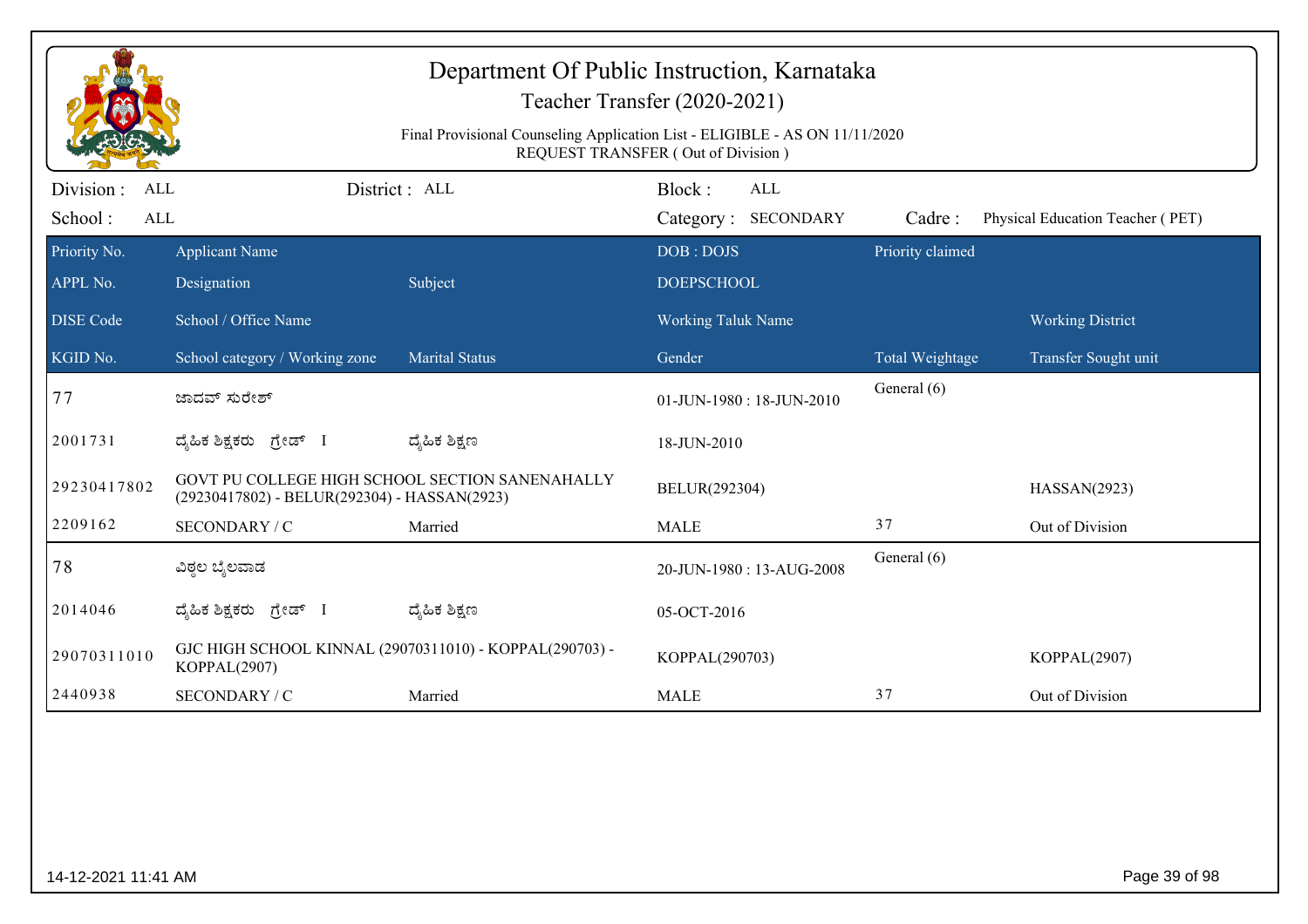# Department Of Public Instruction, Karnataka

## Teacher Transfer (2020-2021)

Final Provisional Counseling Application List - ELIGIBLE - AS ON 11/11/2020
REQUEST TRANSFER ( Out of Division )

Division : ALL | District : ALL | Block : ALL
School : ALL | Category : SECONDARY | Cadre : Physical Education Teacher ( PET)

| Priority No. / APPL No. / DISE Code / KGID No. | Applicant Name / Designation / School / Office Name / School category / Working zone | Subject / Marital Status | DOB : DOJS / DOEPSCHOOL / Working Taluk Name / Gender | Priority claimed / Total Weightage | Working District / Transfer Sought unit |
|---|---|---|---|---|---|
| 77 | ಜಾದವ್ ಸುರೇಶ್ | | 01-JUN-1980 : 18-JUN-2010 | General (6) | |
| 2001731 | ದೈಹಿಕ ಶಿಕ್ಷಕರು ಗ್ರೇಡ್ I | ದೈಹಿಕ ಶಿಕ್ಷಣ | 18-JUN-2010 | | |
| 29230417802 | GOVT PU COLLEGE HIGH SCHOOL SECTION SANENAHALLY (29230417802) - BELUR(292304) - HASSAN(2923) | | BELUR(292304) | | HASSAN(2923) |
| 2209162 | SECONDARY / C | Married | MALE | 37 | Out of Division |
| 78 | ವಿಠ್ಠಲ ಬೈಲವಾಡ | | 20-JUN-1980 : 13-AUG-2008 | General (6) | |
| 2014046 | ದೈಹಿಕ ಶಿಕ್ಷಕರು ಗ್ರೇಡ್ I | ದೈಹಿಕ ಶಿಕ್ಷಣ | 05-OCT-2016 | | |
| 29070311010 | GJC HIGH SCHOOL KINNAL (29070311010) - KOPPAL(290703) - KOPPAL(2907) | | KOPPAL(290703) | | KOPPAL(2907) |
| 2440938 | SECONDARY / C | Married | MALE | 37 | Out of Division |

14-12-2021 11:41 AM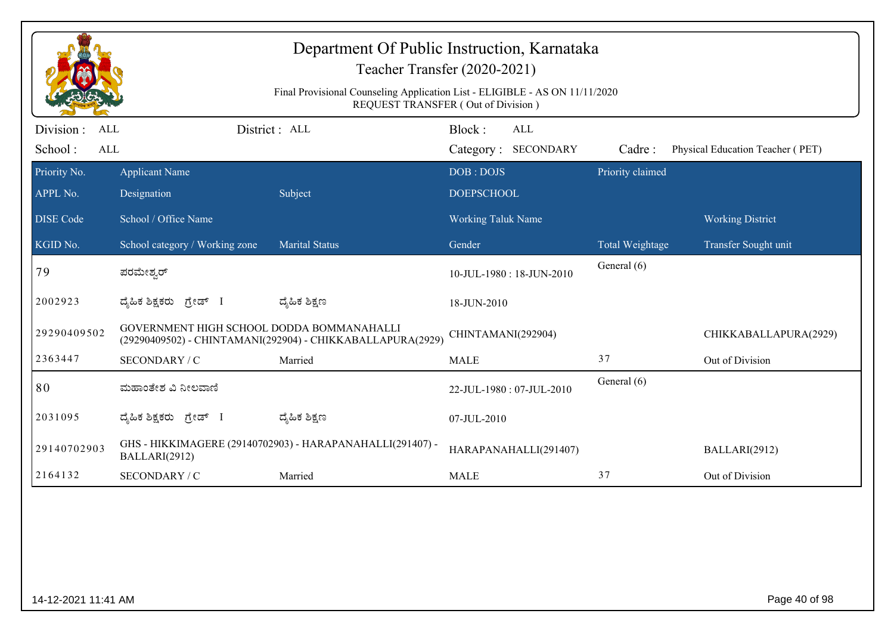# Department Of Public Instruction, Karnataka

## Teacher Transfer (2020-2021)

Final Provisional Counseling Application List - ELIGIBLE - AS ON 11/11/2020
REQUEST TRANSFER ( Out of Division )

Division : ALL | District : ALL | Block : ALL
School : ALL | Category : SECONDARY | Cadre : Physical Education Teacher ( PET)

| Priority No. / APPL No. / DISE Code / KGID No. | Applicant Name / Designation / School / Office Name / School category / Working zone | Subject / Marital Status | DOB : DOJS / DOEPSCHOOL / Working Taluk Name / Gender | Priority claimed / Total Weightage | Working District / Transfer Sought unit |
|---|---|---|---|---|---|
| 79 | ಪರಮೇಶ್ವರ್ | | 10-JUL-1980 : 18-JUN-2010 | General (6) | |
| 2002923 | ದೈಹಿಕ ಶಿಕ್ಷಕರು ಗ್ರೇಡ್ I | ದೈಹಿಕ ಶಿಕ್ಷಣ | 18-JUN-2010 | | |
| 29290409502 | GOVERNMENT HIGH SCHOOL DODDA BOMMANAHALLI (29290409502) - CHINTAMANI(292904) - CHIKKABALLAPURA(2929) | | CHINTAMANI(292904) | | CHIKKABALLAPURA(2929) |
| 2363447 | SECONDARY / C | Married | MALE | 37 | Out of Division |
| 80 | ಮಹಾಂತೇಶ ವಿ ನೀಲವಾಣಿ | | 22-JUL-1980 : 07-JUL-2010 | General (6) | |
| 2031095 | ದೈಹಿಕ ಶಿಕ್ಷಕರು ಗ್ರೇಡ್ I | ದೈಹಿಕ ಶಿಕ್ಷಣ | 07-JUL-2010 | | |
| 29140702903 | GHS - HIKKIMAGERE (29140702903) - HARAPANAHALLI(291407) - BALLARI(2912) | | HARAPANAHALLI(291407) | | BALLARI(2912) |
| 2164132 | SECONDARY / C | Married | MALE | 37 | Out of Division |

14-12-2021 11:41 AM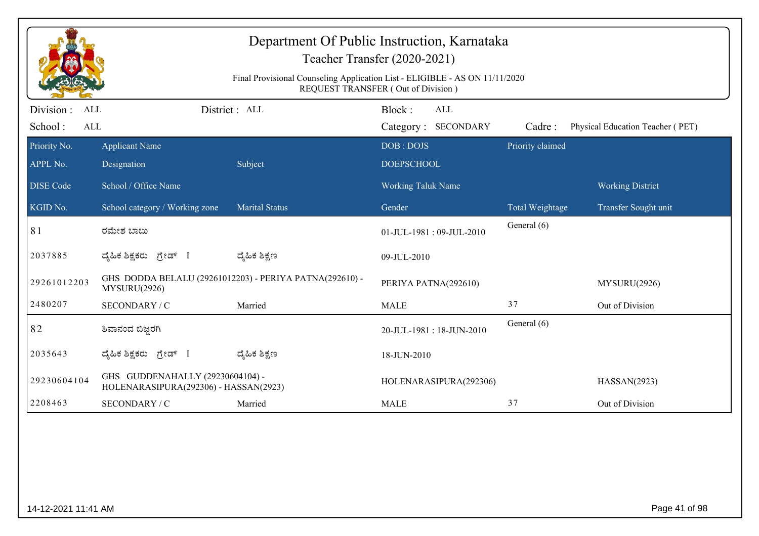# Department Of Public Instruction, Karnataka

Teacher Transfer (2020-2021)

Final Provisional Counseling Application List - ELIGIBLE - AS ON 11/11/2020
REQUEST TRANSFER ( Out of Division )

Division : ALL    District : ALL    Block : ALL
School : ALL    Category : SECONDARY    Cadre : Physical Education Teacher ( PET)

| Priority No. / APPL No. / DISE Code / KGID No. | Applicant Name / Designation / School / Office Name / School category / Working zone | Subject / Marital Status | DOB : DOJS / DOEPSCHOOL / Working Taluk Name / Gender | Priority claimed / Total Weightage | Working District / Transfer Sought unit |
|---|---|---|---|---|---|
| 81 | ರಮೇಶ ಬಾಬು | | 01-JUL-1981 : 09-JUL-2010 | General (6) | |
| 2037885 | ದೈಹಿಕ ಶಿಕ್ಷಕರು ಗ್ರೇಡ್ I | ದೈಹಿಕ ಶಿಕ್ಷಣ | 09-JUL-2010 | | |
| 29261012203 | GHS DODDA BELALU (29261012203) - PERIYA PATNA(292610) - MYSURU(2926) | | PERIYA PATNA(292610) | | MYSURU(2926) |
| 2480207 | SECONDARY / C | Married | MALE | 37 | Out of Division |
| 82 | ಶಿವಾನಂದ ಬಿಜ್ಜರಗಿ | | 20-JUL-1981 : 18-JUN-2010 | General (6) | |
| 2035643 | ದೈಹಿಕ ಶಿಕ್ಷಕರು ಗ್ರೇಡ್ I | ದೈಹಿಕ ಶಿಕ್ಷಣ | 18-JUN-2010 | | |
| 29230604104 | GHS GUDDENAHALLY (29230604104) - HOLENARASIPURA(292306) - HASSAN(2923) | | HOLENARASIPURA(292306) | | HASSAN(2923) |
| 2208463 | SECONDARY / C | Married | MALE | 37 | Out of Division |

14-12-2021 11:41 AM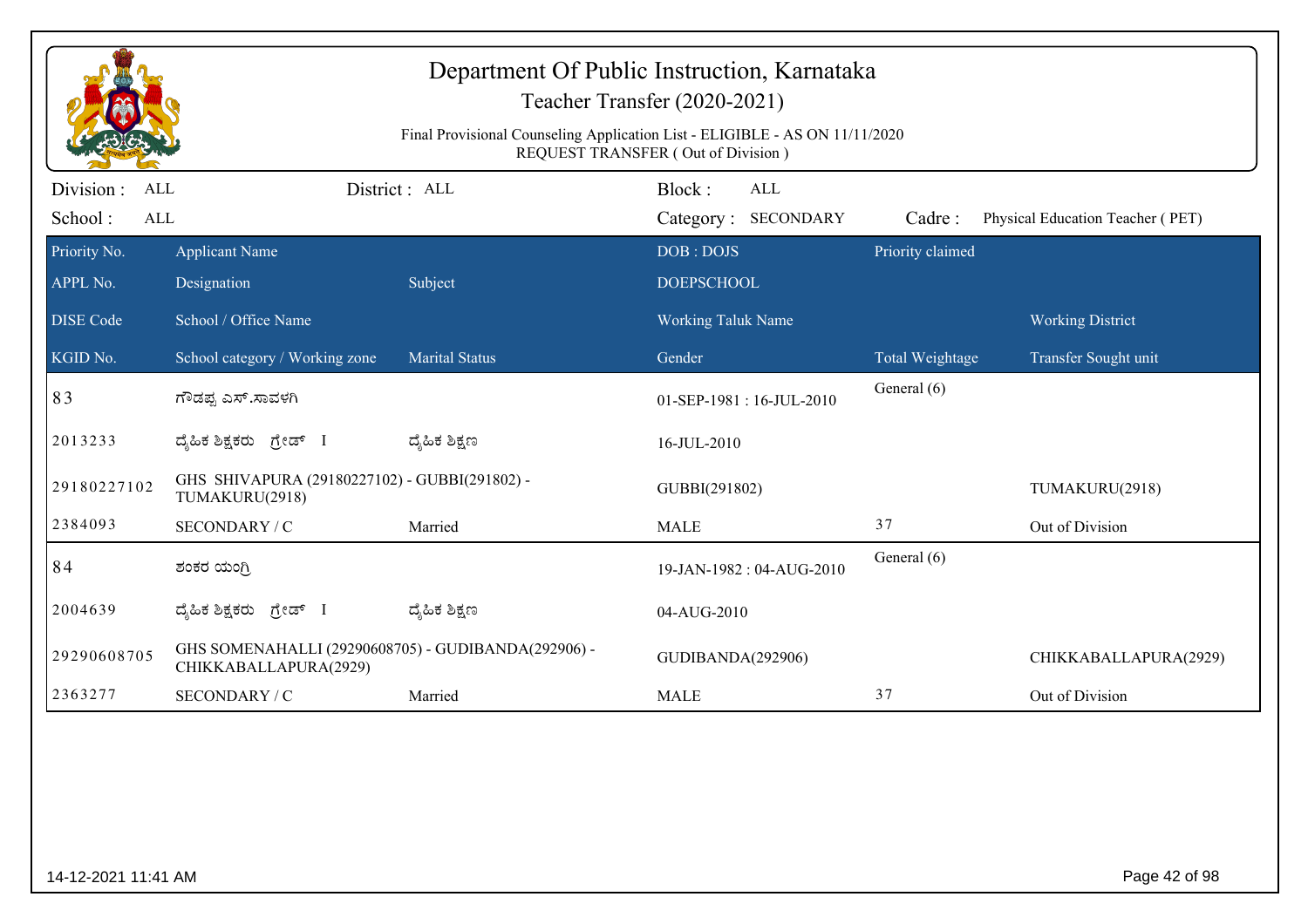# Department Of Public Instruction, Karnataka

## Teacher Transfer (2020-2021)

Final Provisional Counseling Application List - ELIGIBLE - AS ON 11/11/2020
REQUEST TRANSFER ( Out of Division )

Division : ALL District : ALL Block : ALL
School : ALL Category : SECONDARY Cadre : Physical Education Teacher ( PET)

| Priority No. / APPL No. / DISE Code / KGID No. | Applicant Name / Designation / School / Office Name / School category / Working zone | Subject / Marital Status | DOB : DOJS / DOEPSCHOOL / Working Taluk Name / Gender | Priority claimed / Total Weightage | Working District / Transfer Sought unit |
|---|---|---|---|---|---|
| 83 | ಗೌಡಪ್ಪ ಎಸ್.ಸಾವಳಗಿ | | 01-SEP-1981 : 16-JUL-2010 | General (6) | |
| 2013233 | ದೈಹಿಕ ಶಿಕ್ಷಕರು ಗ್ರೇಡ್ I | ದೈಹಿಕ ಶಿಕ್ಷಣ | 16-JUL-2010 | | |
| 29180227102 | GHS SHIVAPURA (29180227102) - GUBBI(291802) - TUMAKURU(2918) | | GUBBI(291802) | | TUMAKURU(2918) |
| 2384093 | SECONDARY / C | Married | MALE | 37 | Out of Division |
| 84 | ಶಂಕರ ಯಂಗ್ರಿ | | 19-JAN-1982 : 04-AUG-2010 | General (6) | |
| 2004639 | ದೈಹಿಕ ಶಿಕ್ಷಕರು ಗ್ರೇಡ್ I | ದೈಹಿಕ ಶಿಕ್ಷಣ | 04-AUG-2010 | | |
| 29290608705 | GHS SOMENAHALLI (29290608705) - GUDIBANDA(292906) - CHIKKABALLAPURA(2929) | | GUDIBANDA(292906) | | CHIKKABALLAPURA(2929) |
| 2363277 | SECONDARY / C | Married | MALE | 37 | Out of Division |

14-12-2021 11:41 AM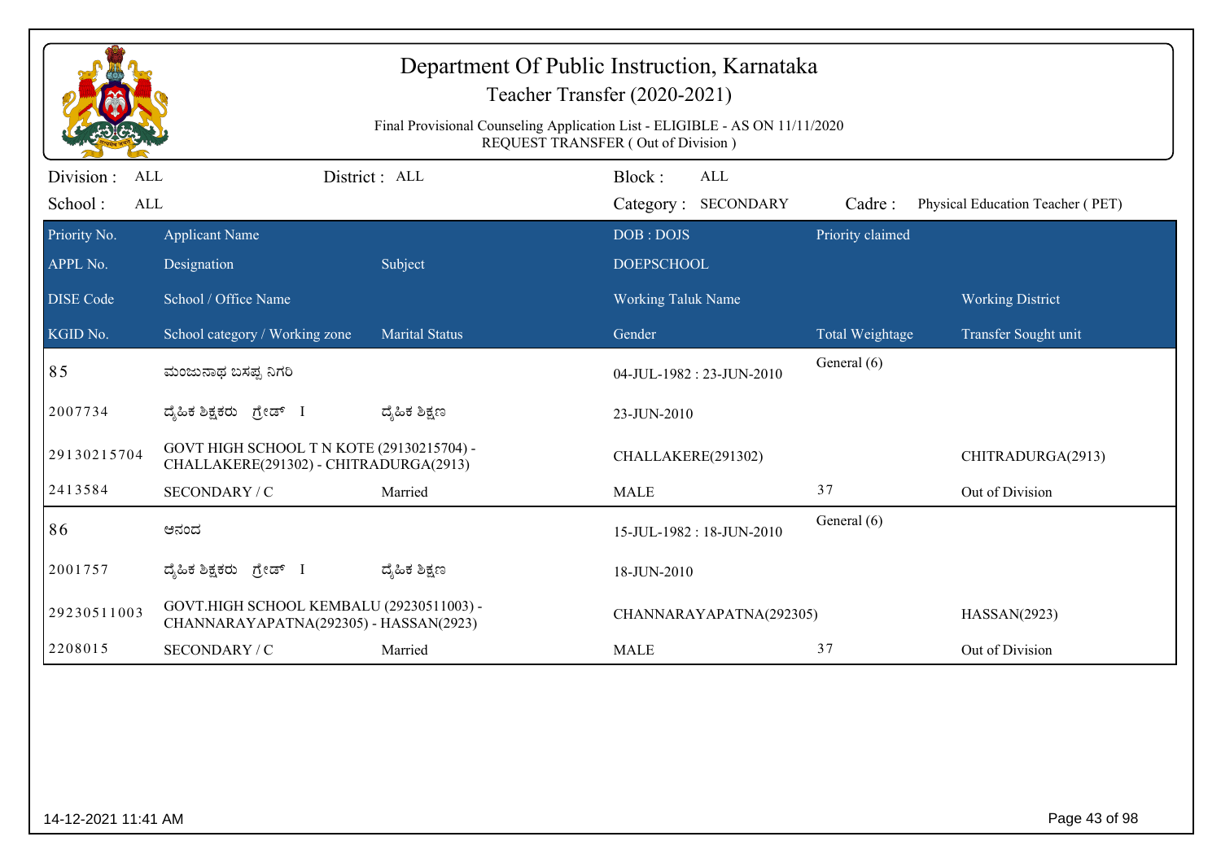# Department Of Public Instruction, Karnataka

## Teacher Transfer (2020-2021)

Final Provisional Counseling Application List - ELIGIBLE - AS ON 11/11/2020
REQUEST TRANSFER ( Out of Division )

Division : ALL | District : ALL | Block : ALL
School : ALL | Category : SECONDARY | Cadre : Physical Education Teacher ( PET)

| Priority No. | Applicant Name | | DOB : DOJS | Priority claimed | |
|---|---|---|---|---|---|
| APPL No. | Designation | Subject | DOEPSCHOOL | | |
| DISE Code | School / Office Name | | Working Taluk Name | | Working District |
| KGID No. | School category / Working zone | Marital Status | Gender | Total Weightage | Transfer Sought unit |
| 85 | ಮಂಜುನಾಥ ಬಸಪ್ಪ ನಿಗರಿ | | 04-JUL-1982 : 23-JUN-2010 | General (6) | |
| 2007734 | ದೈಹಿಕ ಶಿಕ್ಷಕರು ಗ್ರೇಡ್ I | ದೈಹಿಕ ಶಿಕ್ಷಣ | 23-JUN-2010 | | |
| 29130215704 | GOVT HIGH SCHOOL T N KOTE (29130215704) - CHALLAKERE(291302) - CHITRADURGA(2913) | | CHALLAKERE(291302) | | CHITRADURGA(2913) |
| 2413584 | SECONDARY / C | Married | MALE | 37 | Out of Division |
| 86 | ಆನಂದ | | 15-JUL-1982 : 18-JUN-2010 | General (6) | |
| 2001757 | ದೈಹಿಕ ಶಿಕ್ಷಕರು ಗ್ರೇಡ್ I | ದೈಹಿಕ ಶಿಕ್ಷಣ | 18-JUN-2010 | | |
| 29230511003 | GOVT.HIGH SCHOOL KEMBALU (29230511003) - CHANNARAYAPATNA(292305) - HASSAN(2923) | | CHANNARAYAPATNA(292305) | | HASSAN(2923) |
| 2208015 | SECONDARY / C | Married | MALE | 37 | Out of Division |

14-12-2021 11:41 AM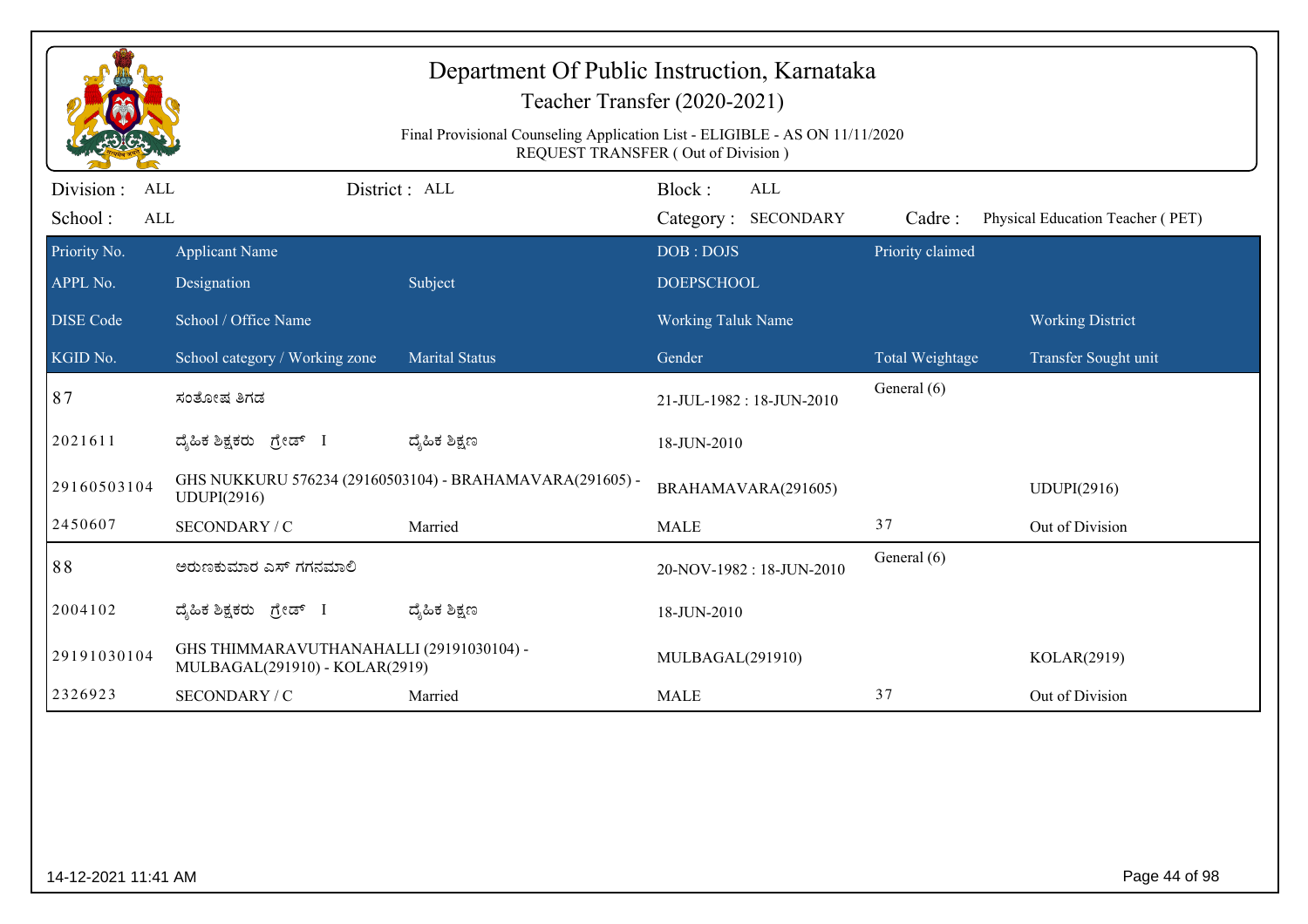# Department Of Public Instruction, Karnataka

## Teacher Transfer (2020-2021)

Final Provisional Counseling Application List - ELIGIBLE - AS ON 11/11/2020
REQUEST TRANSFER ( Out of Division )

Division : ALL | District : ALL | Block : ALL
School : ALL | Category : SECONDARY | Cadre : Physical Education Teacher ( PET)

| Priority No. / APPL No. / DISE Code / KGID No. | Applicant Name / Designation / School / Office Name / School category / Working zone | Subject / Marital Status | DOB : DOJS / DOEPSCHOOL / Working Taluk Name / Gender | Priority claimed / Total Weightage | Working District / Transfer Sought unit |
|---|---|---|---|---|---|
| 87 | ಸಂತೋಷ ಶಿಗಡ | | 21-JUL-1982 : 18-JUN-2010 | General (6) | |
| 2021611 | ದೈಹಿಕ ಶಿಕ್ಷಕರು ಗ್ರೇಡ್ I | ದೈಹಿಕ ಶಿಕ್ಷಣ | 18-JUN-2010 | | |
| 29160503104 | GHS NUKKURU 576234 (29160503104) - BRAHAMAVARA(291605) - UDUPI(2916) | | BRAHAMAVARA(291605) | | UDUPI(2916) |
| 2450607 | SECONDARY / C | Married | MALE | 37 | Out of Division |
| 88 | ಅರುಣಕುಮಾರ ಎಸ್ ಗಗನಮಾಲಿ | | 20-NOV-1982 : 18-JUN-2010 | General (6) | |
| 2004102 | ದೈಹಿಕ ಶಿಕ್ಷಕರು ಗ್ರೇಡ್ I | ದೈಹಿಕ ಶಿಕ್ಷಣ | 18-JUN-2010 | | |
| 29191030104 | GHS THIMMARAVUTHANAHALLI (29191030104) - MULBAGAL(291910) - KOLAR(2919) | | MULBAGAL(291910) | | KOLAR(2919) |
| 2326923 | SECONDARY / C | Married | MALE | 37 | Out of Division |

14-12-2021 11:41 AM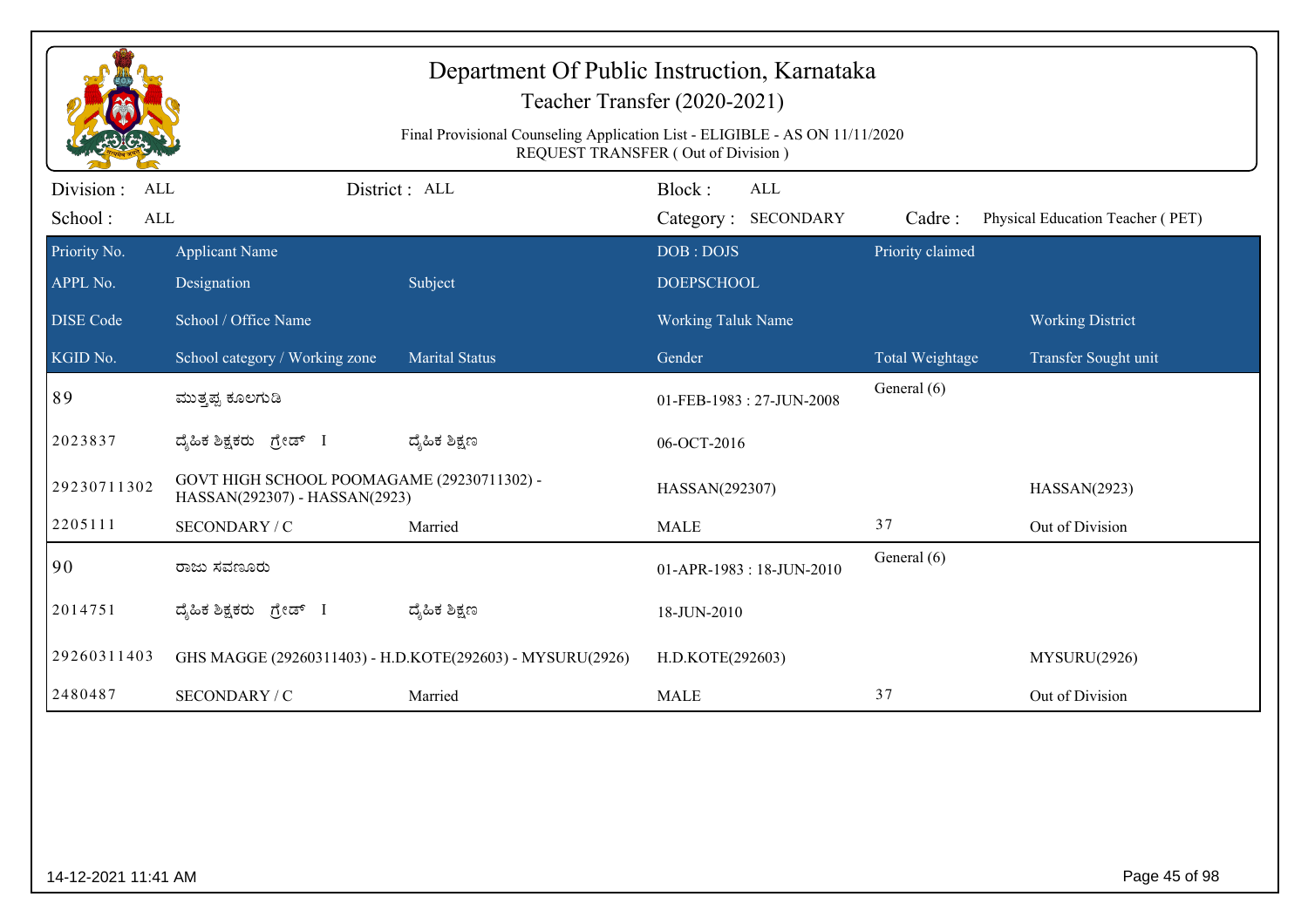# Department Of Public Instruction, Karnataka

## Teacher Transfer (2020-2021)

Final Provisional Counseling Application List - ELIGIBLE - AS ON 11/11/2020
REQUEST TRANSFER ( Out of Division )

Division : ALL &nbsp;&nbsp;&nbsp; District : ALL &nbsp;&nbsp;&nbsp; Block : ALL

School : ALL &nbsp;&nbsp;&nbsp; Category : SECONDARY &nbsp;&nbsp;&nbsp; Cadre : Physical Education Teacher ( PET)

| Priority No. / APPL No. / DISE Code / KGID No. | Applicant Name / Designation / School / Office Name / School category / Working zone | Subject / Marital Status | DOB : DOJS / DOEPSCHOOL / Working Taluk Name / Gender | Priority claimed / Total Weightage | Working District / Transfer Sought unit |
|---|---|---|---|---|---|
| 89 | ಮುತ್ತಪ್ಪ ಕೂಲಗುಡಿ | | 01-FEB-1983 : 27-JUN-2008 | General (6) | |
| 2023837 | ದೈಹಿಕ ಶಿಕ್ಷಕರು ಗ್ರೇಡ್ I | ದೈಹಿಕ ಶಿಕ್ಷಣ | 06-OCT-2016 | | |
| 29230711302 | GOVT HIGH SCHOOL POOMAGAME (29230711302) - HASSAN(292307) - HASSAN(2923) | | HASSAN(292307) | | HASSAN(2923) |
| 2205111 | SECONDARY / C | Married | MALE | 37 | Out of Division |
| 90 | ರಾಜು ಸವಣೂರು | | 01-APR-1983 : 18-JUN-2010 | General (6) | |
| 2014751 | ದೈಹಿಕ ಶಿಕ್ಷಕರು ಗ್ರೇಡ್ I | ದೈಹಿಕ ಶಿಕ್ಷಣ | 18-JUN-2010 | | |
| 29260311403 | GHS MAGGE (29260311403) - H.D.KOTE(292603) - MYSURU(2926) | | H.D.KOTE(292603) | | MYSURU(2926) |
| 2480487 | SECONDARY / C | Married | MALE | 37 | Out of Division |

14-12-2021 11:41 AM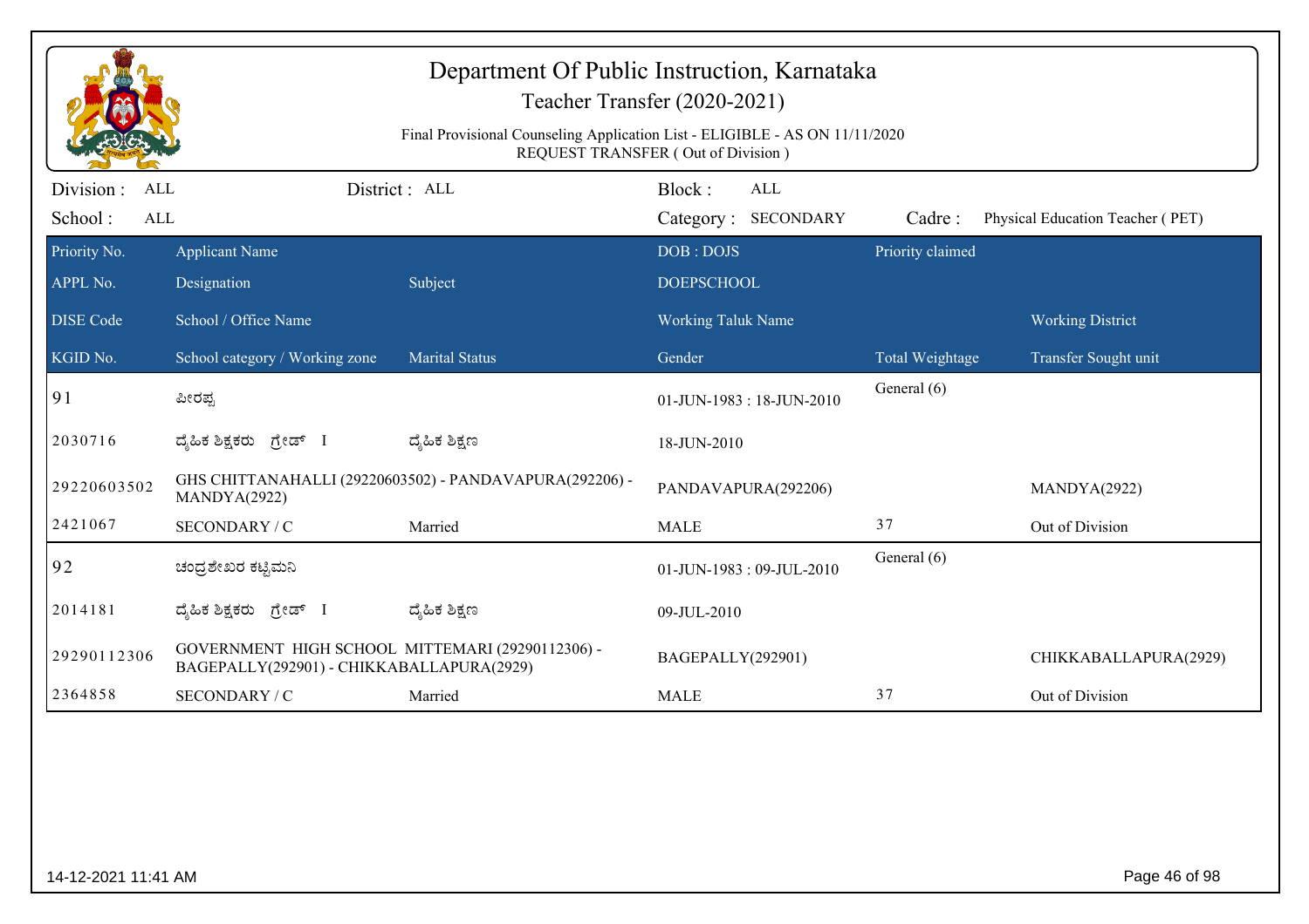# Department Of Public Instruction, Karnataka

## Teacher Transfer (2020-2021)

Final Provisional Counseling Application List - ELIGIBLE - AS ON 11/11/2020
REQUEST TRANSFER ( Out of Division )

Division : ALL    District : ALL    Block : ALL
School : ALL    Category : SECONDARY    Cadre : Physical Education Teacher ( PET)

| Priority No. / APPL No. / DISE Code / KGID No. | Applicant Name / Designation / School / Office Name / School category / Working zone | Subject / Marital Status | DOB : DOJS / DOEPSCHOOL / Working Taluk Name / Gender | Priority claimed / Total Weightage | Working District / Transfer Sought unit |
|---|---|---|---|---|---|
| 91 | ಪೀರಪ್ಪ | | 01-JUN-1983 : 18-JUN-2010 | General (6) | |
| 2030716 | ದೈಹಿಕ ಶಿಕ್ಷಕರು ಗ್ರೇಡ್ I | ದೈಹಿಕ ಶಿಕ್ಷಣ | 18-JUN-2010 | | |
| 29220603502 | GHS CHITTANAHALLI (29220603502) - PANDAVAPURA(292206) - MANDYA(2922) | | PANDAVAPURA(292206) | | MANDYA(2922) |
| 2421067 | SECONDARY / C | Married | MALE | 37 | Out of Division |
| 92 | ಚಂದ್ರಶೇಖರ ಕಟ್ಟಿಮನಿ | | 01-JUN-1983 : 09-JUL-2010 | General (6) | |
| 2014181 | ದೈಹಿಕ ಶಿಕ್ಷಕರು ಗ್ರೇಡ್ I | ದೈಹಿಕ ಶಿಕ್ಷಣ | 09-JUL-2010 | | |
| 29290112306 | GOVERNMENT HIGH SCHOOL MITTEMARI (29290112306) - BAGEPALLY(292901) - CHIKKABALLAPURA(2929) | | BAGEPALLY(292901) | | CHIKKABALLAPURA(2929) |
| 2364858 | SECONDARY / C | Married | MALE | 37 | Out of Division |

14-12-2021 11:41 AM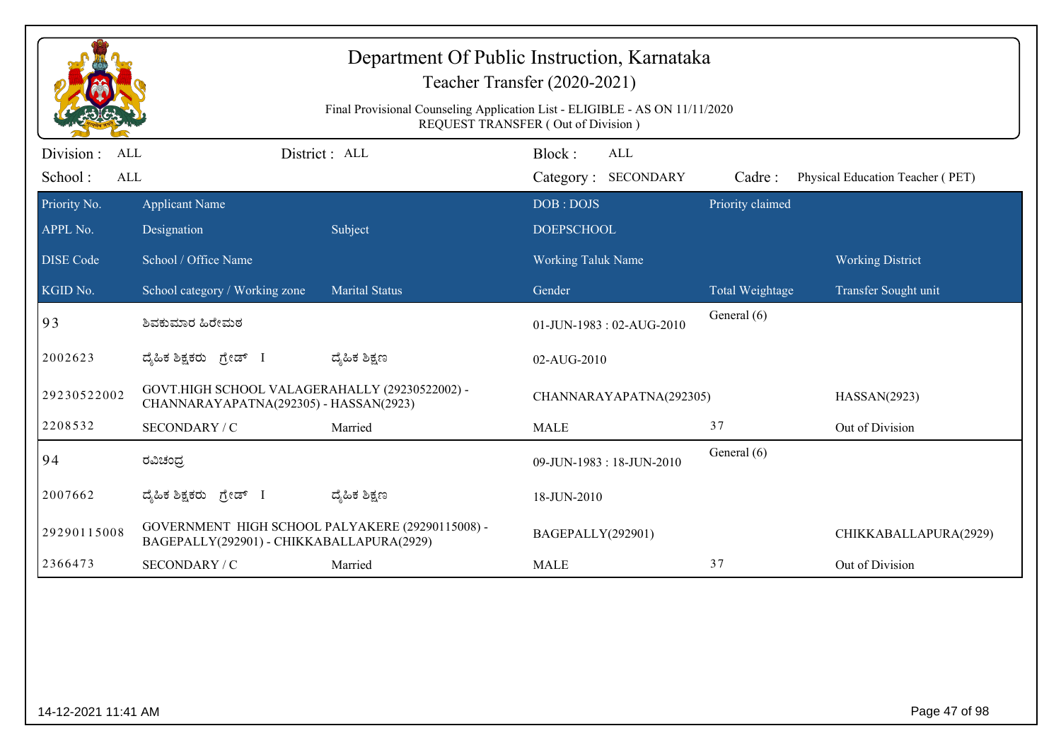# Department Of Public Instruction, Karnataka

## Teacher Transfer (2020-2021)

Final Provisional Counseling Application List - ELIGIBLE - AS ON 11/11/2020
REQUEST TRANSFER ( Out of Division )

Division : ALL | District : ALL | Block : ALL
School : ALL | Category : SECONDARY | Cadre : Physical Education Teacher ( PET)

| Priority No. / APPL No. / DISE Code / KGID No. | Applicant Name / Designation / School / Office Name / School category / Working zone | Subject / Marital Status | DOB : DOJS / DOEPSCHOOL / Working Taluk Name / Gender | Priority claimed / Total Weightage | Working District / Transfer Sought unit |
|---|---|---|---|---|---|
| 93 | ಶಿವಕುಮಾರ ಹಿರೇಮಠ | | 01-JUN-1983 : 02-AUG-2010 | General (6) | |
| 2002623 | ದೈಹಿಕ ಶಿಕ್ಷಕರು ಗ್ರೇಡ್ I | ದೈಹಿಕ ಶಿಕ್ಷಣ | 02-AUG-2010 | | |
| 29230522002 | GOVT.HIGH SCHOOL VALAGERAHALLY (29230522002) - CHANNARAYAPATNA(292305) - HASSAN(2923) | | CHANNARAYAPATNA(292305) | | HASSAN(2923) |
| 2208532 | SECONDARY / C | Married | MALE | 37 | Out of Division |
| 94 | ರವಿಚಂದ್ರ | | 09-JUN-1983 : 18-JUN-2010 | General (6) | |
| 2007662 | ದೈಹಿಕ ಶಿಕ್ಷಕರು ಗ್ರೇಡ್ I | ದೈಹಿಕ ಶಿಕ್ಷಣ | 18-JUN-2010 | | |
| 29290115008 | GOVERNMENT HIGH SCHOOL PALYAKERE (29290115008) - BAGEPALLY(292901) - CHIKKABALLAPURA(2929) | | BAGEPALLY(292901) | | CHIKKABALLAPURA(2929) |
| 2366473 | SECONDARY / C | Married | MALE | 37 | Out of Division |

14-12-2021 11:41 AM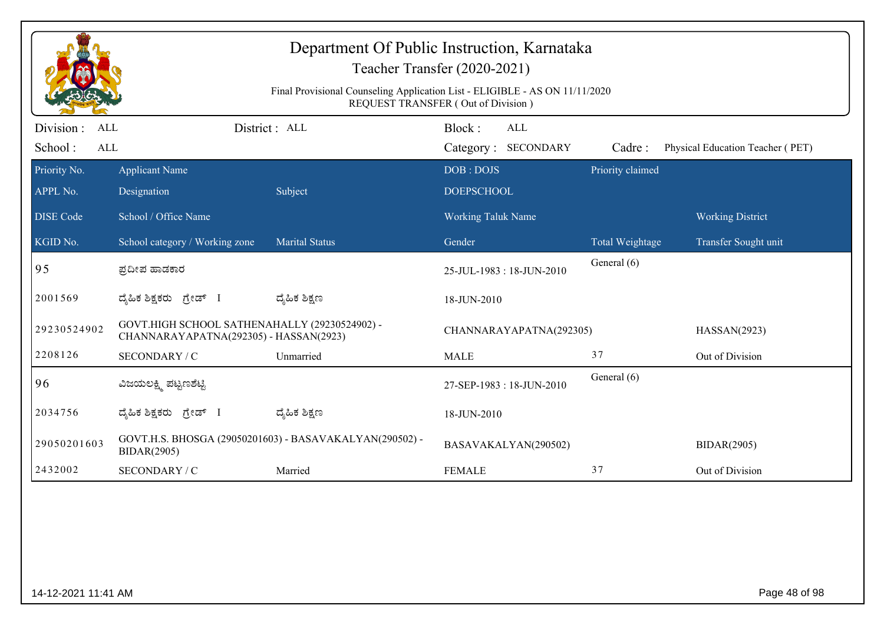# Department Of Public Instruction, Karnataka

## Teacher Transfer (2020-2021)

Final Provisional Counseling Application List - ELIGIBLE - AS ON 11/11/2020
REQUEST TRANSFER ( Out of Division )

Division : ALL  District : ALL  Block : ALL
School : ALL  Category : SECONDARY  Cadre : Physical Education Teacher ( PET)

| Priority No. / APPL No. / DISE Code / KGID No. | Applicant Name / Designation / School / Office Name / School category / Working zone | Subject / Marital Status | DOB : DOJS / DOEPSCHOOL / Working Taluk Name / Gender | Priority claimed / Total Weightage | Working District / Transfer Sought unit |
|---|---|---|---|---|---|
| 95 | ಪ್ರದೀಪ ಹಾಡಕಾರ | | 25-JUL-1983 : 18-JUN-2010 | General (6) | |
| 2001569 | ದೈಹಿಕ ಶಿಕ್ಷಕರು ಗ್ರೇಡ್ I | ದೈಹಿಕ ಶಿಕ್ಷಣ | 18-JUN-2010 | | |
| 29230524902 | GOVT.HIGH SCHOOL SATHENAHALLY (29230524902) - CHANNARAYAPATNA(292305) - HASSAN(2923) | | CHANNARAYAPATNA(292305) | | HASSAN(2923) |
| 2208126 | SECONDARY / C | Unmarried | MALE | 37 | Out of Division |
| 96 | ವಿಜಯಲಕ್ಷ್ಮಿ ಪಟ್ಟಣಶೆಟ್ಟಿ | | 27-SEP-1983 : 18-JUN-2010 | General (6) | |
| 2034756 | ದೈಹಿಕ ಶಿಕ್ಷಕರು ಗ್ರೇಡ್ I | ದೈಹಿಕ ಶಿಕ್ಷಣ | 18-JUN-2010 | | |
| 29050201603 | GOVT.H.S. BHOSGA (29050201603) - BASAVAKALYAN(290502) - BIDAR(2905) | | BASAVAKALYAN(290502) | | BIDAR(2905) |
| 2432002 | SECONDARY / C | Married | FEMALE | 37 | Out of Division |

14-12-2021 11:41 AM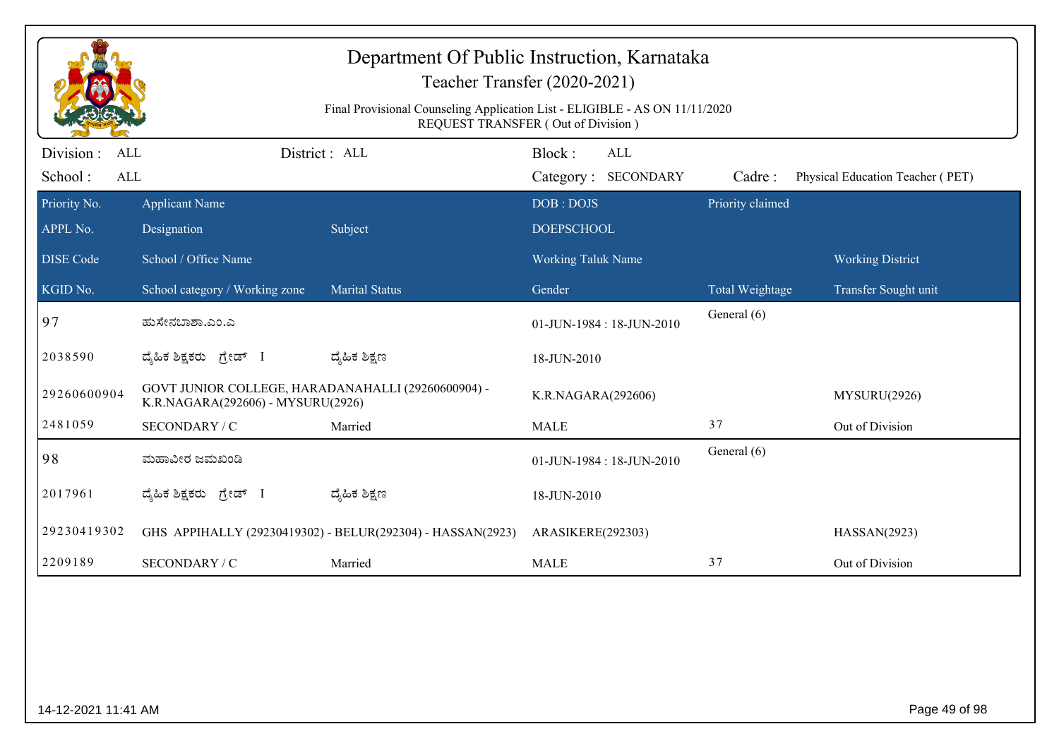# Department Of Public Instruction, Karnataka

## Teacher Transfer (2020-2021)

Final Provisional Counseling Application List - ELIGIBLE - AS ON 11/11/2020
REQUEST TRANSFER ( Out of Division )

Division : ALL | District : ALL | Block : ALL
School : ALL | Category : SECONDARY | Cadre : Physical Education Teacher ( PET)

| Priority No. | Applicant Name | | DOB : DOJS | Priority claimed | |
|---|---|---|---|---|---|
| APPL No. | Designation | Subject | DOEPSCHOOL | | |
| DISE Code | School / Office Name | | Working Taluk Name | | Working District |
| KGID No. | School category / Working zone | Marital Status | Gender | Total Weightage | Transfer Sought unit |
| 97 | ಹುಸೇನಬಾಶಾ.ಎಂ.ಎ | | 01-JUN-1984 : 18-JUN-2010 | General (6) | |
| 2038590 | ದೈಹಿಕ ಶಿಕ್ಷಕರು ಗ್ರೇಡ್ I | ದೈಹಿಕ ಶಿಕ್ಷಣ | 18-JUN-2010 | | |
| 29260600904 | GOVT JUNIOR COLLEGE, HARADANAHALLI (29260600904) - K.R.NAGARA(292606) - MYSURU(2926) | | K.R.NAGARA(292606) | | MYSURU(2926) |
| 2481059 | SECONDARY / C | Married | MALE | 37 | Out of Division |
| 98 | ಮಹಾವೀರ ಜಮಖಂಡಿ | | 01-JUN-1984 : 18-JUN-2010 | General (6) | |
| 2017961 | ದೈಹಿಕ ಶಿಕ್ಷಕರು ಗ್ರೇಡ್ I | ದೈಹಿಕ ಶಿಕ್ಷಣ | 18-JUN-2010 | | |
| 29230419302 | GHS APPIHALLY (29230419302) - BELUR(292304) - HASSAN(2923) | | ARASIKERE(292303) | | HASSAN(2923) |
| 2209189 | SECONDARY / C | Married | MALE | 37 | Out of Division |

14-12-2021 11:41 AM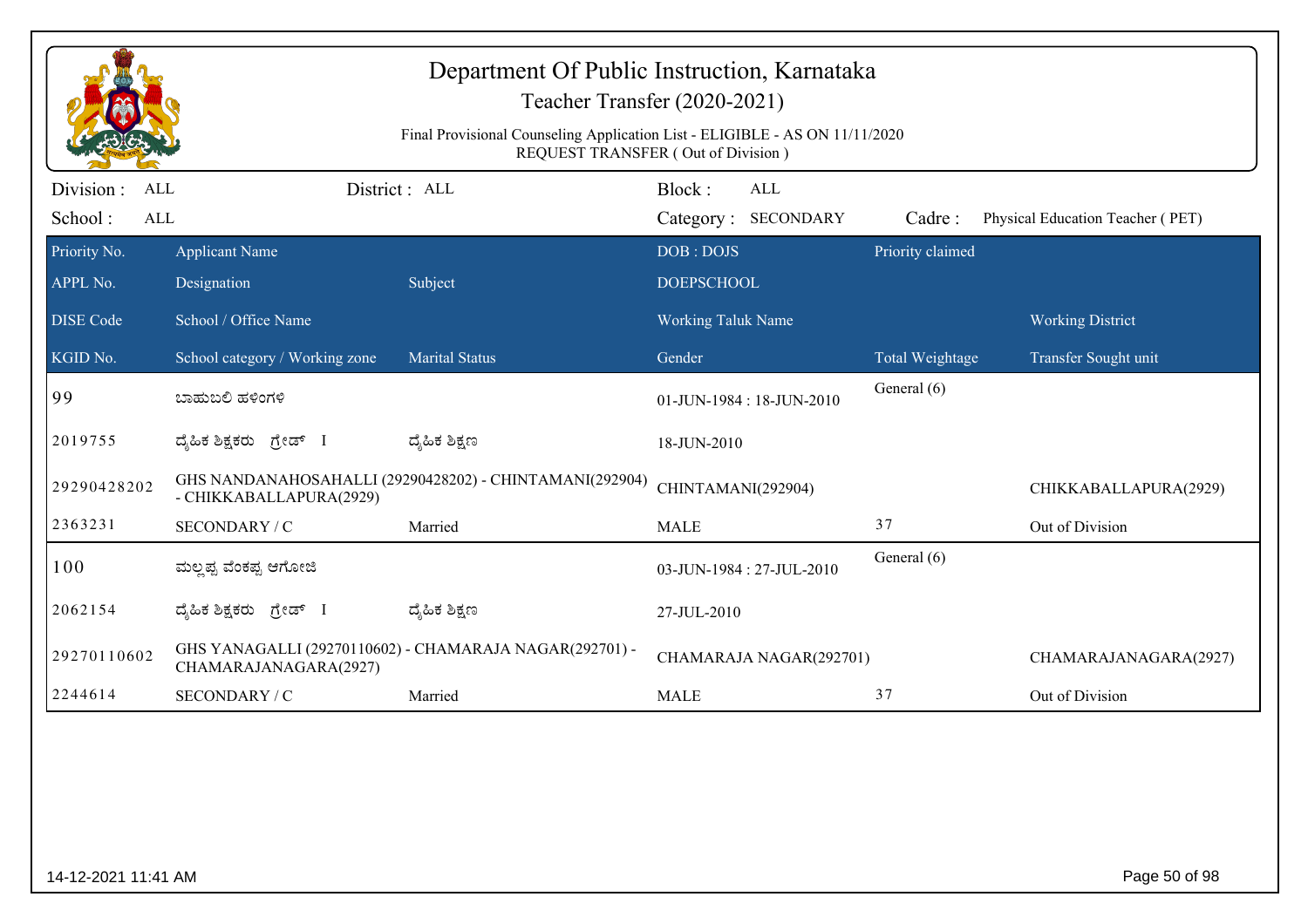# Department Of Public Instruction, Karnataka

## Teacher Transfer (2020-2021)

Final Provisional Counseling Application List - ELIGIBLE - AS ON 11/11/2020

REQUEST TRANSFER ( Out of Division )

Division : ALL | District : ALL | Block : ALL

School : ALL | Category : SECONDARY | Cadre : Physical Education Teacher ( PET)

| Priority No. / APPL No. / DISE Code / KGID No. | Applicant Name / Designation / School / Office Name / School category / Working zone | Subject / Marital Status | DOB : DOJS / DOEPSCHOOL / Working Taluk Name / Gender | Priority claimed / Total Weightage | Working District / Transfer Sought unit |
|---|---|---|---|---|---|
| 99 | ಬಾಹುಬಲಿ ಹಳಿಂಗಳಿ | | 01-JUN-1984 : 18-JUN-2010 | General (6) | |
| 2019755 | ದೈಹಿಕ ಶಿಕ್ಷಕರು ಗ್ರೇಡ್ I | ದೈಹಿಕ ಶಿಕ್ಷಣ | 18-JUN-2010 | | |
| 29290428202 | GHS NANDANAHOSAHALLI (29290428202) - CHINTAMANI(292904) - CHIKKABALLAPURA(2929) | | CHINTAMANI(292904) | | CHIKKABALLAPURA(2929) |
| 2363231 | SECONDARY / C | Married | MALE | 37 | Out of Division |
| 100 | ಮಲ್ಲಪ್ಪ ವೆಂಕಪ್ಪ ಆಗೋಜಿ | | 03-JUN-1984 : 27-JUL-2010 | General (6) | |
| 2062154 | ದೈಹಿಕ ಶಿಕ್ಷಕರು ಗ್ರೇಡ್ I | ದೈಹಿಕ ಶಿಕ್ಷಣ | 27-JUL-2010 | | |
| 29270110602 | GHS YANAGALLI (29270110602) - CHAMARAJA NAGAR(292701) - CHAMARAJANAGARA(2927) | | CHAMARAJA NAGAR(292701) | | CHAMARAJANAGARA(2927) |
| 2244614 | SECONDARY / C | Married | MALE | 37 | Out of Division |

14-12-2021 11:41 AM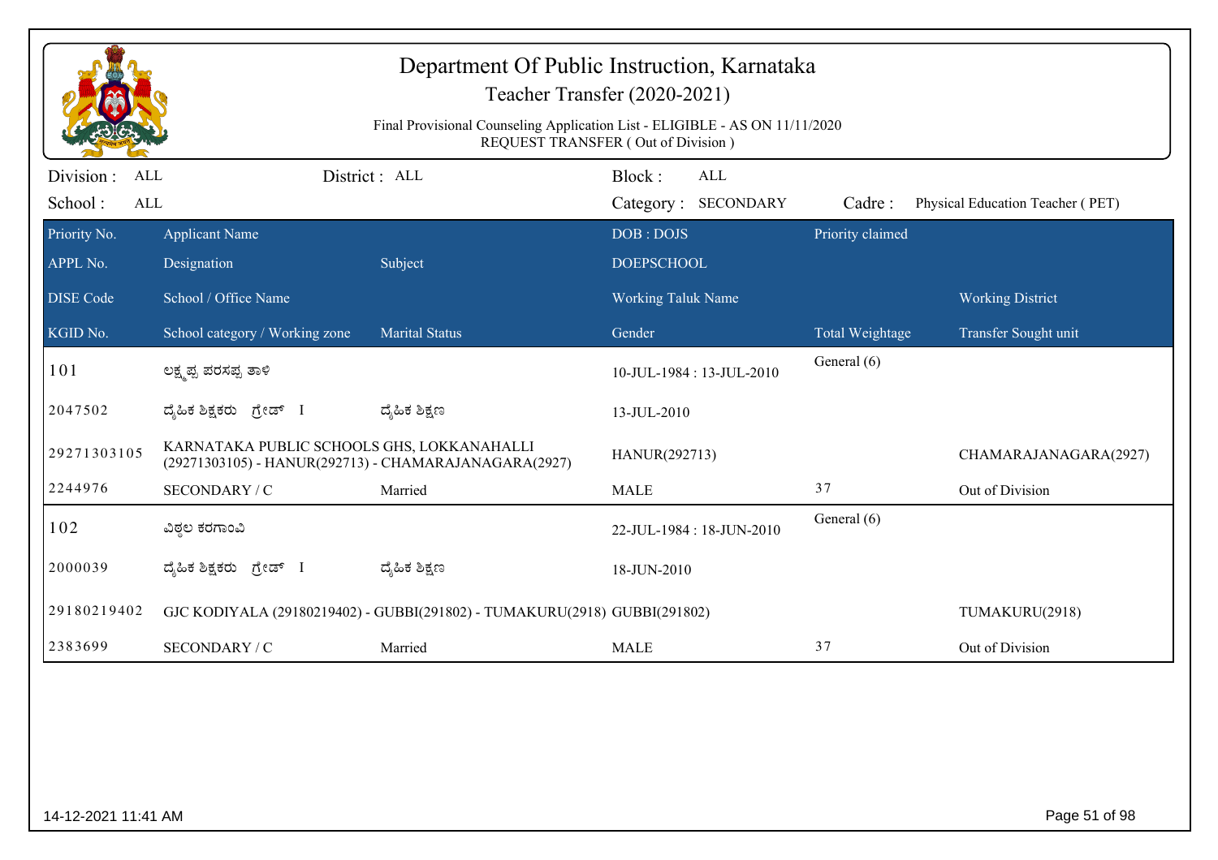# Department Of Public Instruction, Karnataka

## Teacher Transfer (2020-2021)

Final Provisional Counseling Application List - ELIGIBLE - AS ON 11/11/2020
REQUEST TRANSFER ( Out of Division )

Division : ALL | District : ALL | Block : ALL
School : ALL | Category : SECONDARY | Cadre : Physical Education Teacher ( PET)

| Priority No. / APPL No. / DISE Code / KGID No. | Applicant Name / Designation / School / Office Name / School category / Working zone | Subject / Marital Status | DOB : DOJS / DOEPSCHOOL / Working Taluk Name / Gender | Priority claimed / Total Weightage | Working District / Transfer Sought unit |
|---|---|---|---|---|---|
| 101 | ಲಕ್ಷ್ಮಪ್ಪ ಪರಸಪ್ಪ ತಾಳಿ | | 10-JUL-1984 : 13-JUL-2010 | General (6) | |
| 2047502 | ದೈಹಿಕ ಶಿಕ್ಷಕರು ಗ್ರೇಡ್ I | ದೈಹಿಕ ಶಿಕ್ಷಣ | 13-JUL-2010 | | |
| 29271303105 | KARNATAKA PUBLIC SCHOOLS GHS, LOKKANAHALLI (29271303105) - HANUR(292713) - CHAMARAJANAGARA(2927) | | HANUR(292713) | | CHAMARAJANAGARA(2927) |
| 2244976 | SECONDARY / C | Married | MALE | 37 | Out of Division |
| 102 | ವಿಠ್ಠಲ ಕರಗಾಂವಿ | | 22-JUL-1984 : 18-JUN-2010 | General (6) | |
| 2000039 | ದೈಹಿಕ ಶಿಕ್ಷಕರು ಗ್ರೇಡ್ I | ದೈಹಿಕ ಶಿಕ್ಷಣ | 18-JUN-2010 | | |
| 29180219402 | GJC KODIYALA (29180219402) - GUBBI(291802) - TUMAKURU(2918) | | GUBBI(291802) | | TUMAKURU(2918) |
| 2383699 | SECONDARY / C | Married | MALE | 37 | Out of Division |

14-12-2021 11:41 AM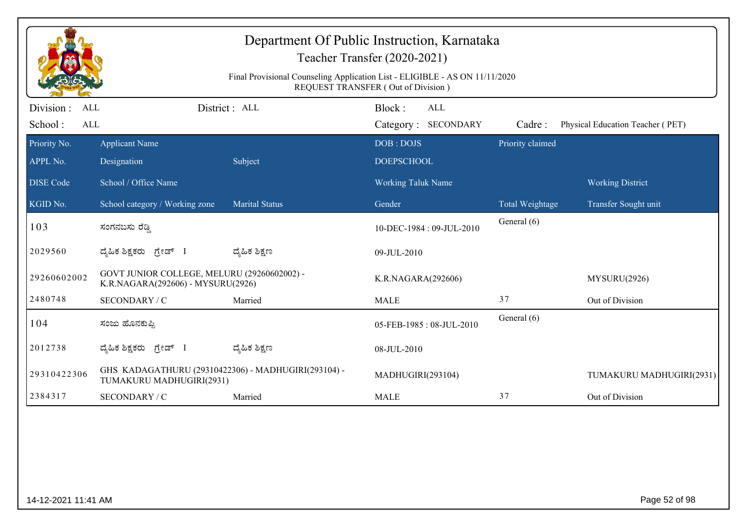# Department Of Public Instruction, Karnataka

## Teacher Transfer (2020-2021)

Final Provisional Counseling Application List - ELIGIBLE - AS ON 11/11/2020
REQUEST TRANSFER ( Out of Division )

Division : ALL    District : ALL    Block : ALL
School : ALL    Category : SECONDARY    Cadre : Physical Education Teacher ( PET)

| Priority No. / APPL No. / DISE Code / KGID No. | Applicant Name / Designation / School / Office Name / School category / Working zone | Subject / Marital Status | DOB : DOJS / DOEPSCHOOL / Working Taluk Name / Gender | Priority claimed / Total Weightage | Working District / Transfer Sought unit |
|---|---|---|---|---|---|
| 103 | ಸಂಗನಬಸು ರೆಡ್ಡಿ | | 10-DEC-1984 : 09-JUL-2010 | General (6) | |
| 2029560 | ದೈಹಿಕ ಶಿಕ್ಷಕರು ಗ್ರೇಡ್ I | ದೈಹಿಕ ಶಿಕ್ಷಣ | 09-JUL-2010 | | |
| 29260602002 | GOVT JUNIOR COLLEGE, MELURU (29260602002) - K.R.NAGARA(292606) - MYSURU(2926) | | K.R.NAGARA(292606) | | MYSURU(2926) |
| 2480748 | SECONDARY / C | Married | MALE | 37 | Out of Division |
| 104 | ಸಂಜು ಹೊನಕುಪ್ಪಿ | | 05-FEB-1985 : 08-JUL-2010 | General (6) | |
| 2012738 | ದೈಹಿಕ ಶಿಕ್ಷಕರು ಗ್ರೇಡ್ I | ದೈಹಿಕ ಶಿಕ್ಷಣ | 08-JUL-2010 | | |
| 29310422306 | GHS KADAGATHURU (29310422306) - MADHUGIRI(293104) - TUMAKURU MADHUGIRI(2931) | | MADHUGIRI(293104) | | TUMAKURU MADHUGIRI(2931) |
| 2384317 | SECONDARY / C | Married | MALE | 37 | Out of Division |

14-12-2021 11:41 AM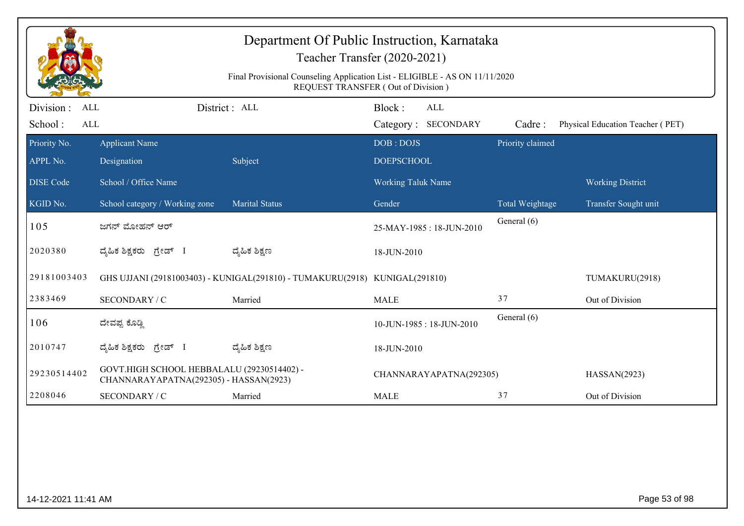# Department Of Public Instruction, Karnataka

## Teacher Transfer (2020-2021)

Final Provisional Counseling Application List - ELIGIBLE - AS ON 11/11/2020

REQUEST TRANSFER ( Out of Division )

Division : ALL | District : ALL | Block : ALL
School : ALL | Category : SECONDARY | Cadre : Physical Education Teacher ( PET)

| Priority No. / APPL No. / DISE Code / KGID No. | Applicant Name / Designation / School / Office Name / School category / Working zone | Subject / Marital Status | DOB : DOJS / DOEPSCHOOL / Working Taluk Name / Gender | Priority claimed / Total Weightage | Working District / Transfer Sought unit |
|---|---|---|---|---|---|
| 105 | ಜಗನ್ ಮೋಹನ್ ಆರ್ | | 25-MAY-1985 : 18-JUN-2010 | General (6) | |
| 2020380 | ದೈಹಿಕ ಶಿಕ್ಷಕರು ಗ್ರೇಡ್ I | ದೈಹಿಕ ಶಿಕ್ಷಣ | 18-JUN-2010 | | |
| 29181003403 | GHS UJJANI (29181003403) - KUNIGAL(291810) - TUMAKURU(2918) | | KUNIGAL(291810) | | TUMAKURU(2918) |
| 2383469 | SECONDARY / C | Married | MALE | 37 | Out of Division |
| 106 | ದೇವಪ್ಪ ಕೊಡ್ಲಿ | | 10-JUN-1985 : 18-JUN-2010 | General (6) | |
| 2010747 | ದೈಹಿಕ ಶಿಕ್ಷಕರು ಗ್ರೇಡ್ I | ದೈಹಿಕ ಶಿಕ್ಷಣ | 18-JUN-2010 | | |
| 29230514402 | GOVT.HIGH SCHOOL HEBBALALU (29230514402) - CHANNARAYAPATNA(292305) - HASSAN(2923) | | CHANNARAYAPATNA(292305) | | HASSAN(2923) |
| 2208046 | SECONDARY / C | Married | MALE | 37 | Out of Division |

14-12-2021 11:41 AM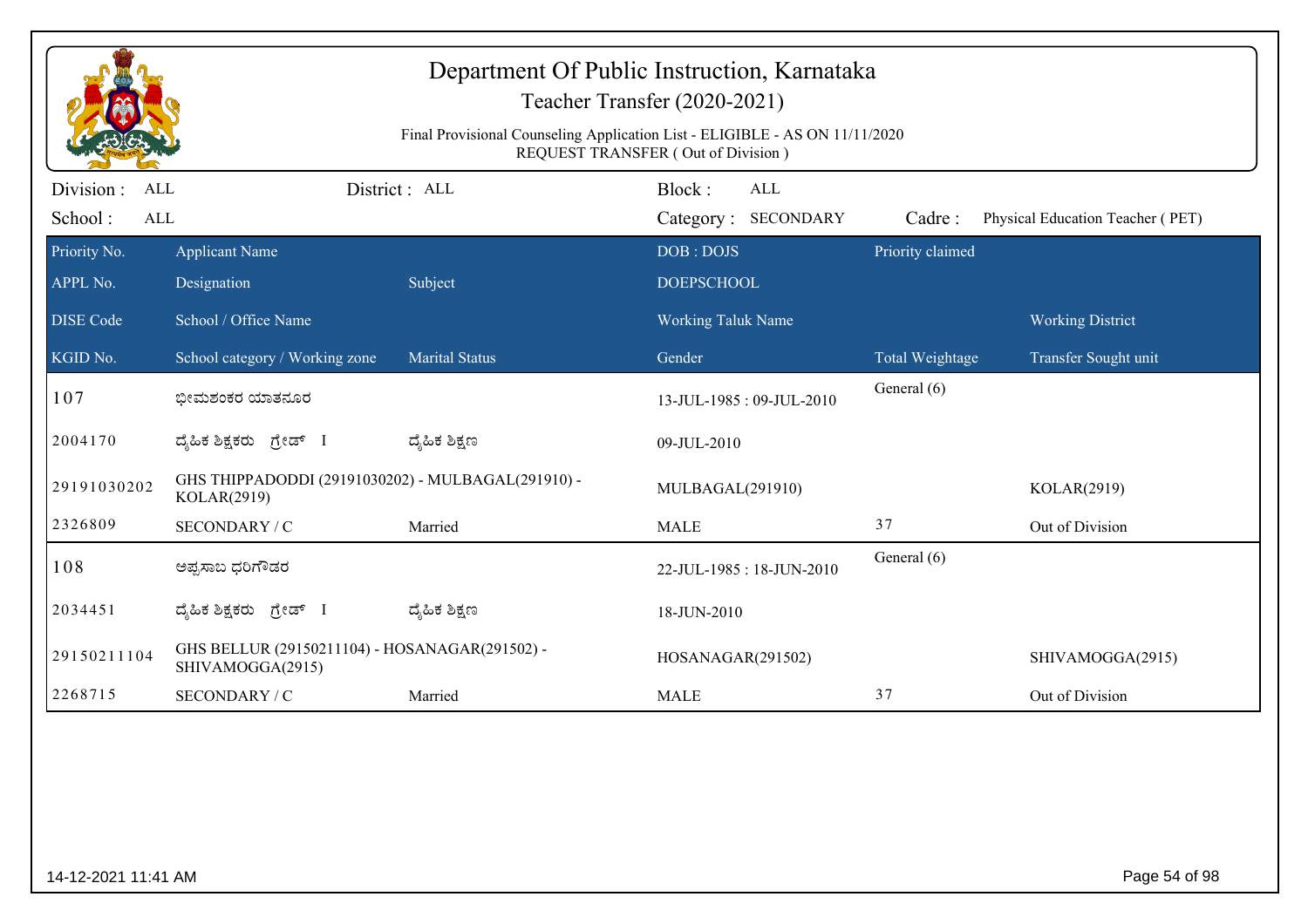# Department Of Public Instruction, Karnataka

## Teacher Transfer (2020-2021)

Final Provisional Counseling Application List - ELIGIBLE - AS ON 11/11/2020
REQUEST TRANSFER ( Out of Division )

Division : ALL | District : ALL | Block : ALL
School : ALL | Category : SECONDARY | Cadre : Physical Education Teacher ( PET)

| Priority No. / APPL No. / DISE Code / KGID No. | Applicant Name / Designation / School / Office Name / School category / Working zone | Subject / Marital Status | DOB : DOJS / DOEPSCHOOL / Working Taluk Name / Gender | Priority claimed / Total Weightage | Working District / Transfer Sought unit |
|---|---|---|---|---|---|
| 107 | ಭೀಮಶಂಕರ ಯಾತನೂರ | | 13-JUL-1985 : 09-JUL-2010 | General (6) | |
| 2004170 | ದೈಹಿಕ ಶಿಕ್ಷಕರು ಗ್ರೇಡ್ I | ದೈಹಿಕ ಶಿಕ್ಷಣ | 09-JUL-2010 | | |
| 29191030202 | GHS THIPPADODDI (29191030202) - MULBAGAL(291910) - KOLAR(2919) | | MULBAGAL(291910) | | KOLAR(2919) |
| 2326809 | SECONDARY / C | Married | MALE | 37 | Out of Division |
| 108 | ಅಪ್ಪಸಾಬ ಧರಿಗೌಡರ | | 22-JUL-1985 : 18-JUN-2010 | General (6) | |
| 2034451 | ದೈಹಿಕ ಶಿಕ್ಷಕರು ಗ್ರೇಡ್ I | ದೈಹಿಕ ಶಿಕ್ಷಣ | 18-JUN-2010 | | |
| 29150211104 | GHS BELLUR (29150211104) - HOSANAGAR(291502) - SHIVAMOGGA(2915) | | HOSANAGAR(291502) | | SHIVAMOGGA(2915) |
| 2268715 | SECONDARY / C | Married | MALE | 37 | Out of Division |

14-12-2021 11:41 AM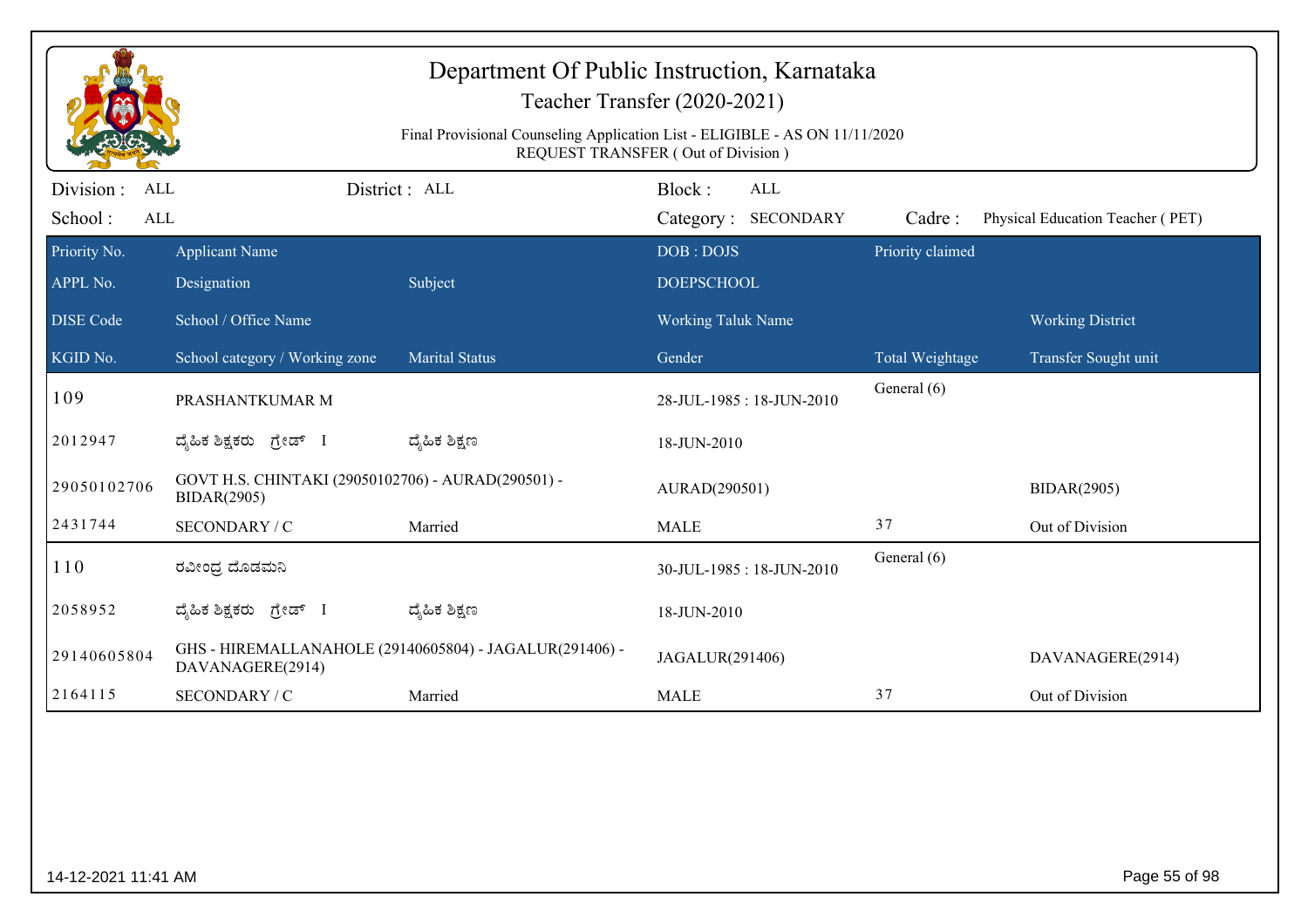# Department Of Public Instruction, Karnataka

## Teacher Transfer (2020-2021)

Final Provisional Counseling Application List - ELIGIBLE - AS ON 11/11/2020
REQUEST TRANSFER ( Out of Division )

Division : ALL &nbsp;&nbsp;&nbsp; District : ALL &nbsp;&nbsp;&nbsp; Block : ALL

School : ALL &nbsp;&nbsp;&nbsp; Category : SECONDARY &nbsp;&nbsp;&nbsp; Cadre : Physical Education Teacher ( PET)

| Priority No. / APPL No. / DISE Code / KGID No. | Applicant Name / Designation / School / Office Name / School category / Working zone | Subject / Marital Status | DOB : DOJS / DOEPSCHOOL / Working Taluk Name / Gender | Priority claimed / Total Weightage | Working District / Transfer Sought unit |
|---|---|---|---|---|---|
| 109 | PRASHANTKUMAR M | | 28-JUL-1985 : 18-JUN-2010 | General (6) | |
| 2012947 | ದೈಹಿಕ ಶಿಕ್ಷಕರು ಗ್ರೇಡ್ I | ದೈಹಿಕ ಶಿಕ್ಷಣ | 18-JUN-2010 | | |
| 29050102706 | GOVT H.S. CHINTAKI (29050102706) - AURAD(290501) - BIDAR(2905) | | AURAD(290501) | | BIDAR(2905) |
| 2431744 | SECONDARY / C | Married | MALE | 37 | Out of Division |
| 110 | ರವೀಂದ್ರ ದೊಡಮನಿ | | 30-JUL-1985 : 18-JUN-2010 | General (6) | |
| 2058952 | ದೈಹಿಕ ಶಿಕ್ಷಕರು ಗ್ರೇಡ್ I | ದೈಹಿಕ ಶಿಕ್ಷಣ | 18-JUN-2010 | | |
| 29140605804 | GHS - HIREMALLANAHOLE (29140605804) - JAGALUR(291406) - DAVANAGERE(2914) | | JAGALUR(291406) | | DAVANAGERE(2914) |
| 2164115 | SECONDARY / C | Married | MALE | 37 | Out of Division |

14-12-2021 11:41 AM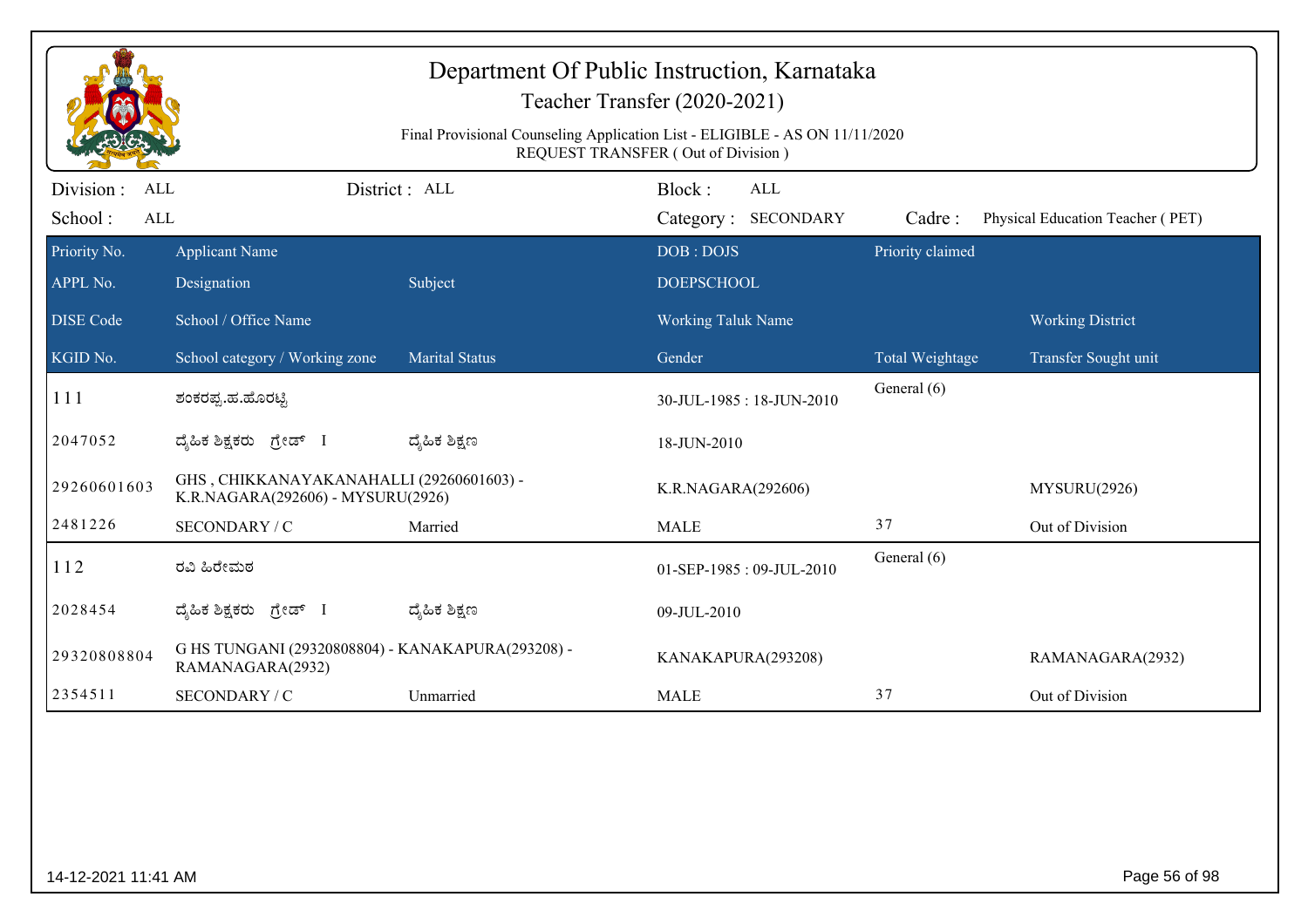# Department Of Public Instruction, Karnataka

## Teacher Transfer (2020-2021)

Final Provisional Counseling Application List - ELIGIBLE - AS ON 11/11/2020
REQUEST TRANSFER ( Out of Division )

Division : ALL    District : ALL    Block : ALL
School : ALL    Category : SECONDARY    Cadre : Physical Education Teacher ( PET)

| Priority No. / APPL No. / DISE Code / KGID No. | Applicant Name / Designation / School / Office Name / School category / Working zone | Subject / Marital Status | DOB : DOJS / DOEPSCHOOL / Working Taluk Name / Gender | Priority claimed / Total Weightage | Working District / Transfer Sought unit |
|---|---|---|---|---|---|
| 111 | ಶಂಕರಪ್ಪ.ಹ.ಹೊರಟ್ಟಿ | | 30-JUL-1985 : 18-JUN-2010 | General (6) | |
| 2047052 | ದೈಹಿಕ ಶಿಕ್ಷಕರು ಗ್ರೇಡ್ I | ದೈಹಿಕ ಶಿಕ್ಷಣ | 18-JUN-2010 | | |
| 29260601603 | GHS , CHIKKANAYAKANAHALLI (29260601603) - K.R.NAGARA(292606) - MYSURU(2926) | | K.R.NAGARA(292606) | | MYSURU(2926) |
| 2481226 | SECONDARY / C | Married | MALE | 37 | Out of Division |
| 112 | ರವಿ ಹಿರೇಮಠ | | 01-SEP-1985 : 09-JUL-2010 | General (6) | |
| 2028454 | ದೈಹಿಕ ಶಿಕ್ಷಕರು ಗ್ರೇಡ್ I | ದೈಹಿಕ ಶಿಕ್ಷಣ | 09-JUL-2010 | | |
| 29320808804 | G HS TUNGANI (29320808804) - KANAKAPURA(293208) - RAMANAGARA(2932) | | KANAKAPURA(293208) | | RAMANAGARA(2932) |
| 2354511 | SECONDARY / C | Unmarried | MALE | 37 | Out of Division |

14-12-2021 11:41 AM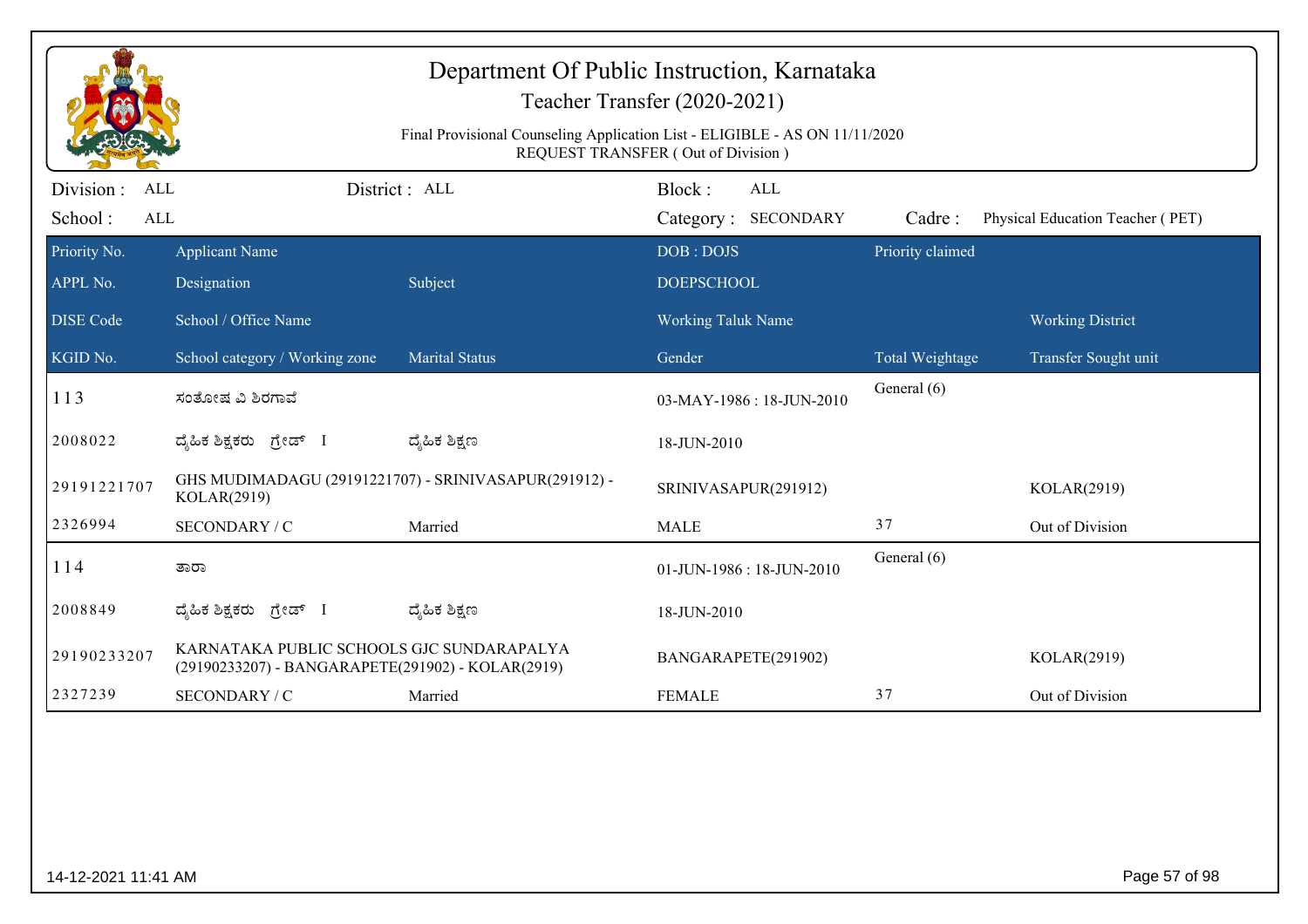# Department Of Public Instruction, Karnataka

## Teacher Transfer (2020-2021)

Final Provisional Counseling Application List - ELIGIBLE - AS ON 11/11/2020
REQUEST TRANSFER ( Out of Division )

Division : ALL　　District : ALL　　Block : ALL
School : ALL　　Category : SECONDARY　　Cadre : Physical Education Teacher ( PET)

| Priority No. / APPL No. / DISE Code / KGID No. | Applicant Name / Designation / School / Office Name / School category / Working zone | Subject / Marital Status | DOB : DOJS / DOEPSCHOOL / Working Taluk Name / Gender | Priority claimed / Total Weightage | Working District / Transfer Sought unit |
|---|---|---|---|---|---|
| 113 | ಸಂತೋಷ ವಿ ಶಿರಗಾವೆ | | 03-MAY-1986 : 18-JUN-2010 | General (6) | |
| 2008022 | ದೈಹಿಕ ಶಿಕ್ಷಕರು ಗ್ರೇಡ್ I | ದೈಹಿಕ ಶಿಕ್ಷಣ | 18-JUN-2010 | | |
| 29191221707 | GHS MUDIMADAGU (29191221707) - SRINIVASAPUR(291912) - KOLAR(2919) | | SRINIVASAPUR(291912) | | KOLAR(2919) |
| 2326994 | SECONDARY / C | Married | MALE | 37 | Out of Division |
| 114 | ತಾರಾ | | 01-JUN-1986 : 18-JUN-2010 | General (6) | |
| 2008849 | ದೈಹಿಕ ಶಿಕ್ಷಕರು ಗ್ರೇಡ್ I | ದೈಹಿಕ ಶಿಕ್ಷಣ | 18-JUN-2010 | | |
| 29190233207 | KARNATAKA PUBLIC SCHOOLS GJC SUNDARAPALYA (29190233207) - BANGARAPETE(291902) - KOLAR(2919) | | BANGARAPETE(291902) | | KOLAR(2919) |
| 2327239 | SECONDARY / C | Married | FEMALE | 37 | Out of Division |

14-12-2021 11:41 AM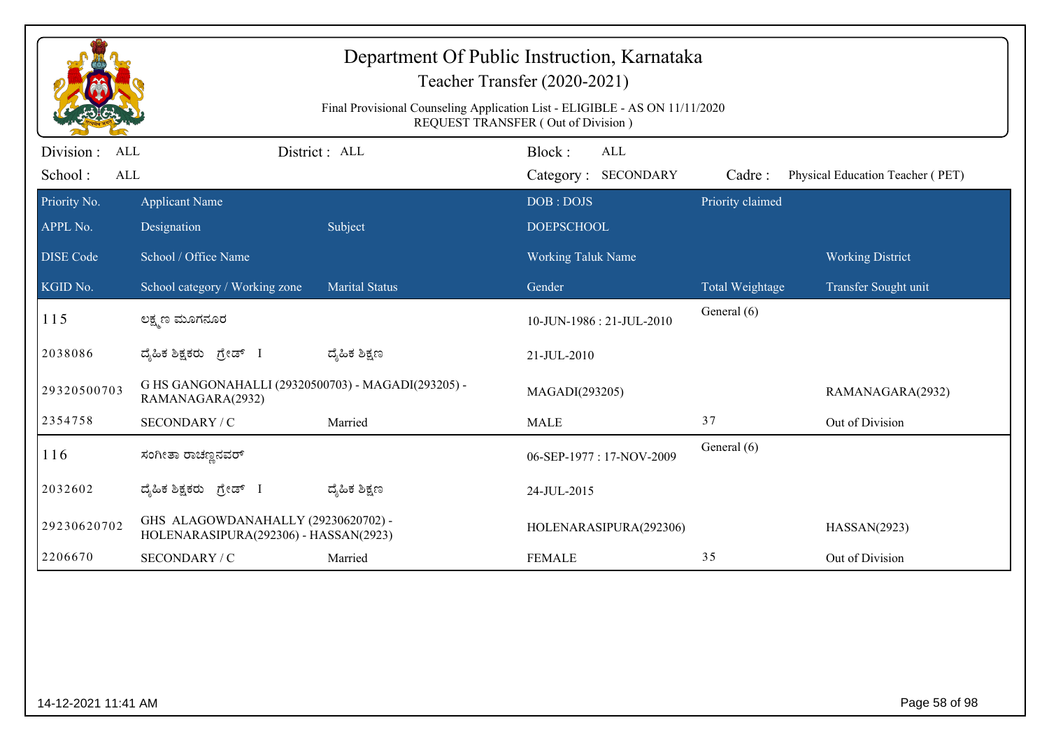# Department Of Public Instruction, Karnataka

## Teacher Transfer (2020-2021)

Final Provisional Counseling Application List - ELIGIBLE - AS ON 11/11/2020
REQUEST TRANSFER ( Out of Division )

Division : ALL  District : ALL  Block : ALL
School : ALL  Category : SECONDARY  Cadre : Physical Education Teacher ( PET)

| Priority No. / APPL No. / DISE Code / KGID No. | Applicant Name / Designation / School / Office Name / School category / Working zone | Subject / Marital Status | DOB : DOJS / DOEPSCHOOL / Working Taluk Name / Gender | Priority claimed / Total Weightage | Working District / Transfer Sought unit |
|---|---|---|---|---|---|
| 115 | ಲಕ್ಷ್ಮಣ ಮೂಗನೂರ | | 10-JUN-1986 : 21-JUL-2010 | General (6) | |
| 2038086 | ದೈಹಿಕ ಶಿಕ್ಷಕರು ಗ್ರೇಡ್ I | ದೈಹಿಕ ಶಿಕ್ಷಣ | 21-JUL-2010 | | |
| 29320500703 | G HS GANGONAHALLI (29320500703) - MAGADI(293205) - RAMANAGARA(2932) | | MAGADI(293205) | | RAMANAGARA(2932) |
| 2354758 | SECONDARY / C | Married | MALE | 37 | Out of Division |
| 116 | ಸಂಗೀತಾ ರಾಚಣ್ಣನವರ್ | | 06-SEP-1977 : 17-NOV-2009 | General (6) | |
| 2032602 | ದೈಹಿಕ ಶಿಕ್ಷಕರು ಗ್ರೇಡ್ I | ದೈಹಿಕ ಶಿಕ್ಷಣ | 24-JUL-2015 | | |
| 29230620702 | GHS ALAGOWDANAHALLY (29230620702) - HOLENARASIPURA(292306) - HASSAN(2923) | | HOLENARASIPURA(292306) | | HASSAN(2923) |
| 2206670 | SECONDARY / C | Married | FEMALE | 35 | Out of Division |

14-12-2021 11:41 AM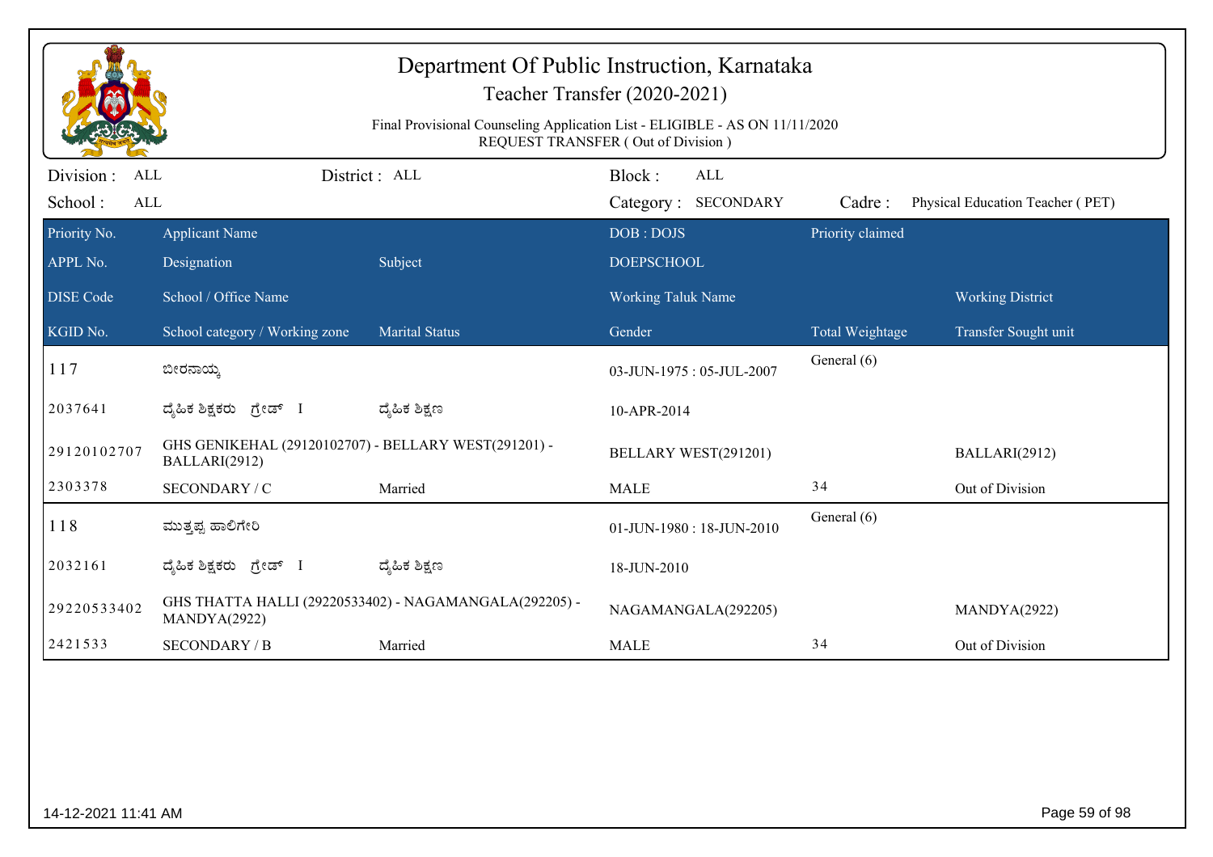# Department Of Public Instruction, Karnataka

## Teacher Transfer (2020-2021)

Final Provisional Counseling Application List - ELIGIBLE - AS ON 11/11/2020
REQUEST TRANSFER ( Out of Division )

Division : ALL | District : ALL | Block : ALL
School : ALL | Category : SECONDARY | Cadre : Physical Education Teacher ( PET)

| Priority No. / APPL No. / DISE Code / KGID No. | Applicant Name / Designation / School / Office Name / School category / Working zone | Subject / Marital Status | DOB : DOJS / DOEPSCHOOL / Working Taluk Name / Gender | Priority claimed / Total Weightage | Working District / Transfer Sought unit |
|---|---|---|---|---|---|
| 117 | ಬೀರನಾಯ್ಕ | | 03-JUN-1975 : 05-JUL-2007 | General (6) | |
| 2037641 | ದೈಹಿಕ ಶಿಕ್ಷಕರು ಗ್ರೇಡ್ I | ದೈಹಿಕ ಶಿಕ್ಷಣ | 10-APR-2014 | | |
| 29120102707 | GHS GENIKEHAL (29120102707) - BELLARY WEST(291201) - BALLARI(2912) | | BELLARY WEST(291201) | | BALLARI(2912) |
| 2303378 | SECONDARY / C | Married | MALE | 34 | Out of Division |
| 118 | ಮುತ್ತಪ್ಪ ಹಾಲಿಗೇರಿ | | 01-JUN-1980 : 18-JUN-2010 | General (6) | |
| 2032161 | ದೈಹಿಕ ಶಿಕ್ಷಕರು ಗ್ರೇಡ್ I | ದೈಹಿಕ ಶಿಕ್ಷಣ | 18-JUN-2010 | | |
| 29220533402 | GHS THATTA HALLI (29220533402) - NAGAMANGALA(292205) - MANDYA(2922) | | NAGAMANGALA(292205) | | MANDYA(2922) |
| 2421533 | SECONDARY / B | Married | MALE | 34 | Out of Division |

14-12-2021 11:41 AM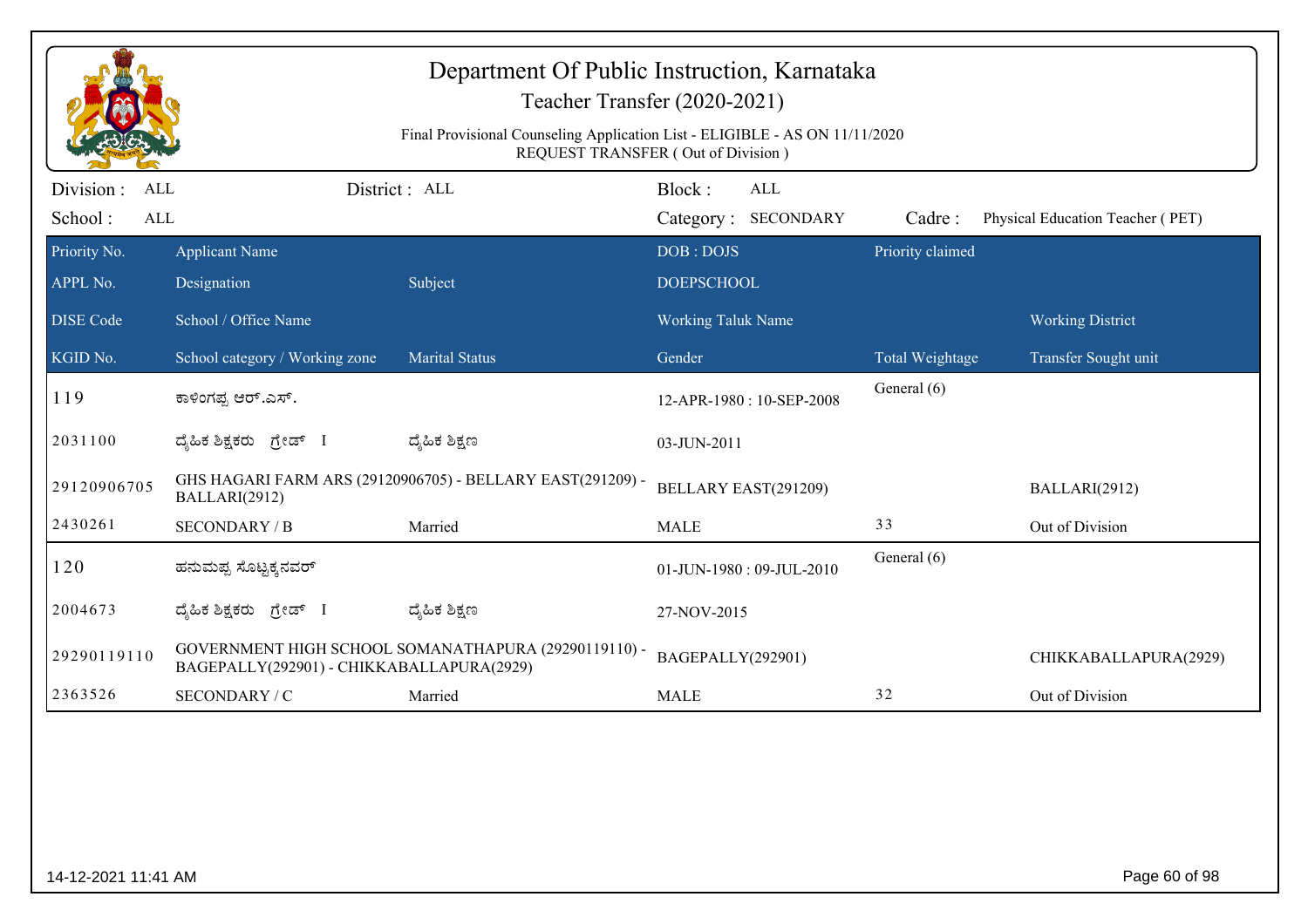# Department Of Public Instruction, Karnataka

## Teacher Transfer (2020-2021)

Final Provisional Counseling Application List - ELIGIBLE - AS ON 11/11/2020
REQUEST TRANSFER ( Out of Division )

Division : ALL | District : ALL | Block : ALL
School : ALL | Category : SECONDARY | Cadre : Physical Education Teacher ( PET)

| Priority No. | Applicant Name | | DOB : DOJS | Priority claimed | |
|---|---|---|---|---|---|
| APPL No. | Designation | Subject | DOEPSCHOOL | | |
| DISE Code | School / Office Name | | Working Taluk Name | | Working District |
| KGID No. | School category / Working zone | Marital Status | Gender | Total Weightage | Transfer Sought unit |
| 119 | ಕಾಳಿಂಗಪ್ಪ ಆರ್.ಎಸ್. | | 12-APR-1980 : 10-SEP-2008 | General (6) | |
| 2031100 | ದೈಹಿಕ ಶಿಕ್ಷಕರು ಗ್ರೇಡ್ I | ದೈಹಿಕ ಶಿಕ್ಷಣ | 03-JUN-2011 | | |
| 29120906705 | GHS HAGARI FARM ARS (29120906705) - BELLARY EAST(291209) - BALLARI(2912) | | BELLARY EAST(291209) | | BALLARI(2912) |
| 2430261 | SECONDARY / B | Married | MALE | 33 | Out of Division |
| 120 | ಹನುಮಪ್ಪ ಸೊಟ್ಟಕ್ಕನವರ್ | | 01-JUN-1980 : 09-JUL-2010 | General (6) | |
| 2004673 | ದೈಹಿಕ ಶಿಕ್ಷಕರು ಗ್ರೇಡ್ I | ದೈಹಿಕ ಶಿಕ್ಷಣ | 27-NOV-2015 | | |
| 29290119110 | GOVERNMENT HIGH SCHOOL SOMANATHAPURA (29290119110) - BAGEPALLY(292901) - CHIKKABALLAPURA(2929) | | BAGEPALLY(292901) | | CHIKKABALLAPURA(2929) |
| 2363526 | SECONDARY / C | Married | MALE | 32 | Out of Division |

14-12-2021 11:41 AM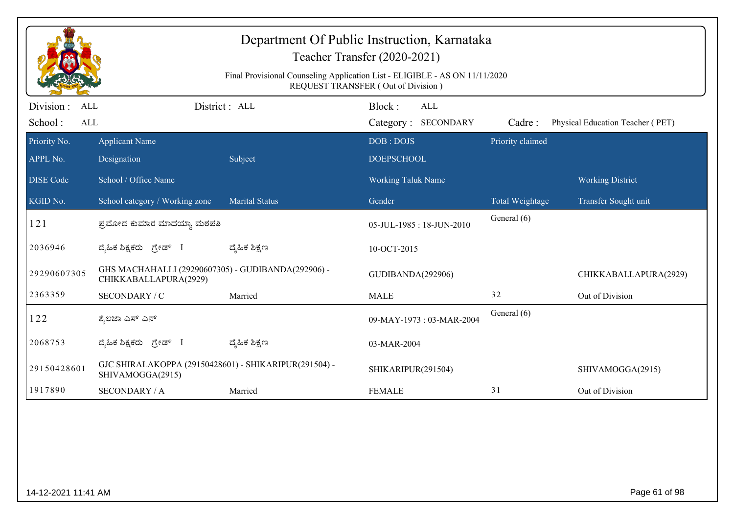# Department Of Public Instruction, Karnataka

## Teacher Transfer (2020-2021)

Final Provisional Counseling Application List - ELIGIBLE - AS ON 11/11/2020

REQUEST TRANSFER ( Out of Division )

Division : ALL | District : ALL | Block : ALL

School : ALL | Category : SECONDARY | Cadre : Physical Education Teacher ( PET)

| Priority No. / APPL No. / DISE Code / KGID No. | Applicant Name / Designation / School / Office Name / School category / Working zone | Subject / Marital Status | DOB : DOJS / DOEPSCHOOL / Working Taluk Name / Gender | Priority claimed / Total Weightage | Working District / Transfer Sought unit |
|---|---|---|---|---|---|
| 121 | ಪ್ರಮೋದ ಕುಮಾರ ಮಾದಯ್ಯಾ ಮಠಪತಿ | | 05-JUL-1985 : 18-JUN-2010 | General (6) | |
| 2036946 | ದೈಹಿಕ ಶಿಕ್ಷಕರು ಗ್ರೇಡ್ I | ದೈಹಿಕ ಶಿಕ್ಷಣ | 10-OCT-2015 | | |
| 29290607305 | GHS MACHAHALLI (29290607305) - GUDIBANDA(292906) - CHIKKABALLAPURA(2929) | | GUDIBANDA(292906) | | CHIKKABALLAPURA(2929) |
| 2363359 | SECONDARY / C | Married | MALE | 32 | Out of Division |
| 122 | ಶೈಲಜಾ ಎಸ್ ಎನ್ | | 09-MAY-1973 : 03-MAR-2004 | General (6) | |
| 2068753 | ದೈಹಿಕ ಶಿಕ್ಷಕರು ಗ್ರೇಡ್ I | ದೈಹಿಕ ಶಿಕ್ಷಣ | 03-MAR-2004 | | |
| 29150428601 | GJC SHIRALAKOPPA (29150428601) - SHIKARIPUR(291504) - SHIVAMOGGA(2915) | | SHIKARIPUR(291504) | | SHIVAMOGGA(2915) |
| 1917890 | SECONDARY / A | Married | FEMALE | 31 | Out of Division |

14-12-2021 11:41 AM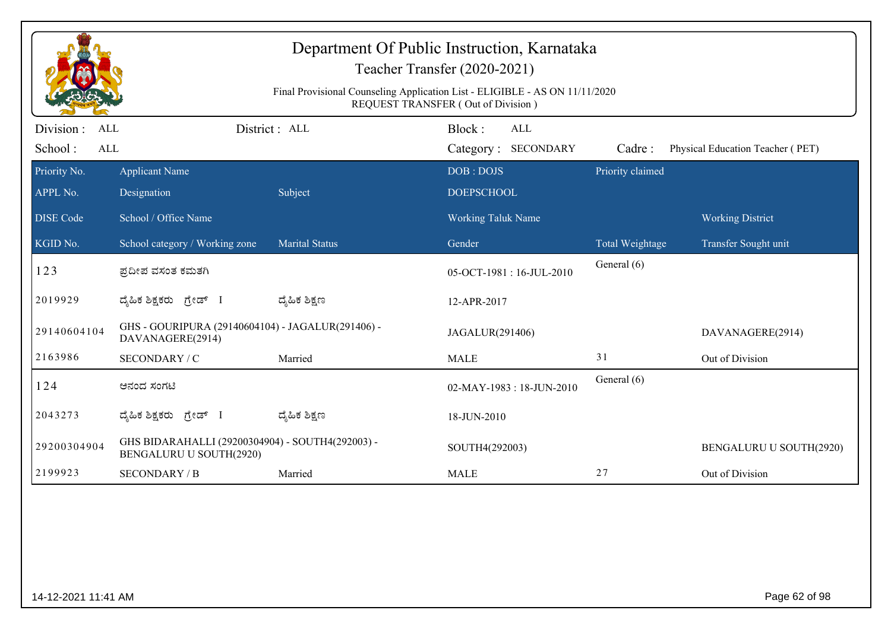# Department Of Public Instruction, Karnataka

## Teacher Transfer (2020-2021)

Final Provisional Counseling Application List - ELIGIBLE - AS ON 11/11/2020
REQUEST TRANSFER ( Out of Division )

Division : ALL | District : ALL | Block : ALL
School : ALL | Category : SECONDARY | Cadre : Physical Education Teacher ( PET)

| Priority No. / APPL No. / DISE Code / KGID No. | Applicant Name / Designation / School / Office Name / School category / Working zone | Subject / Marital Status | DOB : DOJS / DOEPSCHOOL / Working Taluk Name / Gender | Priority claimed / Total Weightage | Working District / Transfer Sought unit |
|---|---|---|---|---|---|
| 123 | ಪ್ರದೀಪ ವಸಂತ ಕಮತಗಿ | | 05-OCT-1981 : 16-JUL-2010 | General (6) | |
| 2019929 | ದೈಹಿಕ ಶಿಕ್ಷಕರು ಗ್ರೇಡ್ I | ದೈಹಿಕ ಶಿಕ್ಷಣ | 12-APR-2017 | | |
| 29140604104 | GHS - GOURIPURA (29140604104) - JAGALUR(291406) - DAVANAGERE(2914) | | JAGALUR(291406) | | DAVANAGERE(2914) |
| 2163986 | SECONDARY / C | Married | MALE | 31 | Out of Division |
| 124 | ಆನಂದ ಸಂಗಟಿ | | 02-MAY-1983 : 18-JUN-2010 | General (6) | |
| 2043273 | ದೈಹಿಕ ಶಿಕ್ಷಕರು ಗ್ರೇಡ್ I | ದೈಹಿಕ ಶಿಕ್ಷಣ | 18-JUN-2010 | | |
| 29200304904 | GHS BIDARAHALLI (29200304904) - SOUTH4(292003) - BENGALURU U SOUTH(2920) | | SOUTH4(292003) | | BENGALURU U SOUTH(2920) |
| 2199923 | SECONDARY / B | Married | MALE | 27 | Out of Division |

14-12-2021 11:41 AM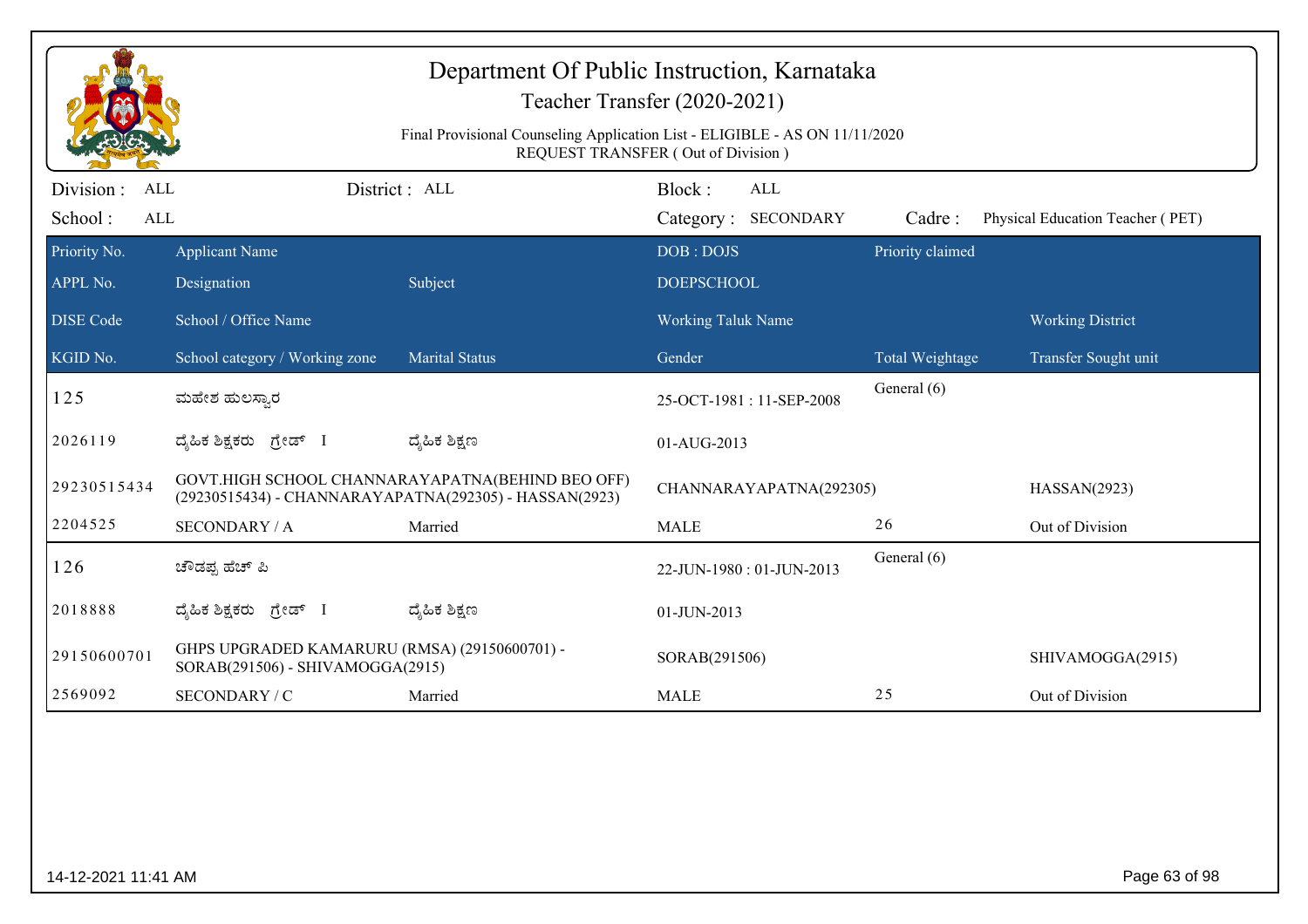# Department Of Public Instruction, Karnataka

## Teacher Transfer (2020-2021)

Final Provisional Counseling Application List - ELIGIBLE - AS ON 11/11/2020

REQUEST TRANSFER ( Out of Division )

Division : ALL | District : ALL | Block : ALL

School : ALL | Category : SECONDARY | Cadre : Physical Education Teacher ( PET)

| Priority No. / APPL No. / DISE Code / KGID No. | Applicant Name / Designation / School / Office Name / School category / Working zone | Subject / Marital Status | DOB : DOJS / DOEPSCHOOL / Working Taluk Name / Gender | Priority claimed / Total Weightage | Working District / Transfer Sought unit |
|---|---|---|---|---|---|
| 125 | ಮಹೇಶ ಹುಲಸ್ವಾರ | | 25-OCT-1981 : 11-SEP-2008 | General (6) | |
| 2026119 | ದೈಹಿಕ ಶಿಕ್ಷಕರು ಗ್ರೇಡ್ I | ದೈಹಿಕ ಶಿಕ್ಷಣ | 01-AUG-2013 | | |
| 29230515434 | GOVT.HIGH SCHOOL CHANNARAYAPATNA(BEHIND BEO OFF) (29230515434) - CHANNARAYAPATNA(292305) - HASSAN(2923) | | CHANNARAYAPATNA(292305) | | HASSAN(2923) |
| 2204525 | SECONDARY / A | Married | MALE | 26 | Out of Division |
| 126 | ಚೌಡಪ್ಪ ಹೆಚ್ ಪಿ | | 22-JUN-1980 : 01-JUN-2013 | General (6) | |
| 2018888 | ದೈಹಿಕ ಶಿಕ್ಷಕರು ಗ್ರೇಡ್ I | ದೈಹಿಕ ಶಿಕ್ಷಣ | 01-JUN-2013 | | |
| 29150600701 | GHPS UPGRADED KAMARURU (RMSA) (29150600701) - SORAB(291506) - SHIVAMOGGA(2915) | | SORAB(291506) | | SHIVAMOGGA(2915) |
| 2569092 | SECONDARY / C | Married | MALE | 25 | Out of Division |

14-12-2021 11:41 AM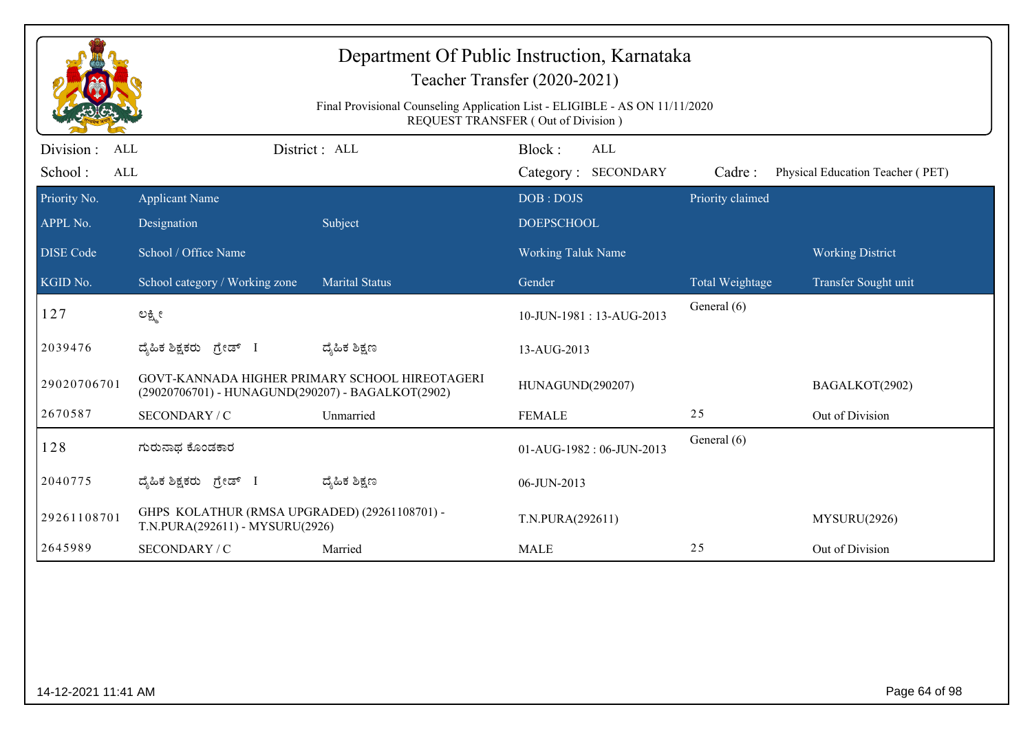# Department Of Public Instruction, Karnataka

## Teacher Transfer (2020-2021)

Final Provisional Counseling Application List - ELIGIBLE - AS ON 11/11/2020

REQUEST TRANSFER ( Out of Division )

Division : ALL | District : ALL | Block : ALL

School : ALL | Category : SECONDARY | Cadre : Physical Education Teacher ( PET)

| Priority No. | Applicant Name | | DOB : DOJS | Priority claimed | |
|---|---|---|---|---|---|
| APPL No. | Designation | Subject | DOEPSCHOOL | | |
| DISE Code | School / Office Name | | Working Taluk Name | | Working District |
| KGID No. | School category / Working zone | Marital Status | Gender | Total Weightage | Transfer Sought unit |
| 127 | ಲಕ್ಷ್ಮೀ | | 10-JUN-1981 : 13-AUG-2013 | General (6) | |
| 2039476 | ದೈಹಿಕ ಶಿಕ್ಷಕರು ಗ್ರೇಡ್ I | ದೈಹಿಕ ಶಿಕ್ಷಣ | 13-AUG-2013 | | |
| 29020706701 | GOVT-KANNADA HIGHER PRIMARY SCHOOL HIREOTAGERI (29020706701) - HUNAGUND(290207) - BAGALKOT(2902) | | HUNAGUND(290207) | | BAGALKOT(2902) |
| 2670587 | SECONDARY / C | Unmarried | FEMALE | 25 | Out of Division |
| 128 | ಗುರುನಾಥ ಕೊಂಡಕಾರ | | 01-AUG-1982 : 06-JUN-2013 | General (6) | |
| 2040775 | ದೈಹಿಕ ಶಿಕ್ಷಕರು ಗ್ರೇಡ್ I | ದೈಹಿಕ ಶಿಕ್ಷಣ | 06-JUN-2013 | | |
| 29261108701 | GHPS KOLATHUR (RMSA UPGRADED) (29261108701) - T.N.PURA(292611) - MYSURU(2926) | | T.N.PURA(292611) | | MYSURU(2926) |
| 2645989 | SECONDARY / C | Married | MALE | 25 | Out of Division |

14-12-2021 11:41 AM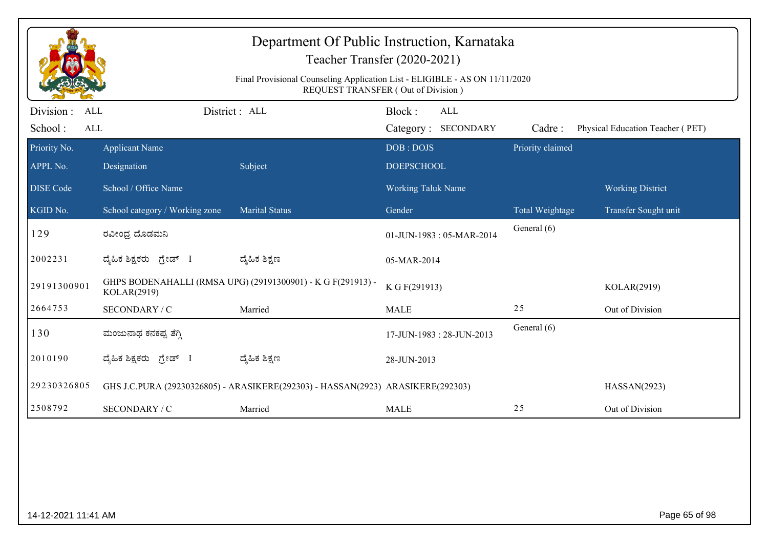# Department Of Public Instruction, Karnataka

## Teacher Transfer (2020-2021)

Final Provisional Counseling Application List - ELIGIBLE - AS ON 11/11/2020
REQUEST TRANSFER ( Out of Division )

Division : ALL    District : ALL    Block : ALL
School : ALL    Category : SECONDARY    Cadre : Physical Education Teacher ( PET)

| Priority No. / APPL No. / DISE Code / KGID No. | Applicant Name / Designation / School / Office Name / School category / Working zone | Subject / Marital Status | DOB : DOJS / DOEPSCHOOL / Working Taluk Name / Gender | Priority claimed / Total Weightage | Working District / Transfer Sought unit |
|---|---|---|---|---|---|
| 129 | ರವೀಂದ್ರ ದೊಡಮನಿ | | 01-JUN-1983 : 05-MAR-2014 | General (6) | |
| 2002231 | ದೈಹಿಕ ಶಿಕ್ಷಕರು ಗ್ರೇಡ್ I | ದೈಹಿಕ ಶಿಕ್ಷಣ | 05-MAR-2014 | | |
| 29191300901 | GHPS BODENAHALLI (RMSA UPG) (29191300901) - K G F(291913) - KOLAR(2919) | | K G F(291913) | | KOLAR(2919) |
| 2664753 | SECONDARY / C | Married | MALE | 25 | Out of Division |
| 130 | ಮಂಜುನಾಥ ಕನಕಪ್ಪ ತೆಗ್ಗಿ | | 17-JUN-1983 : 28-JUN-2013 | General (6) | |
| 2010190 | ದೈಹಿಕ ಶಿಕ್ಷಕರು ಗ್ರೇಡ್ I | ದೈಹಿಕ ಶಿಕ್ಷಣ | 28-JUN-2013 | | |
| 29230326805 | GHS J.C.PURA (29230326805) - ARASIKERE(292303) - HASSAN(2923) | | ARASIKERE(292303) | | HASSAN(2923) |
| 2508792 | SECONDARY / C | Married | MALE | 25 | Out of Division |

14-12-2021 11:41 AM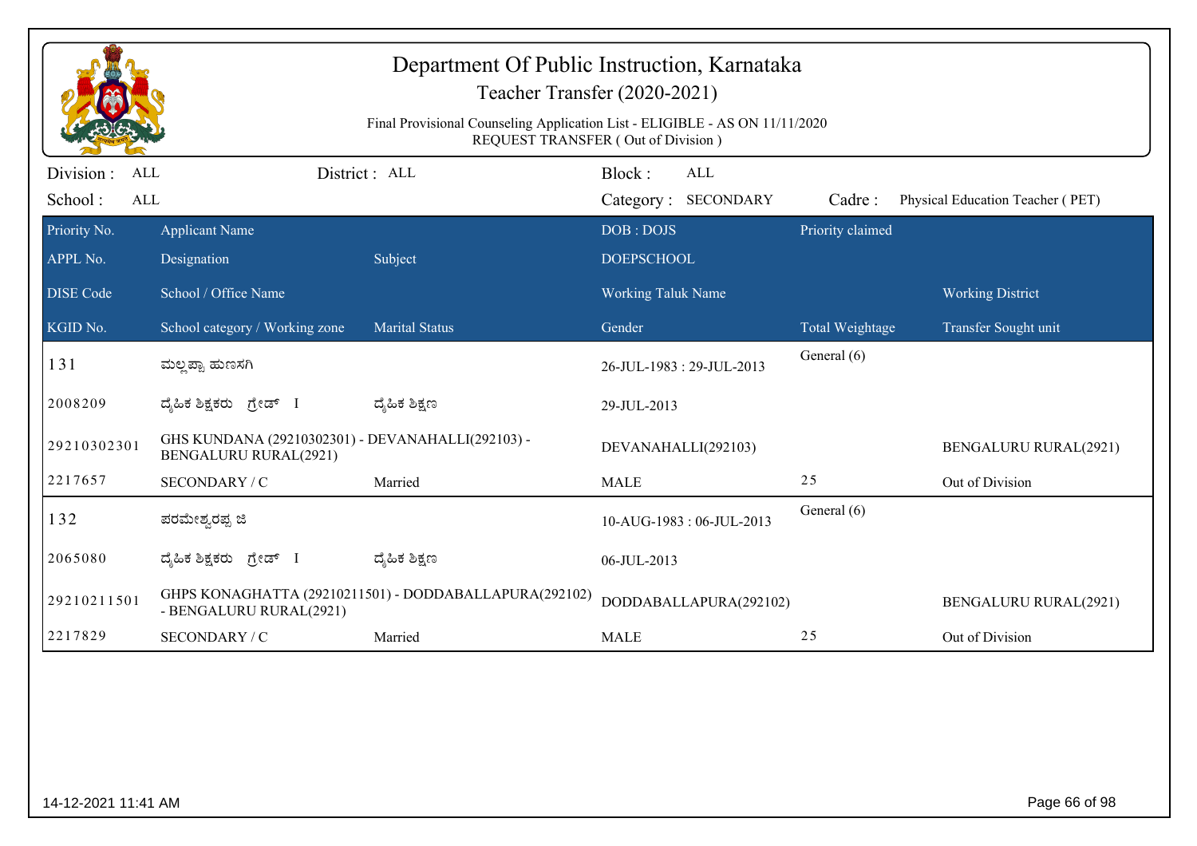# Department Of Public Instruction, Karnataka

## Teacher Transfer (2020-2021)

Final Provisional Counseling Application List - ELIGIBLE - AS ON 11/11/2020

REQUEST TRANSFER ( Out of Division )

Division : ALL    District : ALL    Block : ALL

School : ALL    Category : SECONDARY    Cadre : Physical Education Teacher ( PET)

| Priority No. / APPL No. / DISE Code / KGID No. | Applicant Name / Designation / School / Office Name / School category / Working zone | Subject / Marital Status | DOB : DOJS / DOEPSCHOOL / Working Taluk Name / Gender | Priority claimed / Total Weightage | Working District / Transfer Sought unit |
|---|---|---|---|---|---|
| 131 | ಮಲ್ಲಪ್ಪಾ ಹುಣಸಗಿ | | 26-JUL-1983 : 29-JUL-2013 | General (6) | |
| 2008209 | ದೈಹಿಕ ಶಿಕ್ಷಕರು ಗ್ರೇಡ್ I | ದೈಹಿಕ ಶಿಕ್ಷಣ | 29-JUL-2013 | | |
| 29210302301 | GHS KUNDANA (29210302301) - DEVANAHALLI(292103) - BENGALURU RURAL(2921) | | DEVANAHALLI(292103) | | BENGALURU RURAL(2921) |
| 2217657 | SECONDARY / C | Married | MALE | 25 | Out of Division |
| 132 | ಪರಮೇಶ್ವರಪ್ಪ ಜಿ | | 10-AUG-1983 : 06-JUL-2013 | General (6) | |
| 2065080 | ದೈಹಿಕ ಶಿಕ್ಷಕರು ಗ್ರೇಡ್ I | ದೈಹಿಕ ಶಿಕ್ಷಣ | 06-JUL-2013 | | |
| 29210211501 | GHPS KONAGHATTA (29210211501) - DODDABALLAPURA(292102) - BENGALURU RURAL(2921) | | DODDABALLAPURA(292102) | | BENGALURU RURAL(2921) |
| 2217829 | SECONDARY / C | Married | MALE | 25 | Out of Division |

14-12-2021 11:41 AM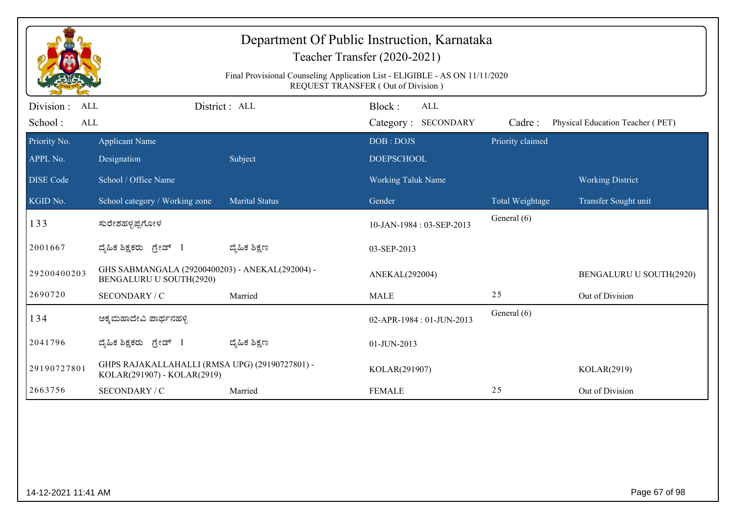# Department Of Public Instruction, Karnataka

## Teacher Transfer (2020-2021)

Final Provisional Counseling Application List - ELIGIBLE - AS ON 11/11/2020
REQUEST TRANSFER ( Out of Division )

Division : ALL    District : ALL    Block : ALL
School : ALL    Category : SECONDARY    Cadre : Physical Education Teacher ( PET)

| Priority No. / APPL No. / DISE Code / KGID No. | Applicant Name / Designation / School / Office Name / School category / Working zone | Subject / Marital Status | DOB : DOJS / DOEPSCHOOL / Working Taluk Name / Gender | Priority claimed / Total Weightage | Working District / Transfer Sought unit |
|---|---|---|---|---|---|
| 133 | ಸುರೇಶಹಳ್ಳಪ್ಪಗೋಳ | | 10-JAN-1984 : 03-SEP-2013 | General (6) | |
| 2001667 | ದೈಹಿಕ ಶಿಕ್ಷಕರು ಗ್ರೇಡ್ I | ದೈಹಿಕ ಶಿಕ್ಷಣ | 03-SEP-2013 | | |
| 29200400203 | GHS SABMANGALA (29200400203) - ANEKAL(292004) - BENGALURU U SOUTH(2920) | | ANEKAL(292004) | | BENGALURU U SOUTH(2920) |
| 2690720 | SECONDARY / C | Married | MALE | 25 | Out of Division |
| 134 | ಅಕ್ಕಮಹಾದೇವಿ ಪಾರ್ಥನಹಳ್ಳಿ | | 02-APR-1984 : 01-JUN-2013 | General (6) | |
| 2041796 | ದೈಹಿಕ ಶಿಕ್ಷಕರು ಗ್ರೇಡ್ I | ದೈಹಿಕ ಶಿಕ್ಷಣ | 01-JUN-2013 | | |
| 29190727801 | GHPS RAJAKALLAHALLI (RMSA UPG) (29190727801) - KOLAR(291907) - KOLAR(2919) | | KOLAR(291907) | | KOLAR(2919) |
| 2663756 | SECONDARY / C | Married | FEMALE | 25 | Out of Division |

14-12-2021 11:41 AM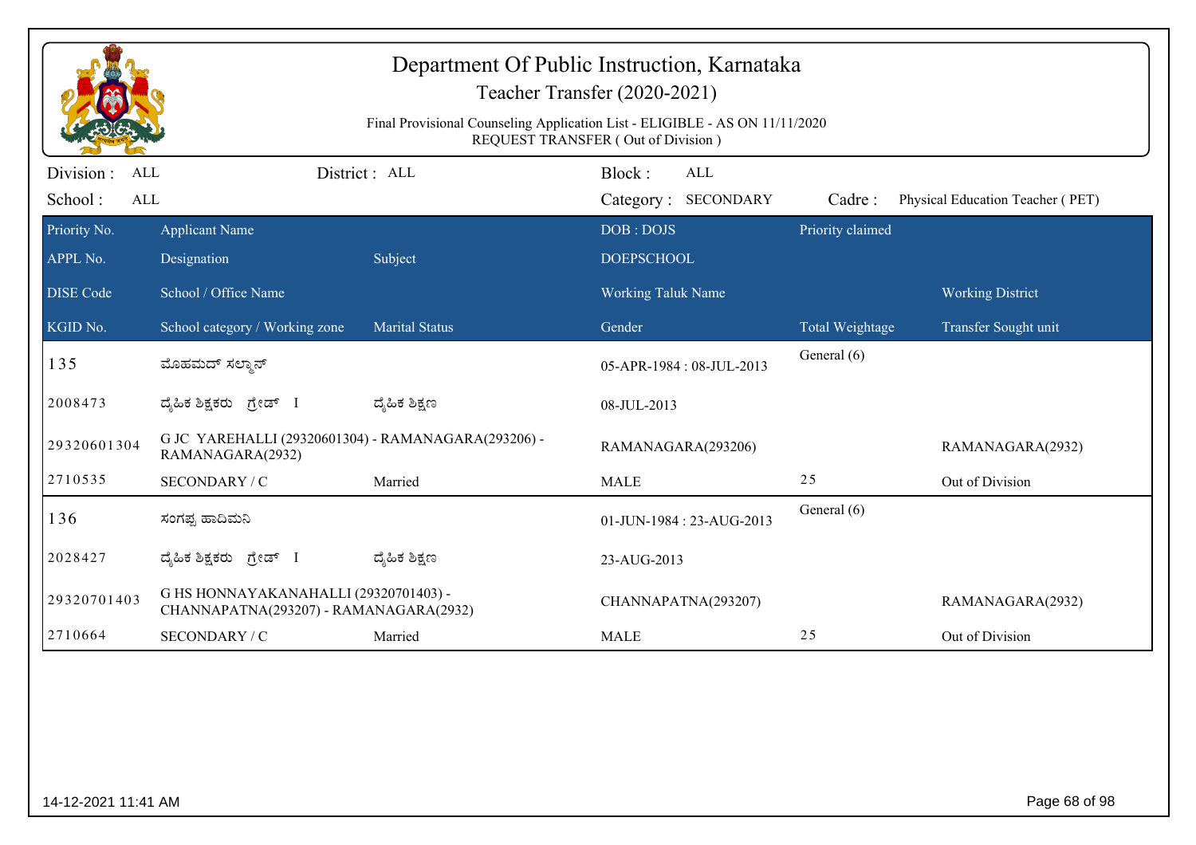# Department Of Public Instruction, Karnataka

## Teacher Transfer (2020-2021)

Final Provisional Counseling Application List - ELIGIBLE - AS ON 11/11/2020
REQUEST TRANSFER ( Out of Division )

Division : ALL | District : ALL | Block : ALL
School : ALL | Category : SECONDARY | Cadre : Physical Education Teacher ( PET)

| Priority No. / APPL No. / DISE Code / KGID No. | Applicant Name / Designation / School / Office Name / School category / Working zone | Subject / Marital Status | DOB : DOJS / DOEPSCHOOL / Working Taluk Name / Gender | Priority claimed / Total Weightage | Working District / Transfer Sought unit |
|---|---|---|---|---|---|
| 135 | ಮೊಹಮದ್ ಸಲ್ಮಾನ್ | | 05-APR-1984 : 08-JUL-2013 | General (6) | |
| 2008473 | ದೈಹಿಕ ಶಿಕ್ಷಕರು ಗ್ರೇಡ್ I | ದೈಹಿಕ ಶಿಕ್ಷಣ | 08-JUL-2013 | | |
| 29320601304 | G JC YAREHALLI (29320601304) - RAMANAGARA(293206) - RAMANAGARA(2932) | | RAMANAGARA(293206) | | RAMANAGARA(2932) |
| 2710535 | SECONDARY / C | Married | MALE | 25 | Out of Division |
| 136 | ಸಂಗಪ್ಪ ಹಾದಿಮನಿ | | 01-JUN-1984 : 23-AUG-2013 | General (6) | |
| 2028427 | ದೈಹಿಕ ಶಿಕ್ಷಕರು ಗ್ರೇಡ್ I | ದೈಹಿಕ ಶಿಕ್ಷಣ | 23-AUG-2013 | | |
| 29320701403 | G HS HONNAYAKANAHALLI (29320701403) - CHANNAPATNA(293207) - RAMANAGARA(2932) | | CHANNAPATNA(293207) | | RAMANAGARA(2932) |
| 2710664 | SECONDARY / C | Married | MALE | 25 | Out of Division |

14-12-2021 11:41 AM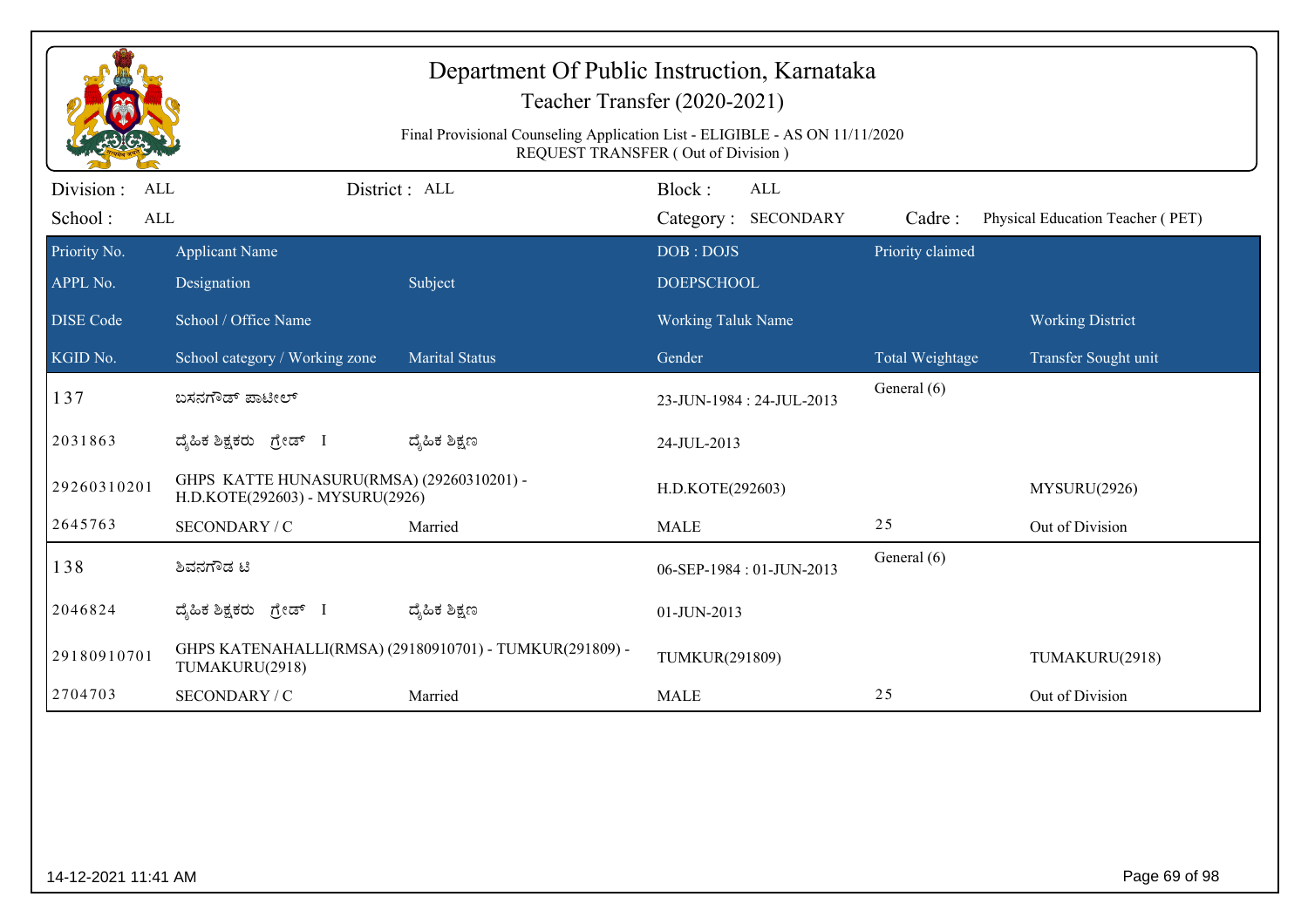# Department Of Public Instruction, Karnataka

## Teacher Transfer (2020-2021)

Final Provisional Counseling Application List - ELIGIBLE - AS ON 11/11/2020
REQUEST TRANSFER ( Out of Division )

Division : ALL    District : ALL    Block : ALL
School : ALL    Category : SECONDARY    Cadre : Physical Education Teacher ( PET)

| Priority No. / APPL No. / DISE Code / KGID No. | Applicant Name / Designation / School / Office Name / School category / Working zone | Subject / Marital Status | DOB : DOJS / DOEPSCHOOL / Working Taluk Name / Gender | Priority claimed / Total Weightage | Working District / Transfer Sought unit |
|---|---|---|---|---|---|
| 137 | ಬಸನಗೌಡ್ ಪಾಟೀಲ್ | | 23-JUN-1984 : 24-JUL-2013 | General (6) | |
| 2031863 | ದೈಹಿಕ ಶಿಕ್ಷಕರು ಗ್ರೇಡ್ I | ದೈಹಿಕ ಶಿಕ್ಷಣ | 24-JUL-2013 | | |
| 29260310201 | GHPS KATTE HUNASURU(RMSA) (29260310201) - H.D.KOTE(292603) - MYSURU(2926) | | H.D.KOTE(292603) | | MYSURU(2926) |
| 2645763 | SECONDARY / C | Married | MALE | 25 | Out of Division |
| 138 | ಶಿವನಗೌಡ ಟಿ | | 06-SEP-1984 : 01-JUN-2013 | General (6) | |
| 2046824 | ದೈಹಿಕ ಶಿಕ್ಷಕರು ಗ್ರೇಡ್ I | ದೈಹಿಕ ಶಿಕ್ಷಣ | 01-JUN-2013 | | |
| 29180910701 | GHPS KATENAHALLI(RMSA) (29180910701) - TUMKUR(291809) - TUMAKURU(2918) | | TUMKUR(291809) | | TUMAKURU(2918) |
| 2704703 | SECONDARY / C | Married | MALE | 25 | Out of Division |

14-12-2021 11:41 AM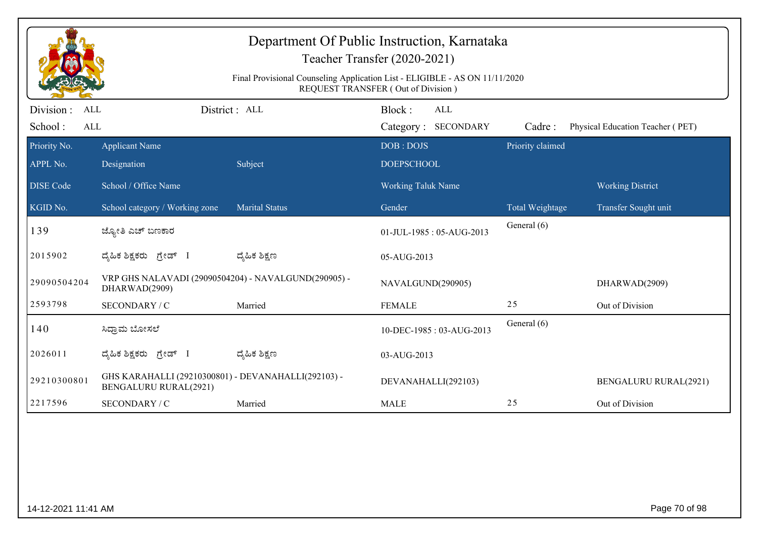# Department Of Public Instruction, Karnataka

## Teacher Transfer (2020-2021)

Final Provisional Counseling Application List - ELIGIBLE - AS ON 11/11/2020
REQUEST TRANSFER ( Out of Division )

Division : ALL | District : ALL | Block : ALL
School : ALL | Category : SECONDARY | Cadre : Physical Education Teacher ( PET)

| Priority No. | Applicant Name | | DOB : DOJS | Priority claimed | |
|---|---|---|---|---|---|
| APPL No. | Designation | Subject | DOEPSCHOOL | | |
| DISE Code | School / Office Name | | Working Taluk Name | | Working District |
| KGID No. | School category / Working zone | Marital Status | Gender | Total Weightage | Transfer Sought unit |
| 139 | ಜ್ಯೋತಿ ಎಚ್ ಬಣಕಾರ | | 01-JUL-1985 : 05-AUG-2013 | General (6) | |
| 2015902 | ದೈಹಿಕ ಶಿಕ್ಷಕರು ಗ್ರೇಡ್ I | ದೈಹಿಕ ಶಿಕ್ಷಣ | 05-AUG-2013 | | |
| 29090504204 | VRP GHS NALAVADI (29090504204) - NAVALGUND(290905) - DHARWAD(2909) | | NAVALGUND(290905) | | DHARWAD(2909) |
| 2593798 | SECONDARY / C | Married | FEMALE | 25 | Out of Division |
| 140 | ಸಿದ್ರಾಮ ಬೋಸಲೆ | | 10-DEC-1985 : 03-AUG-2013 | General (6) | |
| 2026011 | ದೈಹಿಕ ಶಿಕ್ಷಕರು ಗ್ರೇಡ್ I | ದೈಹಿಕ ಶಿಕ್ಷಣ | 03-AUG-2013 | | |
| 29210300801 | GHS KARAHALLI (29210300801) - DEVANAHALLI(292103) - BENGALURU RURAL(2921) | | DEVANAHALLI(292103) | | BENGALURU RURAL(2921) |
| 2217596 | SECONDARY / C | Married | MALE | 25 | Out of Division |

14-12-2021 11:41 AM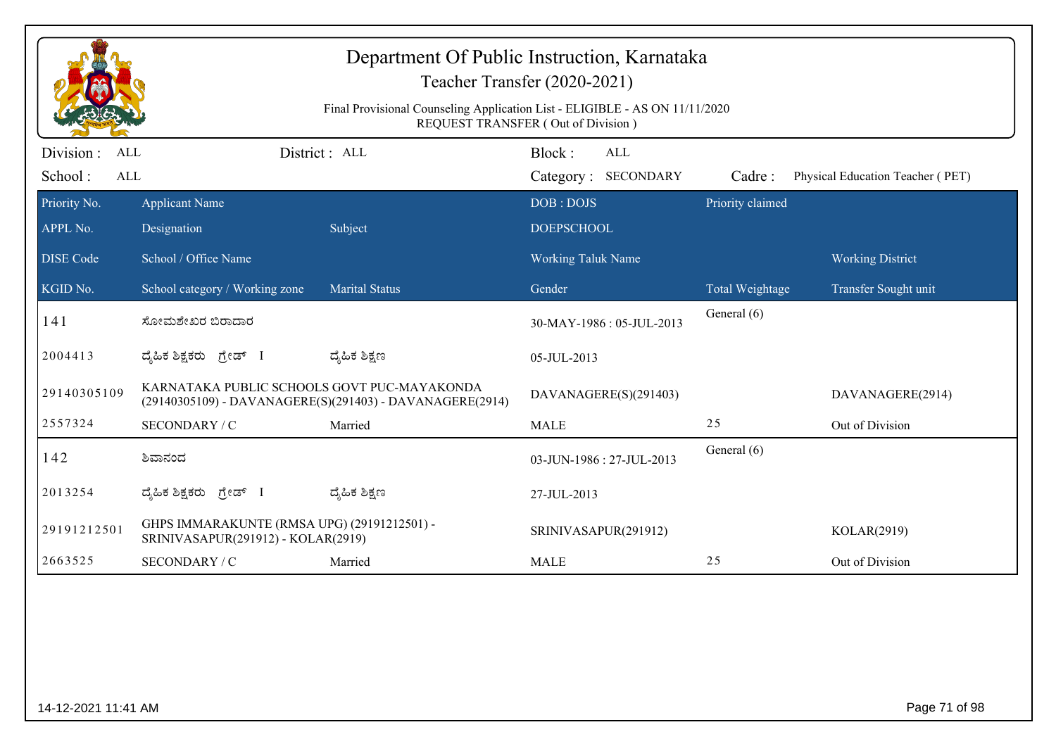# Department Of Public Instruction, Karnataka

## Teacher Transfer (2020-2021)

Final Provisional Counseling Application List - ELIGIBLE - AS ON 11/11/2020
REQUEST TRANSFER ( Out of Division )

Division : ALL    District : ALL    Block : ALL
School : ALL    Category : SECONDARY    Cadre : Physical Education Teacher ( PET)

| Priority No. / APPL No. / DISE Code / KGID No. | Applicant Name / Designation / School / Office Name / School category / Working zone | Subject / Marital Status | DOB : DOJS / DOEPSCHOOL / Working Taluk Name / Gender | Priority claimed / Total Weightage | Working District / Transfer Sought unit |
|---|---|---|---|---|---|
| 141 | ಸೋಮಶೇಖರ ಬಿರಾದಾರ | | 30-MAY-1986 : 05-JUL-2013 | General (6) | |
| 2004413 | ದೈಹಿಕ ಶಿಕ್ಷಕರು ಗ್ರೇಡ್ I | ದೈಹಿಕ ಶಿಕ್ಷಣ | 05-JUL-2013 | | |
| 29140305109 | KARNATAKA PUBLIC SCHOOLS GOVT PUC-MAYAKONDA (29140305109) - DAVANAGERE(S)(291403) - DAVANAGERE(2914) | | DAVANAGERE(S)(291403) | | DAVANAGERE(2914) |
| 2557324 | SECONDARY / C | Married | MALE | 25 | Out of Division |
| 142 | ಶಿವಾನಂದ | | 03-JUN-1986 : 27-JUL-2013 | General (6) | |
| 2013254 | ದೈಹಿಕ ಶಿಕ್ಷಕರು ಗ್ರೇಡ್ I | ದೈಹಿಕ ಶಿಕ್ಷಣ | 27-JUL-2013 | | |
| 29191212501 | GHPS IMMARAKUNTE (RMSA UPG) (29191212501) - SRINIVASAPUR(291912) - KOLAR(2919) | | SRINIVASAPUR(291912) | | KOLAR(2919) |
| 2663525 | SECONDARY / C | Married | MALE | 25 | Out of Division |

14-12-2021 11:41 AM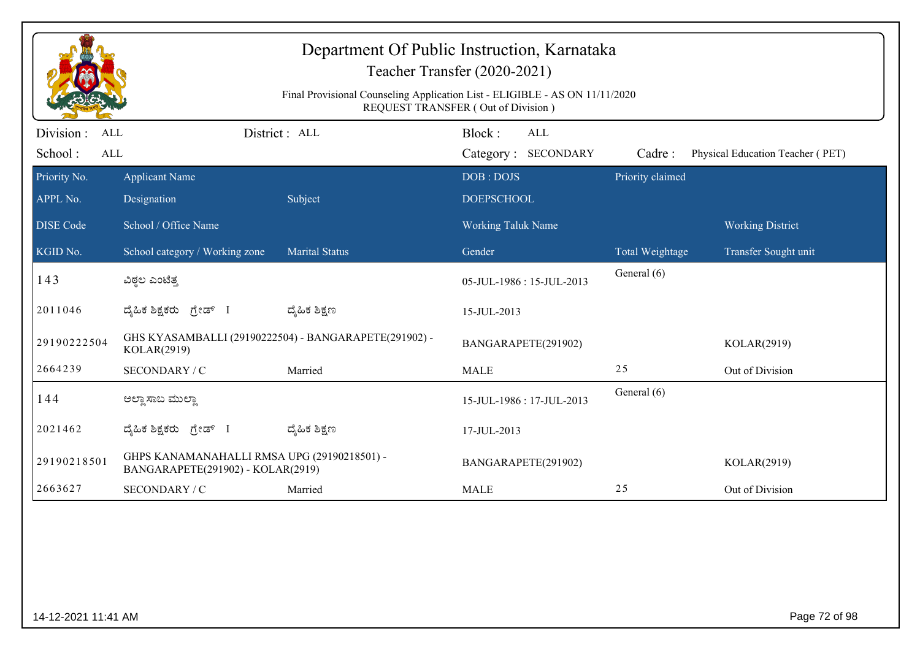# Department Of Public Instruction, Karnataka

## Teacher Transfer (2020-2021)

Final Provisional Counseling Application List - ELIGIBLE - AS ON 11/11/2020
REQUEST TRANSFER ( Out of Division )

Division : ALL | District : ALL | Block : ALL
School : ALL | Category : SECONDARY | Cadre : Physical Education Teacher ( PET)

| Priority No. / APPL No. / DISE Code / KGID No. | Applicant Name / Designation / School / Office Name / School category / Working zone | Subject / Marital Status | DOB : DOJS / DOEPSCHOOL / Working Taluk Name / Gender | Priority claimed / Total Weightage | Working District / Transfer Sought unit |
|---|---|---|---|---|---|
| 143 | ವಿಠ್ಠಲ ಎಂಟೆತ್ತ | | 05-JUL-1986 : 15-JUL-2013 | General (6) | |
| 2011046 | ದೈಹಿಕ ಶಿಕ್ಷಕರು ಗ್ರೇಡ್ I | ದೈಹಿಕ ಶಿಕ್ಷಣ | 15-JUL-2013 | | |
| 29190222504 | GHS KYASAMBALLI (29190222504) - BANGARAPETE(291902) - KOLAR(2919) | | BANGARAPETE(291902) | | KOLAR(2919) |
| 2664239 | SECONDARY / C | Married | MALE | 25 | Out of Division |
| 144 | ಅಲ್ಲಾಸಾಬ ಮುಲ್ಲಾ | | 15-JUL-1986 : 17-JUL-2013 | General (6) | |
| 2021462 | ದೈಹಿಕ ಶಿಕ್ಷಕರು ಗ್ರೇಡ್ I | ದೈಹಿಕ ಶಿಕ್ಷಣ | 17-JUL-2013 | | |
| 29190218501 | GHPS KANAMANAHALLI RMSA UPG (29190218501) - BANGARAPETE(291902) - KOLAR(2919) | | BANGARAPETE(291902) | | KOLAR(2919) |
| 2663627 | SECONDARY / C | Married | MALE | 25 | Out of Division |

14-12-2021 11:41 AM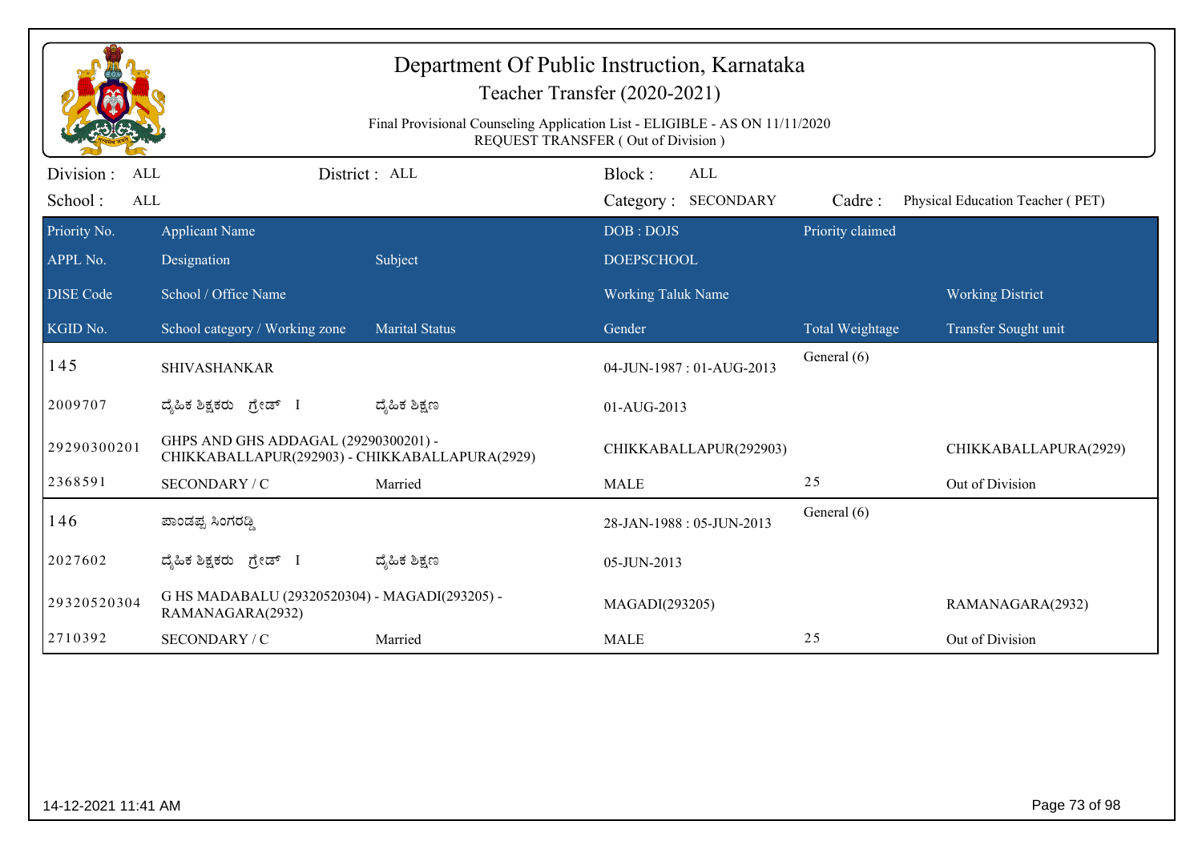# Department Of Public Instruction, Karnataka

## Teacher Transfer (2020-2021)

Final Provisional Counseling Application List - ELIGIBLE - AS ON 11/11/2020
REQUEST TRANSFER ( Out of Division )

Division : ALL | District : ALL | Block : ALL
School : ALL | Category : SECONDARY | Cadre : Physical Education Teacher ( PET)

| Priority No. / APPL No. / DISE Code / KGID No. | Applicant Name / Designation / School / Office Name / School category / Working zone | Subject / Marital Status | DOB : DOJS / DOEPSCHOOL / Working Taluk Name / Gender | Priority claimed / Total Weightage | Working District / Transfer Sought unit |
|---|---|---|---|---|---|
| 145 | SHIVASHANKAR | | 04-JUN-1987 : 01-AUG-2013 | General (6) | |
| 2009707 | ದೈಹಿಕ ಶಿಕ್ಷಕರು ಗ್ರೇಡ್ I | ದೈಹಿಕ ಶಿಕ್ಷಣ | 01-AUG-2013 | | |
| 29290300201 | GHPS AND GHS ADDAGAL (29290300201) - CHIKKABALLAPUR(292903) - CHIKKABALLAPURA(2929) | | CHIKKABALLAPUR(292903) | | CHIKKABALLAPURA(2929) |
| 2368591 | SECONDARY / C | Married | MALE | 25 | Out of Division |
| 146 | ಪಾಂಡಪ್ಪ ಸಿಂಗರಡ್ಡಿ | | 28-JAN-1988 : 05-JUN-2013 | General (6) | |
| 2027602 | ದೈಹಿಕ ಶಿಕ್ಷಕರು ಗ್ರೇಡ್ I | ದೈಹಿಕ ಶಿಕ್ಷಣ | 05-JUN-2013 | | |
| 29320520304 | G HS MADABALU (29320520304) - MAGADI(293205) - RAMANAGARA(2932) | | MAGADI(293205) | | RAMANAGARA(2932) |
| 2710392 | SECONDARY / C | Married | MALE | 25 | Out of Division |

14-12-2021 11:41 AM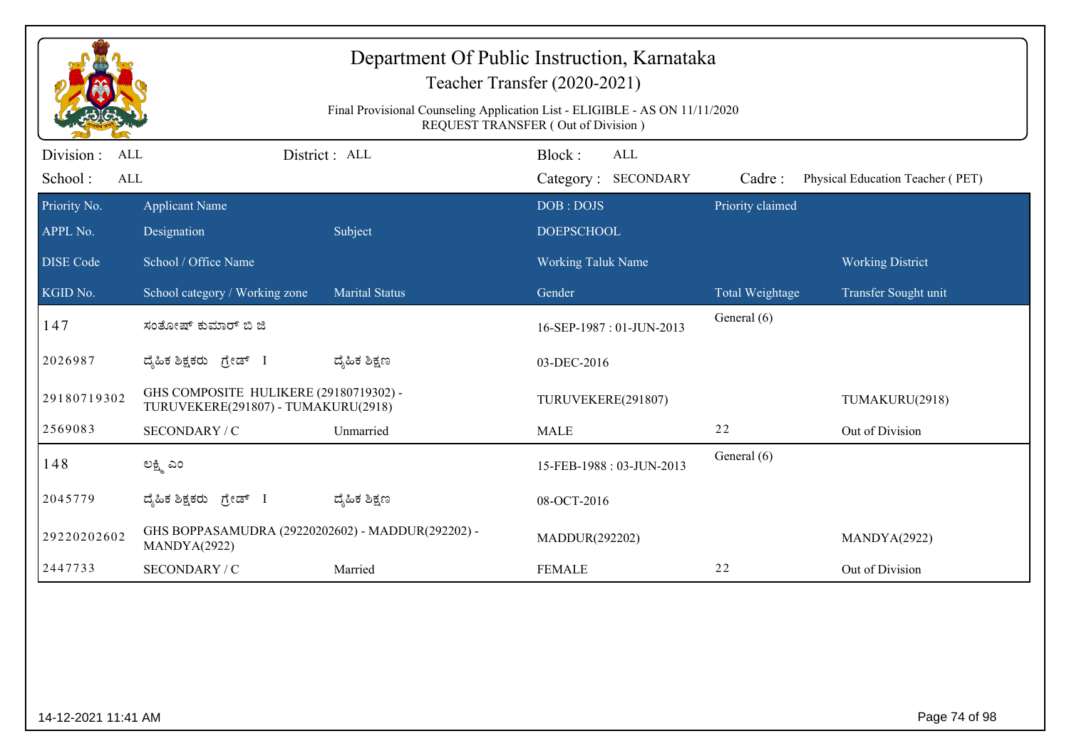# Department Of Public Instruction, Karnataka

## Teacher Transfer (2020-2021)

Final Provisional Counseling Application List - ELIGIBLE - AS ON 11/11/2020
REQUEST TRANSFER ( Out of Division )

Division : ALL | District : ALL | Block : ALL
School : ALL | Category : SECONDARY | Cadre : Physical Education Teacher ( PET)

| Priority No. / APPL No. / DISE Code / KGID No. | Applicant Name / Designation / School / Office Name / School category / Working zone | Subject / Marital Status | DOB : DOJS / DOEPSCHOOL / Working Taluk Name / Gender | Priority claimed / Total Weightage | Working District / Transfer Sought unit |
|---|---|---|---|---|---|
| 147 | ಸಂತೋಷ್ ಕುಮಾರ್ ಬಿ ಜಿ | | 16-SEP-1987 : 01-JUN-2013 | General (6) | |
| 2026987 | ದೈಹಿಕ ಶಿಕ್ಷಕರು ಗ್ರೇಡ್ I | ದೈಹಿಕ ಶಿಕ್ಷಣ | 03-DEC-2016 | | |
| 29180719302 | GHS COMPOSITE HULIKERE (29180719302) - TURUVEKERE(291807) - TUMAKURU(2918) | | TURUVEKERE(291807) | | TUMAKURU(2918) |
| 2569083 | SECONDARY / C | Unmarried | MALE | 22 | Out of Division |
| 148 | ಲಕ್ಷ್ಮಿ ಎಂ | | 15-FEB-1988 : 03-JUN-2013 | General (6) | |
| 2045779 | ದೈಹಿಕ ಶಿಕ್ಷಕರು ಗ್ರೇಡ್ I | ದೈಹಿಕ ಶಿಕ್ಷಣ | 08-OCT-2016 | | |
| 29220202602 | GHS BOPPASAMUDRA (29220202602) - MADDUR(292202) - MANDYA(2922) | | MADDUR(292202) | | MANDYA(2922) |
| 2447733 | SECONDARY / C | Married | FEMALE | 22 | Out of Division |

14-12-2021 11:41 AM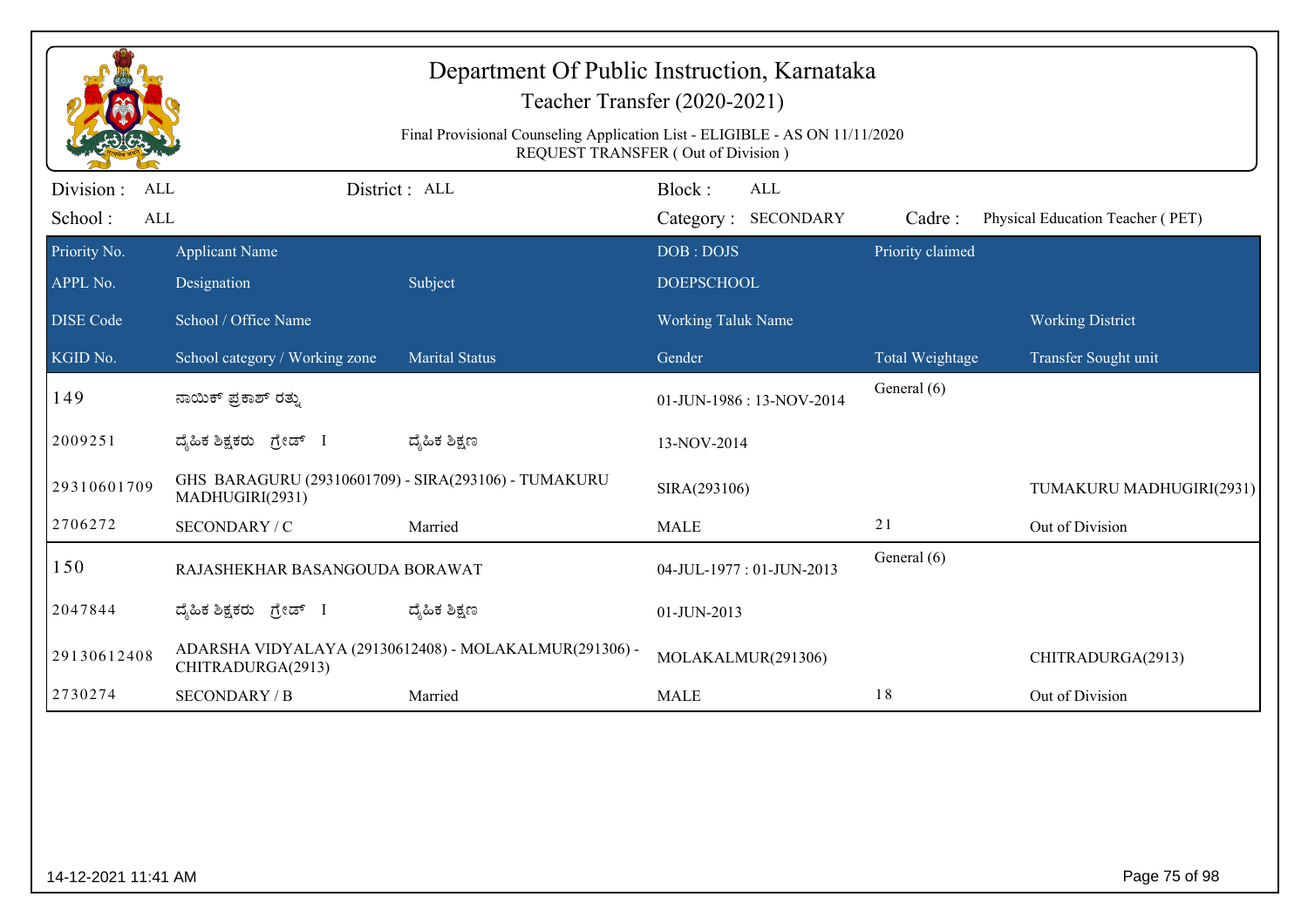# Department Of Public Instruction, Karnataka

## Teacher Transfer (2020-2021)

Final Provisional Counseling Application List - ELIGIBLE - AS ON 11/11/2020
REQUEST TRANSFER ( Out of Division )

Division : ALL | District : ALL | Block : ALL
School : ALL | Category : SECONDARY | Cadre : Physical Education Teacher ( PET)

| Priority No. / APPL No. / DISE Code / KGID No. | Applicant Name / Designation / School / Office Name / School category / Working zone | Subject / Marital Status | DOB : DOJS / DOEPSCHOOL / Working Taluk Name / Gender | Priority claimed / Total Weightage | Working District / Transfer Sought unit |
|---|---|---|---|---|---|
| 149 | ನಾಯಿಕ್ ಪ್ರಕಾಶ್ ರತ್ನು | | 01-JUN-1986 : 13-NOV-2014 | General (6) | |
| 2009251 | ದೈಹಿಕ ಶಿಕ್ಷಕರು ಗ್ರೇಡ್ I | ದೈಹಿಕ ಶಿಕ್ಷಣ | 13-NOV-2014 | | |
| 29310601709 | GHS BARAGURU (29310601709) - SIRA(293106) - TUMAKURU MADHUGIRI(2931) | | SIRA(293106) | | TUMAKURU MADHUGIRI(2931) |
| 2706272 | SECONDARY / C | Married | MALE | 21 | Out of Division |
| 150 | RAJASHEKHAR BASANGOUDA BORAWAT | | 04-JUL-1977 : 01-JUN-2013 | General (6) | |
| 2047844 | ದೈಹಿಕ ಶಿಕ್ಷಕರು ಗ್ರೇಡ್ I | ದೈಹಿಕ ಶಿಕ್ಷಣ | 01-JUN-2013 | | |
| 29130612408 | ADARSHA VIDYALAYA (29130612408) - MOLAKALMUR(291306) - CHITRADURGA(2913) | | MOLAKALMUR(291306) | | CHITRADURGA(2913) |
| 2730274 | SECONDARY / B | Married | MALE | 18 | Out of Division |

14-12-2021 11:41 AM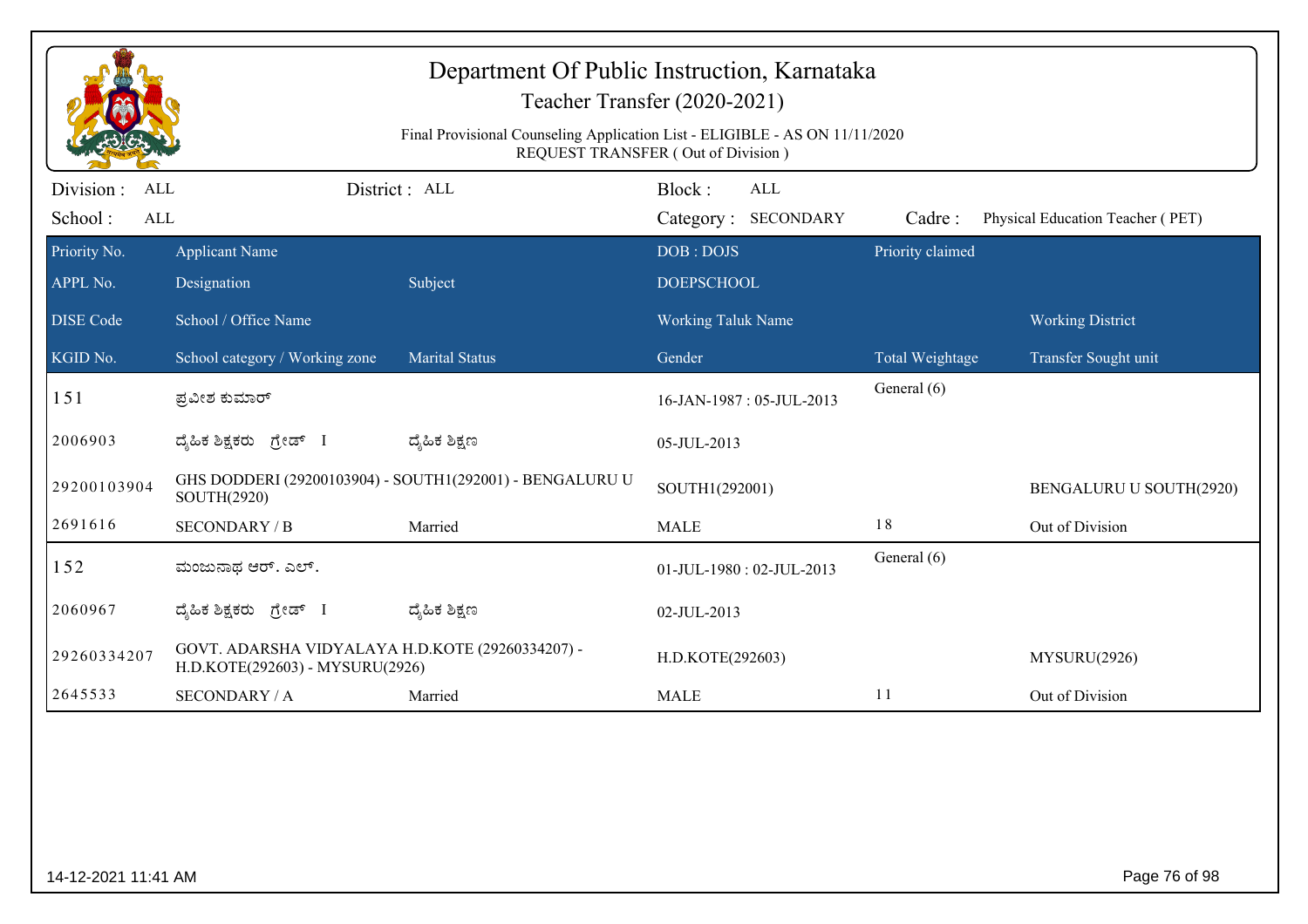# Department Of Public Instruction, Karnataka

## Teacher Transfer (2020-2021)

Final Provisional Counseling Application List - ELIGIBLE - AS ON 11/11/2020
REQUEST TRANSFER ( Out of Division )

Division : ALL | District : ALL | Block : ALL
School : ALL | Category : SECONDARY | Cadre : Physical Education Teacher ( PET)

| Priority No. / APPL No. / DISE Code / KGID No. | Applicant Name / Designation / School / Office Name / School category / Working zone | Subject / Marital Status | DOB : DOJS / DOEPSCHOOL / Working Taluk Name / Gender | Priority claimed / Total Weightage | Working District / Transfer Sought unit |
|---|---|---|---|---|---|
| 151 | ಪ್ರವೀಣ ಕುಮಾರ್ | | 16-JAN-1987 : 05-JUL-2013 | General (6) | |
| 2006903 | ದೈಹಿಕ ಶಿಕ್ಷಕರು ಗ್ರೇಡ್ I | ದೈಹಿಕ ಶಿಕ್ಷಣ | 05-JUL-2013 | | |
| 29200103904 | GHS DODDERI (29200103904) - SOUTH1(292001) - BENGALURU U SOUTH(2920) | | SOUTH1(292001) | | BENGALURU U SOUTH(2920) |
| 2691616 | SECONDARY / B | Married | MALE | 18 | Out of Division |
| 152 | ಮಂಜುನಾಥ ಆರ್. ಎಲ್. | | 01-JUL-1980 : 02-JUL-2013 | General (6) | |
| 2060967 | ದೈಹಿಕ ಶಿಕ್ಷಕರು ಗ್ರೇಡ್ I | ದೈಹಿಕ ಶಿಕ್ಷಣ | 02-JUL-2013 | | |
| 29260334207 | GOVT. ADARSHA VIDYALAYA H.D.KOTE (29260334207) - H.D.KOTE(292603) - MYSURU(2926) | | H.D.KOTE(292603) | | MYSURU(2926) |
| 2645533 | SECONDARY / A | Married | MALE | 11 | Out of Division |

14-12-2021 11:41 AM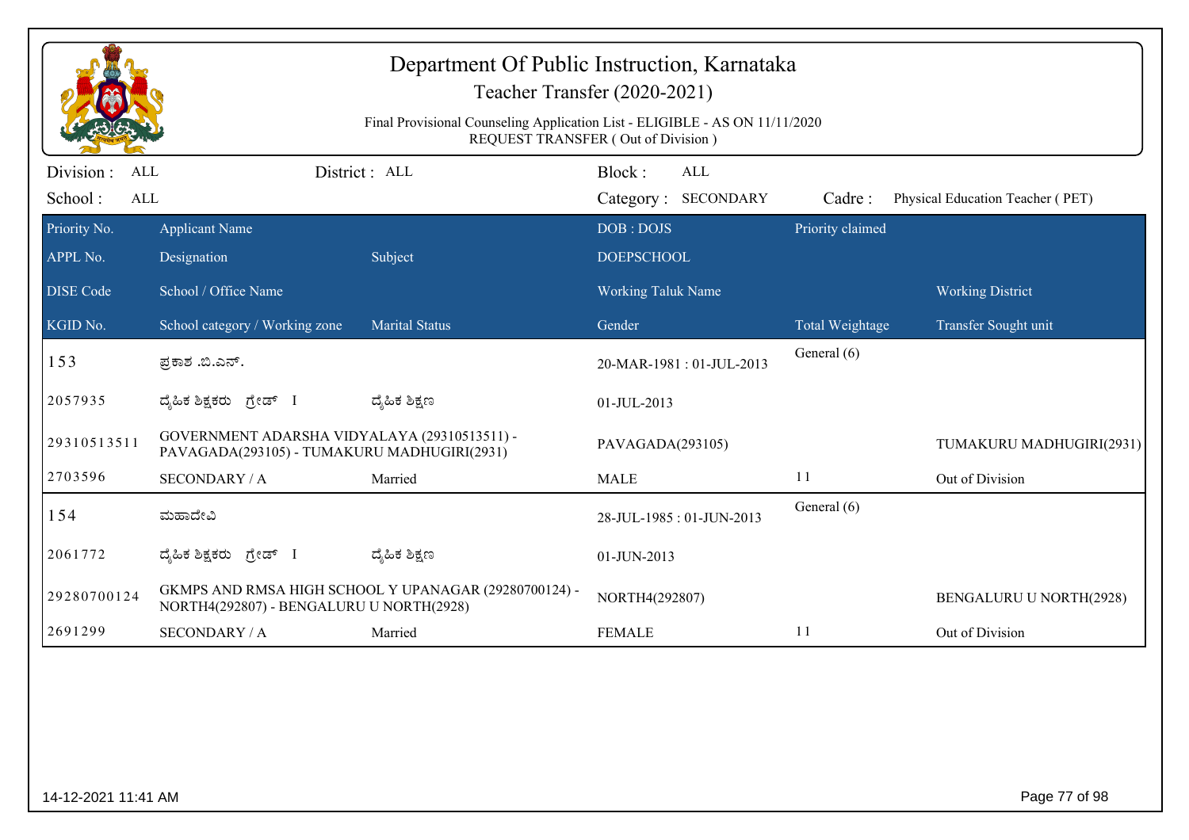# Department Of Public Instruction, Karnataka

## Teacher Transfer (2020-2021)

Final Provisional Counseling Application List - ELIGIBLE - AS ON 11/11/2020
REQUEST TRANSFER ( Out of Division )

Division : ALL | District : ALL | Block : ALL
School : ALL | Category : SECONDARY | Cadre : Physical Education Teacher ( PET)

| Priority No. / APPL No. / DISE Code / KGID No. | Applicant Name / Designation / School / Office Name / School category / Working zone | Subject / Marital Status | DOB : DOJS / DOEPSCHOOL / Working Taluk Name / Gender | Priority claimed / Total Weightage | Working District / Transfer Sought unit |
|---|---|---|---|---|---|
| 153 | ಪ್ರಕಾಶ .ಬಿ.ಎನ್. | | 20-MAR-1981 : 01-JUL-2013 | General (6) | |
| 2057935 | ದೈಹಿಕ ಶಿಕ್ಷಕರು ಗ್ರೇಡ್ I | ದೈಹಿಕ ಶಿಕ್ಷಣ | 01-JUL-2013 | | |
| 29310513511 | GOVERNMENT ADARSHA VIDYALAYA (29310513511) - PAVAGADA(293105) - TUMAKURU MADHUGIRI(2931) | | PAVAGADA(293105) | | TUMAKURU MADHUGIRI(2931) |
| 2703596 | SECONDARY / A | Married | MALE | 11 | Out of Division |
| 154 | ಮಹಾದೇವಿ | | 28-JUL-1985 : 01-JUN-2013 | General (6) | |
| 2061772 | ದೈಹಿಕ ಶಿಕ್ಷಕರು ಗ್ರೇಡ್ I | ದೈಹಿಕ ಶಿಕ್ಷಣ | 01-JUN-2013 | | |
| 29280700124 | GKMPS AND RMSA HIGH SCHOOL Y UPANAGAR (29280700124) - NORTH4(292807) - BENGALURU U NORTH(2928) | | NORTH4(292807) | | BENGALURU U NORTH(2928) |
| 2691299 | SECONDARY / A | Married | FEMALE | 11 | Out of Division |

14-12-2021 11:41 AM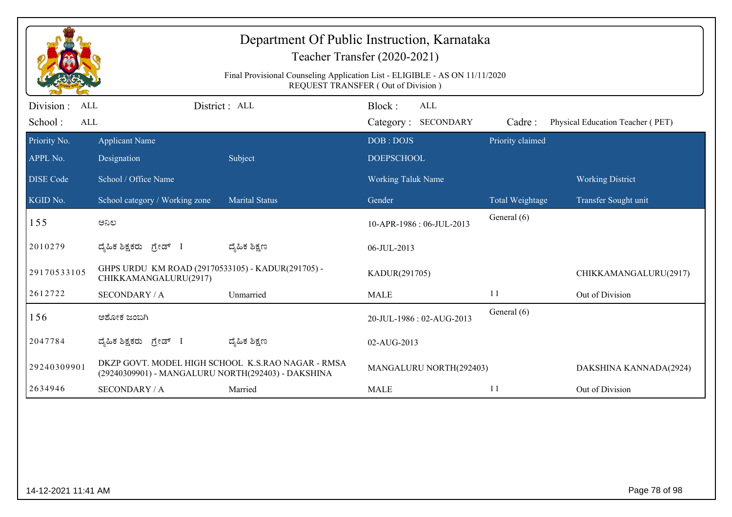# Department Of Public Instruction, Karnataka

## Teacher Transfer (2020-2021)

Final Provisional Counseling Application List - ELIGIBLE - AS ON 11/11/2020

REQUEST TRANSFER ( Out of Division )

Division : ALL &nbsp;&nbsp;&nbsp; District : ALL &nbsp;&nbsp;&nbsp; Block : ALL

School : ALL &nbsp;&nbsp;&nbsp; Category : SECONDARY &nbsp;&nbsp;&nbsp; Cadre : Physical Education Teacher ( PET)

| Priority No. / APPL No. / DISE Code / KGID No. | Applicant Name / Designation / School / Office Name / School category / Working zone | Subject / Marital Status | DOB : DOJS / DOEPSCHOOL / Working Taluk Name / Gender | Priority claimed / Total Weightage | Working District / Transfer Sought unit |
|---|---|---|---|---|---|
| 155 | ಅನಿಲ | | 10-APR-1986 : 06-JUL-2013 | General (6) | |
| 2010279 | ದೈಹಿಕ ಶಿಕ್ಷಕರು ಗ್ರೇಡ್ I | ದೈಹಿಕ ಶಿಕ್ಷಣ | 06-JUL-2013 | | |
| 29170533105 | GHPS URDU KM ROAD (29170533105) - KADUR(291705) - CHIKKAMANGALURU(2917) | | KADUR(291705) | | CHIKKAMANGALURU(2917) |
| 2612722 | SECONDARY / A | Unmarried | MALE | 11 | Out of Division |
| 156 | ಅಶೋಕ ಜಂಬಗಿ | | 20-JUL-1986 : 02-AUG-2013 | General (6) | |
| 2047784 | ದೈಹಿಕ ಶಿಕ್ಷಕರು ಗ್ರೇಡ್ I | ದೈಹಿಕ ಶಿಕ್ಷಣ | 02-AUG-2013 | | |
| 29240309901 | DKZP GOVT. MODEL HIGH SCHOOL K.S.RAO NAGAR - RMSA (29240309901) - MANGALURU NORTH(292403) - DAKSHINA | | MANGALURU NORTH(292403) | | DAKSHINA KANNADA(2924) |
| 2634946 | SECONDARY / A | Married | MALE | 11 | Out of Division |

14-12-2021 11:41 AM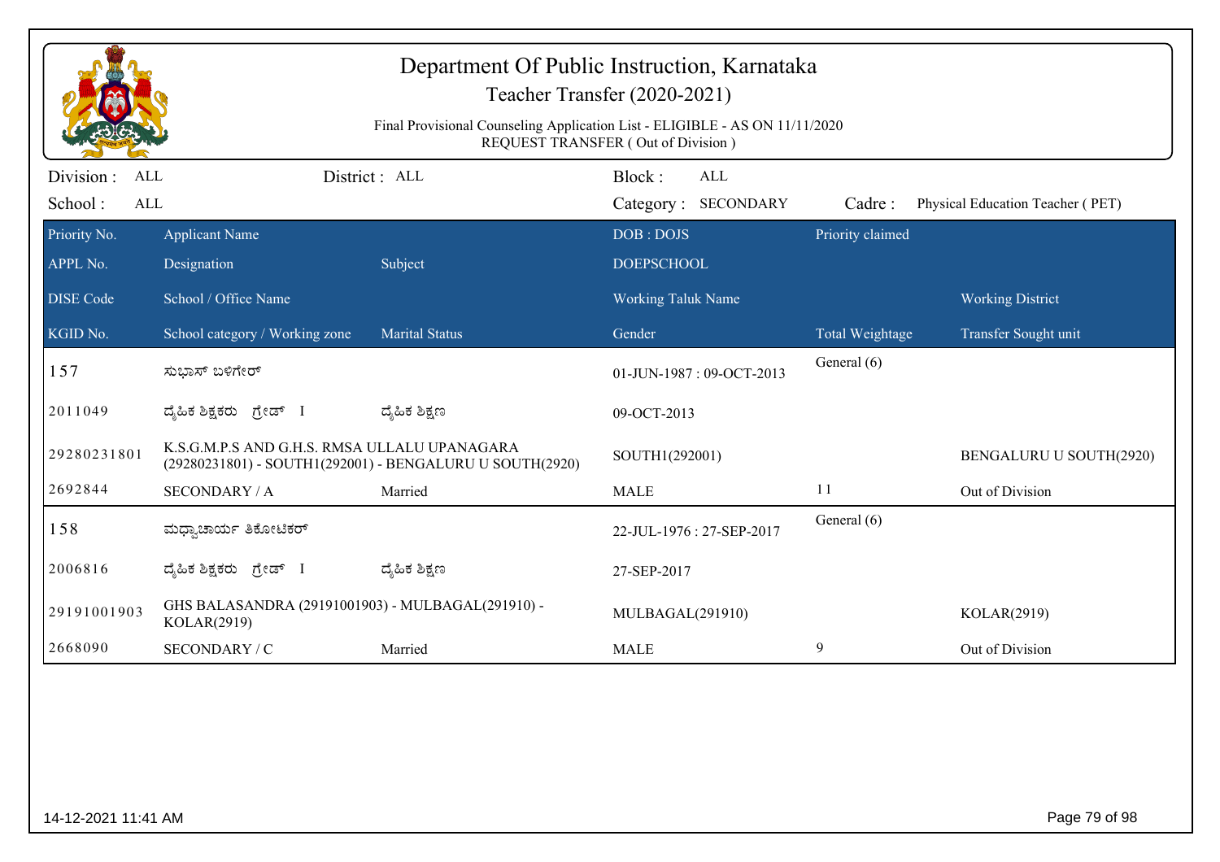# Department Of Public Instruction, Karnataka

## Teacher Transfer (2020-2021)

Final Provisional Counseling Application List - ELIGIBLE - AS ON 11/11/2020
REQUEST TRANSFER ( Out of Division )

Division : ALL    District : ALL    Block : ALL
School : ALL    Category : SECONDARY    Cadre : Physical Education Teacher ( PET)

| Priority No. / APPL No. / DISE Code / KGID No. | Applicant Name / Designation / School / Office Name / School category / Working zone | Subject / Marital Status | DOB : DOJS / DOEPSCHOOL / Working Taluk Name / Gender | Priority claimed / Total Weightage | Working District / Transfer Sought unit |
|---|---|---|---|---|---|
| 157 | ಸುಭಾಸ್ ಬಳಿಗೇರ್ | | 01-JUN-1987 : 09-OCT-2013 | General (6) | |
| 2011049 | ದೈಹಿಕ ಶಿಕ್ಷಕರು ಗ್ರೇಡ್ I | ದೈಹಿಕ ಶಿಕ್ಷಣ | 09-OCT-2013 | | |
| 29280231801 | K.S.G.M.P.S AND G.H.S. RMSA ULLALU UPANAGARA (29280231801) - SOUTH1(292001) - BENGALURU U SOUTH(2920) | | SOUTH1(292001) | | BENGALURU U SOUTH(2920) |
| 2692844 | SECONDARY / A | Married | MALE | 11 | Out of Division |
| 158 | ಮಧ್ವಾಚಾರ್ಯ ತಿಕೋಟಿಕರ್ | | 22-JUL-1976 : 27-SEP-2017 | General (6) | |
| 2006816 | ದೈಹಿಕ ಶಿಕ್ಷಕರು ಗ್ರೇಡ್ I | ದೈಹಿಕ ಶಿಕ್ಷಣ | 27-SEP-2017 | | |
| 29191001903 | GHS BALASANDRA (29191001903) - MULBAGAL(291910) - KOLAR(2919) | | MULBAGAL(291910) | | KOLAR(2919) |
| 2668090 | SECONDARY / C | Married | MALE | 9 | Out of Division |

14-12-2021 11:41 AM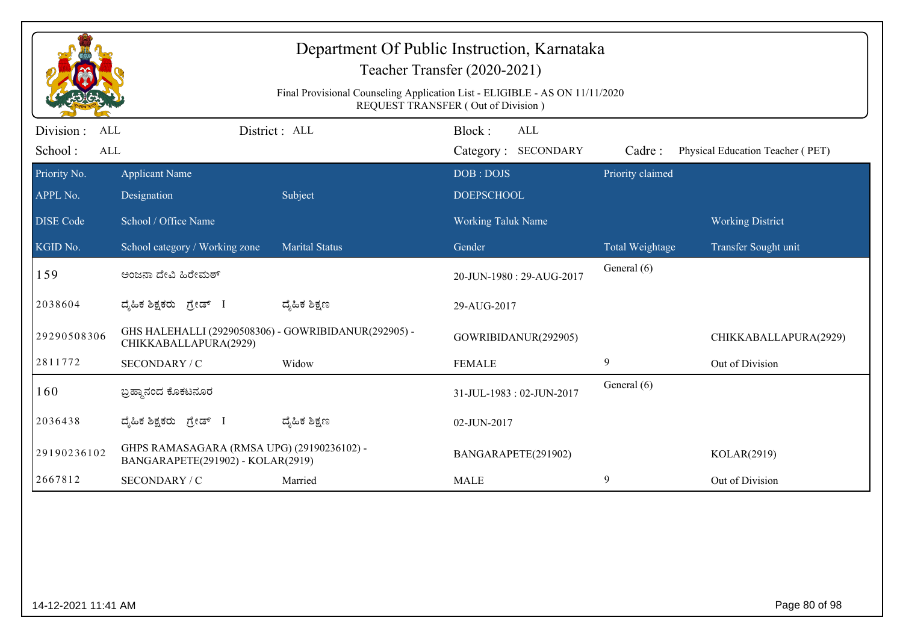# Department Of Public Instruction, Karnataka

Teacher Transfer (2020-2021)

Final Provisional Counseling Application List - ELIGIBLE - AS ON 11/11/2020
REQUEST TRANSFER ( Out of Division )

Division : ALL District : ALL Block : ALL
School : ALL Category : SECONDARY Cadre : Physical Education Teacher ( PET)

| Priority No. / APPL No. / DISE Code / KGID No. | Applicant Name / Designation / School / Office Name / School category / Working zone | Subject / Marital Status | DOB : DOJS / DOEPSCHOOL / Working Taluk Name / Gender | Priority claimed / Total Weightage | Working District / Transfer Sought unit |
|---|---|---|---|---|---|
| 159 | ಅಂಜನಾ ದೇವಿ ಹಿರೇಮಠ್ | | 20-JUN-1980 : 29-AUG-2017 | General (6) | |
| 2038604 | ದೈಹಿಕ ಶಿಕ್ಷಕರು ಗ್ರೇಡ್ I | ದೈಹಿಕ ಶಿಕ್ಷಣ | 29-AUG-2017 | | |
| 29290508306 | GHS HALEHALLI (29290508306) - GOWRIBIDANUR(292905) - CHIKKABALLAPURA(2929) | | GOWRIBIDANUR(292905) | | CHIKKABALLAPURA(2929) |
| 2811772 | SECONDARY / C | Widow | FEMALE | 9 | Out of Division |
| 160 | ಬ್ರಹ್ಮಾನಂದ ಕೊಕಟನೂರ | | 31-JUL-1983 : 02-JUN-2017 | General (6) | |
| 2036438 | ದೈಹಿಕ ಶಿಕ್ಷಕರು ಗ್ರೇಡ್ I | ದೈಹಿಕ ಶಿಕ್ಷಣ | 02-JUN-2017 | | |
| 29190236102 | GHPS RAMASAGARA (RMSA UPG) (29190236102) - BANGARAPETE(291902) - KOLAR(2919) | | BANGARAPETE(291902) | | KOLAR(2919) |
| 2667812 | SECONDARY / C | Married | MALE | 9 | Out of Division |

14-12-2021 11:41 AM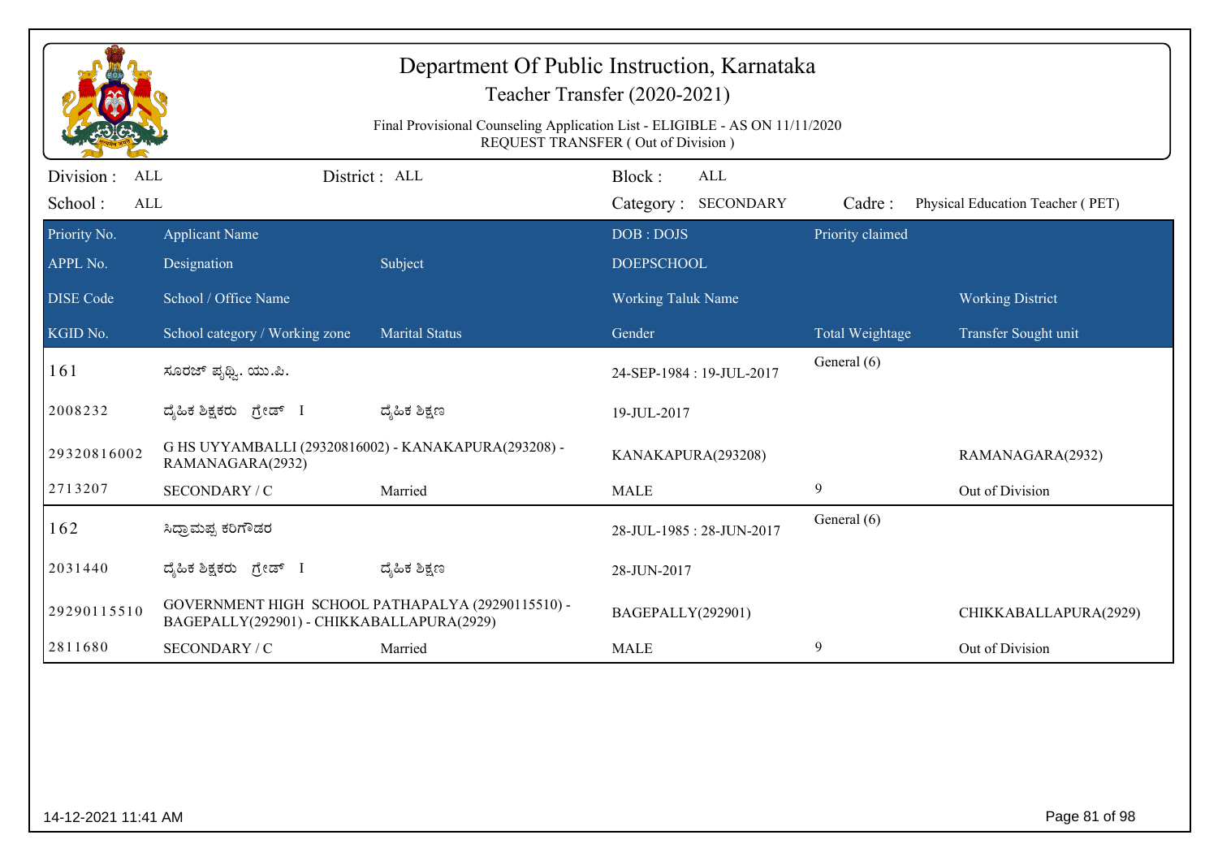# Department Of Public Instruction, Karnataka

Teacher Transfer (2020-2021)

Final Provisional Counseling Application List - ELIGIBLE - AS ON 11/11/2020
REQUEST TRANSFER ( Out of Division )

Division : ALL &nbsp;&nbsp;&nbsp; District : ALL &nbsp;&nbsp;&nbsp; Block : ALL

School : ALL &nbsp;&nbsp;&nbsp; Category : SECONDARY &nbsp;&nbsp;&nbsp; Cadre : Physical Education Teacher ( PET)

| Priority No. / APPL No. / DISE Code / KGID No. | Applicant Name / Designation / School / Office Name / School category / Working zone | Subject / Marital Status | DOB : DOJS / DOEPSCHOOL / Working Taluk Name / Gender | Priority claimed / Total Weightage | Working District / Transfer Sought unit |
|---|---|---|---|---|---|
| 161 | ಸೂರಜ್ ಪೃಥ್ವಿ. ಯು.ಪಿ. | | 24-SEP-1984 : 19-JUL-2017 | General (6) | |
| 2008232 | ದೈಹಿಕ ಶಿಕ್ಷಕರು ಗ್ರೇಡ್ I | ದೈಹಿಕ ಶಿಕ್ಷಣ | 19-JUL-2017 | | |
| 29320816002 | G HS UYYAMBALLI (29320816002) - KANAKAPURA(293208) - RAMANAGARA(2932) | | KANAKAPURA(293208) | | RAMANAGARA(2932) |
| 2713207 | SECONDARY / C | Married | MALE | 9 | Out of Division |
| 162 | ಸಿದ್ರಾಮಪ್ಪ ಕರಿಗೌಡರ | | 28-JUL-1985 : 28-JUN-2017 | General (6) | |
| 2031440 | ದೈಹಿಕ ಶಿಕ್ಷಕರು ಗ್ರೇಡ್ I | ದೈಹಿಕ ಶಿಕ್ಷಣ | 28-JUN-2017 | | |
| 29290115510 | GOVERNMENT HIGH SCHOOL PATHAPALYA (29290115510) - BAGEPALLY(292901) - CHIKKABALLAPURA(2929) | | BAGEPALLY(292901) | | CHIKKABALLAPURA(2929) |
| 2811680 | SECONDARY / C | Married | MALE | 9 | Out of Division |

14-12-2021 11:41 AM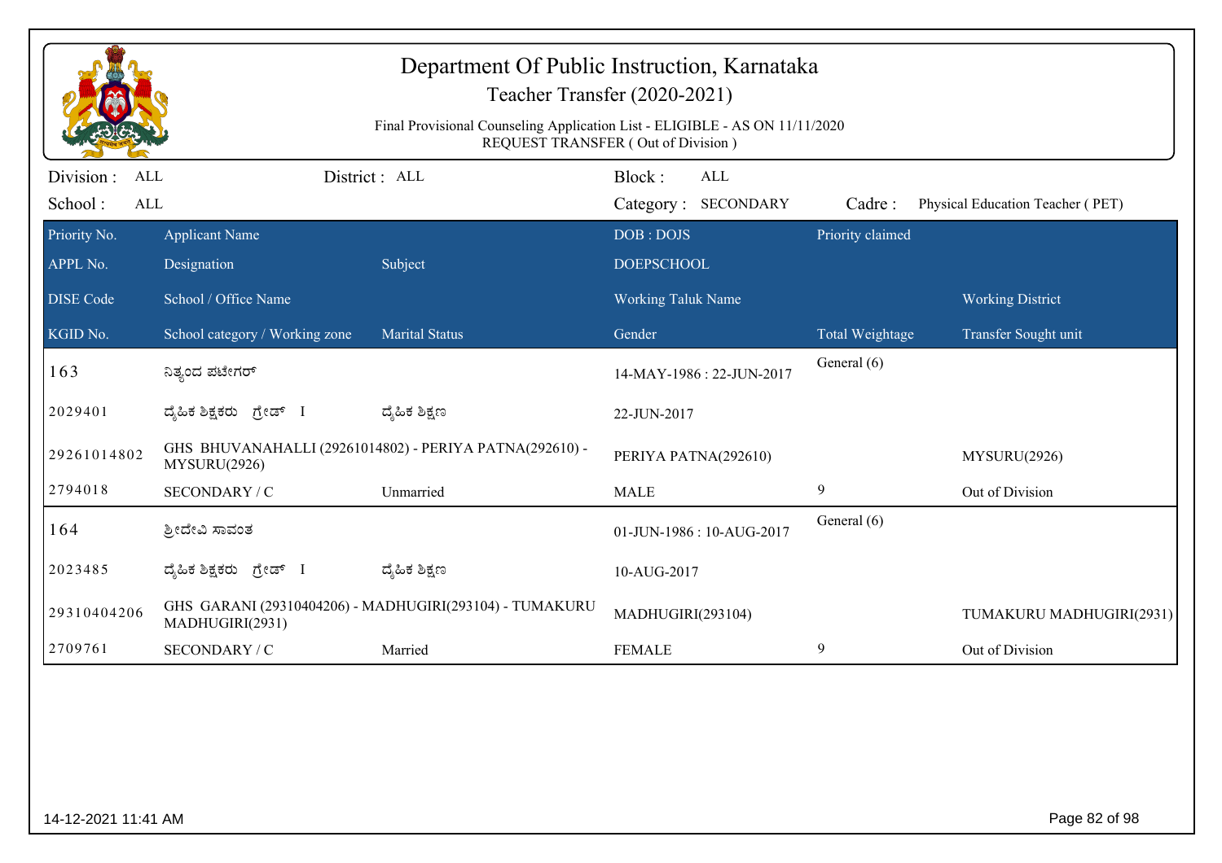# Department Of Public Instruction, Karnataka

## Teacher Transfer (2020-2021)

Final Provisional Counseling Application List - ELIGIBLE - AS ON 11/11/2020
REQUEST TRANSFER ( Out of Division )

Division : ALL | District : ALL | Block : ALL
School : ALL | Category : SECONDARY | Cadre : Physical Education Teacher ( PET)

| Priority No. | Applicant Name | | DOB : DOJS | Priority claimed | |
|---|---|---|---|---|---|
| APPL No. | Designation | Subject | DOEPSCHOOL | | |
| DISE Code | School / Office Name | | Working Taluk Name | | Working District |
| KGID No. | School category / Working zone | Marital Status | Gender | Total Weightage | Transfer Sought unit |
| 163 | ನಿತ್ಯಂದ ಪಟೇಗರ್ | | 14-MAY-1986 : 22-JUN-2017 | General (6) | |
| 2029401 | ದೈಹಿಕ ಶಿಕ್ಷಕರು ಗ್ರೇಡ್ I | ದೈಹಿಕ ಶಿಕ್ಷಣ | 22-JUN-2017 | | |
| 29261014802 | GHS BHUVANAHALLI (29261014802) - PERIYA PATNA(292610) - MYSURU(2926) | | PERIYA PATNA(292610) | | MYSURU(2926) |
| 2794018 | SECONDARY / C | Unmarried | MALE | 9 | Out of Division |
| 164 | ಶ್ರೀದೇವಿ ಸಾವಂತ | | 01-JUN-1986 : 10-AUG-2017 | General (6) | |
| 2023485 | ದೈಹಿಕ ಶಿಕ್ಷಕರು ಗ್ರೇಡ್ I | ದೈಹಿಕ ಶಿಕ್ಷಣ | 10-AUG-2017 | | |
| 29310404206 | GHS GARANI (29310404206) - MADHUGIRI(293104) - TUMAKURU MADHUGIRI(2931) | | MADHUGIRI(293104) | | TUMAKURU MADHUGIRI(2931) |
| 2709761 | SECONDARY / C | Married | FEMALE | 9 | Out of Division |

14-12-2021 11:41 AM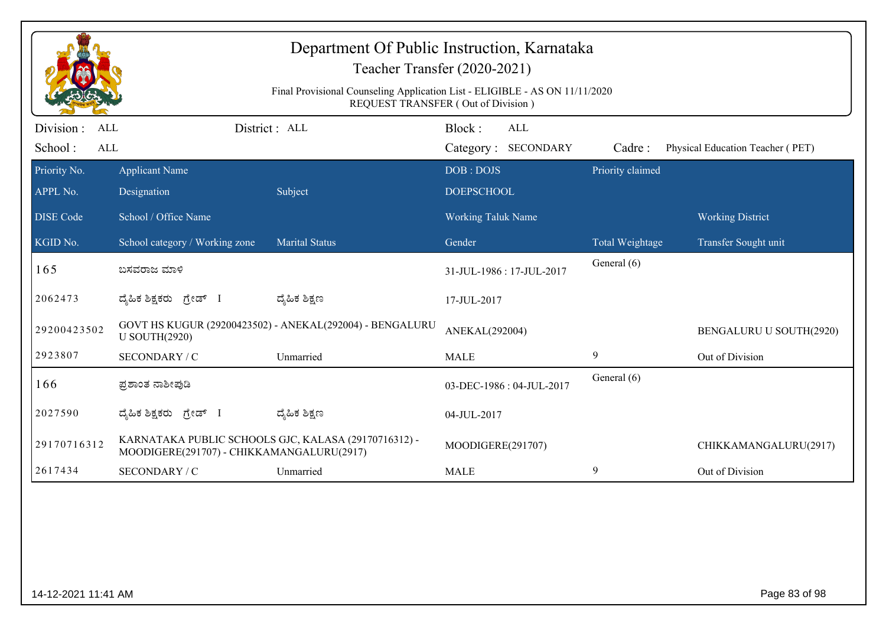# Department Of Public Instruction, Karnataka

## Teacher Transfer (2020-2021)

Final Provisional Counseling Application List - ELIGIBLE - AS ON 11/11/2020
REQUEST TRANSFER ( Out of Division )

Division : ALL | District : ALL | Block : ALL
School : ALL | Category : SECONDARY | Cadre : Physical Education Teacher ( PET)

| Priority No. / APPL No. / DISE Code / KGID No. | Applicant Name / Designation / School / Office Name / School category / Working zone | Subject / Marital Status | DOB : DOJS / DOEPSCHOOL / Working Taluk Name / Gender | Priority claimed / Total Weightage | Working District / Transfer Sought unit |
|---|---|---|---|---|---|
| 165 | ಬಸವರಾಜ ಮಾಳಿ | | 31-JUL-1986 : 17-JUL-2017 | General (6) | |
| 2062473 | ದೈಹಿಕ ಶಿಕ್ಷಕರು ಗ್ರೇಡ್ I | ದೈಹಿಕ ಶಿಕ್ಷಣ | 17-JUL-2017 | | |
| 29200423502 | GOVT HS KUGUR (29200423502) - ANEKAL(292004) - BENGALURU U SOUTH(2920) | | ANEKAL(292004) | | BENGALURU U SOUTH(2920) |
| 2923807 | SECONDARY / C | Unmarried | MALE | 9 | Out of Division |
| 166 | ಪ್ರಶಾಂತ ನಾಶೀಪುಡಿ | | 03-DEC-1986 : 04-JUL-2017 | General (6) | |
| 2027590 | ದೈಹಿಕ ಶಿಕ್ಷಕರು ಗ್ರೇಡ್ I | ದೈಹಿಕ ಶಿಕ್ಷಣ | 04-JUL-2017 | | |
| 29170716312 | KARNATAKA PUBLIC SCHOOLS GJC, KALASA (29170716312) - MOODIGERE(291707) - CHIKKAMANGALURU(2917) | | MOODIGERE(291707) | | CHIKKAMANGALURU(2917) |
| 2617434 | SECONDARY / C | Unmarried | MALE | 9 | Out of Division |

14-12-2021 11:41 AM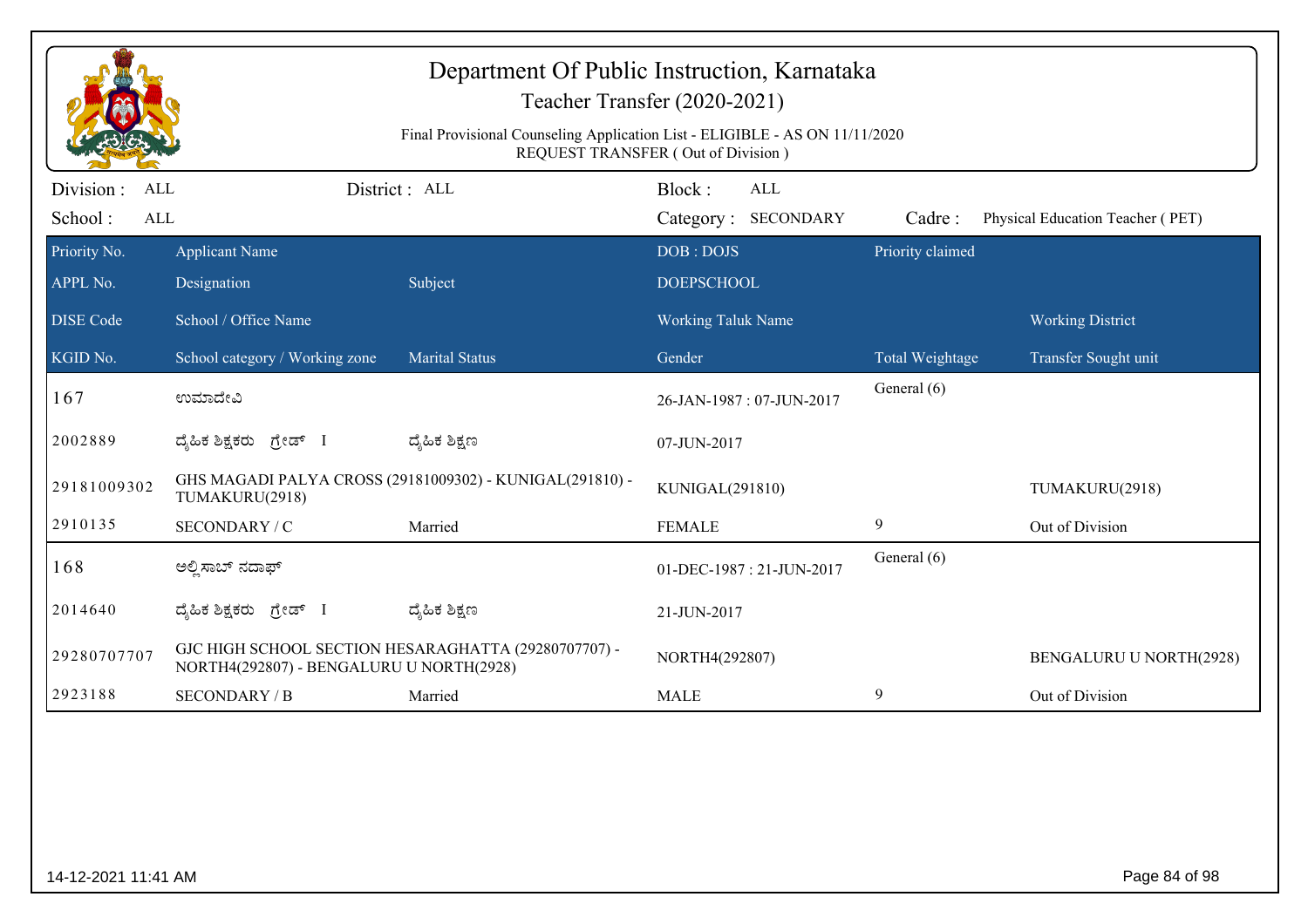# Department Of Public Instruction, Karnataka

## Teacher Transfer (2020-2021)

Final Provisional Counseling Application List - ELIGIBLE - AS ON 11/11/2020
REQUEST TRANSFER ( Out of Division )

Division : ALL | District : ALL | Block : ALL
School : ALL | Category : SECONDARY | Cadre : Physical Education Teacher ( PET)

| Priority No. / APPL No. / DISE Code / KGID No. | Applicant Name / Designation / School / Office Name / School category / Working zone | Subject / Marital Status | DOB : DOJS / DOEPSCHOOL / Working Taluk Name / Gender | Priority claimed / Total Weightage | Working District / Transfer Sought unit |
|---|---|---|---|---|---|
| 167 | ಉಮಾದೇವಿ | | 26-JAN-1987 : 07-JUN-2017 | General (6) | |
| 2002889 | ದೈಹಿಕ ಶಿಕ್ಷಕರು ಗ್ರೇಡ್ I | ದೈಹಿಕ ಶಿಕ್ಷಣ | 07-JUN-2017 | | |
| 29181009302 | GHS MAGADI PALYA CROSS (29181009302) - KUNIGAL(291810) - TUMAKURU(2918) | | KUNIGAL(291810) | | TUMAKURU(2918) |
| 2910135 | SECONDARY / C | Married | FEMALE | 9 | Out of Division |
| 168 | ಅಲ್ಲಿಸಾಬ್ ನದಾಫ್ | | 01-DEC-1987 : 21-JUN-2017 | General (6) | |
| 2014640 | ದೈಹಿಕ ಶಿಕ್ಷಕರು ಗ್ರೇಡ್ I | ದೈಹಿಕ ಶಿಕ್ಷಣ | 21-JUN-2017 | | |
| 29280707707 | GJC HIGH SCHOOL SECTION HESARAGHATTA (29280707707) - NORTH4(292807) - BENGALURU U NORTH(2928) | | NORTH4(292807) | | BENGALURU U NORTH(2928) |
| 2923188 | SECONDARY / B | Married | MALE | 9 | Out of Division |

14-12-2021 11:41 AM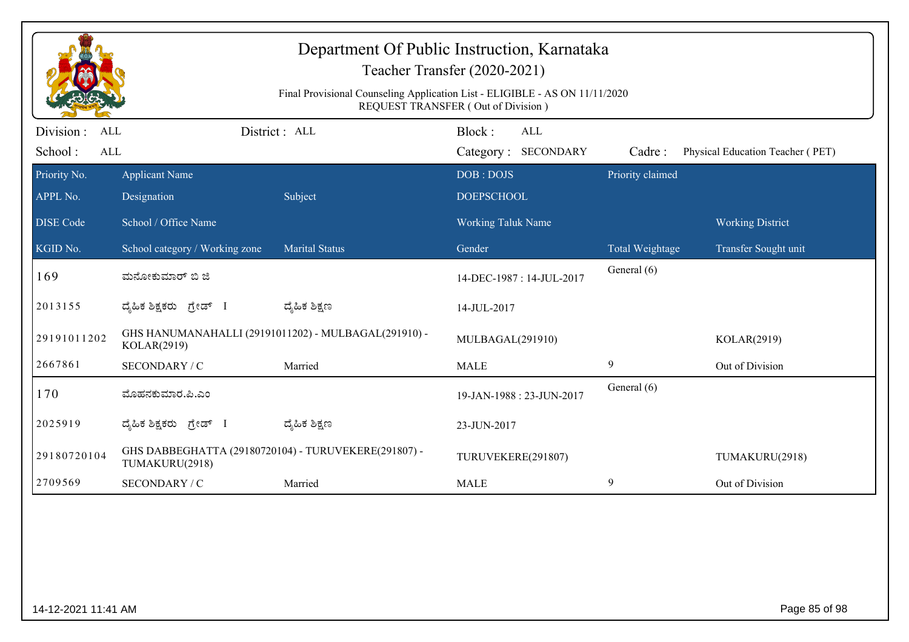# Department Of Public Instruction, Karnataka

## Teacher Transfer (2020-2021)

Final Provisional Counseling Application List - ELIGIBLE - AS ON 11/11/2020
REQUEST TRANSFER ( Out of Division )

Division : ALL | District : ALL | Block : ALL
School : ALL | Category : SECONDARY | Cadre : Physical Education Teacher ( PET)

| Priority No. | Applicant Name | | DOB : DOJS | Priority claimed | |
|---|---|---|---|---|---|
| APPL No. | Designation | Subject | DOEPSCHOOL | | |
| DISE Code | School / Office Name | | Working Taluk Name | | Working District |
| KGID No. | School category / Working zone | Marital Status | Gender | Total Weightage | Transfer Sought unit |
| 169 | ಮನೋಕುಮಾರ್ ಬಿ ಜಿ | | 14-DEC-1987 : 14-JUL-2017 | General (6) | |
| 2013155 | ದೈಹಿಕ ಶಿಕ್ಷಕರು ಗ್ರೇಡ್ I | ದೈಹಿಕ ಶಿಕ್ಷಣ | 14-JUL-2017 | | |
| 29191011202 | GHS HANUMANAHALLI (29191011202) - MULBAGAL(291910) - KOLAR(2919) | | MULBAGAL(291910) | | KOLAR(2919) |
| 2667861 | SECONDARY / C | Married | MALE | 9 | Out of Division |
| 170 | ಮೊಹನಕುಮಾರ.ಪಿ.ಎಂ | | 19-JAN-1988 : 23-JUN-2017 | General (6) | |
| 2025919 | ದೈಹಿಕ ಶಿಕ್ಷಕರು ಗ್ರೇಡ್ I | ದೈಹಿಕ ಶಿಕ್ಷಣ | 23-JUN-2017 | | |
| 29180720104 | GHS DABBEGHATTA (29180720104) - TURUVEKERE(291807) - TUMAKURU(2918) | | TURUVEKERE(291807) | | TUMAKURU(2918) |
| 2709569 | SECONDARY / C | Married | MALE | 9 | Out of Division |

14-12-2021 11:41 AM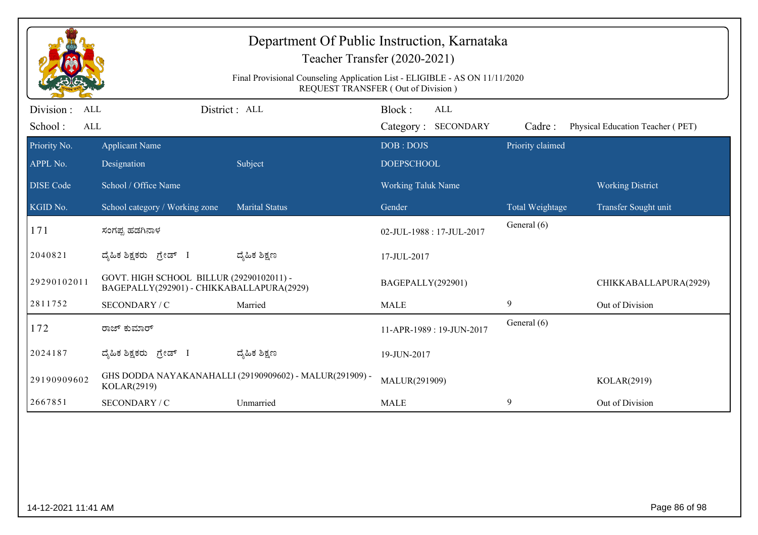# Department Of Public Instruction, Karnataka

## Teacher Transfer (2020-2021)

Final Provisional Counseling Application List - ELIGIBLE - AS ON 11/11/2020
REQUEST TRANSFER ( Out of Division )

Division : ALL | District : ALL | Block : ALL
School : ALL | Category : SECONDARY | Cadre : Physical Education Teacher ( PET)

| Priority No. / APPL No. / DISE Code / KGID No. | Applicant Name / Designation / School / Office Name / School category / Working zone | Subject / Marital Status | DOB : DOJS / DOEPSCHOOL / Working Taluk Name / Gender | Priority claimed / Total Weightage | Working District / Transfer Sought unit |
|---|---|---|---|---|---|
| 171 | ಸಂಗಪ್ಪ ಹಡಗಿನಾಳ | | 02-JUL-1988 : 17-JUL-2017 | General (6) | |
| 2040821 | ದೈಹಿಕ ಶಿಕ್ಷಕರು ಗ್ರೇಡ್ I | ದೈಹಿಕ ಶಿಕ್ಷಣ | 17-JUL-2017 | | |
| 29290102011 | GOVT. HIGH SCHOOL BILLUR (29290102011) - BAGEPALLY(292901) - CHIKKABALLAPURA(2929) | | BAGEPALLY(292901) | | CHIKKABALLAPURA(2929) |
| 2811752 | SECONDARY / C | Married | MALE | 9 | Out of Division |
| 172 | ರಾಜ್ ಕುಮಾರ್ | | 11-APR-1989 : 19-JUN-2017 | General (6) | |
| 2024187 | ದೈಹಿಕ ಶಿಕ್ಷಕರು ಗ್ರೇಡ್ I | ದೈಹಿಕ ಶಿಕ್ಷಣ | 19-JUN-2017 | | |
| 29190909602 | GHS DODDA NAYAKANAHALLI (29190909602) - MALUR(291909) - KOLAR(2919) | | MALUR(291909) | | KOLAR(2919) |
| 2667851 | SECONDARY / C | Unmarried | MALE | 9 | Out of Division |

14-12-2021 11:41 AM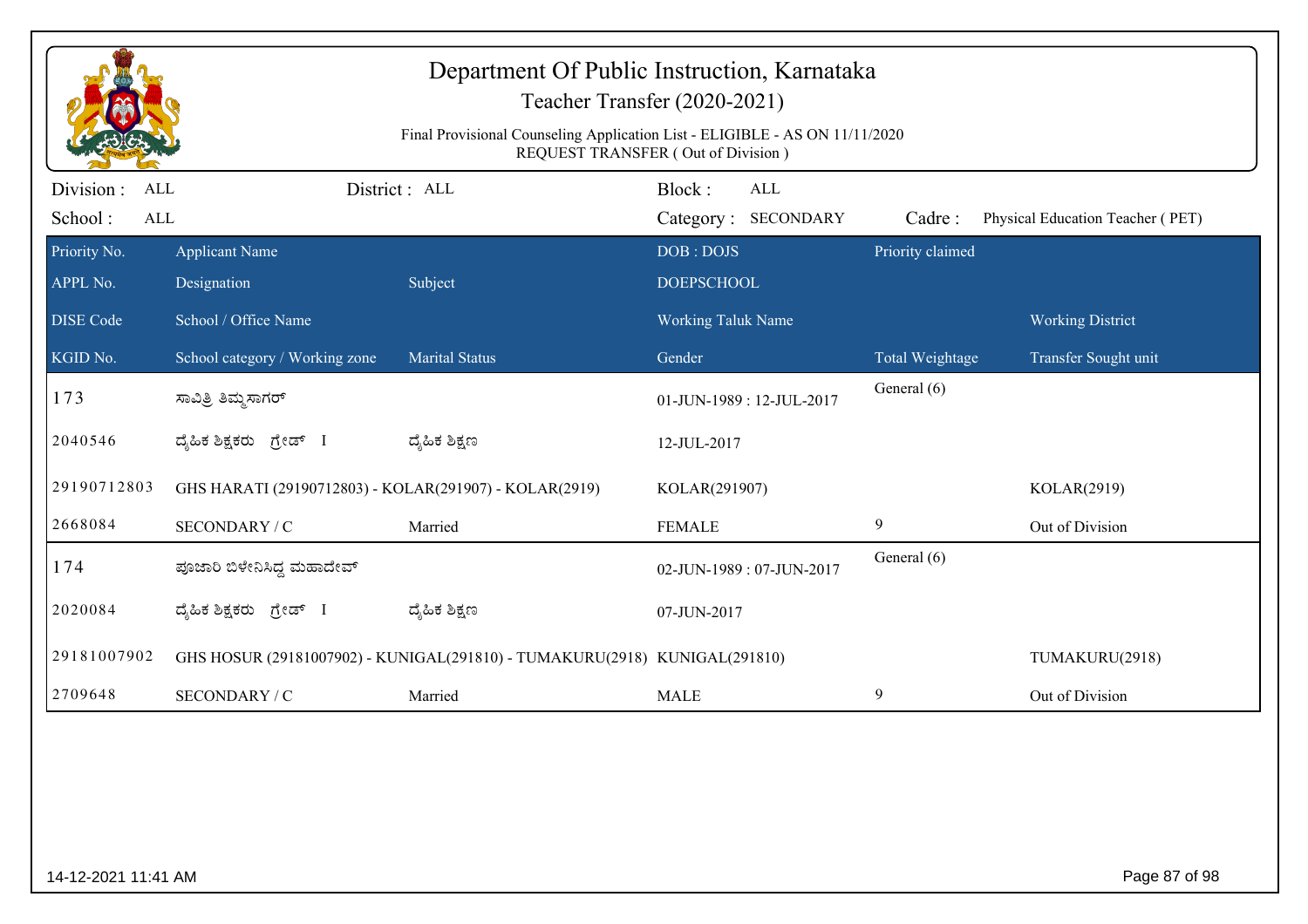# Department Of Public Instruction, Karnataka

## Teacher Transfer (2020-2021)

Final Provisional Counseling Application List - ELIGIBLE - AS ON 11/11/2020
REQUEST TRANSFER ( Out of Division )

Division : ALL | District : ALL | Block : ALL
School : ALL | Category : SECONDARY | Cadre : Physical Education Teacher ( PET)

| Priority No. / APPL No. / DISE Code / KGID No. | Applicant Name / Designation / School / Office Name / School category / Working zone | Subject / Marital Status | DOB : DOJS / DOEPSCHOOL / Working Taluk Name / Gender | Priority claimed / Total Weightage | Working District / Transfer Sought unit |
|---|---|---|---|---|---|
| 173 | ಸಾವಿತ್ರಿ ತಿಮ್ಮಸಾಗರ್ | | 01-JUN-1989 : 12-JUL-2017 | General (6) | |
| 2040546 | ದೈಹಿಕ ಶಿಕ್ಷಕರು ಗ್ರೇಡ್ I | ದೈಹಿಕ ಶಿಕ್ಷಣ | 12-JUL-2017 | | |
| 29190712803 | GHS HARATI (29190712803) - KOLAR(291907) - KOLAR(2919) | | KOLAR(291907) | | KOLAR(2919) |
| 2668084 | SECONDARY / C | Married | FEMALE | 9 | Out of Division |
| 174 | ಪೂಜಾರಿ ಬಿಳೇನಿಸಿದ್ದ ಮಹಾದೇವ್ | | 02-JUN-1989 : 07-JUN-2017 | General (6) | |
| 2020084 | ದೈಹಿಕ ಶಿಕ್ಷಕರು ಗ್ರೇಡ್ I | ದೈಹಿಕ ಶಿಕ್ಷಣ | 07-JUN-2017 | | |
| 29181007902 | GHS HOSUR (29181007902) - KUNIGAL(291810) - TUMAKURU(2918) | | KUNIGAL(291810) | | TUMAKURU(2918) |
| 2709648 | SECONDARY / C | Married | MALE | 9 | Out of Division |

14-12-2021 11:41 AM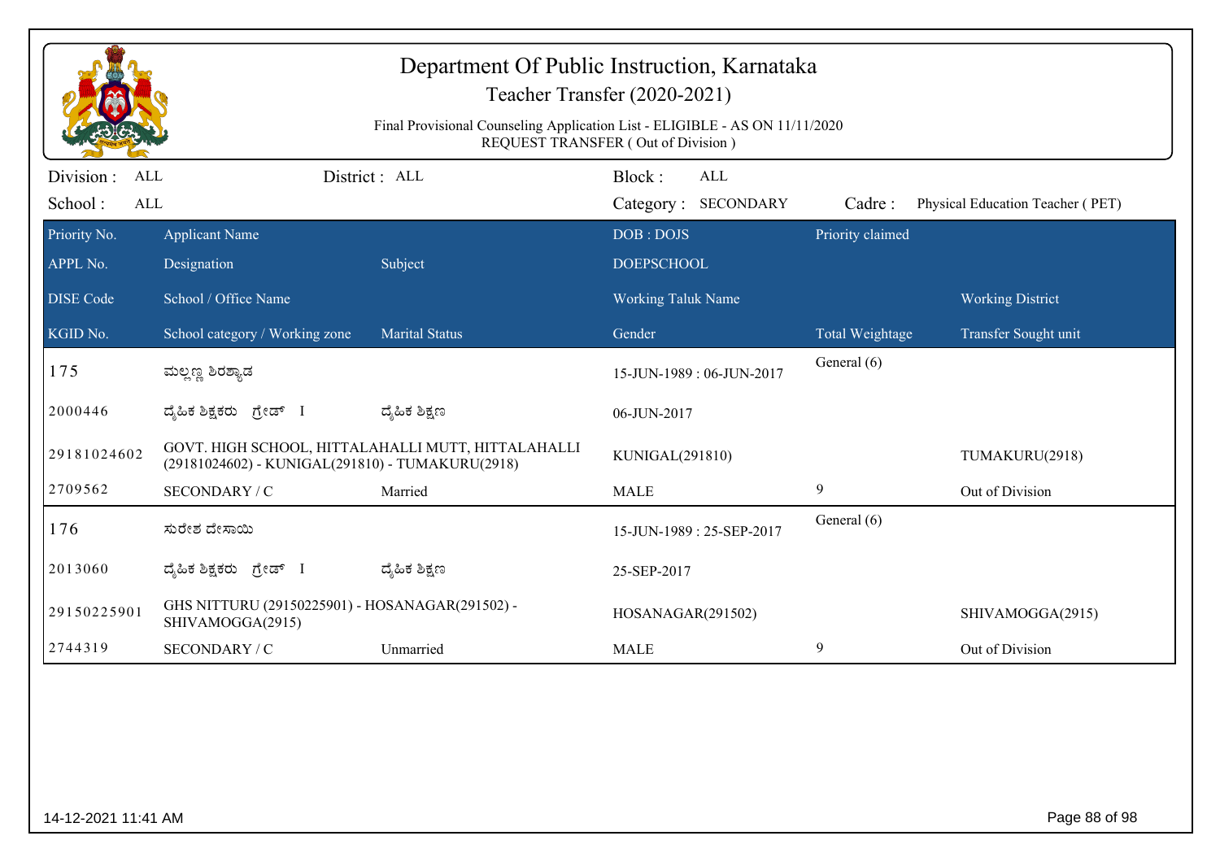# Department Of Public Instruction, Karnataka

## Teacher Transfer (2020-2021)

Final Provisional Counseling Application List - ELIGIBLE - AS ON 11/11/2020
REQUEST TRANSFER ( Out of Division )

Division : ALL | District : ALL | Block : ALL
School : ALL | Category : SECONDARY | Cadre : Physical Education Teacher ( PET)

| Priority No. / APPL No. / DISE Code / KGID No. | Applicant Name / Designation / School / Office Name / School category / Working zone | Subject / Marital Status | DOB : DOJS / DOEPSCHOOL / Working Taluk Name / Gender | Priority claimed / Total Weightage | Working District / Transfer Sought unit |
|---|---|---|---|---|---|
| 175 | ಮಲ್ಲಣ್ಣ ಶಿರಶ್ಯಾಡ | | 15-JUN-1989 : 06-JUN-2017 | General (6) | |
| 2000446 | ದೈಹಿಕ ಶಿಕ್ಷಕರು ಗ್ರೇಡ್ I | ದೈಹಿಕ ಶಿಕ್ಷಣ | 06-JUN-2017 | | |
| 29181024602 | GOVT. HIGH SCHOOL, HITTALAHALLI MUTT, HITTALAHALLI (29181024602) - KUNIGAL(291810) - TUMAKURU(2918) | | KUNIGAL(291810) | | TUMAKURU(2918) |
| 2709562 | SECONDARY / C | Married | MALE | 9 | Out of Division |
| 176 | ಸುರೇಶ ದೇಸಾಯಿ | | 15-JUN-1989 : 25-SEP-2017 | General (6) | |
| 2013060 | ದೈಹಿಕ ಶಿಕ್ಷಕರು ಗ್ರೇಡ್ I | ದೈಹಿಕ ಶಿಕ್ಷಣ | 25-SEP-2017 | | |
| 29150225901 | GHS NITTURU (29150225901) - HOSANAGAR(291502) - SHIVAMOGGA(2915) | | HOSANAGAR(291502) | | SHIVAMOGGA(2915) |
| 2744319 | SECONDARY / C | Unmarried | MALE | 9 | Out of Division |

14-12-2021 11:41 AM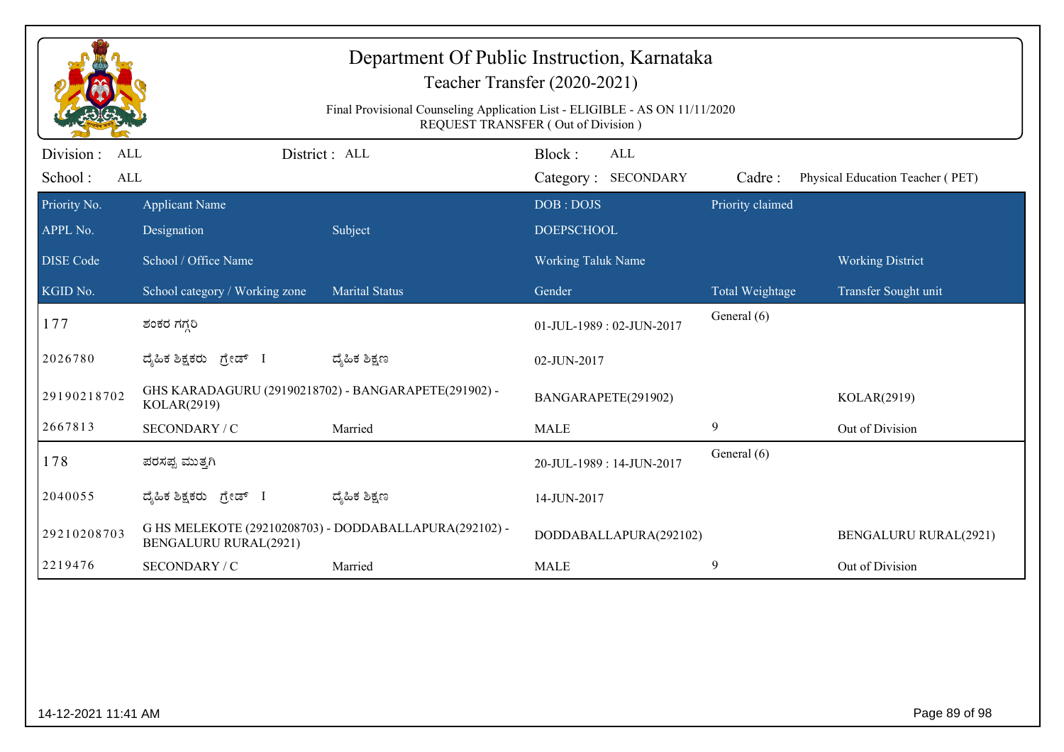# Department Of Public Instruction, Karnataka

## Teacher Transfer (2020-2021)

Final Provisional Counseling Application List - ELIGIBLE - AS ON 11/11/2020
REQUEST TRANSFER ( Out of Division )

Division : ALL | District : ALL | Block : ALL
School : ALL | Category : SECONDARY | Cadre : Physical Education Teacher ( PET)

| Priority No. / APPL No. / DISE Code / KGID No. | Applicant Name / Designation / School / Office Name / School category / Working zone | Subject / Marital Status | DOB : DOJS / DOEPSCHOOL / Working Taluk Name / Gender | Priority claimed / Total Weightage | Working District / Transfer Sought unit |
|---|---|---|---|---|---|
| 177 | ಶಂಕರ ಗಗ್ಗರಿ | | 01-JUL-1989 : 02-JUN-2017 | General (6) | |
| 2026780 | ದೈಹಿಕ ಶಿಕ್ಷಕರು ಗ್ರೇಡ್ I | ದೈಹಿಕ ಶಿಕ್ಷಣ | 02-JUN-2017 | | |
| 29190218702 | GHS KARADAGURU (29190218702) - BANGARAPETE(291902) - KOLAR(2919) | | BANGARAPETE(291902) | | KOLAR(2919) |
| 2667813 | SECONDARY / C | Married | MALE | 9 | Out of Division |
| 178 | ಪರಸಪ್ಪ ಮುತ್ತಗಿ | | 20-JUL-1989 : 14-JUN-2017 | General (6) | |
| 2040055 | ದೈಹಿಕ ಶಿಕ್ಷಕರು ಗ್ರೇಡ್ I | ದೈಹಿಕ ಶಿಕ್ಷಣ | 14-JUN-2017 | | |
| 29210208703 | G HS MELEKOTE (29210208703) - DODDABALLAPURA(292102) - BENGALURU RURAL(2921) | | DODDABALLAPURA(292102) | | BENGALURU RURAL(2921) |
| 2219476 | SECONDARY / C | Married | MALE | 9 | Out of Division |

14-12-2021 11:41 AM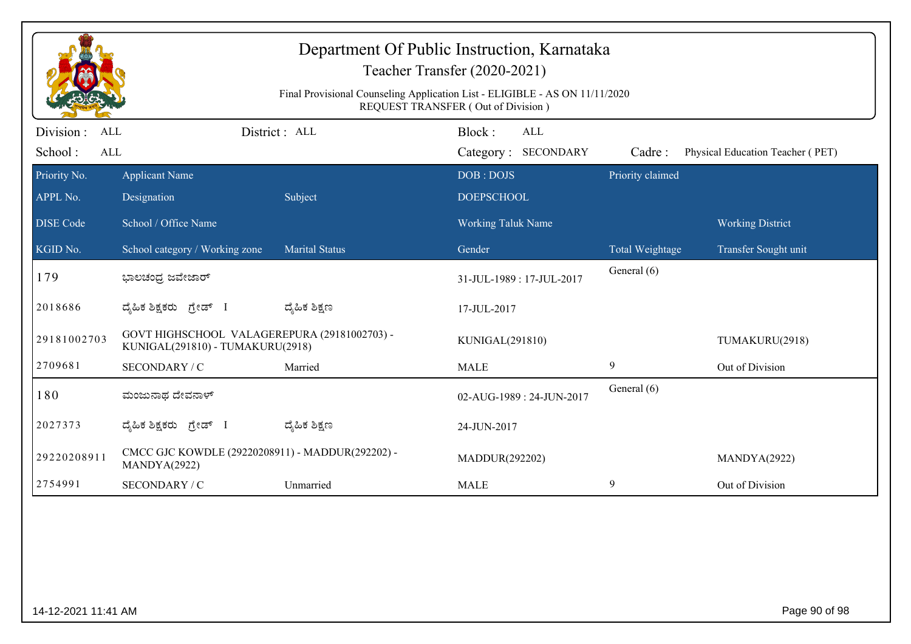# Department Of Public Instruction, Karnataka

## Teacher Transfer (2020-2021)

Final Provisional Counseling Application List - ELIGIBLE - AS ON 11/11/2020

REQUEST TRANSFER ( Out of Division )

Division : ALL District : ALL Block : ALL

School : ALL Category : SECONDARY Cadre : Physical Education Teacher ( PET)

| Priority No. / APPL No. / DISE Code / KGID No. | Applicant Name / Designation / School / Office Name / School category / Working zone | Subject / Marital Status | DOB : DOJS / DOEPSCHOOL / Working Taluk Name / Gender | Priority claimed / Total Weightage | Working District / Transfer Sought unit |
|---|---|---|---|---|---|
| 179 | ಭಾಲಚಂದ್ರ ಜವೇಜಾರ್ | | 31-JUL-1989 : 17-JUL-2017 | General (6) | |
| 2018686 | ದೈಹಿಕ ಶಿಕ್ಷಕರು ಗ್ರೇಡ್ I | ದೈಹಿಕ ಶಿಕ್ಷಣ | 17-JUL-2017 | | |
| 29181002703 | GOVT HIGHSCHOOL VALAGEREPURA (29181002703) - KUNIGAL(291810) - TUMAKURU(2918) | | KUNIGAL(291810) | | TUMAKURU(2918) |
| 2709681 | SECONDARY / C | Married | MALE | 9 | Out of Division |
| 180 | ಮಂಜುನಾಥ ದೇವನಾಳ್ | | 02-AUG-1989 : 24-JUN-2017 | General (6) | |
| 2027373 | ದೈಹಿಕ ಶಿಕ್ಷಕರು ಗ್ರೇಡ್ I | ದೈಹಿಕ ಶಿಕ್ಷಣ | 24-JUN-2017 | | |
| 29220208911 | CMCC GJC KOWDLE (29220208911) - MADDUR(292202) - MANDYA(2922) | | MADDUR(292202) | | MANDYA(2922) |
| 2754991 | SECONDARY / C | Unmarried | MALE | 9 | Out of Division |

14-12-2021 11:41 AM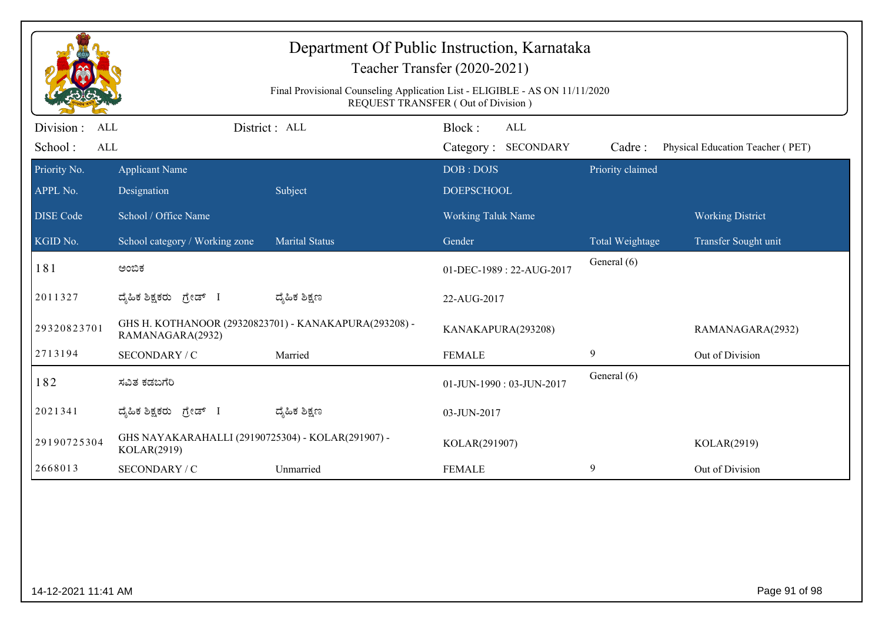# Department Of Public Instruction, Karnataka

## Teacher Transfer (2020-2021)

Final Provisional Counseling Application List - ELIGIBLE - AS ON 11/11/2020

REQUEST TRANSFER ( Out of Division )

Division : ALL | District : ALL | Block : ALL

School : ALL | Category : SECONDARY | Cadre : Physical Education Teacher ( PET)

| Priority No. / APPL No. / DISE Code / KGID No. | Applicant Name / Designation / School / Office Name / School category / Working zone | Subject / Marital Status | DOB : DOJS / DOEPSCHOOL / Working Taluk Name / Gender | Priority claimed / Total Weightage | Working District / Transfer Sought unit |
|---|---|---|---|---|---|
| 181 | ಅಂಬಿಕ | | 01-DEC-1989 : 22-AUG-2017 | General (6) | |
| 2011327 | ದೈಹಿಕ ಶಿಕ್ಷಕರು ಗ್ರೇಡ್ I | ದೈಹಿಕ ಶಿಕ್ಷಣ | 22-AUG-2017 | | |
| 29320823701 | GHS H. KOTHANOOR (29320823701) - KANAKAPURA(293208) - RAMANAGARA(2932) | | KANAKAPURA(293208) | | RAMANAGARA(2932) |
| 2713194 | SECONDARY / C | Married | FEMALE | 9 | Out of Division |
| 182 | ಸವಿತ ಕಡಬಗೆರಿ | | 01-JUN-1990 : 03-JUN-2017 | General (6) | |
| 2021341 | ದೈಹಿಕ ಶಿಕ್ಷಕರು ಗ್ರೇಡ್ I | ದೈಹಿಕ ಶಿಕ್ಷಣ | 03-JUN-2017 | | |
| 29190725304 | GHS NAYAKARAHALLI (29190725304) - KOLAR(291907) - KOLAR(2919) | | KOLAR(291907) | | KOLAR(2919) |
| 2668013 | SECONDARY / C | Unmarried | FEMALE | 9 | Out of Division |

14-12-2021 11:41 AM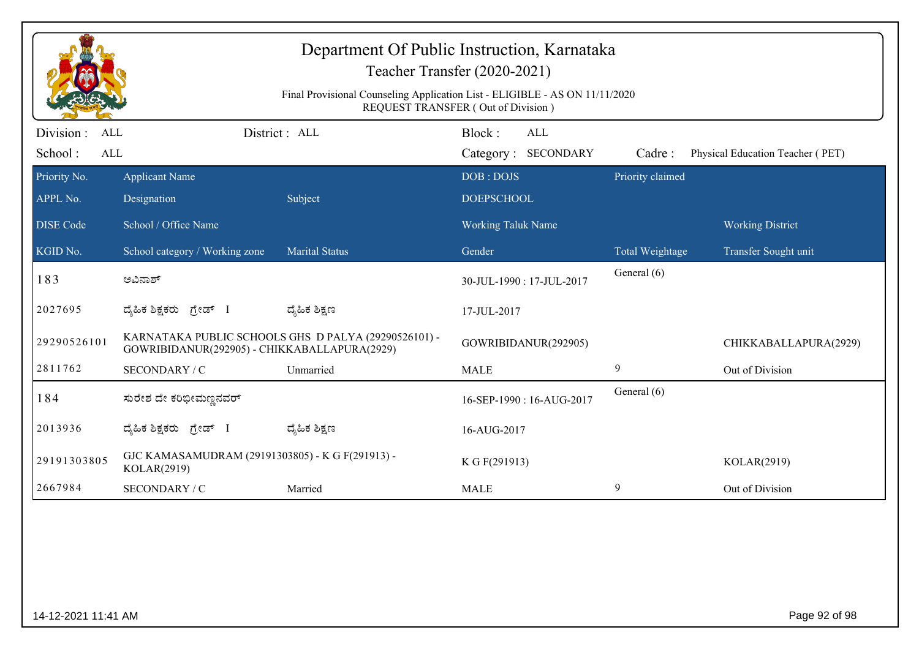# Department Of Public Instruction, Karnataka

## Teacher Transfer (2020-2021)

Final Provisional Counseling Application List - ELIGIBLE - AS ON 11/11/2020
REQUEST TRANSFER ( Out of Division )

Division : ALL | District : ALL | Block : ALL
School : ALL | Category : SECONDARY | Cadre : Physical Education Teacher ( PET)

| Priority No. | Applicant Name | | DOB : DOJS | Priority claimed | |
|---|---|---|---|---|---|
| APPL No. | Designation | Subject | DOEPSCHOOL | | |
| DISE Code | School / Office Name | | Working Taluk Name | | Working District |
| KGID No. | School category / Working zone | Marital Status | Gender | Total Weightage | Transfer Sought unit |
| 183 | ಅವಿನಾಶ್ | | 30-JUL-1990 : 17-JUL-2017 | General (6) | |
| 2027695 | ದೈಹಿಕ ಶಿಕ್ಷಕರು ಗ್ರೇಡ್ I | ದೈಹಿಕ ಶಿಕ್ಷಣ | 17-JUL-2017 | | |
| 29290526101 | KARNATAKA PUBLIC SCHOOLS GHS D PALYA (29290526101) - GOWRIBIDANUR(292905) - CHIKKABALLAPURA(2929) | | GOWRIBIDANUR(292905) | | CHIKKABALLAPURA(2929) |
| 2811762 | SECONDARY / C | Unmarried | MALE | 9 | Out of Division |
| 184 | ಸುರೇಶ ದೇ ಕರಿಭೀಮಣ್ಣನವರ್ | | 16-SEP-1990 : 16-AUG-2017 | General (6) | |
| 2013936 | ದೈಹಿಕ ಶಿಕ್ಷಕರು ಗ್ರೇಡ್ I | ದೈಹಿಕ ಶಿಕ್ಷಣ | 16-AUG-2017 | | |
| 29191303805 | GJC KAMASAMUDRAM (29191303805) - K G F(291913) - KOLAR(2919) | | K G F(291913) | | KOLAR(2919) |
| 2667984 | SECONDARY / C | Married | MALE | 9 | Out of Division |

14-12-2021 11:41 AM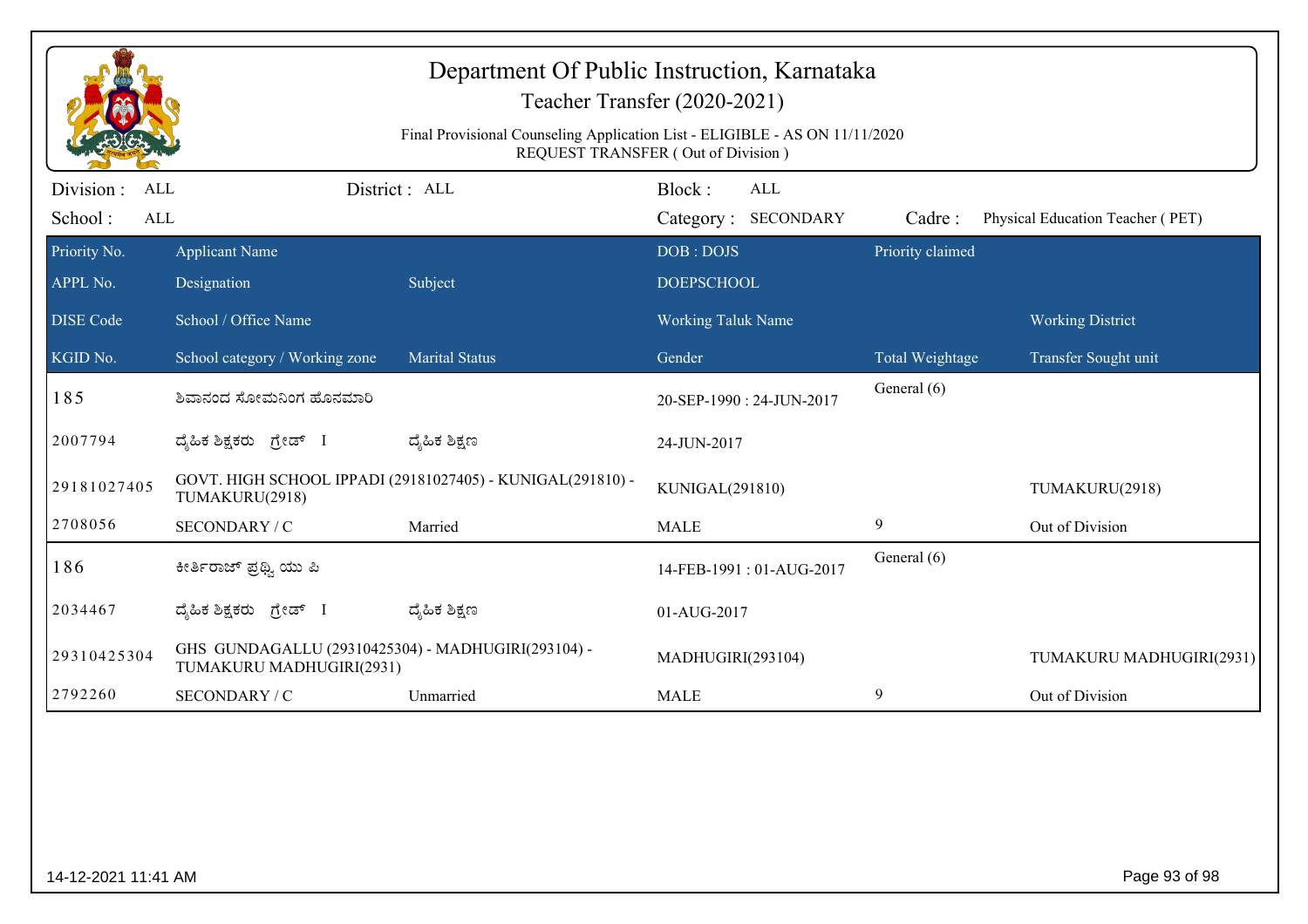# Department Of Public Instruction, Karnataka

## Teacher Transfer (2020-2021)

Final Provisional Counseling Application List - ELIGIBLE - AS ON 11/11/2020
REQUEST TRANSFER ( Out of Division )

Division : ALL District : ALL Block : ALL
School : ALL Category : SECONDARY Cadre : Physical Education Teacher ( PET)

| Priority No. / APPL No. / DISE Code / KGID No. | Applicant Name / Designation / School / Office Name / School category / Working zone | Subject / Marital Status | DOB : DOJS / DOEPSCHOOL / Working Taluk Name / Gender | Priority claimed / Total Weightage | Working District / Transfer Sought unit |
|---|---|---|---|---|---|
| 185 | ಶಿವಾನಂದ ಸೋಮನಿಂಗ ಹೊನಮಾರಿ | | 20-SEP-1990 : 24-JUN-2017 | General (6) | |
| 2007794 | ದೈಹಿಕ ಶಿಕ್ಷಕರು ಗ್ರೇಡ್ I | ದೈಹಿಕ ಶಿಕ್ಷಣ | 24-JUN-2017 | | |
| 29181027405 | GOVT. HIGH SCHOOL IPPADI (29181027405) - KUNIGAL(291810) - TUMAKURU(2918) | | KUNIGAL(291810) | | TUMAKURU(2918) |
| 2708056 | SECONDARY / C | Married | MALE | 9 | Out of Division |
| 186 | ಕೀರ್ತಿರಾಜ್ ಪ್ರಥ್ವಿ ಯು ಪಿ | | 14-FEB-1991 : 01-AUG-2017 | General (6) | |
| 2034467 | ದೈಹಿಕ ಶಿಕ್ಷಕರು ಗ್ರೇಡ್ I | ದೈಹಿಕ ಶಿಕ್ಷಣ | 01-AUG-2017 | | |
| 29310425304 | GHS GUNDAGALLU (29310425304) - MADHUGIRI(293104) - TUMAKURU MADHUGIRI(2931) | | MADHUGIRI(293104) | | TUMAKURU MADHUGIRI(2931) |
| 2792260 | SECONDARY / C | Unmarried | MALE | 9 | Out of Division |

14-12-2021 11:41 AM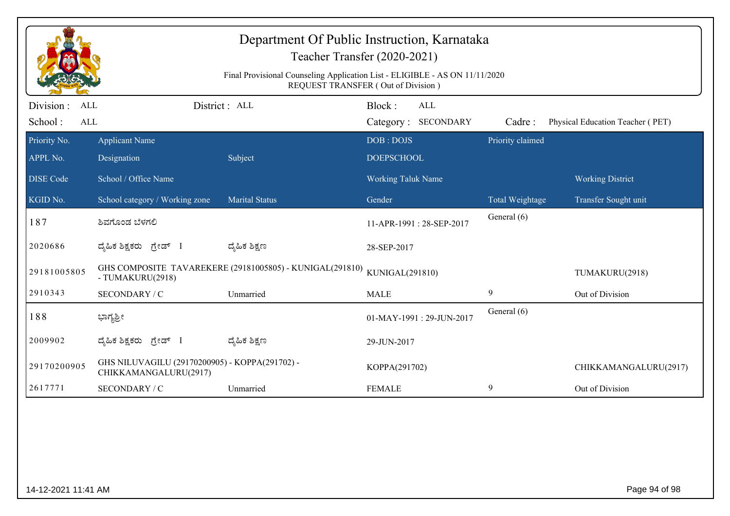# Department Of Public Instruction, Karnataka

## Teacher Transfer (2020-2021)

Final Provisional Counseling Application List - ELIGIBLE - AS ON 11/11/2020
REQUEST TRANSFER ( Out of Division )

Division : ALL    District : ALL    Block : ALL
School : ALL    Category : SECONDARY    Cadre : Physical Education Teacher ( PET)

| Priority No. / APPL No. / DISE Code / KGID No. | Applicant Name / Designation / School / Office Name / School category / Working zone | Subject / Marital Status | DOB : DOJS / DOEPSCHOOL / Working Taluk Name / Gender | Priority claimed / Total Weightage | Working District / Transfer Sought unit |
|---|---|---|---|---|---|
| 187 | ಶಿವಗೊಂಡ ಬೆಳಗಲಿ | | 11-APR-1991 : 28-SEP-2017 | General (6) | |
| 2020686 | ದೈಹಿಕ ಶಿಕ್ಷಕರು ಗ್ರೇಡ್ I | ದೈಹಿಕ ಶಿಕ್ಷಣ | 28-SEP-2017 | | |
| 29181005805 | GHS COMPOSITE TAVAREKERE (29181005805) - KUNIGAL(291810) - TUMAKURU(2918) | | KUNIGAL(291810) | | TUMAKURU(2918) |
| 2910343 | SECONDARY / C | Unmarried | MALE | 9 | Out of Division |
| 188 | ಭಾಗ್ಯಶ್ರೀ | | 01-MAY-1991 : 29-JUN-2017 | General (6) | |
| 2009902 | ದೈಹಿಕ ಶಿಕ್ಷಕರು ಗ್ರೇಡ್ I | ದೈಹಿಕ ಶಿಕ್ಷಣ | 29-JUN-2017 | | |
| 29170200905 | GHS NILUVAGILU (29170200905) - KOPPA(291702) - CHIKKAMANGALURU(2917) | | KOPPA(291702) | | CHIKKAMANGALURU(2917) |
| 2617771 | SECONDARY / C | Unmarried | FEMALE | 9 | Out of Division |

14-12-2021 11:41 AM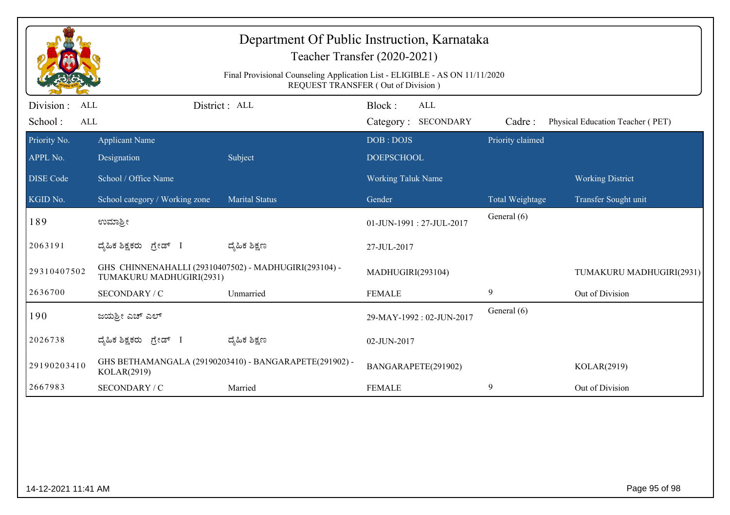# Department Of Public Instruction, Karnataka

## Teacher Transfer (2020-2021)

Final Provisional Counseling Application List - ELIGIBLE - AS ON 11/11/2020
REQUEST TRANSFER ( Out of Division )

Division : ALL  District : ALL  Block : ALL
School : ALL  Category : SECONDARY  Cadre : Physical Education Teacher ( PET)

| Priority No. / APPL No. / DISE Code / KGID No. | Applicant Name / Designation / School / Office Name / School category / Working zone | Subject / Marital Status | DOB : DOJS / DOEPSCHOOL / Working Taluk Name / Gender | Priority claimed / Total Weightage | Working District / Transfer Sought unit |
|---|---|---|---|---|---|
| 189 | ಉಮಾಶ್ರೀ | | 01-JUN-1991 : 27-JUL-2017 | General (6) | |
| 2063191 | ದೈಹಿಕ ಶಿಕ್ಷಕರು ಗ್ರೇಡ್ I | ದೈಹಿಕ ಶಿಕ್ಷಣ | 27-JUL-2017 | | |
| 29310407502 | GHS CHINNENAHALLI (29310407502) - MADHUGIRI(293104) - TUMAKURU MADHUGIRI(2931) | | MADHUGIRI(293104) | | TUMAKURU MADHUGIRI(2931) |
| 2636700 | SECONDARY / C | Unmarried | FEMALE | 9 | Out of Division |
| 190 | ಜಯಶ್ರೀ ಎಚ್ ಎಲ್ | | 29-MAY-1992 : 02-JUN-2017 | General (6) | |
| 2026738 | ದೈಹಿಕ ಶಿಕ್ಷಕರು ಗ್ರೇಡ್ I | ದೈಹಿಕ ಶಿಕ್ಷಣ | 02-JUN-2017 | | |
| 29190203410 | GHS BETHAMANGALA (29190203410) - BANGARAPETE(291902) - KOLAR(2919) | | BANGARAPETE(291902) | | KOLAR(2919) |
| 2667983 | SECONDARY / C | Married | FEMALE | 9 | Out of Division |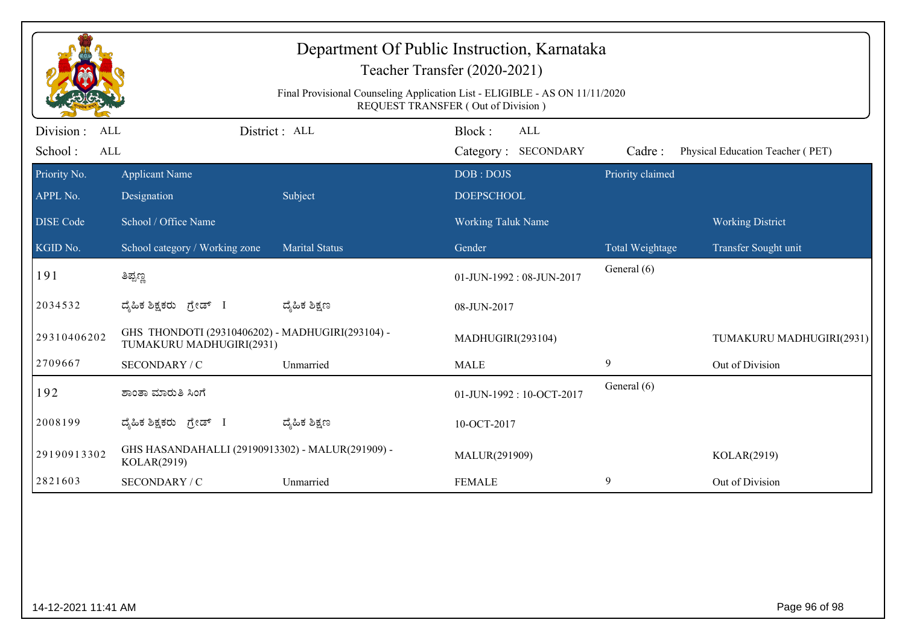# Department Of Public Instruction, Karnataka

## Teacher Transfer (2020-2021)

Final Provisional Counseling Application List - ELIGIBLE - AS ON 11/11/2020
REQUEST TRANSFER ( Out of Division )

Division : ALL     District : ALL     Block : ALL
School : ALL     Category : SECONDARY     Cadre : Physical Education Teacher ( PET)

| Priority No. / APPL No. / DISE Code / KGID No. | Applicant Name / Designation / School / Office Name / School category / Working zone | Subject / Marital Status | DOB : DOJS / DOEPSCHOOL / Working Taluk Name / Gender | Priority claimed / Total Weightage | Working District / Transfer Sought unit |
|---|---|---|---|---|---|
| 191 | ತಿಪ್ಪಣ್ಣ | | 01-JUN-1992 : 08-JUN-2017 | General (6) | |
| 2034532 | ದೈಹಿಕ ಶಿಕ್ಷಕರು ಗ್ರೇಡ್ I | ದೈಹಿಕ ಶಿಕ್ಷಣ | 08-JUN-2017 | | |
| 29310406202 | GHS THONDOTI (29310406202) - MADHUGIRI(293104) - TUMAKURU MADHUGIRI(2931) | | MADHUGIRI(293104) | | TUMAKURU MADHUGIRI(2931) |
| 2709667 | SECONDARY / C | Unmarried | MALE | 9 | Out of Division |
| 192 | ಶಾಂತಾ ಮಾರುತಿ ಸಿಂಗೆ | | 01-JUN-1992 : 10-OCT-2017 | General (6) | |
| 2008199 | ದೈಹಿಕ ಶಿಕ್ಷಕರು ಗ್ರೇಡ್ I | ದೈಹಿಕ ಶಿಕ್ಷಣ | 10-OCT-2017 | | |
| 29190913302 | GHS HASANDAHALLI (29190913302) - MALUR(291909) - KOLAR(2919) | | MALUR(291909) | | KOLAR(2919) |
| 2821603 | SECONDARY / C | Unmarried | FEMALE | 9 | Out of Division |

14-12-2021 11:41 AM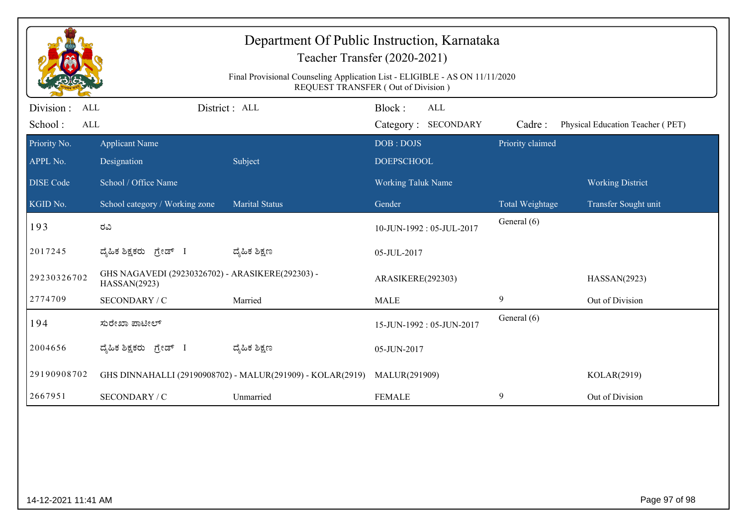# Department Of Public Instruction, Karnataka

## Teacher Transfer (2020-2021)

Final Provisional Counseling Application List - ELIGIBLE - AS ON 11/11/2020
REQUEST TRANSFER ( Out of Division )

Division : ALL District : ALL Block : ALL
School : ALL Category : SECONDARY Cadre : Physical Education Teacher ( PET)

| Priority No. / APPL No. / DISE Code / KGID No. | Applicant Name / Designation / School / Office Name / School category / Working zone | Subject / Marital Status | DOB : DOJS / DOEPSCHOOL / Working Taluk Name / Gender | Priority claimed / Total Weightage | Working District / Transfer Sought unit |
|---|---|---|---|---|---|
| 193 | ರವಿ | | 10-JUN-1992 : 05-JUL-2017 | General (6) | |
| 2017245 | ದೈಹಿಕ ಶಿಕ್ಷಕರು ಗ್ರೇಡ್ I | ದೈಹಿಕ ಶಿಕ್ಷಣ | 05-JUL-2017 | | |
| 29230326702 | GHS NAGAVEDI (29230326702) - ARASIKERE(292303) - HASSAN(2923) | | ARASIKERE(292303) | | HASSAN(2923) |
| 2774709 | SECONDARY / C | Married | MALE | 9 | Out of Division |
| 194 | ಸುರೇಖಾ ಪಾಟೀಲ್ | | 15-JUN-1992 : 05-JUN-2017 | General (6) | |
| 2004656 | ದೈಹಿಕ ಶಿಕ್ಷಕರು ಗ್ರೇಡ್ I | ದೈಹಿಕ ಶಿಕ್ಷಣ | 05-JUN-2017 | | |
| 29190908702 | GHS DINNAHALLI (29190908702) - MALUR(291909) - KOLAR(2919) | | MALUR(291909) | | KOLAR(2919) |
| 2667951 | SECONDARY / C | Unmarried | FEMALE | 9 | Out of Division |

14-12-2021 11:41 AM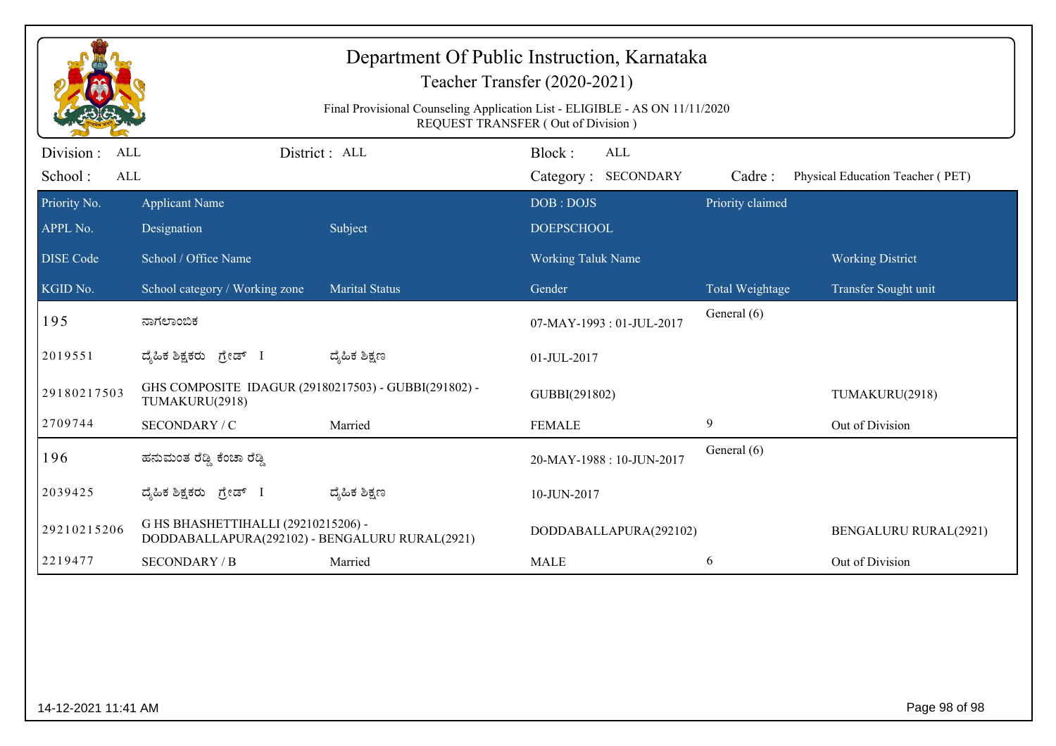# Department Of Public Instruction, Karnataka

## Teacher Transfer (2020-2021)

Final Provisional Counseling Application List - ELIGIBLE - AS ON 11/11/2020
REQUEST TRANSFER ( Out of Division )

Division : ALL | District : ALL | Block : ALL
School : ALL | Category : SECONDARY | Cadre : Physical Education Teacher ( PET)

| Priority No. / APPL No. / DISE Code / KGID No. | Applicant Name / Designation / School / Office Name / School category / Working zone | Subject / Marital Status | DOB : DOJS / DOEPSCHOOL / Working Taluk Name / Gender | Priority claimed / Total Weightage | Working District / Transfer Sought unit |
|---|---|---|---|---|---|
| 195 | ನಾಗಲಾಂಬಿಕ | | 07-MAY-1993 : 01-JUL-2017 | General (6) | |
| 2019551 | ದೈಹಿಕ ಶಿಕ್ಷಕರು ಗ್ರೇಡ್ I | ದೈಹಿಕ ಶಿಕ್ಷಣ | 01-JUL-2017 | | |
| 29180217503 | GHS COMPOSITE IDAGUR (29180217503) - GUBBI(291802) - TUMAKURU(2918) | | GUBBI(291802) | | TUMAKURU(2918) |
| 2709744 | SECONDARY / C | Married | FEMALE | 9 | Out of Division |
| 196 | ಹನುಮಂತ ರೆಡ್ಡಿ ಕೆಂಚಾ ರೆಡ್ಡಿ | | 20-MAY-1988 : 10-JUN-2017 | General (6) | |
| 2039425 | ದೈಹಿಕ ಶಿಕ್ಷಕರು ಗ್ರೇಡ್ I | ದೈಹಿಕ ಶಿಕ್ಷಣ | 10-JUN-2017 | | |
| 29210215206 | G HS BHASHETTIHALLI (29210215206) - DODDABALLAPURA(292102) - BENGALURU RURAL(2921) | | DODDABALLAPURA(292102) | | BENGALURU RURAL(2921) |
| 2219477 | SECONDARY / B | Married | MALE | 6 | Out of Division |

14-12-2021 11:41 AM